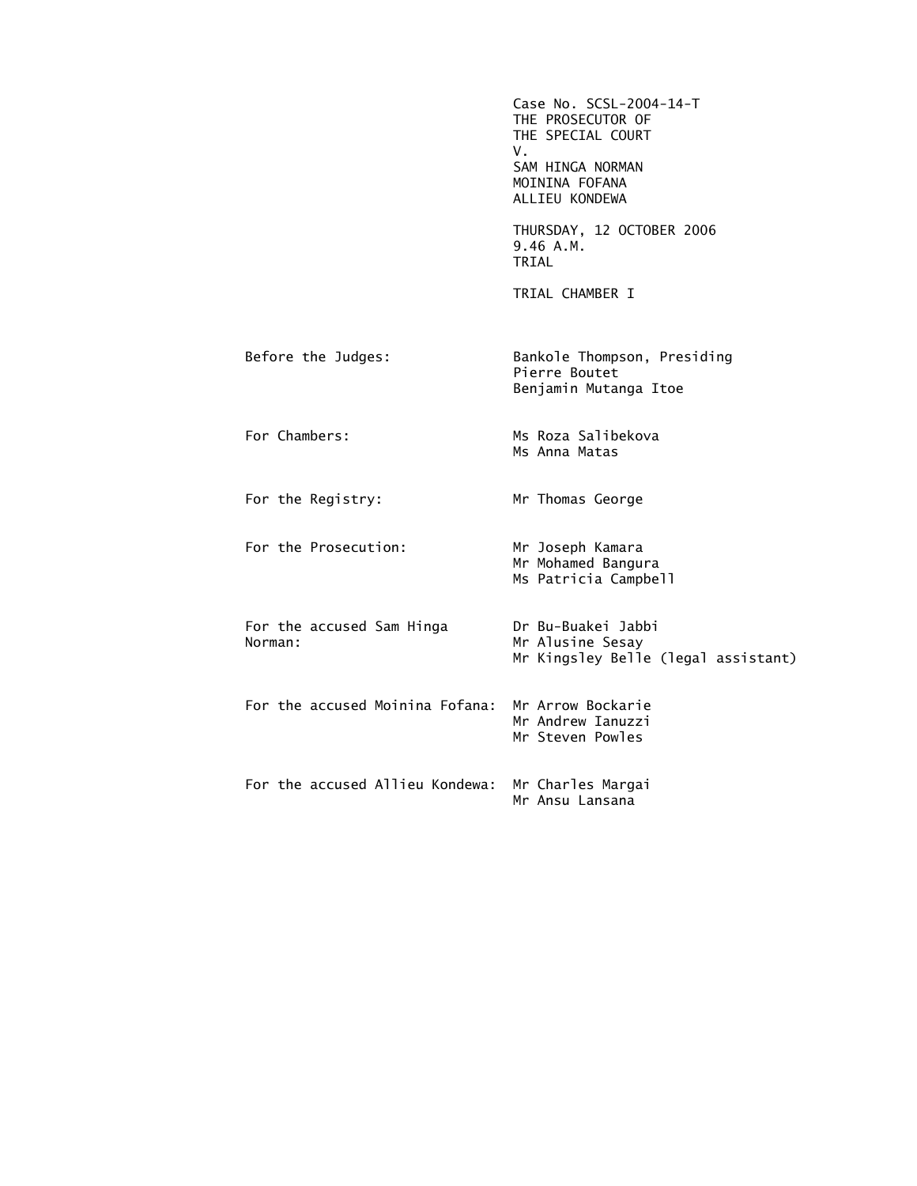Case No. SCSL-2004-14-T
THE PROSECUTOR OF
THE SPECIAL COURT
V.
SAM HINGA NORMAN
MOININA FOFANA
ALLIEU KONDEWA

THURSDAY, 12 OCTOBER 2006
9.46 A.M.
TRIAL

TRIAL CHAMBER I

| | |
|---|---|
| Before the Judges: | Bankole Thompson, Presiding<br>Pierre Boutet<br>Benjamin Mutanga Itoe |
| For Chambers: | Ms Roza Salibekova<br>Ms Anna Matas |
| For the Registry: | Mr Thomas George |
| For the Prosecution: | Mr Joseph Kamara<br>Mr Mohamed Bangura<br>Ms Patricia Campbell |
| For the accused Sam Hinga Norman: | Dr Bu-Buakei Jabbi<br>Mr Alusine Sesay<br>Mr Kingsley Belle (legal assistant) |
| For the accused Moinina Fofana: | Mr Arrow Bockarie<br>Mr Andrew Ianuzzi<br>Mr Steven Powles |
| For the accused Allieu Kondewa: | Mr Charles Margai<br>Mr Ansu Lansana |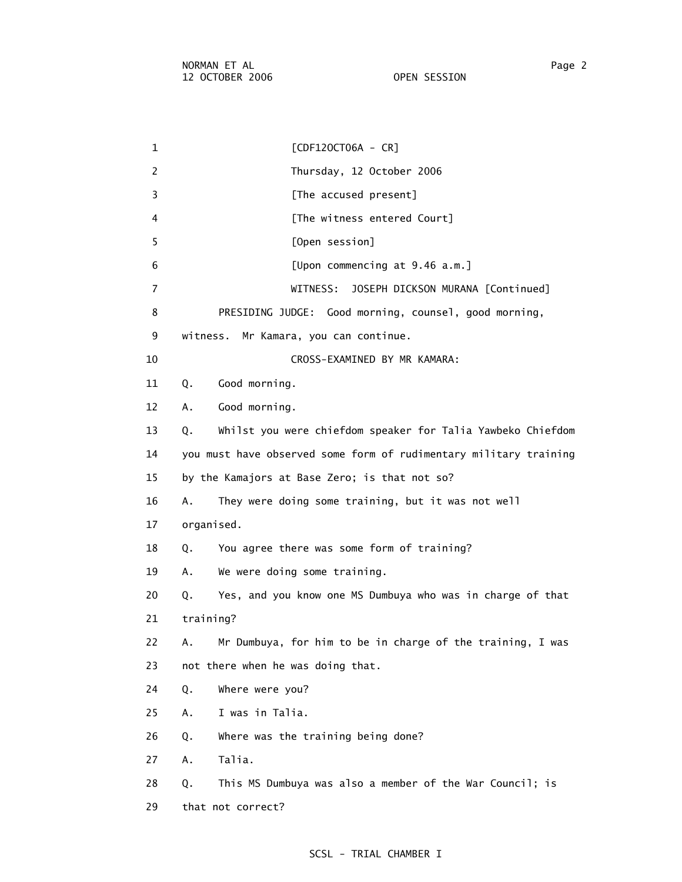[CDF12OCT06A - CR]

Thursday, 12 October 2006

[The accused present]

[The witness entered Court]

[Open session]

[Upon commencing at 9.46 a.m.]

WITNESS: JOSEPH DICKSON MURANA [Continued]

PRESIDING JUDGE: Good morning, counsel, good morning, witness. Mr Kamara, you can continue.

CROSS-EXAMINED BY MR KAMARA:

Q. Good morning.

A. Good morning.

Q. Whilst you were chiefdom speaker for Talia Yawbeko Chiefdom you must have observed some form of rudimentary military training by the Kamajors at Base Zero; is that not so?

A. They were doing some training, but it was not well organised.

Q. You agree there was some form of training?

A. We were doing some training.

Q. Yes, and you know one MS Dumbuya who was in charge of that training?

A. Mr Dumbuya, for him to be in charge of the training, I was not there when he was doing that.

Q. Where were you?

A. I was in Talia.

Q. Where was the training being done?

A. Talia.

Q. This MS Dumbuya was also a member of the War Council; is that not correct?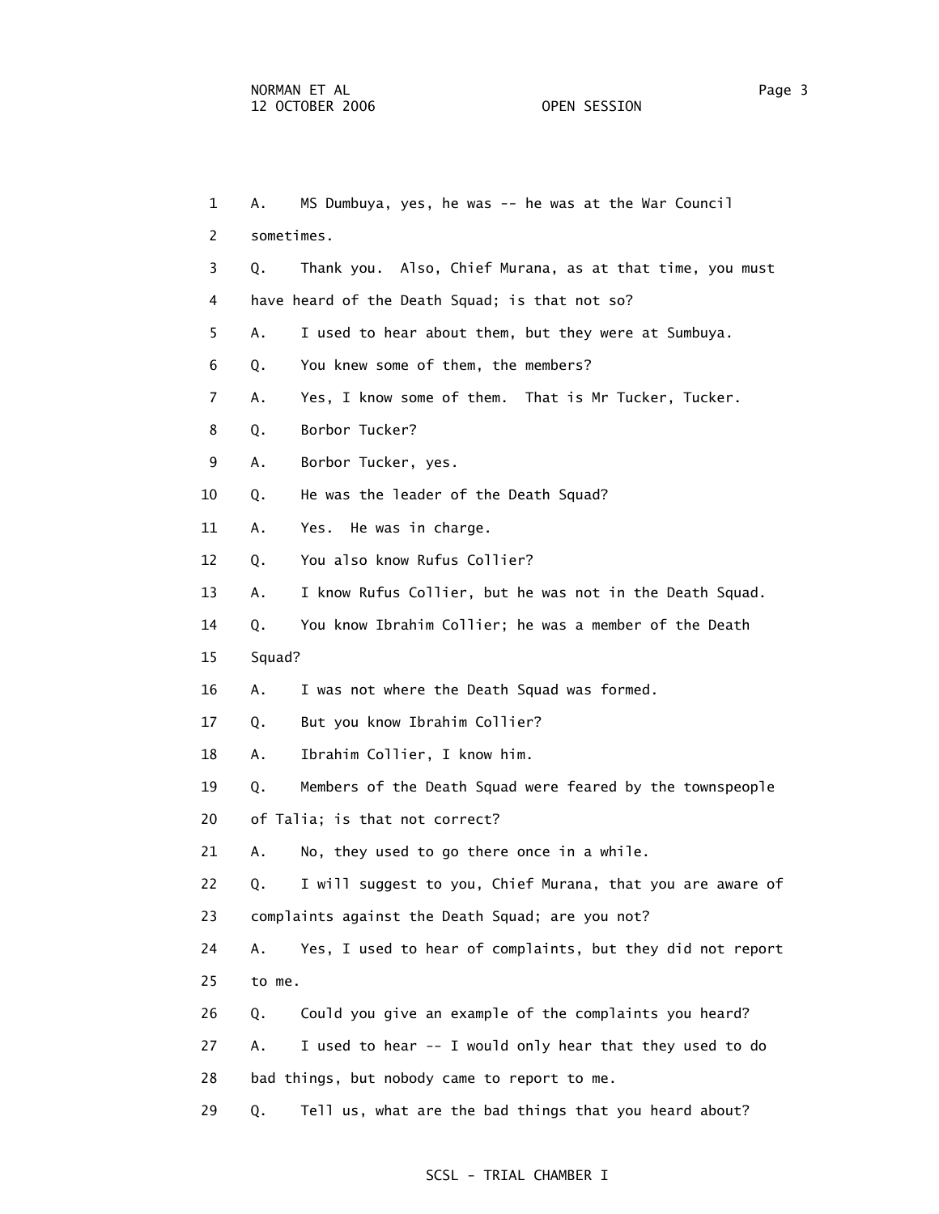1 A. MS Dumbuya, yes, he was -- he was at the War Council
2 sometimes.
3 Q. Thank you. Also, Chief Murana, as at that time, you must
4 have heard of the Death Squad; is that not so?
5 A. I used to hear about them, but they were at Sumbuya.
6 Q. You knew some of them, the members?
7 A. Yes, I know some of them. That is Mr Tucker, Tucker.
8 Q. Borbor Tucker?
9 A. Borbor Tucker, yes.
10 Q. He was the leader of the Death Squad?
11 A. Yes. He was in charge.
12 Q. You also know Rufus Collier?
13 A. I know Rufus Collier, but he was not in the Death Squad.
14 Q. You know Ibrahim Collier; he was a member of the Death
15 Squad?
16 A. I was not where the Death Squad was formed.
17 Q. But you know Ibrahim Collier?
18 A. Ibrahim Collier, I know him.
19 Q. Members of the Death Squad were feared by the townspeople
20 of Talia; is that not correct?
21 A. No, they used to go there once in a while.
22 Q. I will suggest to you, Chief Murana, that you are aware of
23 complaints against the Death Squad; are you not?
24 A. Yes, I used to hear of complaints, but they did not report
25 to me.
26 Q. Could you give an example of the complaints you heard?
27 A. I used to hear -- I would only hear that they used to do
28 bad things, but nobody came to report to me.
29 Q. Tell us, what are the bad things that you heard about?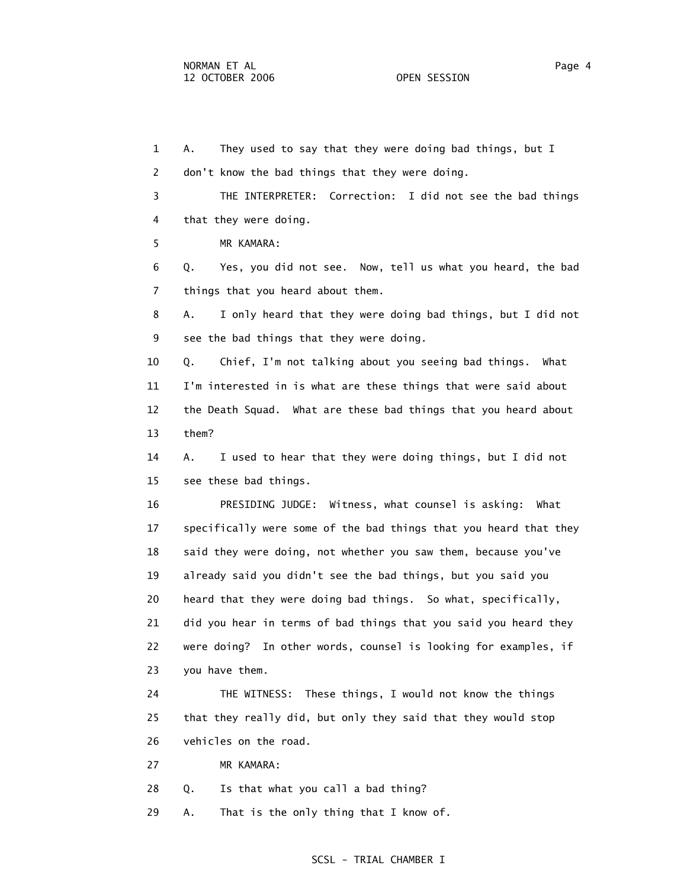1 A. They used to say that they were doing bad things, but I
2 don't know the bad things that they were doing.
3 THE INTERPRETER: Correction: I did not see the bad things
4 that they were doing.
5 MR KAMARA:
6 Q. Yes, you did not see. Now, tell us what you heard, the bad
7 things that you heard about them.
8 A. I only heard that they were doing bad things, but I did not
9 see the bad things that they were doing.
10 Q. Chief, I'm not talking about you seeing bad things. What
11 I'm interested in is what are these things that were said about
12 the Death Squad. What are these bad things that you heard about
13 them?
14 A. I used to hear that they were doing things, but I did not
15 see these bad things.
16 PRESIDING JUDGE: Witness, what counsel is asking: What
17 specifically were some of the bad things that you heard that they
18 said they were doing, not whether you saw them, because you've
19 already said you didn't see the bad things, but you said you
20 heard that they were doing bad things. So what, specifically,
21 did you hear in terms of bad things that you said you heard they
22 were doing? In other words, counsel is looking for examples, if
23 you have them.
24 THE WITNESS: These things, I would not know the things
25 that they really did, but only they said that they would stop
26 vehicles on the road.
27 MR KAMARA:
28 Q. Is that what you call a bad thing?
29 A. That is the only thing that I know of.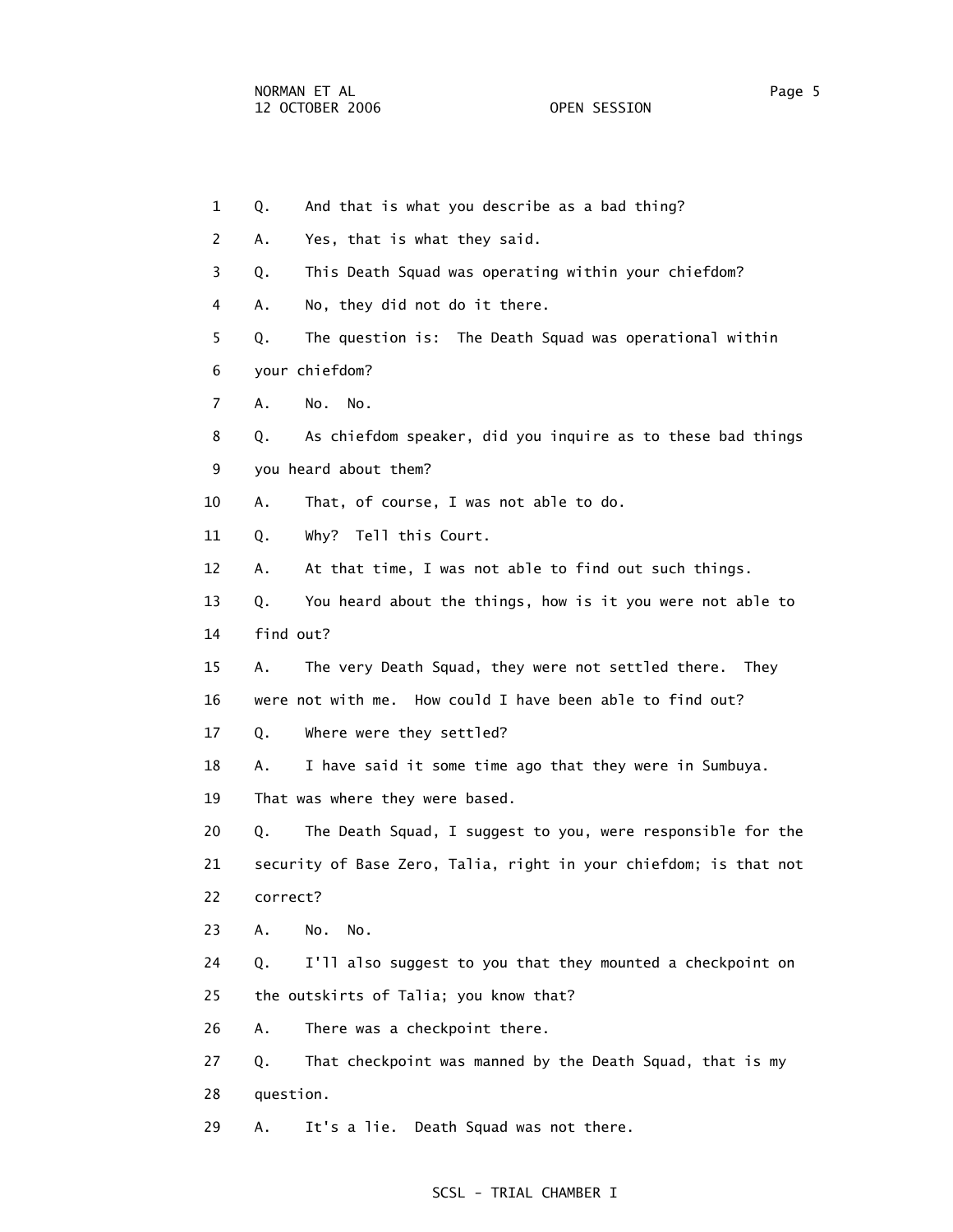1 Q. And that is what you describe as a bad thing?

2 A. Yes, that is what they said.

3 Q. This Death Squad was operating within your chiefdom?

4 A. No, they did not do it there.

5 Q. The question is: The Death Squad was operational within

6 your chiefdom?

7 A. No. No.

8 Q. As chiefdom speaker, did you inquire as to these bad things

9 you heard about them?

10 A. That, of course, I was not able to do.

11 Q. Why? Tell this Court.

12 A. At that time, I was not able to find out such things.

13 Q. You heard about the things, how is it you were not able to

14 find out?

15 A. The very Death Squad, they were not settled there. They

16 were not with me. How could I have been able to find out?

17 Q. Where were they settled?

18 A. I have said it some time ago that they were in Sumbuya.

19 That was where they were based.

20 Q. The Death Squad, I suggest to you, were responsible for the

21 security of Base Zero, Talia, right in your chiefdom; is that not

22 correct?

23 A. No. No.

24 Q. I'll also suggest to you that they mounted a checkpoint on

25 the outskirts of Talia; you know that?

26 A. There was a checkpoint there.

27 Q. That checkpoint was manned by the Death Squad, that is my

28 question.

29 A. It's a lie. Death Squad was not there.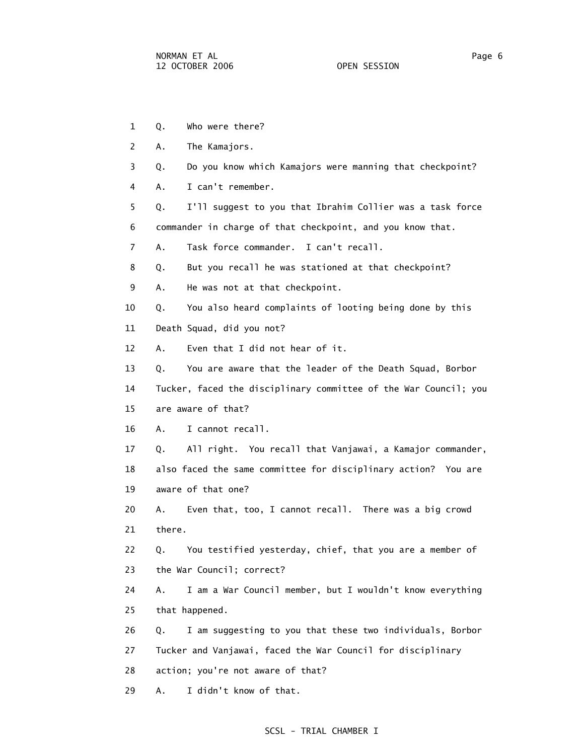Q. Who were there?

A. The Kamajors.

Q. Do you know which Kamajors were manning that checkpoint?

A. I can't remember.

Q. I'll suggest to you that Ibrahim Collier was a task force commander in charge of that checkpoint, and you know that.

A. Task force commander. I can't recall.

Q. But you recall he was stationed at that checkpoint?

A. He was not at that checkpoint.

Q. You also heard complaints of looting being done by this Death Squad, did you not?

A. Even that I did not hear of it.

Q. You are aware that the leader of the Death Squad, Borbor Tucker, faced the disciplinary committee of the War Council; you are aware of that?

A. I cannot recall.

Q. All right. You recall that Vanjawai, a Kamajor commander, also faced the same committee for disciplinary action? You are aware of that one?

A. Even that, too, I cannot recall. There was a big crowd there.

Q. You testified yesterday, chief, that you are a member of the War Council; correct?

A. I am a War Council member, but I wouldn't know everything that happened.

Q. I am suggesting to you that these two individuals, Borbor Tucker and Vanjawai, faced the War Council for disciplinary action; you're not aware of that?

A. I didn't know of that.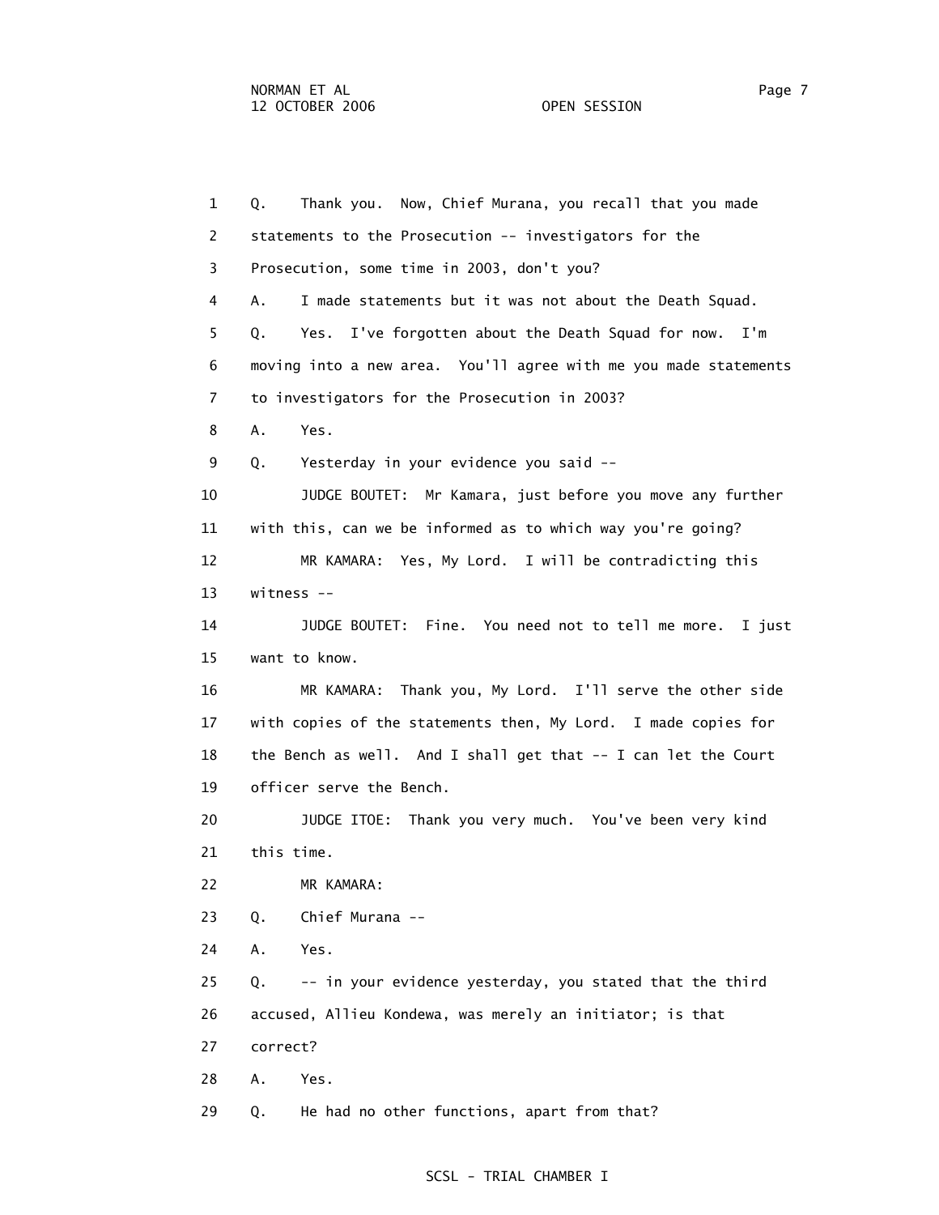1 Q. Thank you. Now, Chief Murana, you recall that you made
2 statements to the Prosecution -- investigators for the
3 Prosecution, some time in 2003, don't you?
4 A. I made statements but it was not about the Death Squad.
5 Q. Yes. I've forgotten about the Death Squad for now. I'm
6 moving into a new area. You'll agree with me you made statements
7 to investigators for the Prosecution in 2003?
8 A. Yes.
9 Q. Yesterday in your evidence you said --
10 JUDGE BOUTET: Mr Kamara, just before you move any further
11 with this, can we be informed as to which way you're going?
12 MR KAMARA: Yes, My Lord. I will be contradicting this
13 witness --
14 JUDGE BOUTET: Fine. You need not to tell me more. I just
15 want to know.
16 MR KAMARA: Thank you, My Lord. I'll serve the other side
17 with copies of the statements then, My Lord. I made copies for
18 the Bench as well. And I shall get that -- I can let the Court
19 officer serve the Bench.
20 JUDGE ITOE: Thank you very much. You've been very kind
21 this time.
22 MR KAMARA:
23 Q. Chief Murana --
24 A. Yes.
25 Q. -- in your evidence yesterday, you stated that the third
26 accused, Allieu Kondewa, was merely an initiator; is that
27 correct?
28 A. Yes.
29 Q. He had no other functions, apart from that?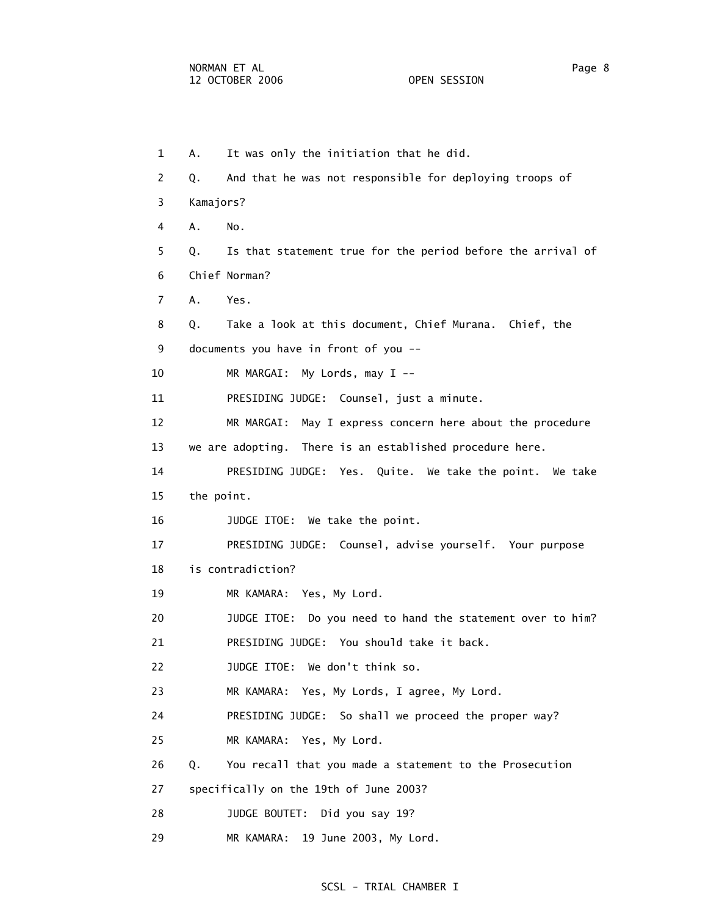1 A. It was only the initiation that he did.

2 Q. And that he was not responsible for deploying troops of

3 Kamajors?

4 A. No.

5 Q. Is that statement true for the period before the arrival of

6 Chief Norman?

7 A. Yes.

8 Q. Take a look at this document, Chief Murana. Chief, the

9 documents you have in front of you --

10 MR MARGAI: My Lords, may I --

11 PRESIDING JUDGE: Counsel, just a minute.

12 MR MARGAI: May I express concern here about the procedure

13 we are adopting. There is an established procedure here.

14 PRESIDING JUDGE: Yes. Quite. We take the point. We take

15 the point.

16 JUDGE ITOE: We take the point.

17 PRESIDING JUDGE: Counsel, advise yourself. Your purpose

18 is contradiction?

19 MR KAMARA: Yes, My Lord.

20 JUDGE ITOE: Do you need to hand the statement over to him?

21 PRESIDING JUDGE: You should take it back.

22 JUDGE ITOE: We don't think so.

23 MR KAMARA: Yes, My Lords, I agree, My Lord.

24 PRESIDING JUDGE: So shall we proceed the proper way?

25 MR KAMARA: Yes, My Lord.

26 Q. You recall that you made a statement to the Prosecution

27 specifically on the 19th of June 2003?

28 JUDGE BOUTET: Did you say 19?

29 MR KAMARA: 19 June 2003, My Lord.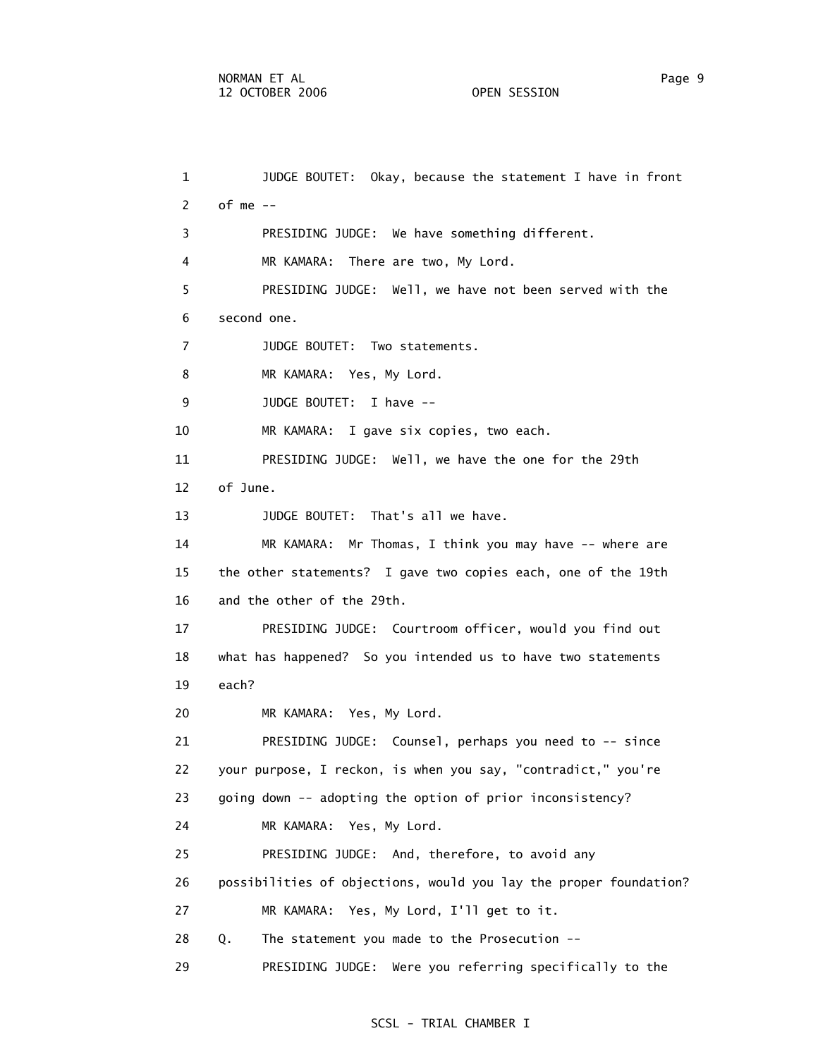1 JUDGE BOUTET: Okay, because the statement I have in front
2 of me --
3 PRESIDING JUDGE: We have something different.
4 MR KAMARA: There are two, My Lord.
5 PRESIDING JUDGE: Well, we have not been served with the
6 second one.
7 JUDGE BOUTET: Two statements.
8 MR KAMARA: Yes, My Lord.
9 JUDGE BOUTET: I have --
10 MR KAMARA: I gave six copies, two each.
11 PRESIDING JUDGE: Well, we have the one for the 29th
12 of June.
13 JUDGE BOUTET: That's all we have.
14 MR KAMARA: Mr Thomas, I think you may have -- where are
15 the other statements? I gave two copies each, one of the 19th
16 and the other of the 29th.
17 PRESIDING JUDGE: Courtroom officer, would you find out
18 what has happened? So you intended us to have two statements
19 each?
20 MR KAMARA: Yes, My Lord.
21 PRESIDING JUDGE: Counsel, perhaps you need to -- since
22 your purpose, I reckon, is when you say, "contradict," you're
23 going down -- adopting the option of prior inconsistency?
24 MR KAMARA: Yes, My Lord.
25 PRESIDING JUDGE: And, therefore, to avoid any
26 possibilities of objections, would you lay the proper foundation?
27 MR KAMARA: Yes, My Lord, I'll get to it.
28 Q. The statement you made to the Prosecution --
29 PRESIDING JUDGE: Were you referring specifically to the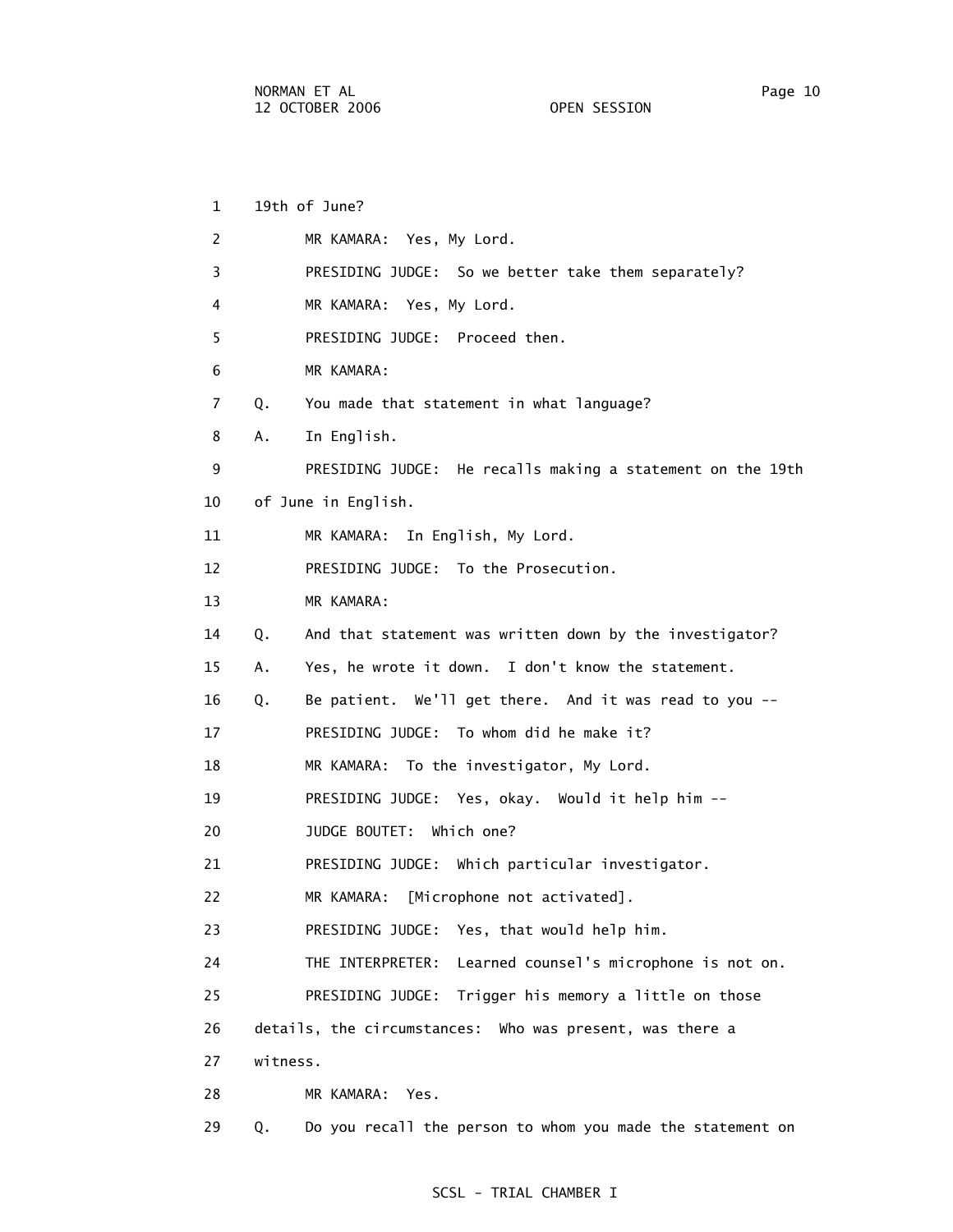1 19th of June?

2 MR KAMARA: Yes, My Lord.

3 PRESIDING JUDGE: So we better take them separately?

4 MR KAMARA: Yes, My Lord.

5 PRESIDING JUDGE: Proceed then.

6 MR KAMARA:

7 Q. You made that statement in what language?

8 A. In English.

9 PRESIDING JUDGE: He recalls making a statement on the 19th

10 of June in English.

11 MR KAMARA: In English, My Lord.

12 PRESIDING JUDGE: To the Prosecution.

13 MR KAMARA:

14 Q. And that statement was written down by the investigator?

15 A. Yes, he wrote it down. I don't know the statement.

16 Q. Be patient. We'll get there. And it was read to you --

17 PRESIDING JUDGE: To whom did he make it?

18 MR KAMARA: To the investigator, My Lord.

19 PRESIDING JUDGE: Yes, okay. Would it help him --

20 JUDGE BOUTET: Which one?

21 PRESIDING JUDGE: Which particular investigator.

22 MR KAMARA: [Microphone not activated].

23 PRESIDING JUDGE: Yes, that would help him.

24 THE INTERPRETER: Learned counsel's microphone is not on.

25 PRESIDING JUDGE: Trigger his memory a little on those

26 details, the circumstances: Who was present, was there a

27 witness.

28 MR KAMARA: Yes.

29 Q. Do you recall the person to whom you made the statement on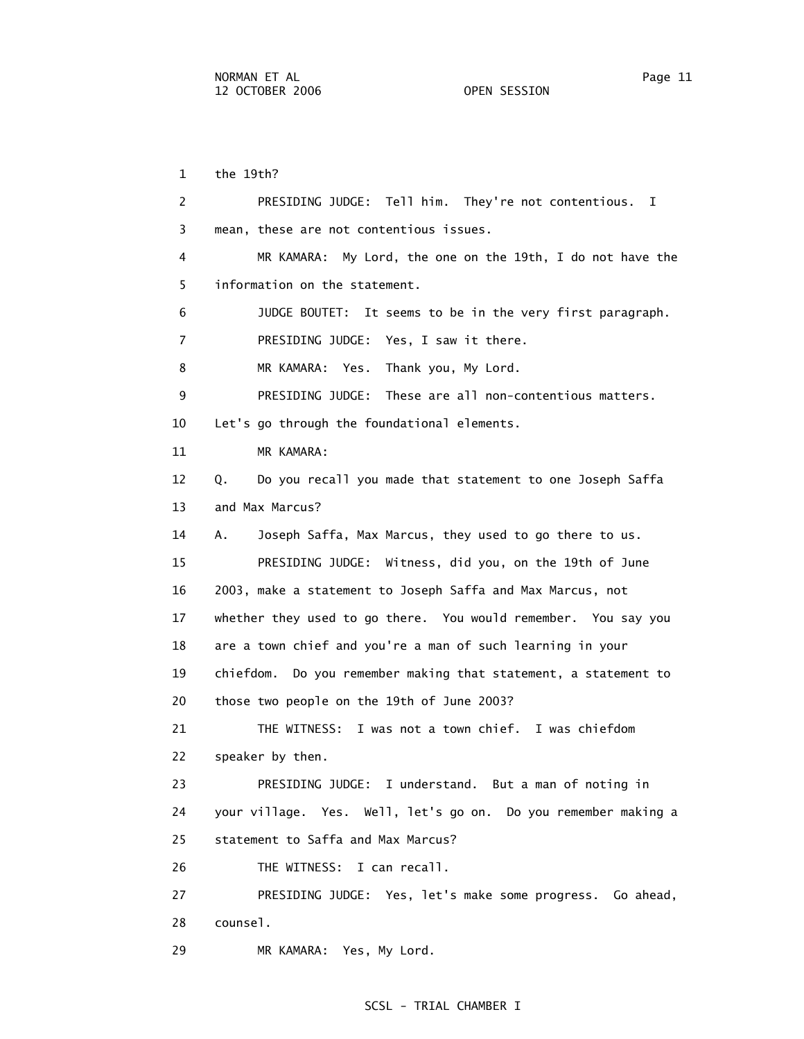1 the 19th?

2 PRESIDING JUDGE: Tell him. They're not contentious. I

3 mean, these are not contentious issues.

4 MR KAMARA: My Lord, the one on the 19th, I do not have the

5 information on the statement.

6 JUDGE BOUTET: It seems to be in the very first paragraph.

7 PRESIDING JUDGE: Yes, I saw it there.

8 MR KAMARA: Yes. Thank you, My Lord.

9 PRESIDING JUDGE: These are all non-contentious matters.

10 Let's go through the foundational elements.

11 MR KAMARA:

12 Q. Do you recall you made that statement to one Joseph Saffa

13 and Max Marcus?

14 A. Joseph Saffa, Max Marcus, they used to go there to us.

15 PRESIDING JUDGE: Witness, did you, on the 19th of June

16 2003, make a statement to Joseph Saffa and Max Marcus, not

17 whether they used to go there. You would remember. You say you

18 are a town chief and you're a man of such learning in your

19 chiefdom. Do you remember making that statement, a statement to

20 those two people on the 19th of June 2003?

21 THE WITNESS: I was not a town chief. I was chiefdom

22 speaker by then.

23 PRESIDING JUDGE: I understand. But a man of noting in

24 your village. Yes. Well, let's go on. Do you remember making a

25 statement to Saffa and Max Marcus?

26 THE WITNESS: I can recall.

27 PRESIDING JUDGE: Yes, let's make some progress. Go ahead,

28 counsel.

29 MR KAMARA: Yes, My Lord.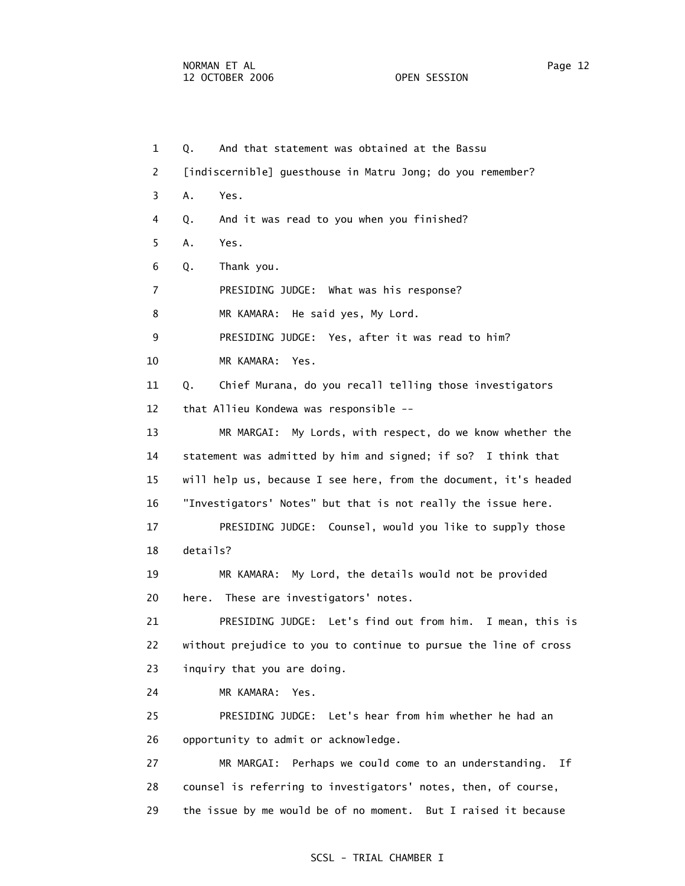1 Q. And that statement was obtained at the Bassu

2 [indiscernible] guesthouse in Matru Jong; do you remember?

3 A. Yes.

4 Q. And it was read to you when you finished?

5 A. Yes.

6 Q. Thank you.

7 PRESIDING JUDGE: What was his response?

8 MR KAMARA: He said yes, My Lord.

9 PRESIDING JUDGE: Yes, after it was read to him?

10 MR KAMARA: Yes.

11 Q. Chief Murana, do you recall telling those investigators

12 that Allieu Kondewa was responsible --

13 MR MARGAI: My Lords, with respect, do we know whether the

14 statement was admitted by him and signed; if so? I think that

15 will help us, because I see here, from the document, it's headed

16 "Investigators' Notes" but that is not really the issue here.

17 PRESIDING JUDGE: Counsel, would you like to supply those

18 details?

19 MR KAMARA: My Lord, the details would not be provided

20 here. These are investigators' notes.

21 PRESIDING JUDGE: Let's find out from him. I mean, this is

22 without prejudice to you to continue to pursue the line of cross

23 inquiry that you are doing.

24 MR KAMARA: Yes.

25 PRESIDING JUDGE: Let's hear from him whether he had an

26 opportunity to admit or acknowledge.

27 MR MARGAI: Perhaps we could come to an understanding. If

28 counsel is referring to investigators' notes, then, of course,

29 the issue by me would be of no moment. But I raised it because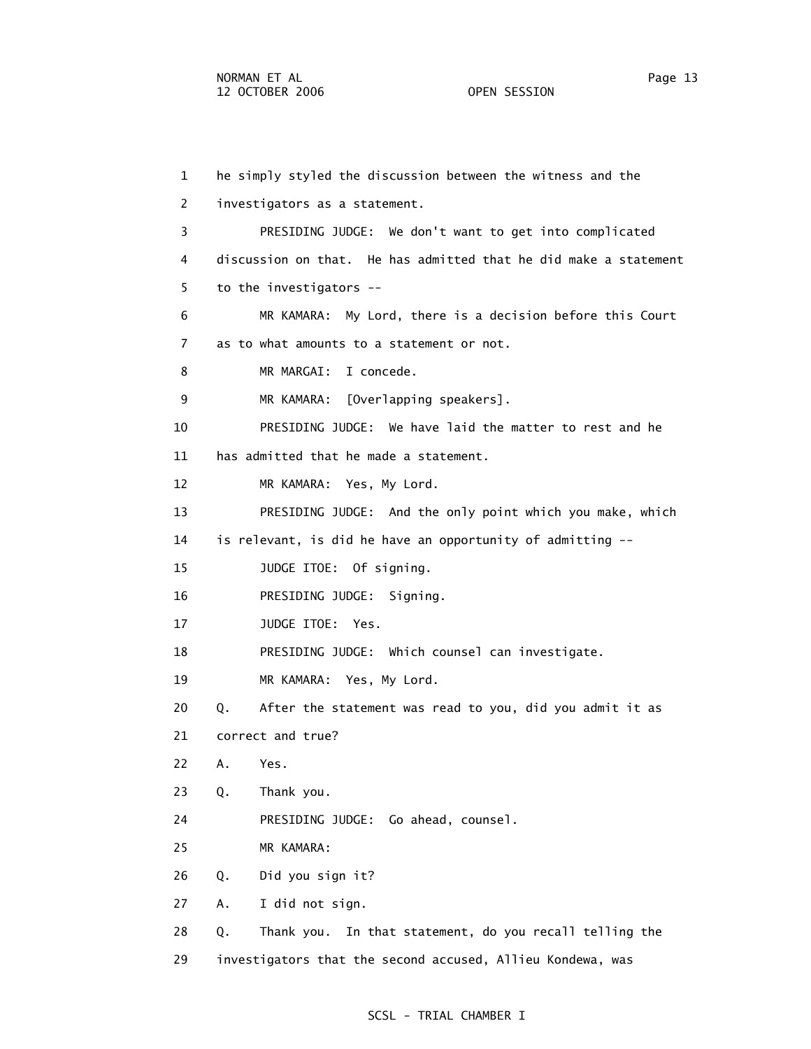1 he simply styled the discussion between the witness and the

2 investigators as a statement.

3 PRESIDING JUDGE: We don't want to get into complicated

4 discussion on that. He has admitted that he did make a statement

5 to the investigators --

6 MR KAMARA: My Lord, there is a decision before this Court

7 as to what amounts to a statement or not.

8 MR MARGAI: I concede.

9 MR KAMARA: [Overlapping speakers].

10 PRESIDING JUDGE: We have laid the matter to rest and he

11 has admitted that he made a statement.

12 MR KAMARA: Yes, My Lord.

13 PRESIDING JUDGE: And the only point which you make, which

14 is relevant, is did he have an opportunity of admitting --

15 JUDGE ITOE: Of signing.

16 PRESIDING JUDGE: Signing.

17 JUDGE ITOE: Yes.

18 PRESIDING JUDGE: Which counsel can investigate.

19 MR KAMARA: Yes, My Lord.

20 Q. After the statement was read to you, did you admit it as

21 correct and true?

22 A. Yes.

23 Q. Thank you.

24 PRESIDING JUDGE: Go ahead, counsel.

25 MR KAMARA:

26 Q. Did you sign it?

27 A. I did not sign.

28 Q. Thank you. In that statement, do you recall telling the

29 investigators that the second accused, Allieu Kondewa, was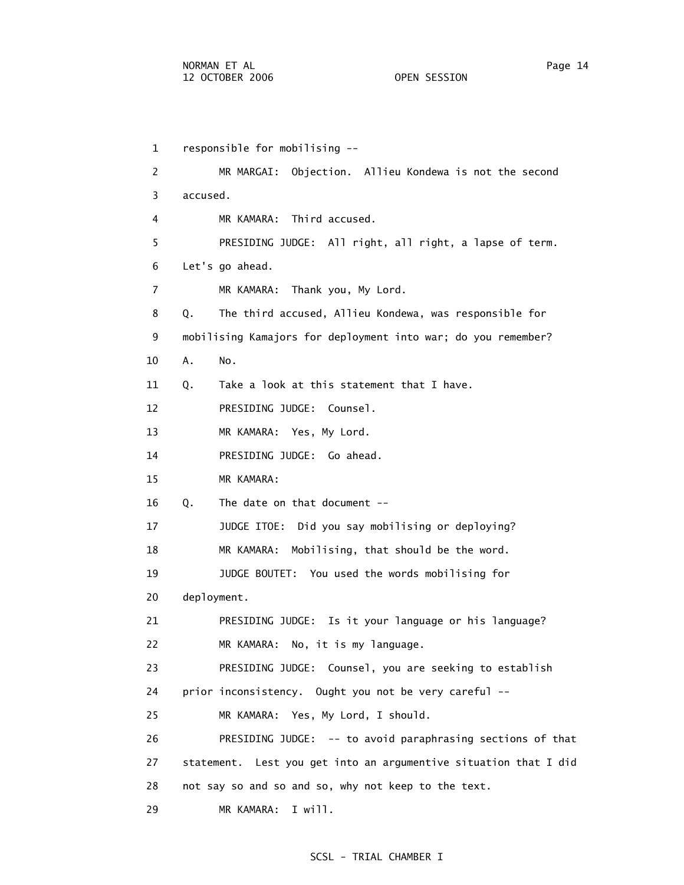1 responsible for mobilising --

2 MR MARGAI: Objection. Allieu Kondewa is not the second

3 accused.

4 MR KAMARA: Third accused.

5 PRESIDING JUDGE: All right, all right, a lapse of term.

6 Let's go ahead.

7 MR KAMARA: Thank you, My Lord.

8 Q. The third accused, Allieu Kondewa, was responsible for

9 mobilising Kamajors for deployment into war; do you remember?

10 A. No.

11 Q. Take a look at this statement that I have.

12 PRESIDING JUDGE: Counsel.

13 MR KAMARA: Yes, My Lord.

14 PRESIDING JUDGE: Go ahead.

15 MR KAMARA:

16 Q. The date on that document --

17 JUDGE ITOE: Did you say mobilising or deploying?

18 MR KAMARA: Mobilising, that should be the word.

19 JUDGE BOUTET: You used the words mobilising for

20 deployment.

21 PRESIDING JUDGE: Is it your language or his language?

22 MR KAMARA: No, it is my language.

23 PRESIDING JUDGE: Counsel, you are seeking to establish

24 prior inconsistency. Ought you not be very careful --

25 MR KAMARA: Yes, My Lord, I should.

26 PRESIDING JUDGE: -- to avoid paraphrasing sections of that

27 statement. Lest you get into an argumentive situation that I did

28 not say so and so and so, why not keep to the text.

29 MR KAMARA: I will.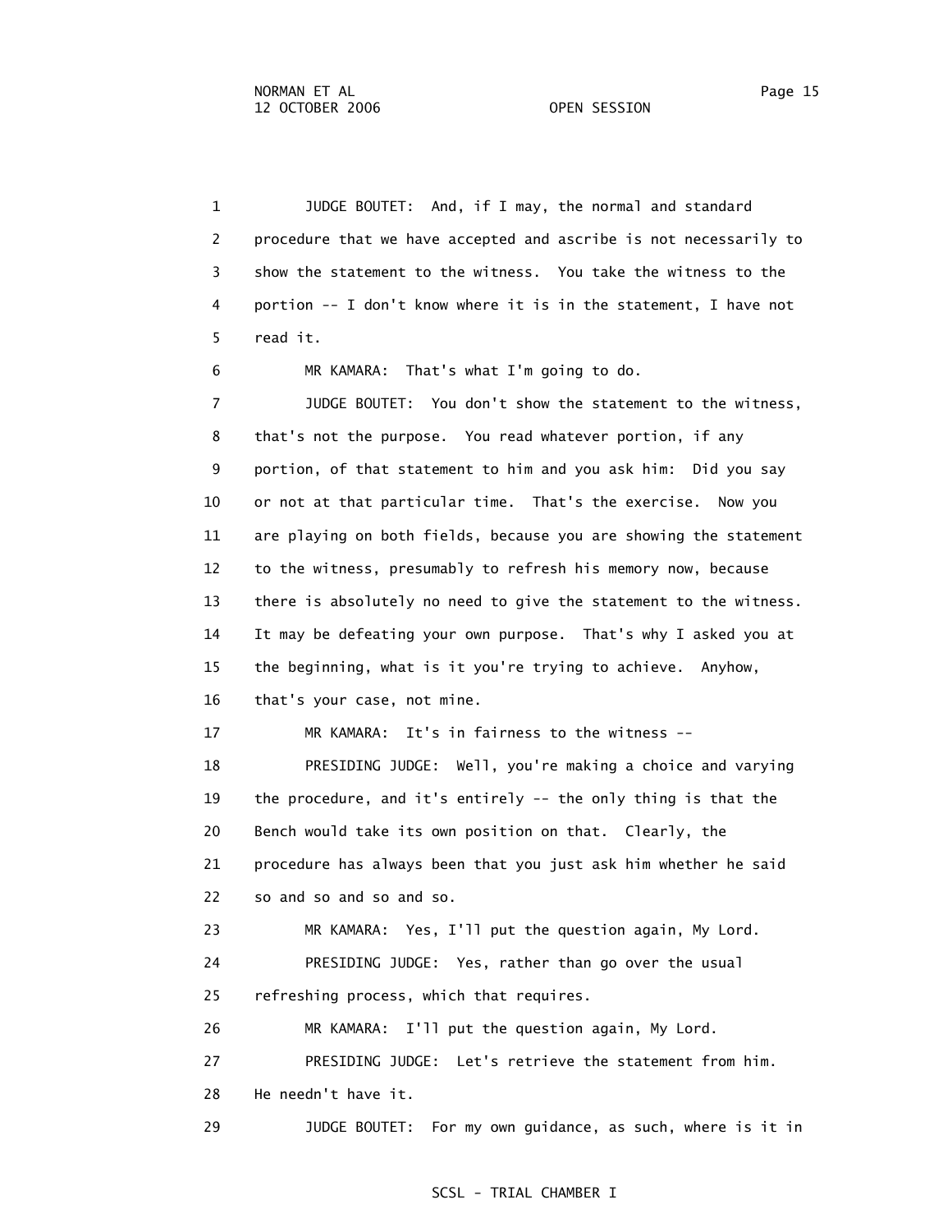1 JUDGE BOUTET: And, if I may, the normal and standard
2 procedure that we have accepted and ascribe is not necessarily to
3 show the statement to the witness. You take the witness to the
4 portion -- I don't know where it is in the statement, I have not
5 read it.
6 MR KAMARA: That's what I'm going to do.
7 JUDGE BOUTET: You don't show the statement to the witness,
8 that's not the purpose. You read whatever portion, if any
9 portion, of that statement to him and you ask him: Did you say
10 or not at that particular time. That's the exercise. Now you
11 are playing on both fields, because you are showing the statement
12 to the witness, presumably to refresh his memory now, because
13 there is absolutely no need to give the statement to the witness.
14 It may be defeating your own purpose. That's why I asked you at
15 the beginning, what is it you're trying to achieve. Anyhow,
16 that's your case, not mine.
17 MR KAMARA: It's in fairness to the witness --
18 PRESIDING JUDGE: Well, you're making a choice and varying
19 the procedure, and it's entirely -- the only thing is that the
20 Bench would take its own position on that. Clearly, the
21 procedure has always been that you just ask him whether he said
22 so and so and so and so.
23 MR KAMARA: Yes, I'll put the question again, My Lord.
24 PRESIDING JUDGE: Yes, rather than go over the usual
25 refreshing process, which that requires.
26 MR KAMARA: I'll put the question again, My Lord.
27 PRESIDING JUDGE: Let's retrieve the statement from him.
28 He needn't have it.
29 JUDGE BOUTET: For my own guidance, as such, where is it in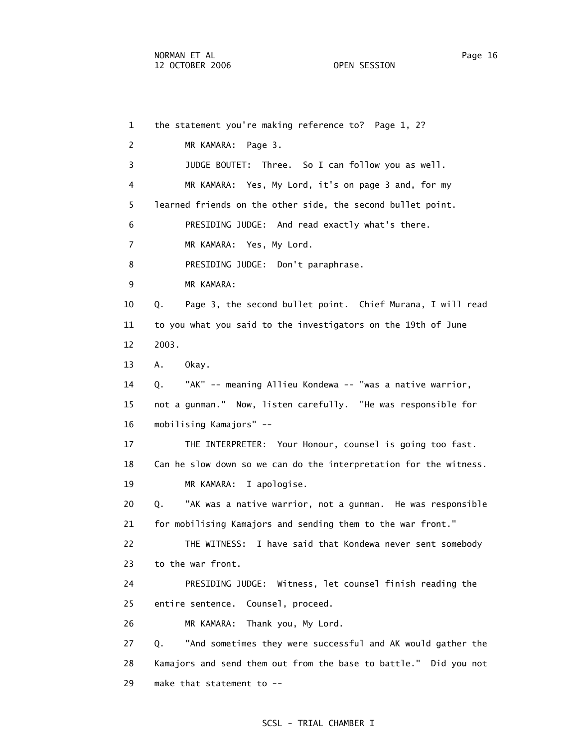1 the statement you're making reference to? Page 1, 2?

2 MR KAMARA: Page 3.

3 JUDGE BOUTET: Three. So I can follow you as well.

4 MR KAMARA: Yes, My Lord, it's on page 3 and, for my

5 learned friends on the other side, the second bullet point.

6 PRESIDING JUDGE: And read exactly what's there.

7 MR KAMARA: Yes, My Lord.

8 PRESIDING JUDGE: Don't paraphrase.

9 MR KAMARA:

10 Q. Page 3, the second bullet point. Chief Murana, I will read

11 to you what you said to the investigators on the 19th of June

12 2003.

13 A. Okay.

14 Q. "AK" -- meaning Allieu Kondewa -- "was a native warrior,

15 not a gunman." Now, listen carefully. "He was responsible for

16 mobilising Kamajors" --

17 THE INTERPRETER: Your Honour, counsel is going too fast.

18 Can he slow down so we can do the interpretation for the witness.

19 MR KAMARA: I apologise.

20 Q. "AK was a native warrior, not a gunman. He was responsible

21 for mobilising Kamajors and sending them to the war front."

22 THE WITNESS: I have said that Kondewa never sent somebody

23 to the war front.

24 PRESIDING JUDGE: Witness, let counsel finish reading the

25 entire sentence. Counsel, proceed.

26 MR KAMARA: Thank you, My Lord.

27 Q. "And sometimes they were successful and AK would gather the

28 Kamajors and send them out from the base to battle." Did you not

29 make that statement to --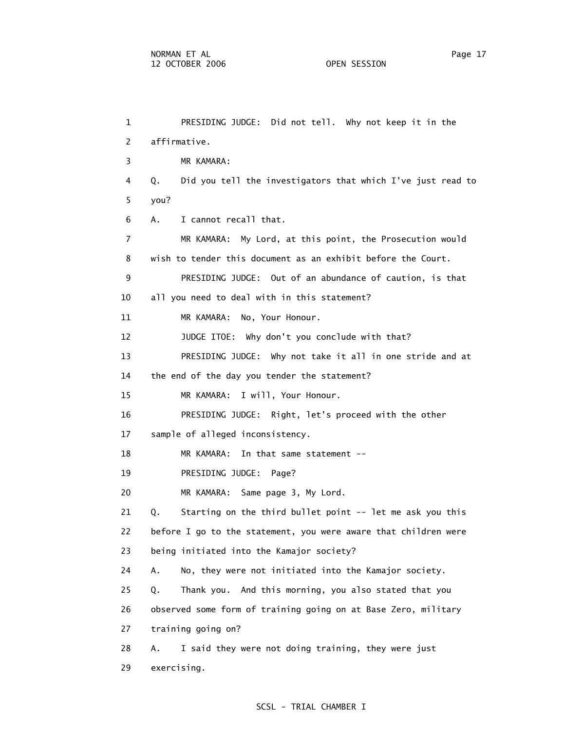1 PRESIDING JUDGE: Did not tell. Why not keep it in the
2 affirmative.
3 MR KAMARA:
4 Q. Did you tell the investigators that which I've just read to
5 you?
6 A. I cannot recall that.
7 MR KAMARA: My Lord, at this point, the Prosecution would
8 wish to tender this document as an exhibit before the Court.
9 PRESIDING JUDGE: Out of an abundance of caution, is that
10 all you need to deal with in this statement?
11 MR KAMARA: No, Your Honour.
12 JUDGE ITOE: Why don't you conclude with that?
13 PRESIDING JUDGE: Why not take it all in one stride and at
14 the end of the day you tender the statement?
15 MR KAMARA: I will, Your Honour.
16 PRESIDING JUDGE: Right, let's proceed with the other
17 sample of alleged inconsistency.
18 MR KAMARA: In that same statement --
19 PRESIDING JUDGE: Page?
20 MR KAMARA: Same page 3, My Lord.
21 Q. Starting on the third bullet point -- let me ask you this
22 before I go to the statement, you were aware that children were
23 being initiated into the Kamajor society?
24 A. No, they were not initiated into the Kamajor society.
25 Q. Thank you. And this morning, you also stated that you
26 observed some form of training going on at Base Zero, military
27 training going on?
28 A. I said they were not doing training, they were just
29 exercising.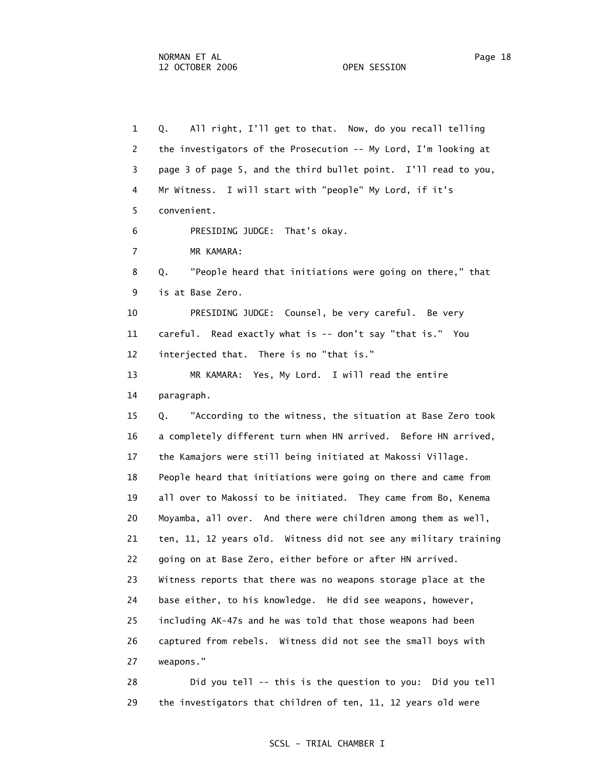1 Q. All right, I'll get to that. Now, do you recall telling
2 the investigators of the Prosecution -- My Lord, I'm looking at
3 page 3 of page 5, and the third bullet point. I'll read to you,
4 Mr Witness. I will start with "people" My Lord, if it's
5 convenient.
6 PRESIDING JUDGE: That's okay.
7 MR KAMARA:
8 Q. "People heard that initiations were going on there," that
9 is at Base Zero.
10 PRESIDING JUDGE: Counsel, be very careful. Be very
11 careful. Read exactly what is -- don't say "that is." You
12 interjected that. There is no "that is."
13 MR KAMARA: Yes, My Lord. I will read the entire
14 paragraph.
15 Q. "According to the witness, the situation at Base Zero took
16 a completely different turn when HN arrived. Before HN arrived,
17 the Kamajors were still being initiated at Makossi Village.
18 People heard that initiations were going on there and came from
19 all over to Makossi to be initiated. They came from Bo, Kenema
20 Moyamba, all over. And there were children among them as well,
21 ten, 11, 12 years old. Witness did not see any military training
22 going on at Base Zero, either before or after HN arrived.
23 Witness reports that there was no weapons storage place at the
24 base either, to his knowledge. He did see weapons, however,
25 including AK-47s and he was told that those weapons had been
26 captured from rebels. Witness did not see the small boys with
27 weapons."
28 Did you tell -- this is the question to you: Did you tell
29 the investigators that children of ten, 11, 12 years old were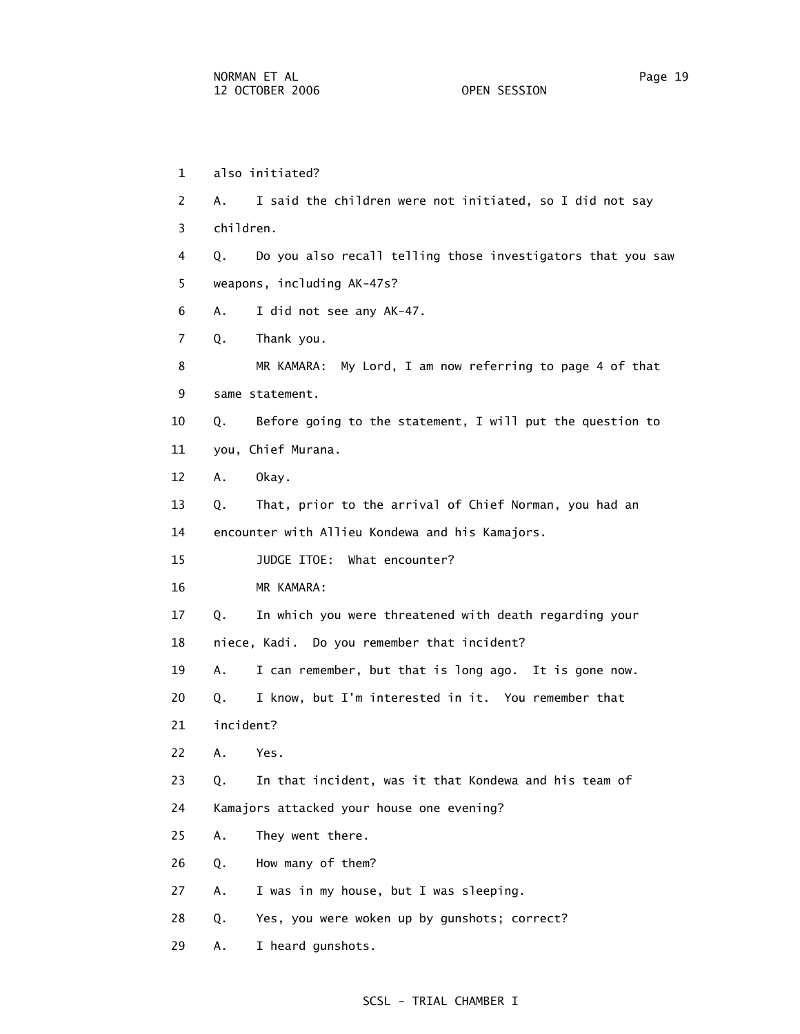1 also initiated?

2 A. I said the children were not initiated, so I did not say

3 children.

4 Q. Do you also recall telling those investigators that you saw

5 weapons, including AK-47s?

6 A. I did not see any AK-47.

7 Q. Thank you.

8 MR KAMARA: My Lord, I am now referring to page 4 of that

9 same statement.

10 Q. Before going to the statement, I will put the question to

11 you, Chief Murana.

12 A. Okay.

13 Q. That, prior to the arrival of Chief Norman, you had an

14 encounter with Allieu Kondewa and his Kamajors.

15 JUDGE ITOE: What encounter?

16 MR KAMARA:

17 Q. In which you were threatened with death regarding your

18 niece, Kadi. Do you remember that incident?

19 A. I can remember, but that is long ago. It is gone now.

20 Q. I know, but I'm interested in it. You remember that

21 incident?

22 A. Yes.

23 Q. In that incident, was it that Kondewa and his team of

24 Kamajors attacked your house one evening?

25 A. They went there.

26 Q. How many of them?

27 A. I was in my house, but I was sleeping.

28 Q. Yes, you were woken up by gunshots; correct?

29 A. I heard gunshots.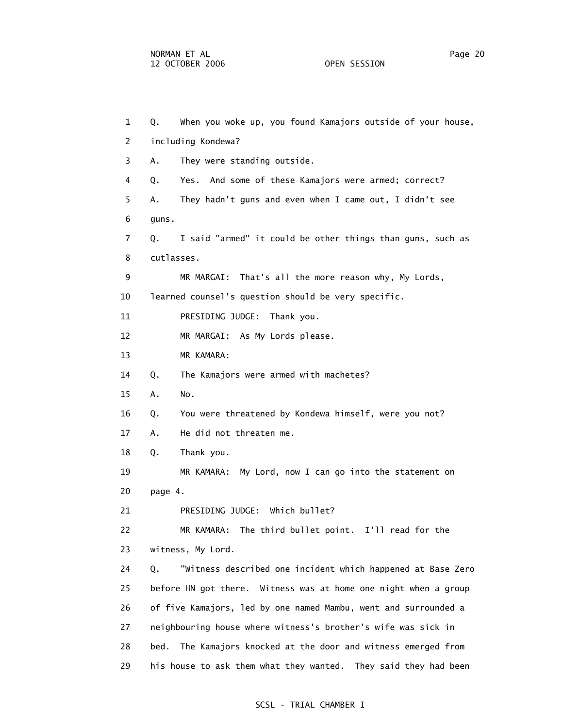Q. When you woke up, you found Kamajors outside of your house, including Kondewa?

A. They were standing outside.

Q. Yes. And some of these Kamajors were armed; correct?

A. They hadn't guns and even when I came out, I didn't see guns.

Q. I said "armed" it could be other things than guns, such as cutlasses.

MR MARGAI: That's all the more reason why, My Lords, learned counsel's question should be very specific.

PRESIDING JUDGE: Thank you.

MR MARGAI: As My Lords please.

MR KAMARA:

Q. The Kamajors were armed with machetes?

A. No.

Q. You were threatened by Kondewa himself, were you not?

A. He did not threaten me.

Q. Thank you.

MR KAMARA: My Lord, now I can go into the statement on page 4.

PRESIDING JUDGE: Which bullet?

MR KAMARA: The third bullet point. I'll read for the witness, My Lord.

Q. "Witness described one incident which happened at Base Zero before HN got there. Witness was at home one night when a group of five Kamajors, led by one named Mambu, went and surrounded a neighbouring house where witness's brother's wife was sick in bed. The Kamajors knocked at the door and witness emerged from his house to ask them what they wanted. They said they had been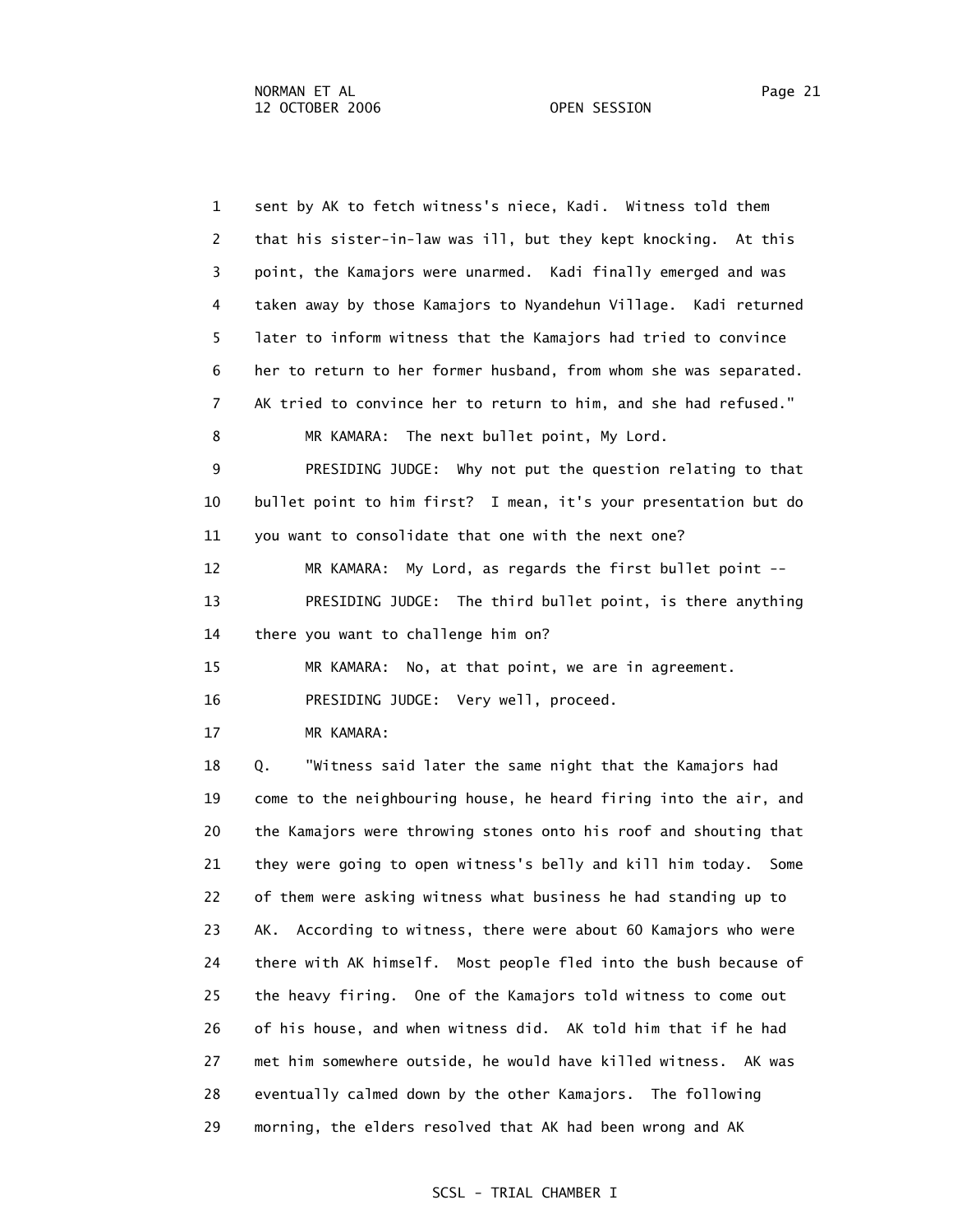sent by AK to fetch witness's niece, Kadi. Witness told them that his sister-in-law was ill, but they kept knocking. At this point, the Kamajors were unarmed. Kadi finally emerged and was taken away by those Kamajors to Nyandehun Village. Kadi returned later to inform witness that the Kamajors had tried to convince her to return to her former husband, from whom she was separated. AK tried to convince her to return to him, and she had refused."

MR KAMARA: The next bullet point, My Lord.

PRESIDING JUDGE: Why not put the question relating to that bullet point to him first? I mean, it's your presentation but do you want to consolidate that one with the next one?

MR KAMARA: My Lord, as regards the first bullet point --

PRESIDING JUDGE: The third bullet point, is there anything there you want to challenge him on?

MR KAMARA: No, at that point, we are in agreement.

PRESIDING JUDGE: Very well, proceed.

MR KAMARA:

Q. "Witness said later the same night that the Kamajors had come to the neighbouring house, he heard firing into the air, and the Kamajors were throwing stones onto his roof and shouting that they were going to open witness's belly and kill him today. Some of them were asking witness what business he had standing up to AK. According to witness, there were about 60 Kamajors who were there with AK himself. Most people fled into the bush because of the heavy firing. One of the Kamajors told witness to come out of his house, and when witness did. AK told him that if he had met him somewhere outside, he would have killed witness. AK was eventually calmed down by the other Kamajors. The following morning, the elders resolved that AK had been wrong and AK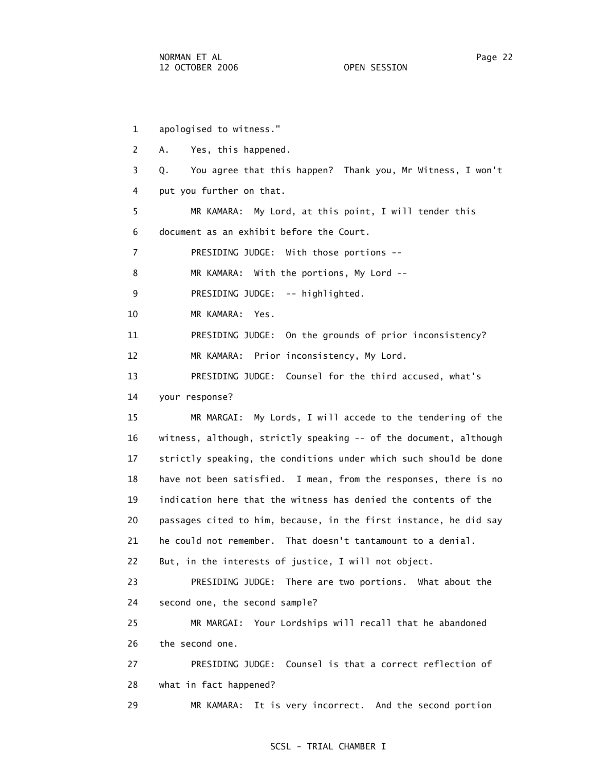apologised to witness."

A. Yes, this happened.

Q. You agree that this happen? Thank you, Mr Witness, I won't put you further on that.

MR KAMARA: My Lord, at this point, I will tender this document as an exhibit before the Court.

PRESIDING JUDGE: With those portions --

MR KAMARA: With the portions, My Lord --

PRESIDING JUDGE: -- highlighted.

MR KAMARA: Yes.

PRESIDING JUDGE: On the grounds of prior inconsistency?

MR KAMARA: Prior inconsistency, My Lord.

PRESIDING JUDGE: Counsel for the third accused, what's your response?

MR MARGAI: My Lords, I will accede to the tendering of the witness, although, strictly speaking -- of the document, although strictly speaking, the conditions under which such should be done have not been satisfied. I mean, from the responses, there is no indication here that the witness has denied the contents of the passages cited to him, because, in the first instance, he did say he could not remember. That doesn't tantamount to a denial. But, in the interests of justice, I will not object.

PRESIDING JUDGE: There are two portions. What about the second one, the second sample?

MR MARGAI: Your Lordships will recall that he abandoned the second one.

PRESIDING JUDGE: Counsel is that a correct reflection of what in fact happened?

MR KAMARA: It is very incorrect. And the second portion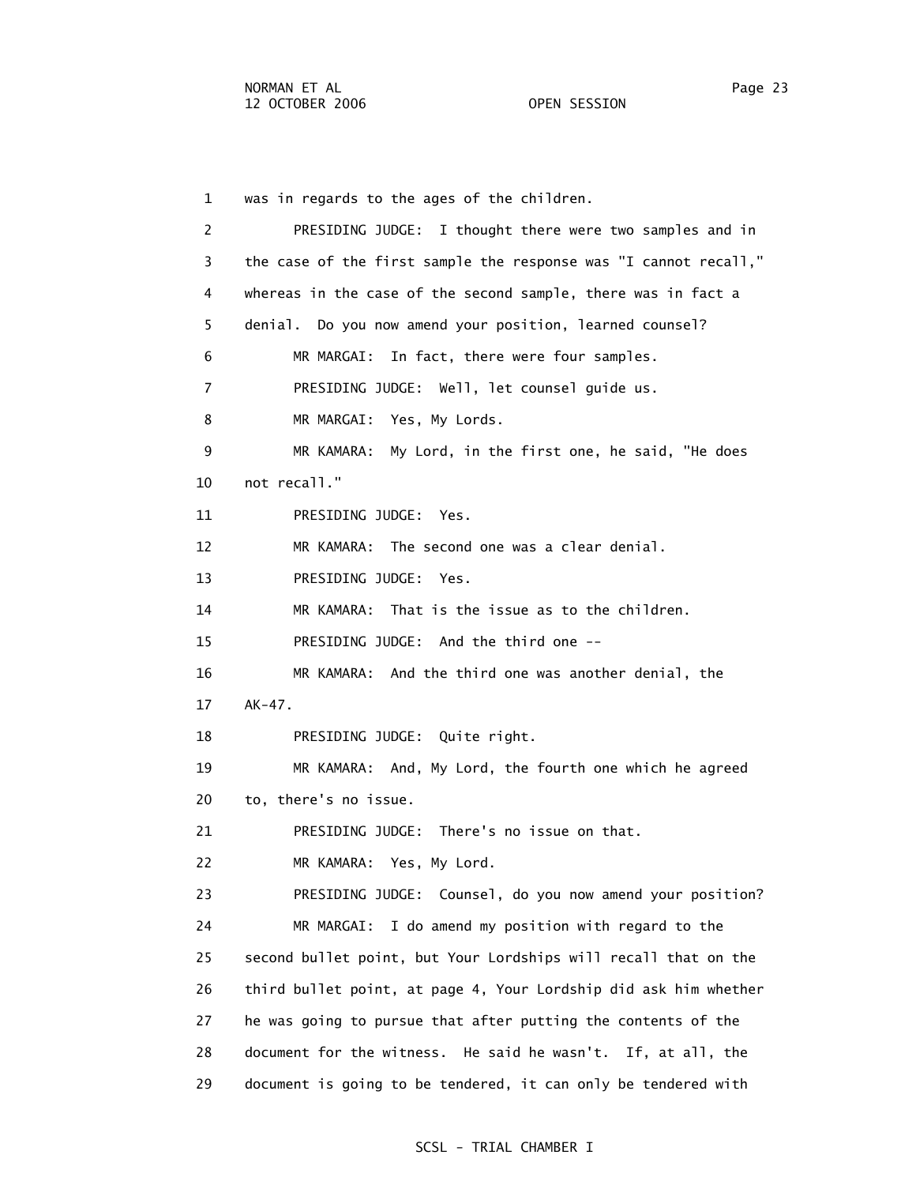1 was in regards to the ages of the children.

2 PRESIDING JUDGE: I thought there were two samples and in

3 the case of the first sample the response was "I cannot recall,"

4 whereas in the case of the second sample, there was in fact a

5 denial. Do you now amend your position, learned counsel?

6 MR MARGAI: In fact, there were four samples.

7 PRESIDING JUDGE: Well, let counsel guide us.

8 MR MARGAI: Yes, My Lords.

9 MR KAMARA: My Lord, in the first one, he said, "He does

10 not recall."

11 PRESIDING JUDGE: Yes.

12 MR KAMARA: The second one was a clear denial.

13 PRESIDING JUDGE: Yes.

14 MR KAMARA: That is the issue as to the children.

15 PRESIDING JUDGE: And the third one --

16 MR KAMARA: And the third one was another denial, the

17 AK-47.

18 PRESIDING JUDGE: Quite right.

19 MR KAMARA: And, My Lord, the fourth one which he agreed

20 to, there's no issue.

21 PRESIDING JUDGE: There's no issue on that.

22 MR KAMARA: Yes, My Lord.

23 PRESIDING JUDGE: Counsel, do you now amend your position?

24 MR MARGAI: I do amend my position with regard to the

25 second bullet point, but Your Lordships will recall that on the

26 third bullet point, at page 4, Your Lordship did ask him whether

27 he was going to pursue that after putting the contents of the

28 document for the witness. He said he wasn't. If, at all, the

29 document is going to be tendered, it can only be tendered with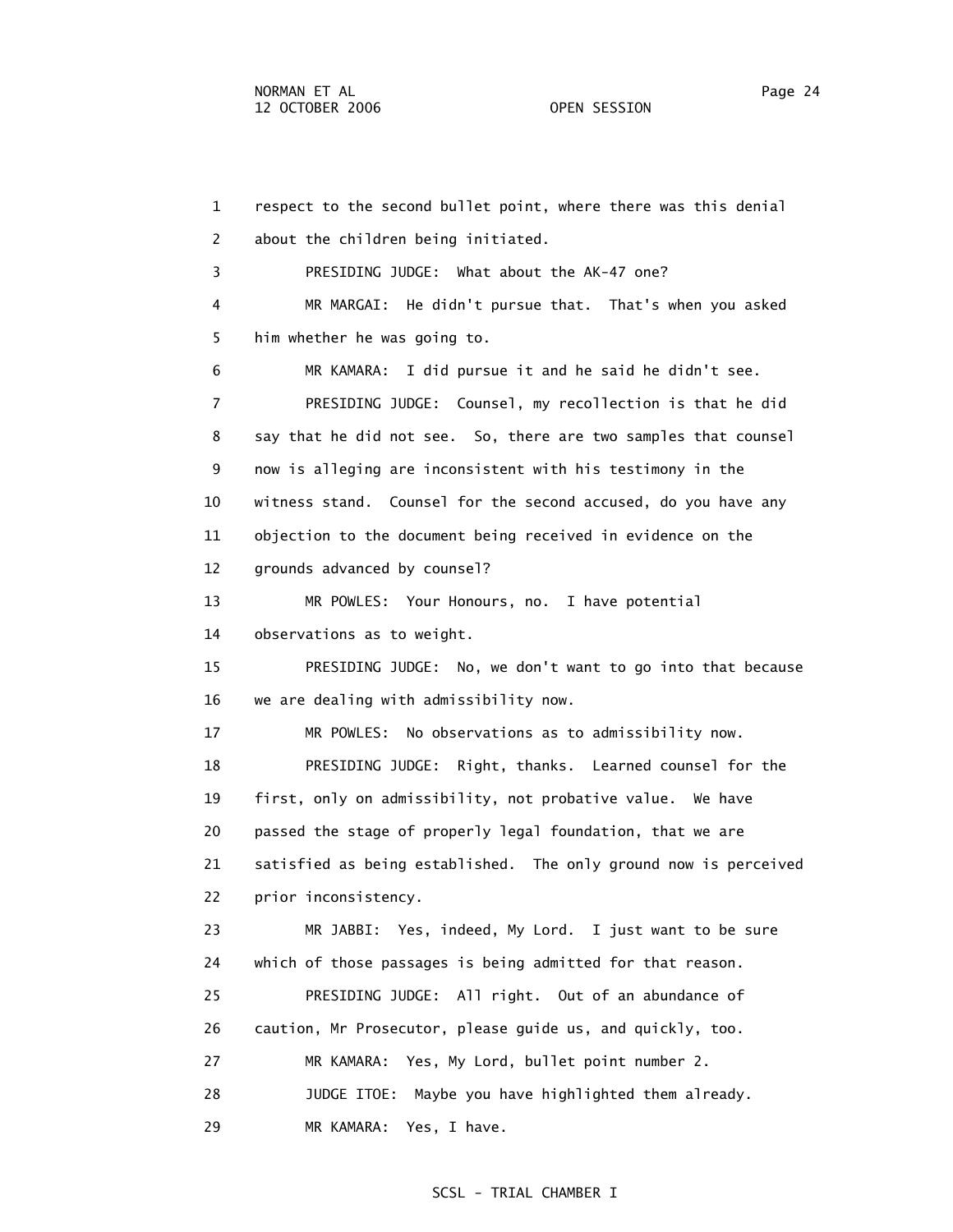respect to the second bullet point, where there was this denial about the children being initiated.

PRESIDING JUDGE: What about the AK-47 one?

MR MARGAI: He didn't pursue that. That's when you asked him whether he was going to.

MR KAMARA: I did pursue it and he said he didn't see.

PRESIDING JUDGE: Counsel, my recollection is that he did say that he did not see. So, there are two samples that counsel now is alleging are inconsistent with his testimony in the witness stand. Counsel for the second accused, do you have any objection to the document being received in evidence on the grounds advanced by counsel?

MR POWLES: Your Honours, no. I have potential observations as to weight.

PRESIDING JUDGE: No, we don't want to go into that because we are dealing with admissibility now.

MR POWLES: No observations as to admissibility now.

PRESIDING JUDGE: Right, thanks. Learned counsel for the first, only on admissibility, not probative value. We have passed the stage of properly legal foundation, that we are satisfied as being established. The only ground now is perceived prior inconsistency.

MR JABBI: Yes, indeed, My Lord. I just want to be sure which of those passages is being admitted for that reason.

PRESIDING JUDGE: All right. Out of an abundance of caution, Mr Prosecutor, please guide us, and quickly, too.

MR KAMARA: Yes, My Lord, bullet point number 2.

JUDGE ITOE: Maybe you have highlighted them already.

MR KAMARA: Yes, I have.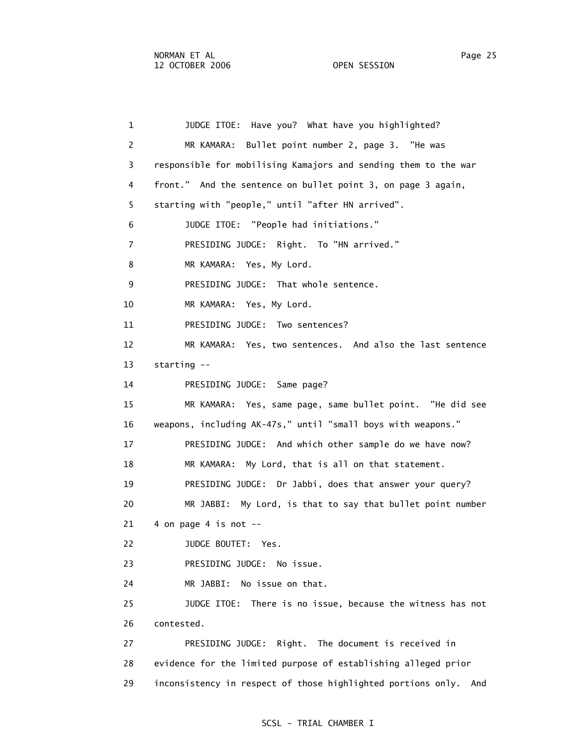1 JUDGE ITOE: Have you? What have you highlighted?

2 MR KAMARA: Bullet point number 2, page 3. "He was

3 responsible for mobilising Kamajors and sending them to the war

4 front." And the sentence on bullet point 3, on page 3 again,

5 starting with "people," until "after HN arrived".

6 JUDGE ITOE: "People had initiations."

7 PRESIDING JUDGE: Right. To "HN arrived."

8 MR KAMARA: Yes, My Lord.

9 PRESIDING JUDGE: That whole sentence.

10 MR KAMARA: Yes, My Lord.

11 PRESIDING JUDGE: Two sentences?

12 MR KAMARA: Yes, two sentences. And also the last sentence

13 starting --

14 PRESIDING JUDGE: Same page?

15 MR KAMARA: Yes, same page, same bullet point. "He did see

16 weapons, including AK-47s," until "small boys with weapons."

17 PRESIDING JUDGE: And which other sample do we have now?

18 MR KAMARA: My Lord, that is all on that statement.

19 PRESIDING JUDGE: Dr Jabbi, does that answer your query?

20 MR JABBI: My Lord, is that to say that bullet point number

21 4 on page 4 is not --

22 JUDGE BOUTET: Yes.

23 PRESIDING JUDGE: No issue.

24 MR JABBI: No issue on that.

25 JUDGE ITOE: There is no issue, because the witness has not

26 contested.

27 PRESIDING JUDGE: Right. The document is received in

28 evidence for the limited purpose of establishing alleged prior

29 inconsistency in respect of those highlighted portions only. And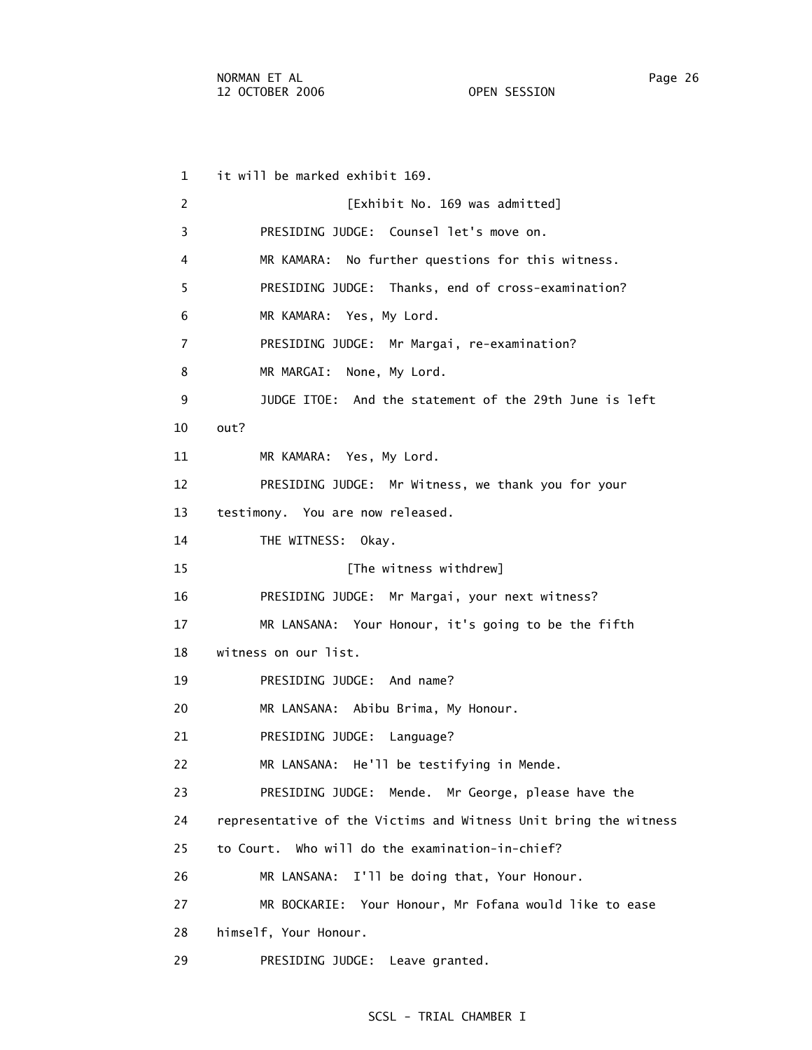1 it will be marked exhibit 169.

2 [Exhibit No. 169 was admitted]

3 PRESIDING JUDGE: Counsel let's move on.

4 MR KAMARA: No further questions for this witness.

5 PRESIDING JUDGE: Thanks, end of cross-examination?

6 MR KAMARA: Yes, My Lord.

7 PRESIDING JUDGE: Mr Margai, re-examination?

8 MR MARGAI: None, My Lord.

9 JUDGE ITOE: And the statement of the 29th June is left

10 out?

11 MR KAMARA: Yes, My Lord.

12 PRESIDING JUDGE: Mr Witness, we thank you for your

13 testimony. You are now released.

14 THE WITNESS: Okay.

15 [The witness withdrew]

16 PRESIDING JUDGE: Mr Margai, your next witness?

17 MR LANSANA: Your Honour, it's going to be the fifth

18 witness on our list.

19 PRESIDING JUDGE: And name?

20 MR LANSANA: Abibu Brima, My Honour.

21 PRESIDING JUDGE: Language?

22 MR LANSANA: He'll be testifying in Mende.

23 PRESIDING JUDGE: Mende. Mr George, please have the

24 representative of the Victims and Witness Unit bring the witness

25 to Court. Who will do the examination-in-chief?

26 MR LANSANA: I'll be doing that, Your Honour.

27 MR BOCKARIE: Your Honour, Mr Fofana would like to ease

28 himself, Your Honour.

29 PRESIDING JUDGE: Leave granted.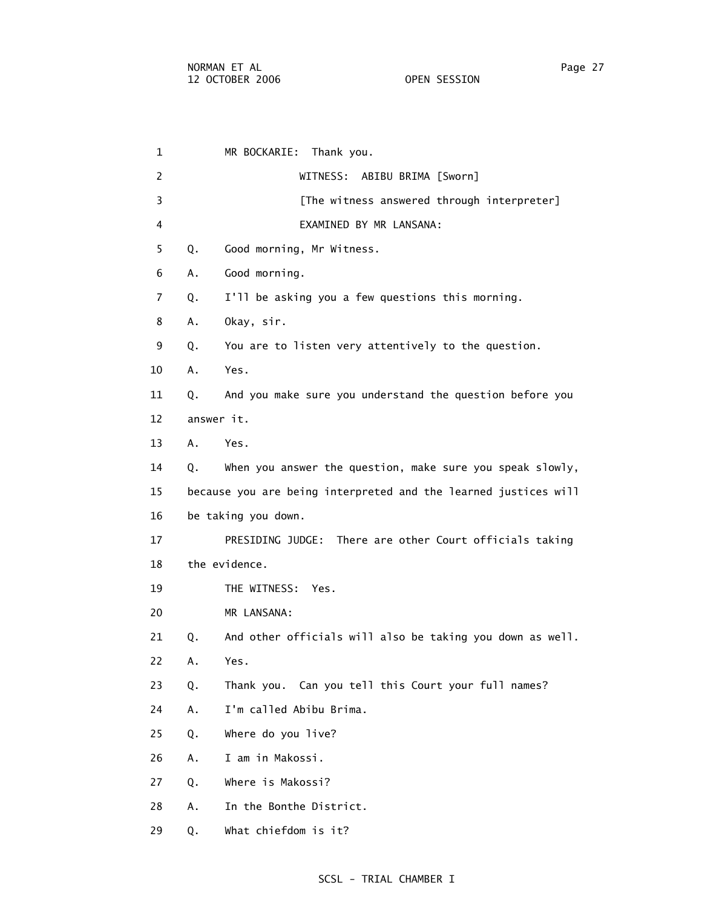MR BOCKARIE: Thank you.

WITNESS: ABIBU BRIMA [Sworn]

[The witness answered through interpreter]

EXAMINED BY MR LANSANA:

Q. Good morning, Mr Witness.

A. Good morning.

Q. I'll be asking you a few questions this morning.

A. Okay, sir.

Q. You are to listen very attentively to the question.

A. Yes.

Q. And you make sure you understand the question before you answer it.

A. Yes.

Q. When you answer the question, make sure you speak slowly, because you are being interpreted and the learned justices will be taking you down.

PRESIDING JUDGE: There are other Court officials taking the evidence.

THE WITNESS: Yes.

MR LANSANA:

Q. And other officials will also be taking you down as well.

A. Yes.

Q. Thank you. Can you tell this Court your full names?

A. I'm called Abibu Brima.

Q. Where do you live?

A. I am in Makossi.

Q. Where is Makossi?

A. In the Bonthe District.

Q. What chiefdom is it?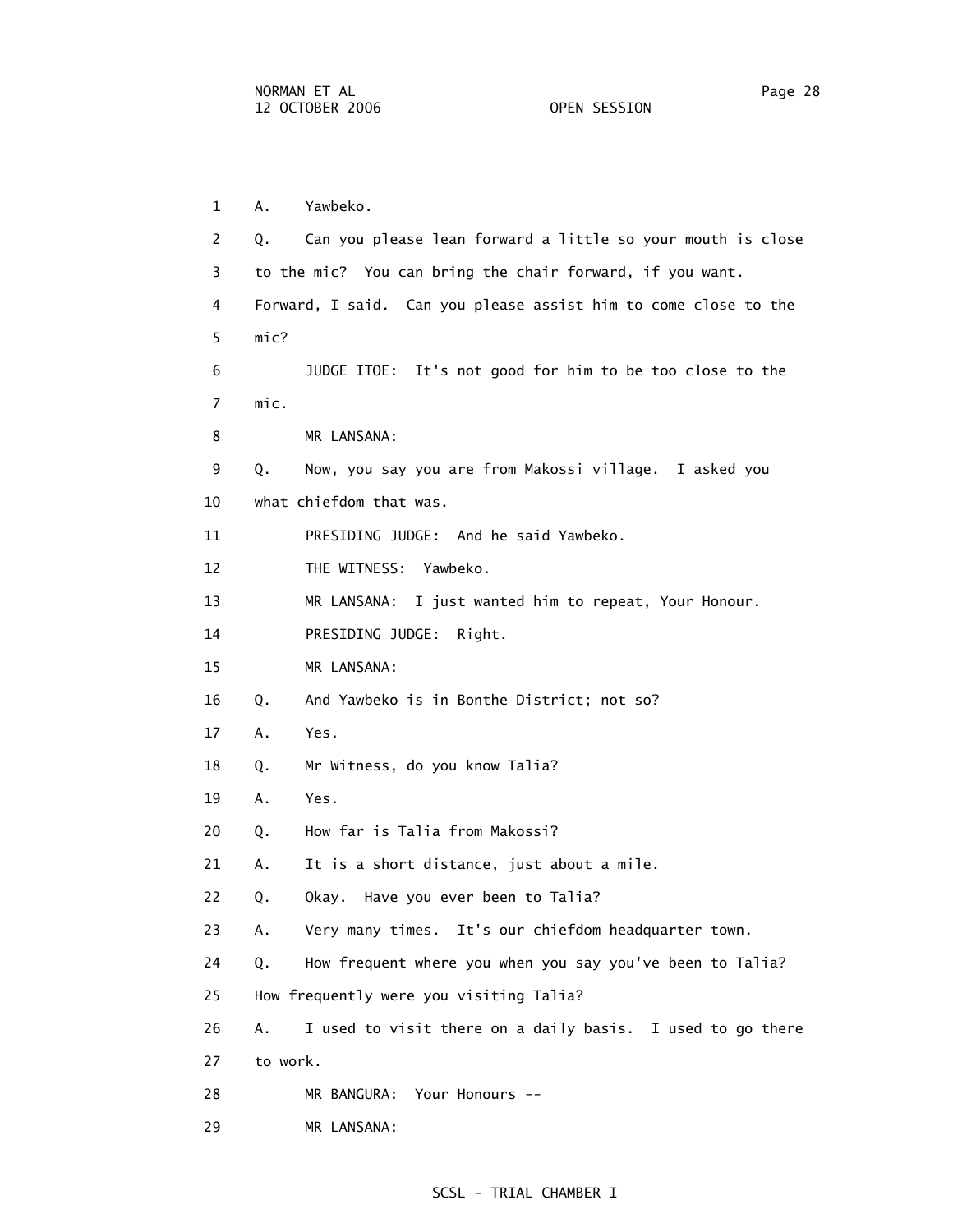1 A. Yawbeko.

2 Q. Can you please lean forward a little so your mouth is close

3 to the mic? You can bring the chair forward, if you want.

4 Forward, I said. Can you please assist him to come close to the

5 mic?

6 JUDGE ITOE: It's not good for him to be too close to the

7 mic.

8 MR LANSANA:

9 Q. Now, you say you are from Makossi village. I asked you

10 what chiefdom that was.

11 PRESIDING JUDGE: And he said Yawbeko.

12 THE WITNESS: Yawbeko.

13 MR LANSANA: I just wanted him to repeat, Your Honour.

14 PRESIDING JUDGE: Right.

15 MR LANSANA:

16 Q. And Yawbeko is in Bonthe District; not so?

17 A. Yes.

18 Q. Mr Witness, do you know Talia?

19 A. Yes.

20 Q. How far is Talia from Makossi?

21 A. It is a short distance, just about a mile.

22 Q. Okay. Have you ever been to Talia?

23 A. Very many times. It's our chiefdom headquarter town.

24 Q. How frequent where you when you say you've been to Talia?

25 How frequently were you visiting Talia?

26 A. I used to visit there on a daily basis. I used to go there

27 to work.

28 MR BANGURA: Your Honours --

29 MR LANSANA: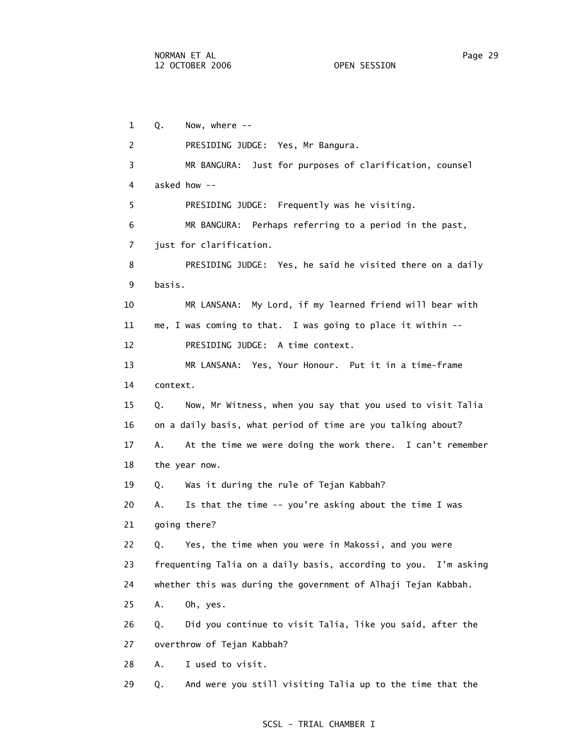1 Q. Now, where --

2 PRESIDING JUDGE: Yes, Mr Bangura.

3 MR BANGURA: Just for purposes of clarification, counsel

4 asked how --

5 PRESIDING JUDGE: Frequently was he visiting.

6 MR BANGURA: Perhaps referring to a period in the past,

7 just for clarification.

8 PRESIDING JUDGE: Yes, he said he visited there on a daily

9 basis.

10 MR LANSANA: My Lord, if my learned friend will bear with

11 me, I was coming to that. I was going to place it within --

12 PRESIDING JUDGE: A time context.

13 MR LANSANA: Yes, Your Honour. Put it in a time-frame

14 context.

15 Q. Now, Mr Witness, when you say that you used to visit Talia

16 on a daily basis, what period of time are you talking about?

17 A. At the time we were doing the work there. I can't remember

18 the year now.

19 Q. Was it during the rule of Tejan Kabbah?

20 A. Is that the time -- you're asking about the time I was

21 going there?

22 Q. Yes, the time when you were in Makossi, and you were

23 frequenting Talia on a daily basis, according to you. I'm asking

24 whether this was during the government of Alhaji Tejan Kabbah.

25 A. Oh, yes.

26 Q. Did you continue to visit Talia, like you said, after the

27 overthrow of Tejan Kabbah?

28 A. I used to visit.

29 Q. And were you still visiting Talia up to the time that the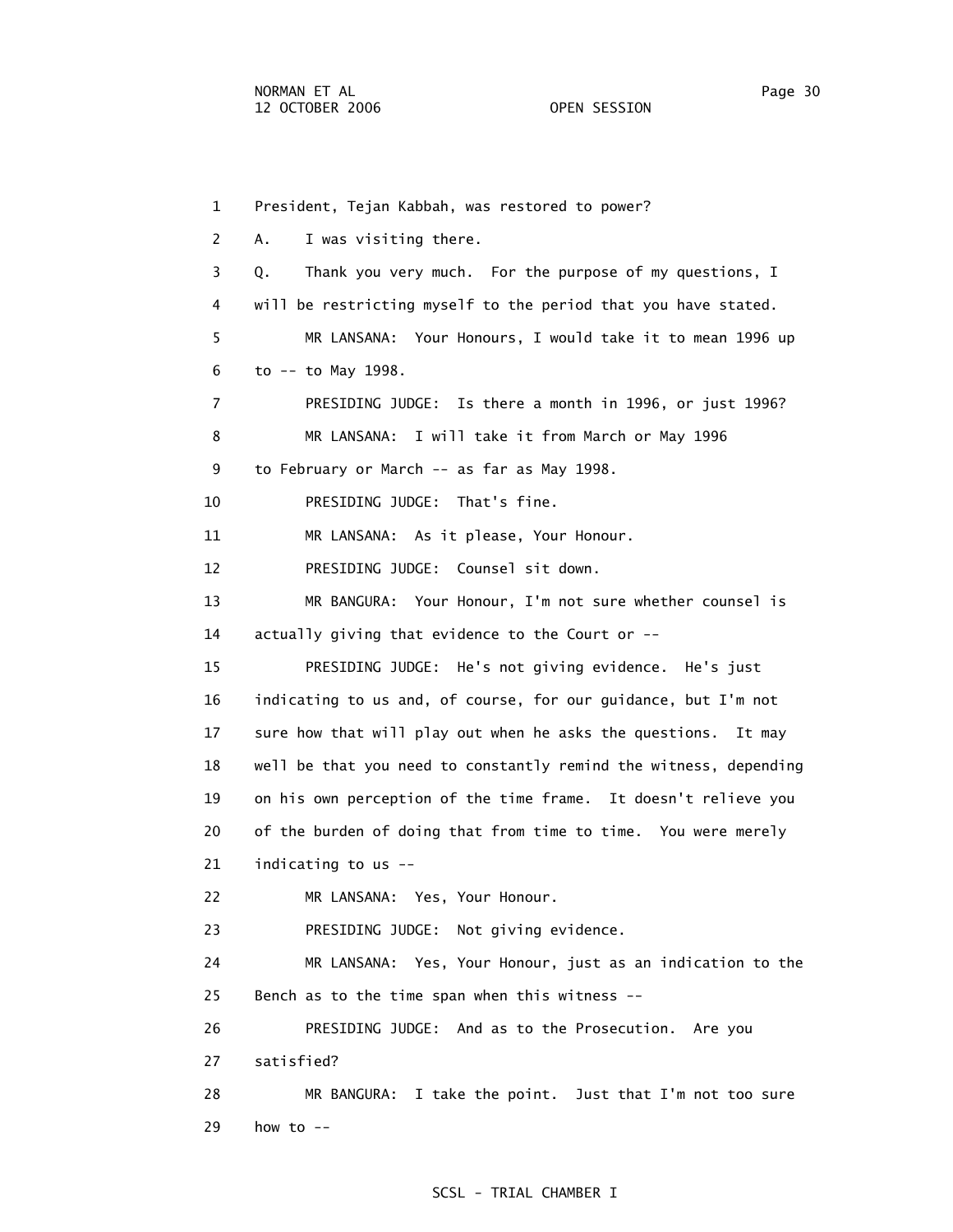1 President, Tejan Kabbah, was restored to power?

2 A. I was visiting there.

3 Q. Thank you very much. For the purpose of my questions, I

4 will be restricting myself to the period that you have stated.

5 MR LANSANA: Your Honours, I would take it to mean 1996 up

6 to -- to May 1998.

7 PRESIDING JUDGE: Is there a month in 1996, or just 1996?

8 MR LANSANA: I will take it from March or May 1996

9 to February or March -- as far as May 1998.

10 PRESIDING JUDGE: That's fine.

11 MR LANSANA: As it please, Your Honour.

12 PRESIDING JUDGE: Counsel sit down.

13 MR BANGURA: Your Honour, I'm not sure whether counsel is

14 actually giving that evidence to the Court or --

15 PRESIDING JUDGE: He's not giving evidence. He's just

16 indicating to us and, of course, for our guidance, but I'm not

17 sure how that will play out when he asks the questions. It may

18 well be that you need to constantly remind the witness, depending

19 on his own perception of the time frame. It doesn't relieve you

20 of the burden of doing that from time to time. You were merely

21 indicating to us --

22 MR LANSANA: Yes, Your Honour.

23 PRESIDING JUDGE: Not giving evidence.

24 MR LANSANA: Yes, Your Honour, just as an indication to the

25 Bench as to the time span when this witness --

26 PRESIDING JUDGE: And as to the Prosecution. Are you

27 satisfied?

28 MR BANGURA: I take the point. Just that I'm not too sure

29 how to --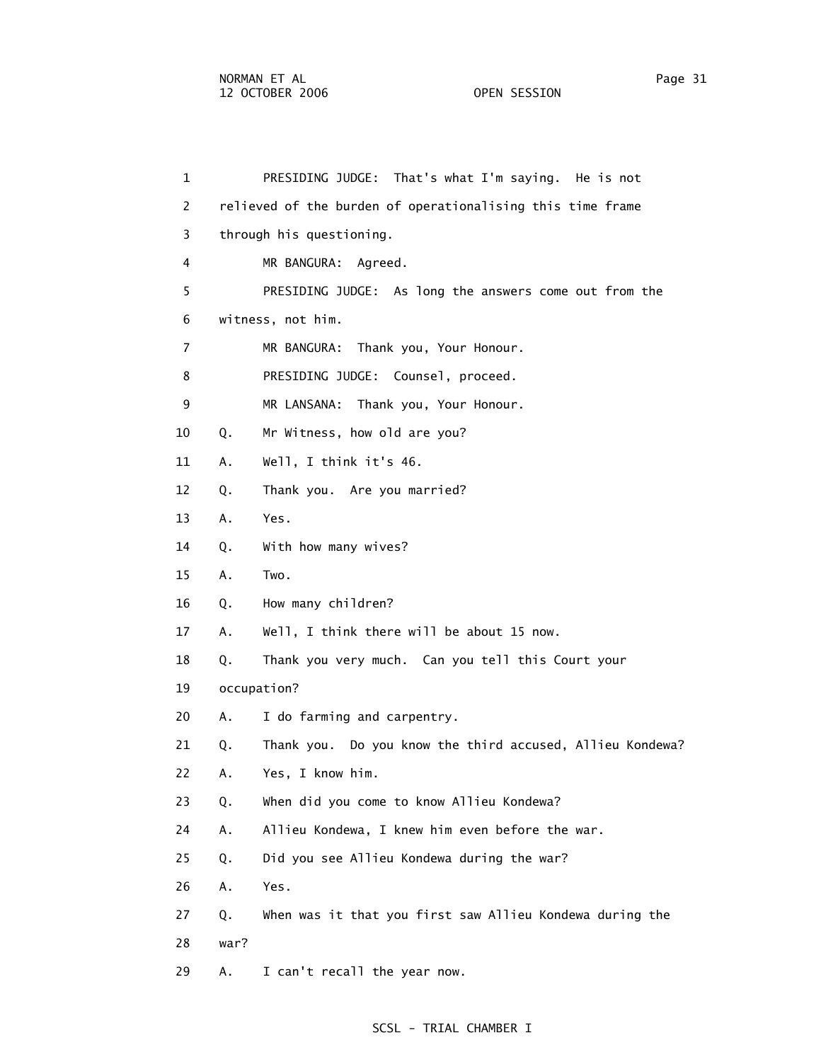PRESIDING JUDGE: That's what I'm saying. He is not relieved of the burden of operationalising this time frame through his questioning.

MR BANGURA: Agreed.

PRESIDING JUDGE: As long the answers come out from the witness, not him.

MR BANGURA: Thank you, Your Honour.

PRESIDING JUDGE: Counsel, proceed.

MR LANSANA: Thank you, Your Honour.

Q. Mr Witness, how old are you?

A. Well, I think it's 46.

Q. Thank you. Are you married?

A. Yes.

Q. With how many wives?

A. Two.

Q. How many children?

A. Well, I think there will be about 15 now.

Q. Thank you very much. Can you tell this Court your occupation?

A. I do farming and carpentry.

Q. Thank you. Do you know the third accused, Allieu Kondewa?

A. Yes, I know him.

Q. When did you come to know Allieu Kondewa?

A. Allieu Kondewa, I knew him even before the war.

Q. Did you see Allieu Kondewa during the war?

A. Yes.

Q. When was it that you first saw Allieu Kondewa during the war?

A. I can't recall the year now.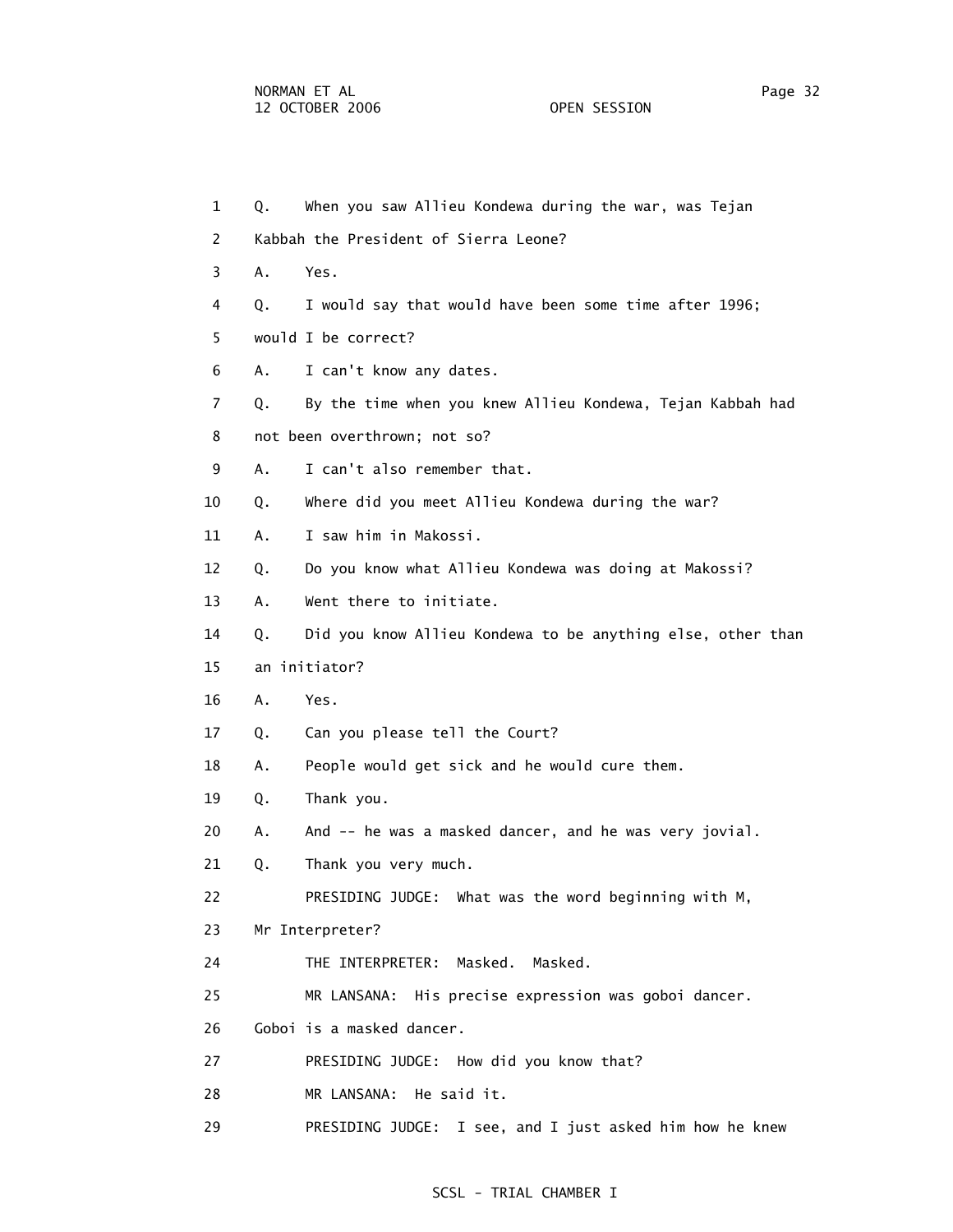1 Q. When you saw Allieu Kondewa during the war, was Tejan

2 Kabbah the President of Sierra Leone?

3 A. Yes.

4 Q. I would say that would have been some time after 1996;

5 would I be correct?

6 A. I can't know any dates.

7 Q. By the time when you knew Allieu Kondewa, Tejan Kabbah had

8 not been overthrown; not so?

9 A. I can't also remember that.

10 Q. Where did you meet Allieu Kondewa during the war?

11 A. I saw him in Makossi.

12 Q. Do you know what Allieu Kondewa was doing at Makossi?

13 A. Went there to initiate.

14 Q. Did you know Allieu Kondewa to be anything else, other than

15 an initiator?

16 A. Yes.

17 Q. Can you please tell the Court?

18 A. People would get sick and he would cure them.

19 Q. Thank you.

20 A. And -- he was a masked dancer, and he was very jovial.

21 Q. Thank you very much.

22 PRESIDING JUDGE: What was the word beginning with M,

23 Mr Interpreter?

24 THE INTERPRETER: Masked. Masked.

25 MR LANSANA: His precise expression was goboi dancer.

26 Goboi is a masked dancer.

27 PRESIDING JUDGE: How did you know that?

28 MR LANSANA: He said it.

29 PRESIDING JUDGE: I see, and I just asked him how he knew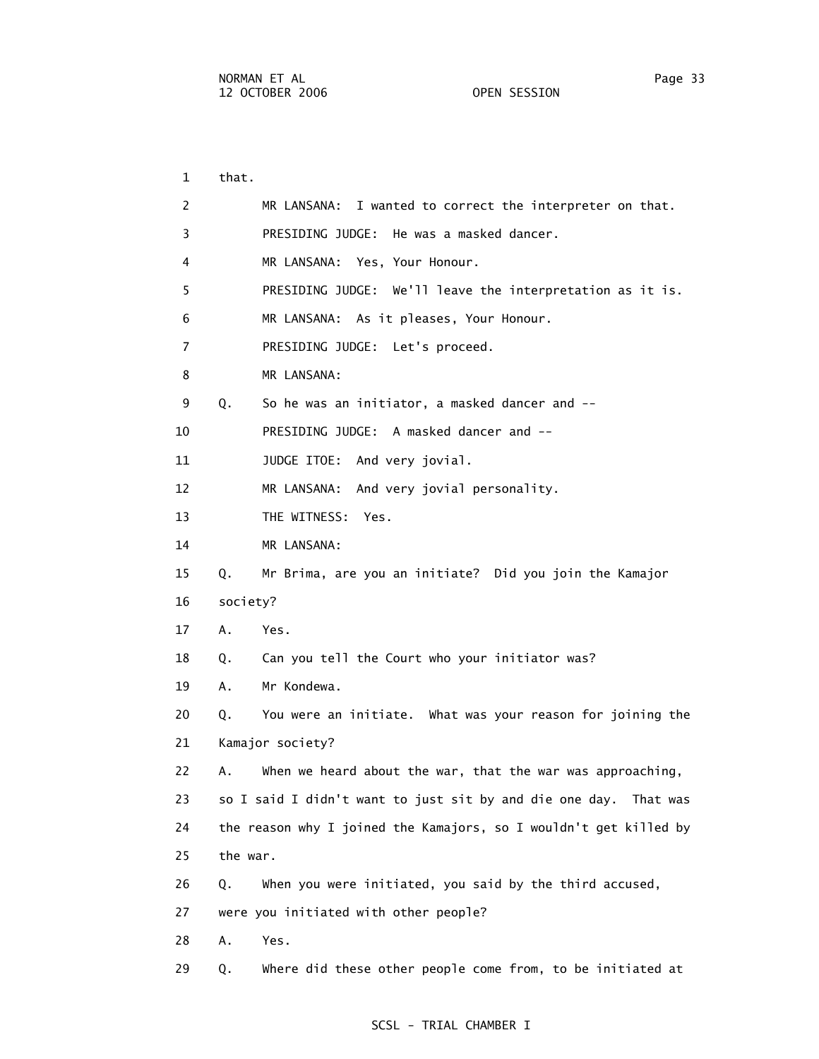1 that.

2 MR LANSANA: I wanted to correct the interpreter on that.

3 PRESIDING JUDGE: He was a masked dancer.

4 MR LANSANA: Yes, Your Honour.

5 PRESIDING JUDGE: We'll leave the interpretation as it is.

6 MR LANSANA: As it pleases, Your Honour.

7 PRESIDING JUDGE: Let's proceed.

8 MR LANSANA:

9 Q. So he was an initiator, a masked dancer and --

10 PRESIDING JUDGE: A masked dancer and --

11 JUDGE ITOE: And very jovial.

12 MR LANSANA: And very jovial personality.

13 THE WITNESS: Yes.

14 MR LANSANA:

15 Q. Mr Brima, are you an initiate? Did you join the Kamajor

16 society?

17 A. Yes.

18 Q. Can you tell the Court who your initiator was?

19 A. Mr Kondewa.

20 Q. You were an initiate. What was your reason for joining the

21 Kamajor society?

22 A. When we heard about the war, that the war was approaching,

23 so I said I didn't want to just sit by and die one day. That was

24 the reason why I joined the Kamajors, so I wouldn't get killed by

25 the war.

26 Q. When you were initiated, you said by the third accused,

27 were you initiated with other people?

28 A. Yes.

29 Q. Where did these other people come from, to be initiated at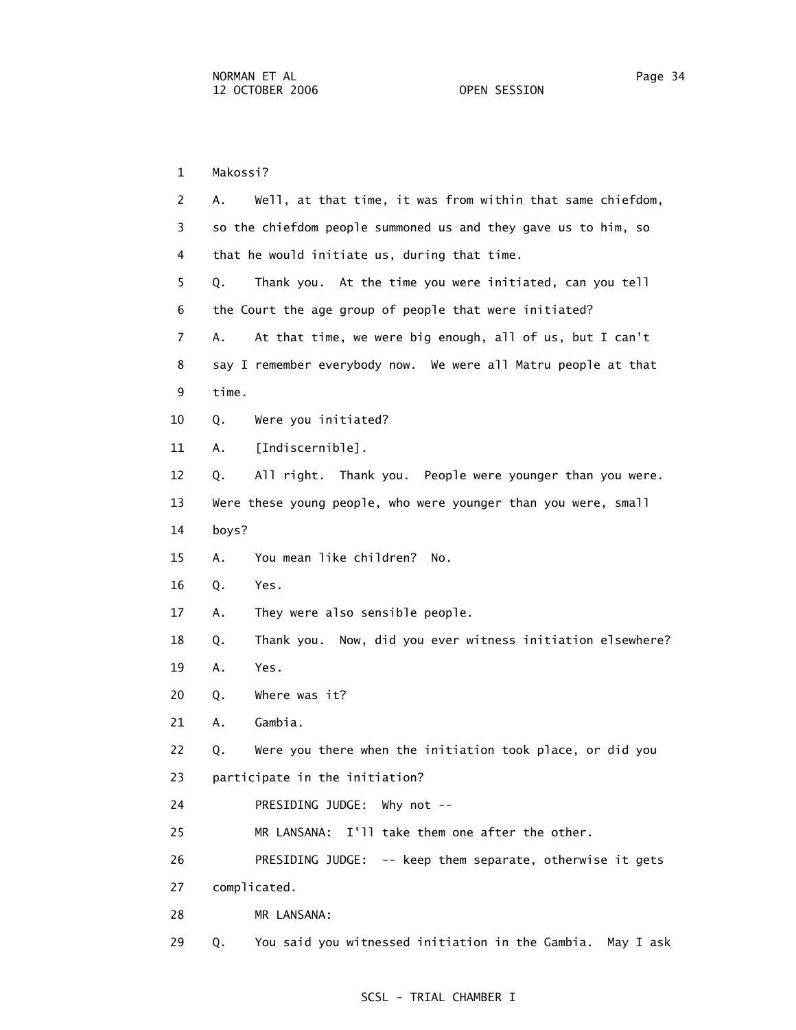1 Makossi?

2 A. Well, at that time, it was from within that same chiefdom,

3 so the chiefdom people summoned us and they gave us to him, so

4 that he would initiate us, during that time.

5 Q. Thank you. At the time you were initiated, can you tell

6 the Court the age group of people that were initiated?

7 A. At that time, we were big enough, all of us, but I can't

8 say I remember everybody now. We were all Matru people at that

9 time.

10 Q. Were you initiated?

11 A. [Indiscernible].

12 Q. All right. Thank you. People were younger than you were.

13 Were these young people, who were younger than you were, small

14 boys?

15 A. You mean like children? No.

16 Q. Yes.

17 A. They were also sensible people.

18 Q. Thank you. Now, did you ever witness initiation elsewhere?

19 A. Yes.

20 Q. Where was it?

21 A. Gambia.

22 Q. Were you there when the initiation took place, or did you

23 participate in the initiation?

24 PRESIDING JUDGE: Why not --

25 MR LANSANA: I'll take them one after the other.

26 PRESIDING JUDGE: -- keep them separate, otherwise it gets

27 complicated.

28 MR LANSANA:

29 Q. You said you witnessed initiation in the Gambia. May I ask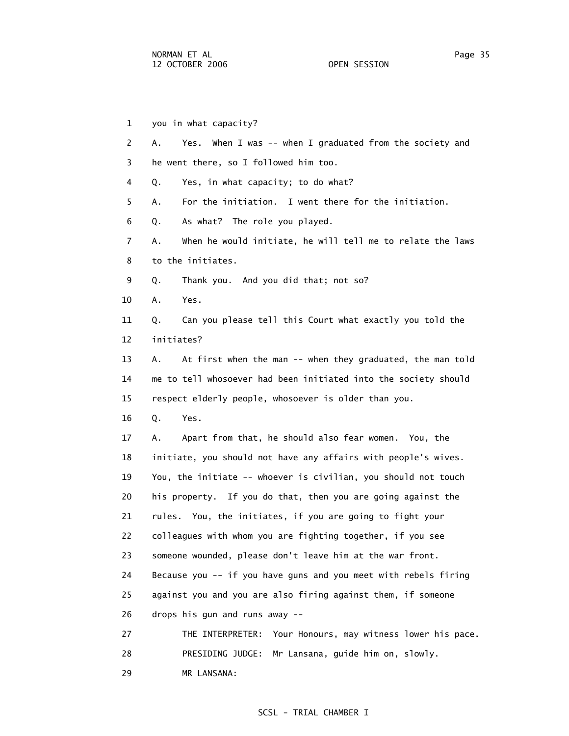1 you in what capacity?

2 A. Yes. When I was -- when I graduated from the society and

3 he went there, so I followed him too.

4 Q. Yes, in what capacity; to do what?

5 A. For the initiation. I went there for the initiation.

6 Q. As what? The role you played.

7 A. When he would initiate, he will tell me to relate the laws

8 to the initiates.

9 Q. Thank you. And you did that; not so?

10 A. Yes.

11 Q. Can you please tell this Court what exactly you told the

12 initiates?

13 A. At first when the man -- when they graduated, the man told

14 me to tell whosoever had been initiated into the society should

15 respect elderly people, whosoever is older than you.

16 Q. Yes.

17 A. Apart from that, he should also fear women. You, the

18 initiate, you should not have any affairs with people's wives.

19 You, the initiate -- whoever is civilian, you should not touch

20 his property. If you do that, then you are going against the

21 rules. You, the initiates, if you are going to fight your

22 colleagues with whom you are fighting together, if you see

23 someone wounded, please don't leave him at the war front.

24 Because you -- if you have guns and you meet with rebels firing

25 against you and you are also firing against them, if someone

26 drops his gun and runs away --

27 THE INTERPRETER: Your Honours, may witness lower his pace.

28 PRESIDING JUDGE: Mr Lansana, guide him on, slowly.

29 MR LANSANA: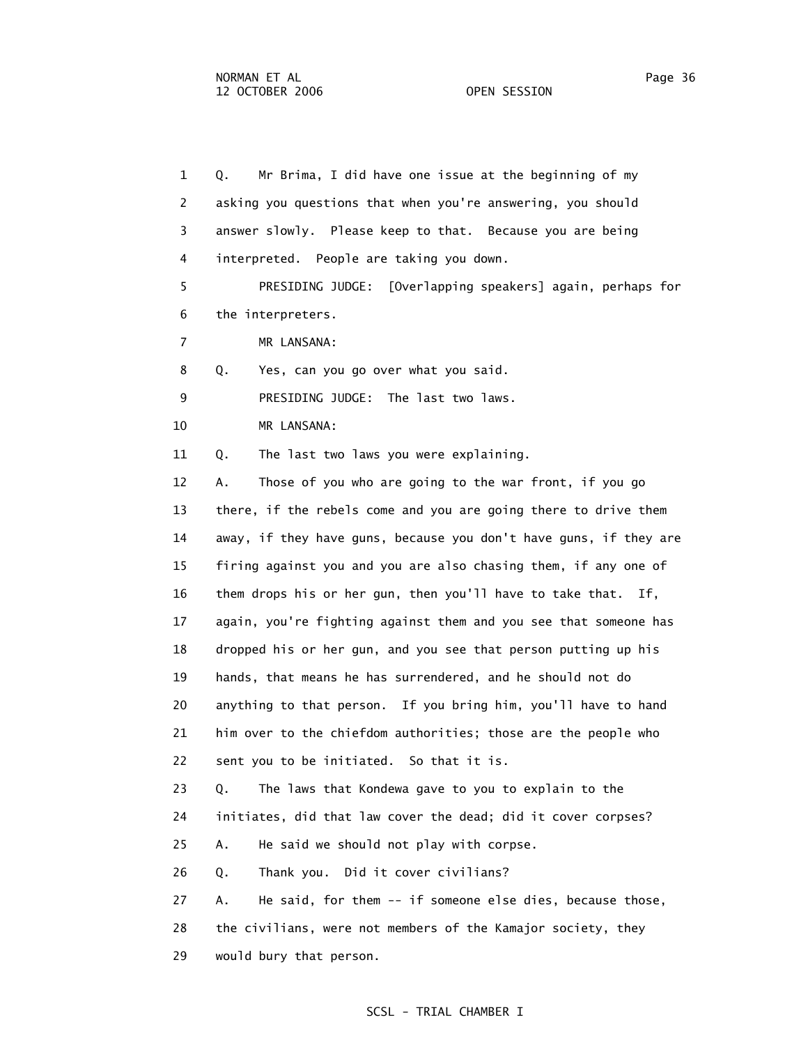Q. Mr Brima, I did have one issue at the beginning of my asking you questions that when you're answering, you should answer slowly. Please keep to that. Because you are being interpreted. People are taking you down.

PRESIDING JUDGE: [Overlapping speakers] again, perhaps for the interpreters.

MR LANSANA:

Q. Yes, can you go over what you said.

PRESIDING JUDGE: The last two laws.

MR LANSANA:

Q. The last two laws you were explaining.

A. Those of you who are going to the war front, if you go there, if the rebels come and you are going there to drive them away, if they have guns, because you don't have guns, if they are firing against you and you are also chasing them, if any one of them drops his or her gun, then you'll have to take that. If, again, you're fighting against them and you see that someone has dropped his or her gun, and you see that person putting up his hands, that means he has surrendered, and he should not do anything to that person. If you bring him, you'll have to hand him over to the chiefdom authorities; those are the people who sent you to be initiated. So that it is.

Q. The laws that Kondewa gave to you to explain to the initiates, did that law cover the dead; did it cover corpses?

A. He said we should not play with corpse.

Q. Thank you. Did it cover civilians?

A. He said, for them -- if someone else dies, because those, the civilians, were not members of the Kamajor society, they would bury that person.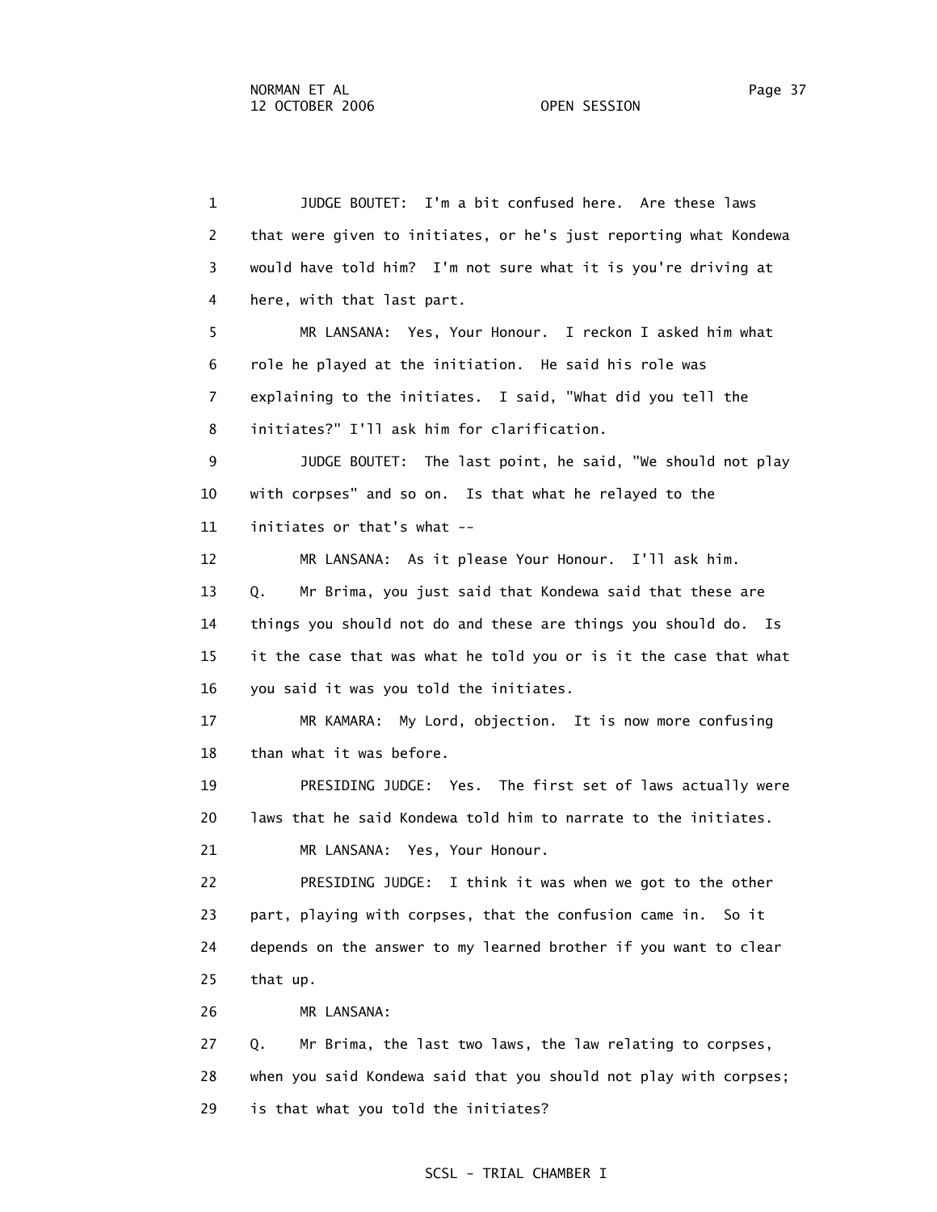1 JUDGE BOUTET: I'm a bit confused here. Are these laws
2 that were given to initiates, or he's just reporting what Kondewa
3 would have told him? I'm not sure what it is you're driving at
4 here, with that last part.

5 MR LANSANA: Yes, Your Honour. I reckon I asked him what
6 role he played at the initiation. He said his role was
7 explaining to the initiates. I said, "What did you tell the
8 initiates?" I'll ask him for clarification.

9 JUDGE BOUTET: The last point, he said, "We should not play
10 with corpses" and so on. Is that what he relayed to the
11 initiates or that's what --

12 MR LANSANA: As it please Your Honour. I'll ask him.

13 Q. Mr Brima, you just said that Kondewa said that these are
14 things you should not do and these are things you should do. Is
15 it the case that was what he told you or is it the case that what
16 you said it was you told the initiates.

17 MR KAMARA: My Lord, objection. It is now more confusing
18 than what it was before.

19 PRESIDING JUDGE: Yes. The first set of laws actually were
20 laws that he said Kondewa told him to narrate to the initiates.

21 MR LANSANA: Yes, Your Honour.

22 PRESIDING JUDGE: I think it was when we got to the other
23 part, playing with corpses, that the confusion came in. So it
24 depends on the answer to my learned brother if you want to clear
25 that up.

26 MR LANSANA:

27 Q. Mr Brima, the last two laws, the law relating to corpses,
28 when you said Kondewa said that you should not play with corpses;
29 is that what you told the initiates?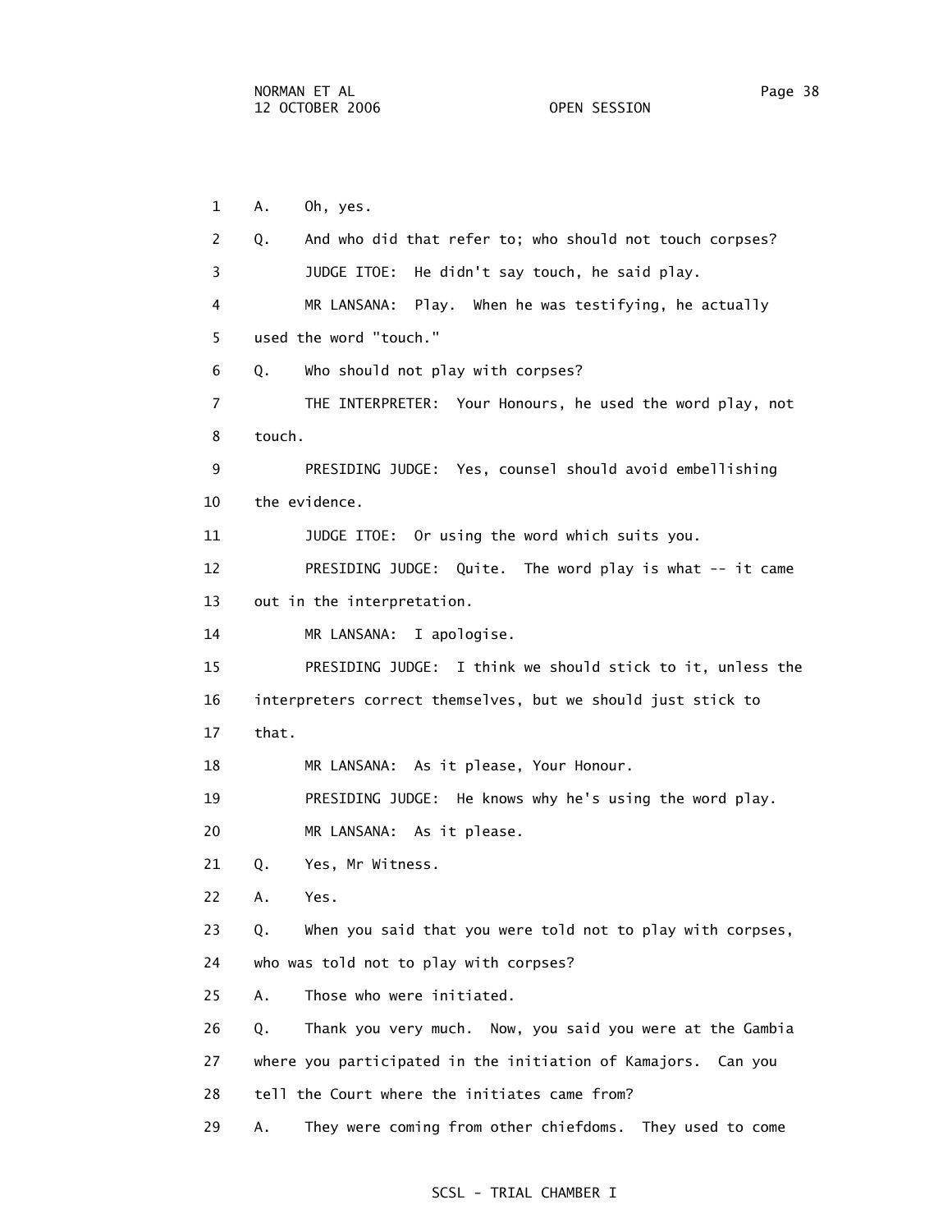1 A. Oh, yes.

2 Q. And who did that refer to; who should not touch corpses?

3 JUDGE ITOE: He didn't say touch, he said play.

4 MR LANSANA: Play. When he was testifying, he actually

5 used the word "touch."

6 Q. Who should not play with corpses?

7 THE INTERPRETER: Your Honours, he used the word play, not

8 touch.

9 PRESIDING JUDGE: Yes, counsel should avoid embellishing

10 the evidence.

11 JUDGE ITOE: Or using the word which suits you.

12 PRESIDING JUDGE: Quite. The word play is what -- it came

13 out in the interpretation.

14 MR LANSANA: I apologise.

15 PRESIDING JUDGE: I think we should stick to it, unless the

16 interpreters correct themselves, but we should just stick to

17 that.

18 MR LANSANA: As it please, Your Honour.

19 PRESIDING JUDGE: He knows why he's using the word play.

20 MR LANSANA: As it please.

21 Q. Yes, Mr Witness.

22 A. Yes.

23 Q. When you said that you were told not to play with corpses,

24 who was told not to play with corpses?

25 A. Those who were initiated.

26 Q. Thank you very much. Now, you said you were at the Gambia

27 where you participated in the initiation of Kamajors. Can you

28 tell the Court where the initiates came from?

29 A. They were coming from other chiefdoms. They used to come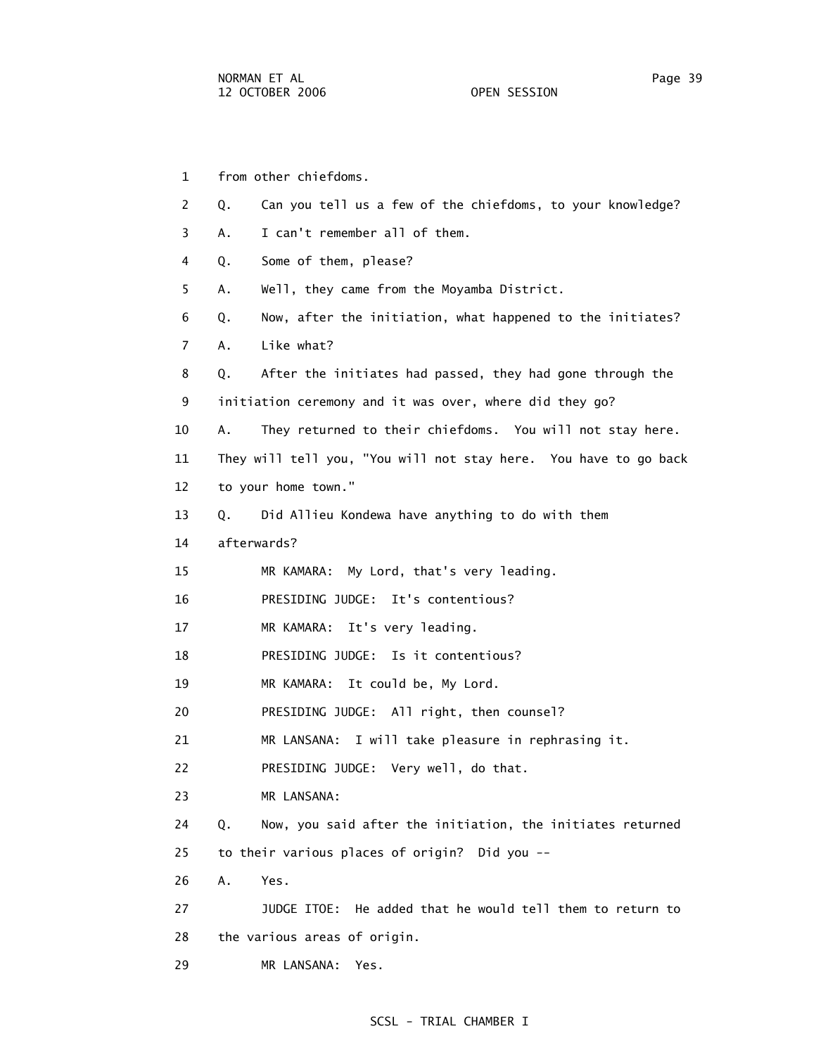1 from other chiefdoms.

2 Q. Can you tell us a few of the chiefdoms, to your knowledge?

3 A. I can't remember all of them.

4 Q. Some of them, please?

5 A. Well, they came from the Moyamba District.

6 Q. Now, after the initiation, what happened to the initiates?

7 A. Like what?

8 Q. After the initiates had passed, they had gone through the

9 initiation ceremony and it was over, where did they go?

10 A. They returned to their chiefdoms. You will not stay here.

11 They will tell you, "You will not stay here. You have to go back

12 to your home town."

13 Q. Did Allieu Kondewa have anything to do with them

14 afterwards?

15 MR KAMARA: My Lord, that's very leading.

16 PRESIDING JUDGE: It's contentious?

17 MR KAMARA: It's very leading.

18 PRESIDING JUDGE: Is it contentious?

19 MR KAMARA: It could be, My Lord.

20 PRESIDING JUDGE: All right, then counsel?

21 MR LANSANA: I will take pleasure in rephrasing it.

22 PRESIDING JUDGE: Very well, do that.

23 MR LANSANA:

24 Q. Now, you said after the initiation, the initiates returned

25 to their various places of origin? Did you --

26 A. Yes.

27 JUDGE ITOE: He added that he would tell them to return to

28 the various areas of origin.

29 MR LANSANA: Yes.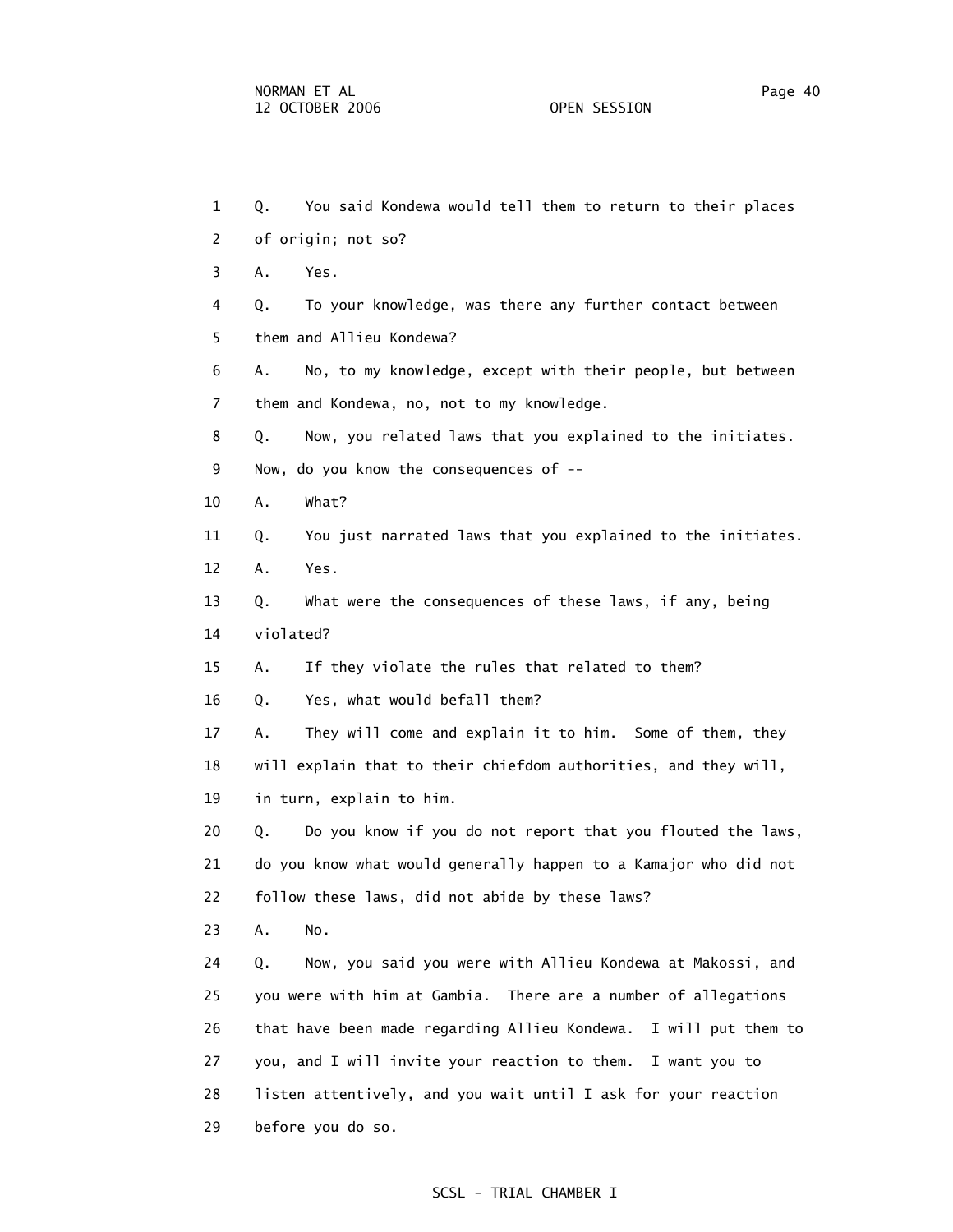1 Q. You said Kondewa would tell them to return to their places
2 of origin; not so?
3 A. Yes.
4 Q. To your knowledge, was there any further contact between
5 them and Allieu Kondewa?
6 A. No, to my knowledge, except with their people, but between
7 them and Kondewa, no, not to my knowledge.
8 Q. Now, you related laws that you explained to the initiates.
9 Now, do you know the consequences of --
10 A. What?
11 Q. You just narrated laws that you explained to the initiates.
12 A. Yes.
13 Q. What were the consequences of these laws, if any, being
14 violated?
15 A. If they violate the rules that related to them?
16 Q. Yes, what would befall them?
17 A. They will come and explain it to him. Some of them, they
18 will explain that to their chiefdom authorities, and they will,
19 in turn, explain to him.
20 Q. Do you know if you do not report that you flouted the laws,
21 do you know what would generally happen to a Kamajor who did not
22 follow these laws, did not abide by these laws?
23 A. No.
24 Q. Now, you said you were with Allieu Kondewa at Makossi, and
25 you were with him at Gambia. There are a number of allegations
26 that have been made regarding Allieu Kondewa. I will put them to
27 you, and I will invite your reaction to them. I want you to
28 listen attentively, and you wait until I ask for your reaction
29 before you do so.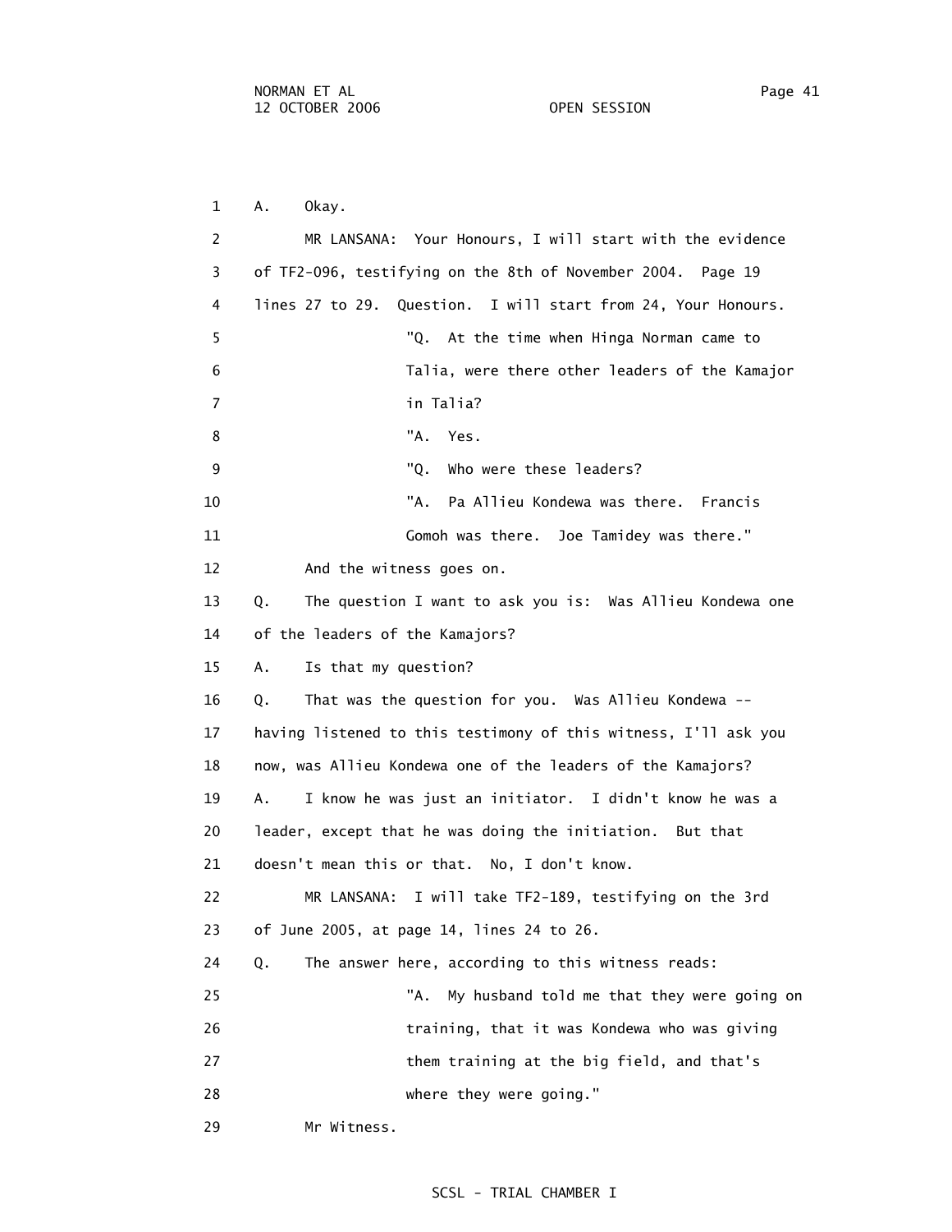1 A. Okay.

2 MR LANSANA: Your Honours, I will start with the evidence

3 of TF2-096, testifying on the 8th of November 2004. Page 19

4 lines 27 to 29. Question. I will start from 24, Your Honours.

5 "Q. At the time when Hinga Norman came to

6 Talia, were there other leaders of the Kamajor

7 in Talia?

8 "A. Yes.

9 "Q. Who were these leaders?

10 "A. Pa Allieu Kondewa was there. Francis

11 Gomoh was there. Joe Tamidey was there."

12 And the witness goes on.

13 Q. The question I want to ask you is: Was Allieu Kondewa one

14 of the leaders of the Kamajors?

15 A. Is that my question?

16 Q. That was the question for you. Was Allieu Kondewa --

17 having listened to this testimony of this witness, I'll ask you

18 now, was Allieu Kondewa one of the leaders of the Kamajors?

19 A. I know he was just an initiator. I didn't know he was a

20 leader, except that he was doing the initiation. But that

21 doesn't mean this or that. No, I don't know.

22 MR LANSANA: I will take TF2-189, testifying on the 3rd

23 of June 2005, at page 14, lines 24 to 26.

24 Q. The answer here, according to this witness reads:

25 "A. My husband told me that they were going on

26 training, that it was Kondewa who was giving

27 them training at the big field, and that's

28 where they were going."

29 Mr Witness.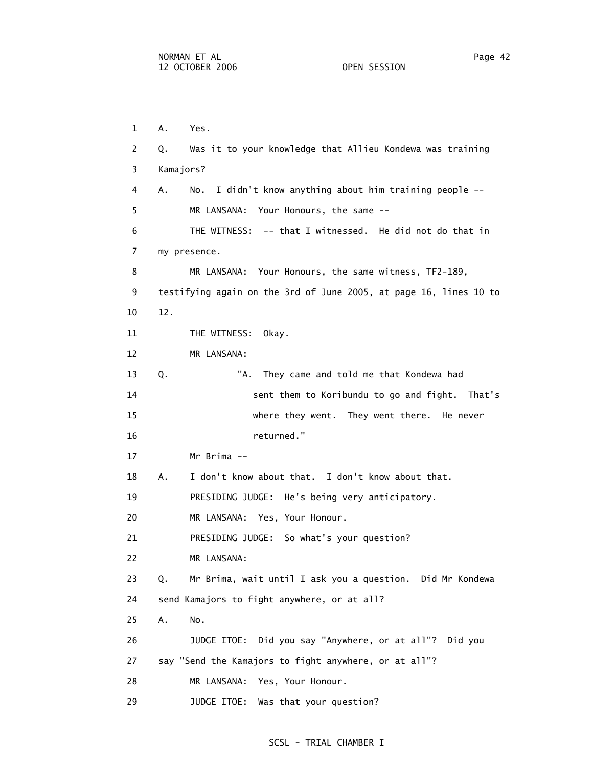1 A. Yes.

2 Q. Was it to your knowledge that Allieu Kondewa was training

3 Kamajors?

4 A. No. I didn't know anything about him training people --

5 MR LANSANA: Your Honours, the same --

6 THE WITNESS: -- that I witnessed. He did not do that in

7 my presence.

8 MR LANSANA: Your Honours, the same witness, TF2-189,

9 testifying again on the 3rd of June 2005, at page 16, lines 10 to

10 12.

11 THE WITNESS: Okay.

12 MR LANSANA:

13 Q. "A. They came and told me that Kondewa had

14 sent them to Koribundu to go and fight. That's

15 where they went. They went there. He never

16 returned."

17 Mr Brima --

18 A. I don't know about that. I don't know about that.

19 PRESIDING JUDGE: He's being very anticipatory.

20 MR LANSANA: Yes, Your Honour.

21 PRESIDING JUDGE: So what's your question?

22 MR LANSANA:

23 Q. Mr Brima, wait until I ask you a question. Did Mr Kondewa

24 send Kamajors to fight anywhere, or at all?

25 A. No.

26 JUDGE ITOE: Did you say "Anywhere, or at all"? Did you

27 say "Send the Kamajors to fight anywhere, or at all"?

28 MR LANSANA: Yes, Your Honour.

29 JUDGE ITOE: Was that your question?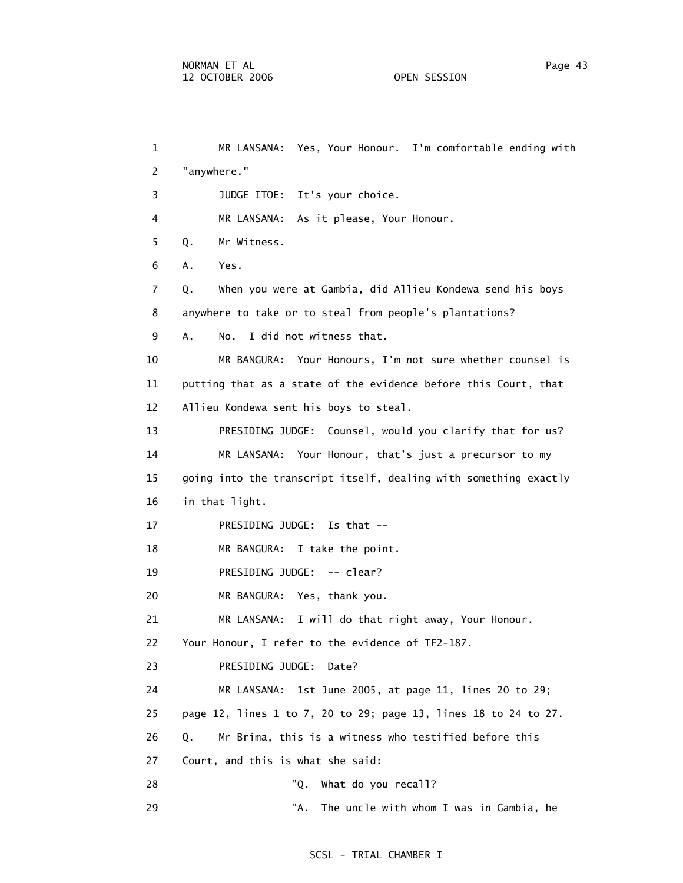MR LANSANA: Yes, Your Honour. I'm comfortable ending with "anywhere."

JUDGE ITOE: It's your choice.

MR LANSANA: As it please, Your Honour.

Q. Mr Witness.

A. Yes.

Q. When you were at Gambia, did Allieu Kondewa send his boys anywhere to take or to steal from people's plantations?

A. No. I did not witness that.

MR BANGURA: Your Honours, I'm not sure whether counsel is putting that as a state of the evidence before this Court, that Allieu Kondewa sent his boys to steal.

PRESIDING JUDGE: Counsel, would you clarify that for us?

MR LANSANA: Your Honour, that's just a precursor to my going into the transcript itself, dealing with something exactly in that light.

PRESIDING JUDGE: Is that --

MR BANGURA: I take the point.

PRESIDING JUDGE: -- clear?

MR BANGURA: Yes, thank you.

MR LANSANA: I will do that right away, Your Honour. Your Honour, I refer to the evidence of TF2-187.

PRESIDING JUDGE: Date?

MR LANSANA: 1st June 2005, at page 11, lines 20 to 29; page 12, lines 1 to 7, 20 to 29; page 13, lines 18 to 24 to 27.

Q. Mr Brima, this is a witness who testified before this Court, and this is what she said:

"Q. What do you recall?

"A. The uncle with whom I was in Gambia, he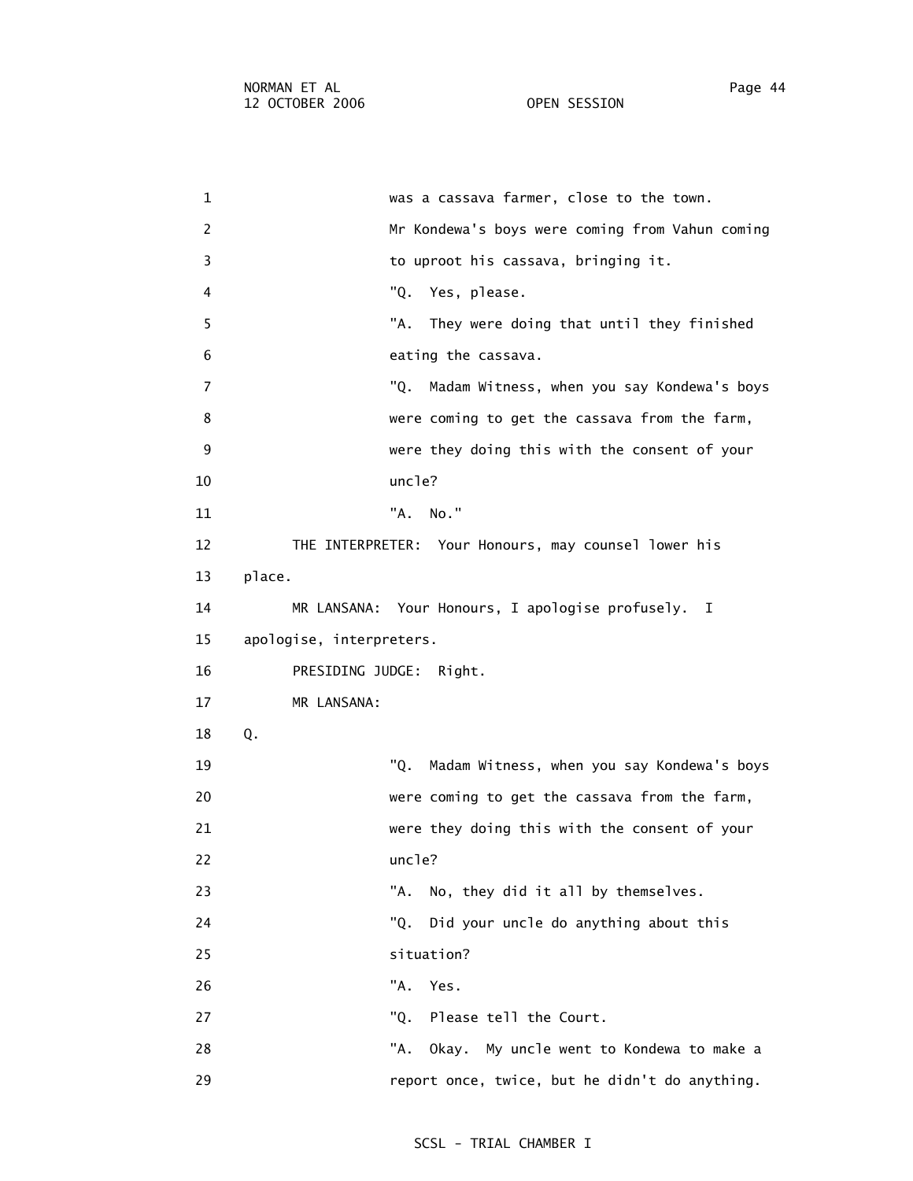was a cassava farmer, close to the town.

Mr Kondewa's boys were coming from Vahun coming to uproot his cassava, bringing it.

"Q. Yes, please.

"A. They were doing that until they finished eating the cassava.

"Q. Madam Witness, when you say Kondewa's boys were coming to get the cassava from the farm, were they doing this with the consent of your uncle?

"A. No."

THE INTERPRETER: Your Honours, may counsel lower his place.

MR LANSANA: Your Honours, I apologise profusely. I apologise, interpreters.

PRESIDING JUDGE: Right.

MR LANSANA:

Q.

"Q. Madam Witness, when you say Kondewa's boys were coming to get the cassava from the farm, were they doing this with the consent of your uncle?

"A. No, they did it all by themselves.

"Q. Did your uncle do anything about this situation?

"A. Yes.

"Q. Please tell the Court.

"A. Okay. My uncle went to Kondewa to make a report once, twice, but he didn't do anything.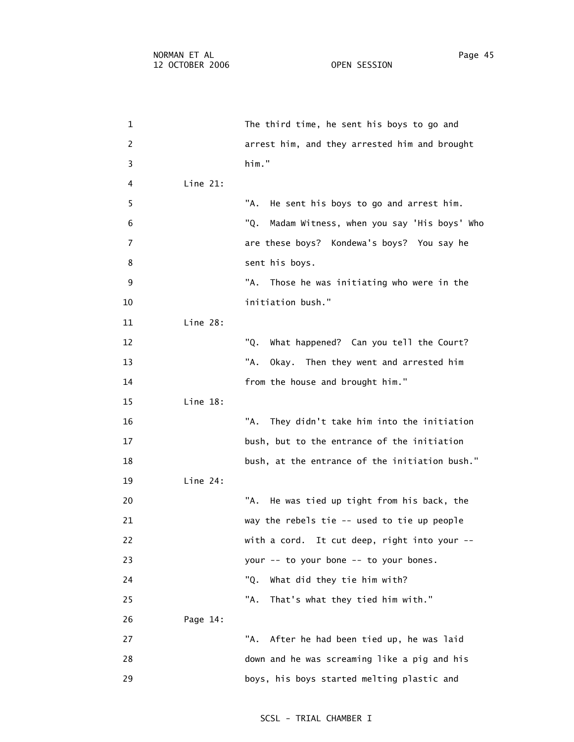The third time, he sent his boys to go and arrest him, and they arrested him and brought him."

Line 21:

"A. He sent his boys to go and arrest him.

"Q. Madam Witness, when you say 'His boys' Who are these boys? Kondewa's boys? You say he sent his boys.

"A. Those he was initiating who were in the initiation bush."

Line 28:

"Q. What happened? Can you tell the Court?

"A. Okay. Then they went and arrested him from the house and brought him."

Line 18:

"A. They didn't take him into the initiation bush, but to the entrance of the initiation bush, at the entrance of the initiation bush."

Line 24:

"A. He was tied up tight from his back, the way the rebels tie -- used to tie up people with a cord. It cut deep, right into your -- your -- to your bone -- to your bones.

"Q. What did they tie him with?

"A. That's what they tied him with."

Page 14:

"A. After he had been tied up, he was laid down and he was screaming like a pig and his boys, his boys started melting plastic and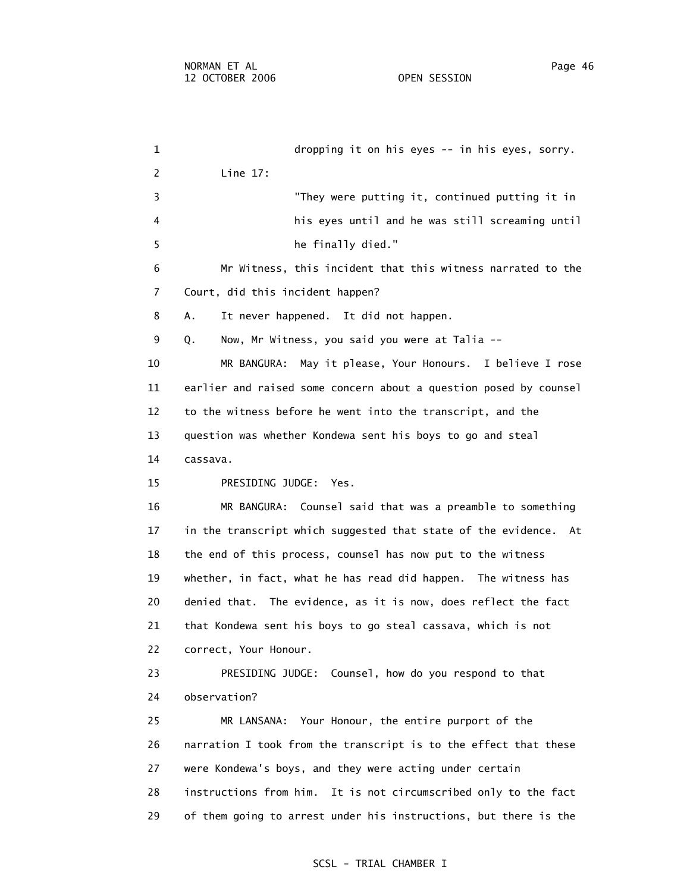dropping it on his eyes -- in his eyes, sorry.

Line 17:

"They were putting it, continued putting it in his eyes until and he was still screaming until he finally died."

Mr Witness, this incident that this witness narrated to the Court, did this incident happen?

A. It never happened. It did not happen.

Q. Now, Mr Witness, you said you were at Talia --

MR BANGURA: May it please, Your Honours. I believe I rose earlier and raised some concern about a question posed by counsel to the witness before he went into the transcript, and the question was whether Kondewa sent his boys to go and steal cassava.

PRESIDING JUDGE: Yes.

MR BANGURA: Counsel said that was a preamble to something in the transcript which suggested that state of the evidence. At the end of this process, counsel has now put to the witness whether, in fact, what he has read did happen. The witness has denied that. The evidence, as it is now, does reflect the fact that Kondewa sent his boys to go steal cassava, which is not correct, Your Honour.

PRESIDING JUDGE: Counsel, how do you respond to that observation?

MR LANSANA: Your Honour, the entire purport of the narration I took from the transcript is to the effect that these were Kondewa's boys, and they were acting under certain instructions from him. It is not circumscribed only to the fact of them going to arrest under his instructions, but there is the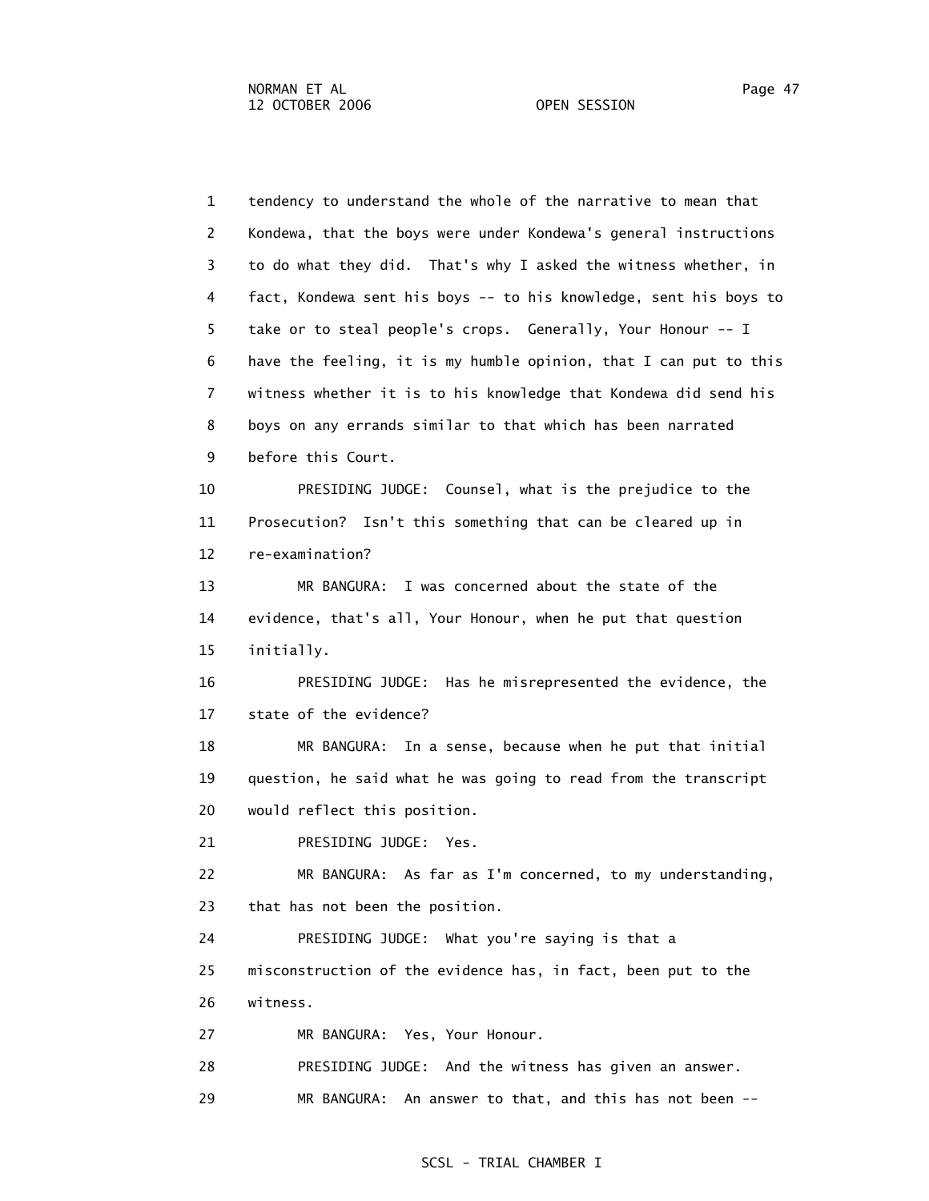1 tendency to understand the whole of the narrative to mean that
2 Kondewa, that the boys were under Kondewa's general instructions
3 to do what they did. That's why I asked the witness whether, in
4 fact, Kondewa sent his boys -- to his knowledge, sent his boys to
5 take or to steal people's crops. Generally, Your Honour -- I
6 have the feeling, it is my humble opinion, that I can put to this
7 witness whether it is to his knowledge that Kondewa did send his
8 boys on any errands similar to that which has been narrated
9 before this Court.

10 PRESIDING JUDGE: Counsel, what is the prejudice to the
11 Prosecution? Isn't this something that can be cleared up in
12 re-examination?

13 MR BANGURA: I was concerned about the state of the
14 evidence, that's all, Your Honour, when he put that question
15 initially.

16 PRESIDING JUDGE: Has he misrepresented the evidence, the
17 state of the evidence?

18 MR BANGURA: In a sense, because when he put that initial
19 question, he said what he was going to read from the transcript
20 would reflect this position.

21 PRESIDING JUDGE: Yes.

22 MR BANGURA: As far as I'm concerned, to my understanding,
23 that has not been the position.

24 PRESIDING JUDGE: What you're saying is that a
25 misconstruction of the evidence has, in fact, been put to the
26 witness.

27 MR BANGURA: Yes, Your Honour.

28 PRESIDING JUDGE: And the witness has given an answer.

29 MR BANGURA: An answer to that, and this has not been --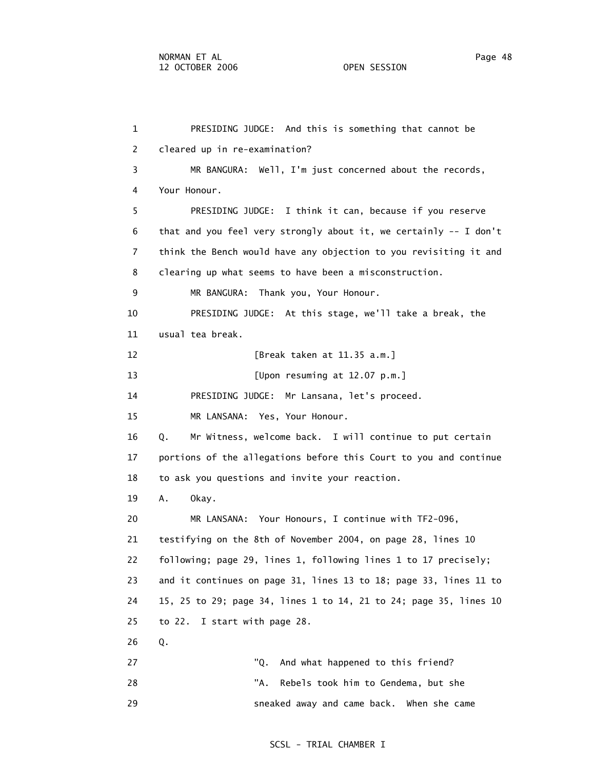PRESIDING JUDGE: And this is something that cannot be cleared up in re-examination?

MR BANGURA: Well, I'm just concerned about the records, Your Honour.

PRESIDING JUDGE: I think it can, because if you reserve that and you feel very strongly about it, we certainly -- I don't think the Bench would have any objection to you revisiting it and clearing up what seems to have been a misconstruction.

MR BANGURA: Thank you, Your Honour.

PRESIDING JUDGE: At this stage, we'll take a break, the usual tea break.

[Break taken at 11.35 a.m.]

[Upon resuming at 12.07 p.m.]

PRESIDING JUDGE: Mr Lansana, let's proceed.

MR LANSANA: Yes, Your Honour.

Q. Mr Witness, welcome back. I will continue to put certain portions of the allegations before this Court to you and continue to ask you questions and invite your reaction.

A. Okay.

MR LANSANA: Your Honours, I continue with TF2-096, testifying on the 8th of November 2004, on page 28, lines 10 following; page 29, lines 1, following lines 1 to 17 precisely; and it continues on page 31, lines 13 to 18; page 33, lines 11 to 15, 25 to 29; page 34, lines 1 to 14, 21 to 24; page 35, lines 10 to 22. I start with page 28.

Q.

> "Q. And what happened to this friend?
>
> "A. Rebels took him to Gendema, but she sneaked away and came back. When she came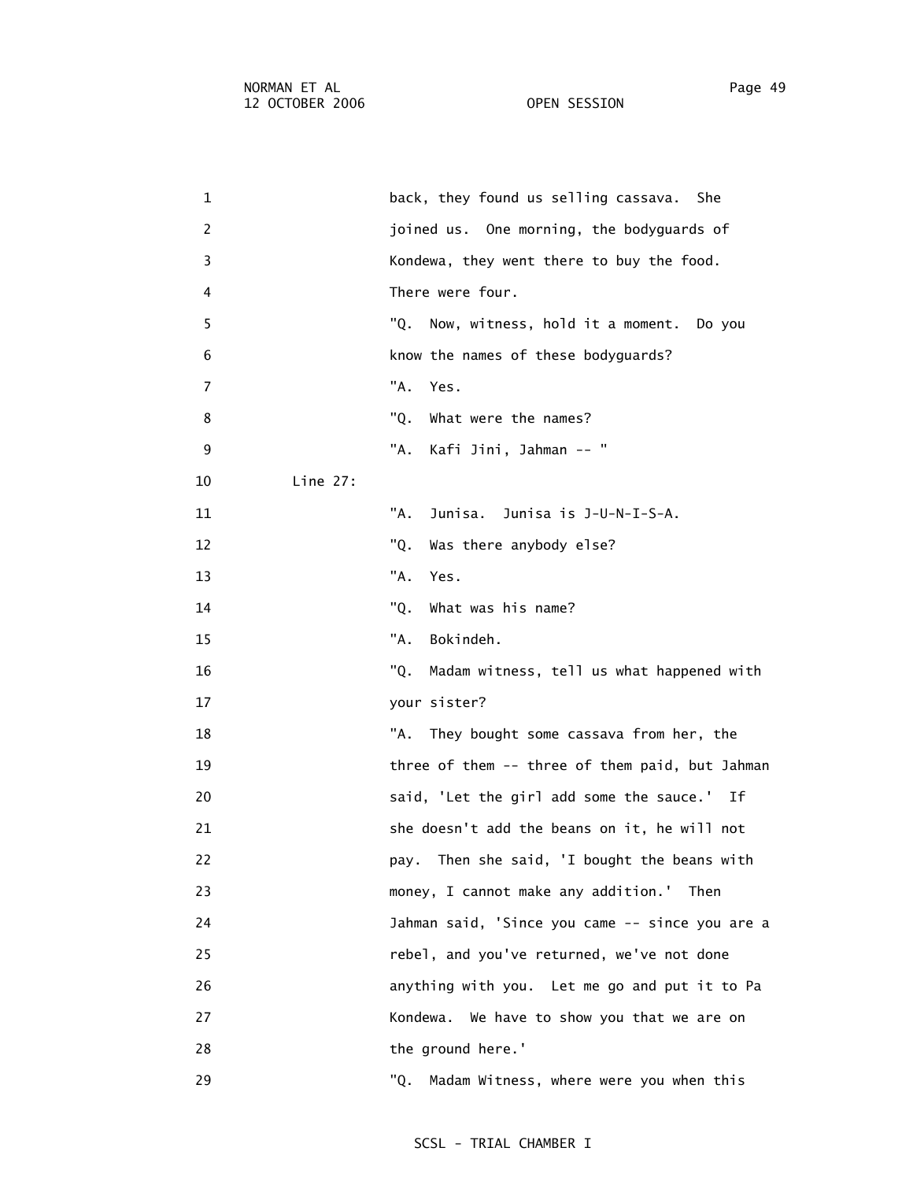back, they found us selling cassava. She joined us. One morning, the bodyguards of Kondewa, they went there to buy the food. There were four.

"Q. Now, witness, hold it a moment. Do you know the names of these bodyguards?

"A. Yes.

"Q. What were the names?

"A. Kafi Jini, Jahman -- "

Line 27:

"A. Junisa. Junisa is J-U-N-I-S-A.

"Q. Was there anybody else?

"A. Yes.

"Q. What was his name?

"A. Bokindeh.

"Q. Madam witness, tell us what happened with your sister?

"A. They bought some cassava from her, the three of them -- three of them paid, but Jahman said, 'Let the girl add some the sauce.' If she doesn't add the beans on it, he will not pay. Then she said, 'I bought the beans with money, I cannot make any addition.' Then Jahman said, 'Since you came -- since you are a rebel, and you've returned, we've not done anything with you. Let me go and put it to Pa Kondewa. We have to show you that we are on the ground here.'

"Q. Madam Witness, where were you when this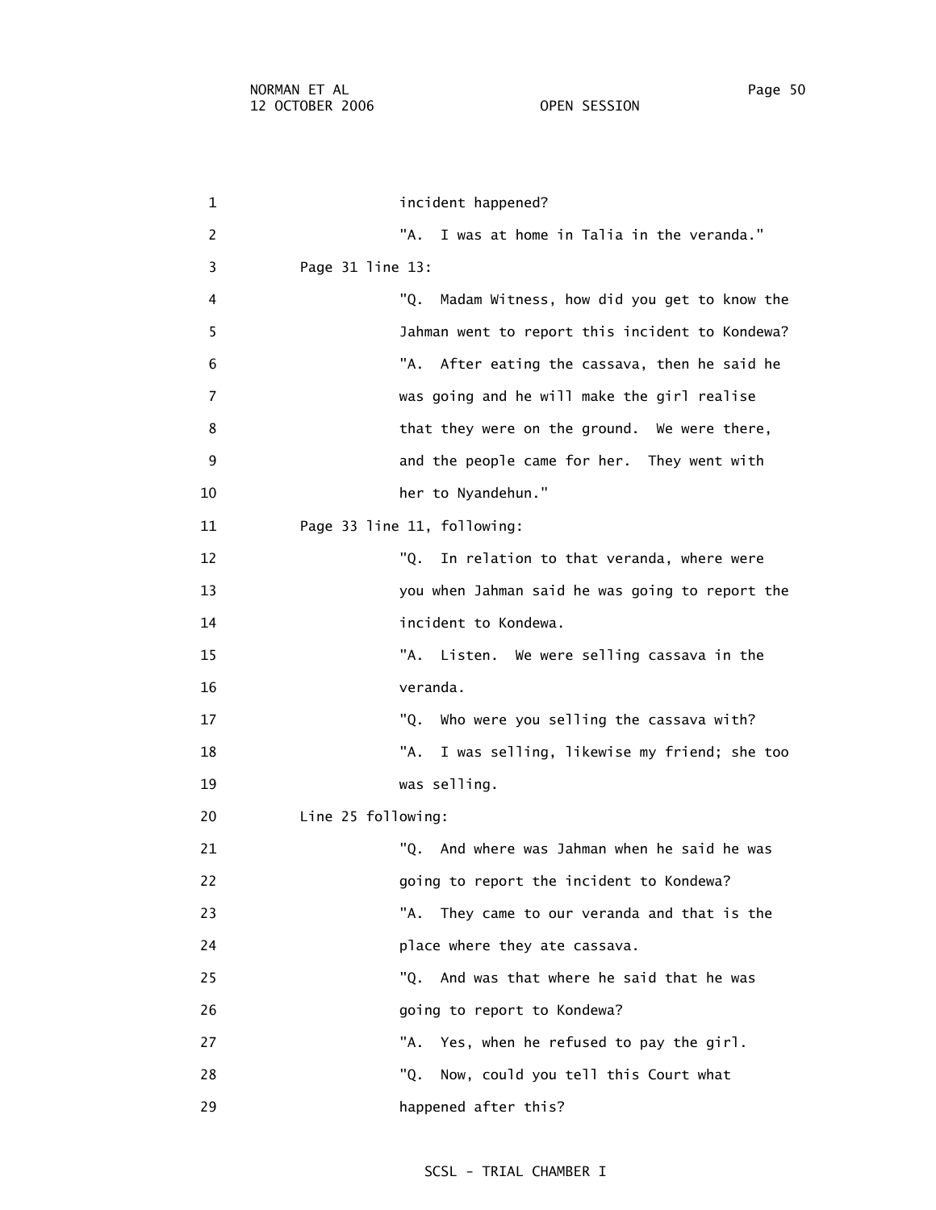incident happened?

"A. I was at home in Talia in the veranda."

Page 31 line 13:

"Q. Madam Witness, how did you get to know the Jahman went to report this incident to Kondewa?

"A. After eating the cassava, then he said he was going and he will make the girl realise that they were on the ground. We were there, and the people came for her. They went with her to Nyandehun."

Page 33 line 11, following:

"Q. In relation to that veranda, where were you when Jahman said he was going to report the incident to Kondewa.

"A. Listen. We were selling cassava in the veranda.

"Q. Who were you selling the cassava with?

"A. I was selling, likewise my friend; she too was selling.

Line 25 following:

"Q. And where was Jahman when he said he was going to report the incident to Kondewa?

"A. They came to our veranda and that is the place where they ate cassava.

"Q. And was that where he said that he was going to report to Kondewa?

"A. Yes, when he refused to pay the girl.

"Q. Now, could you tell this Court what happened after this?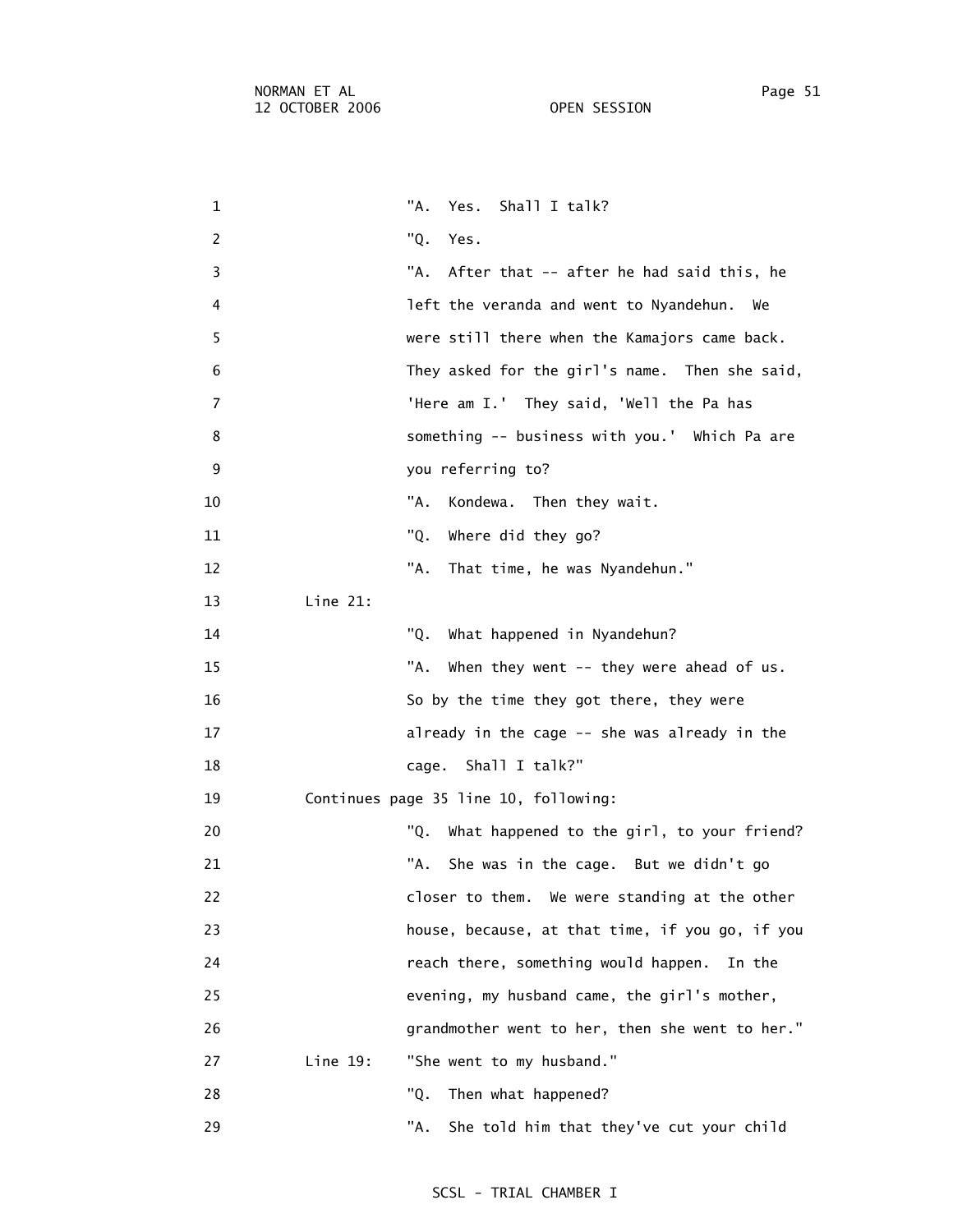"A. Yes. Shall I talk?

"Q. Yes.

"A. After that -- after he had said this, he left the veranda and went to Nyandehun. We were still there when the Kamajors came back. They asked for the girl's name. Then she said, 'Here am I.' They said, 'Well the Pa has something -- business with you.' Which Pa are you referring to?

"A. Kondewa. Then they wait.

"Q. Where did they go?

"A. That time, he was Nyandehun."

Line 21:

"Q. What happened in Nyandehun?

"A. When they went -- they were ahead of us. So by the time they got there, they were already in the cage -- she was already in the cage. Shall I talk?"

Continues page 35 line 10, following:

"Q. What happened to the girl, to your friend?

"A. She was in the cage. But we didn't go closer to them. We were standing at the other house, because, at that time, if you go, if you reach there, something would happen. In the evening, my husband came, the girl's mother, grandmother went to her, then she went to her."

Line 19: "She went to my husband."

"Q. Then what happened?

"A. She told him that they've cut your child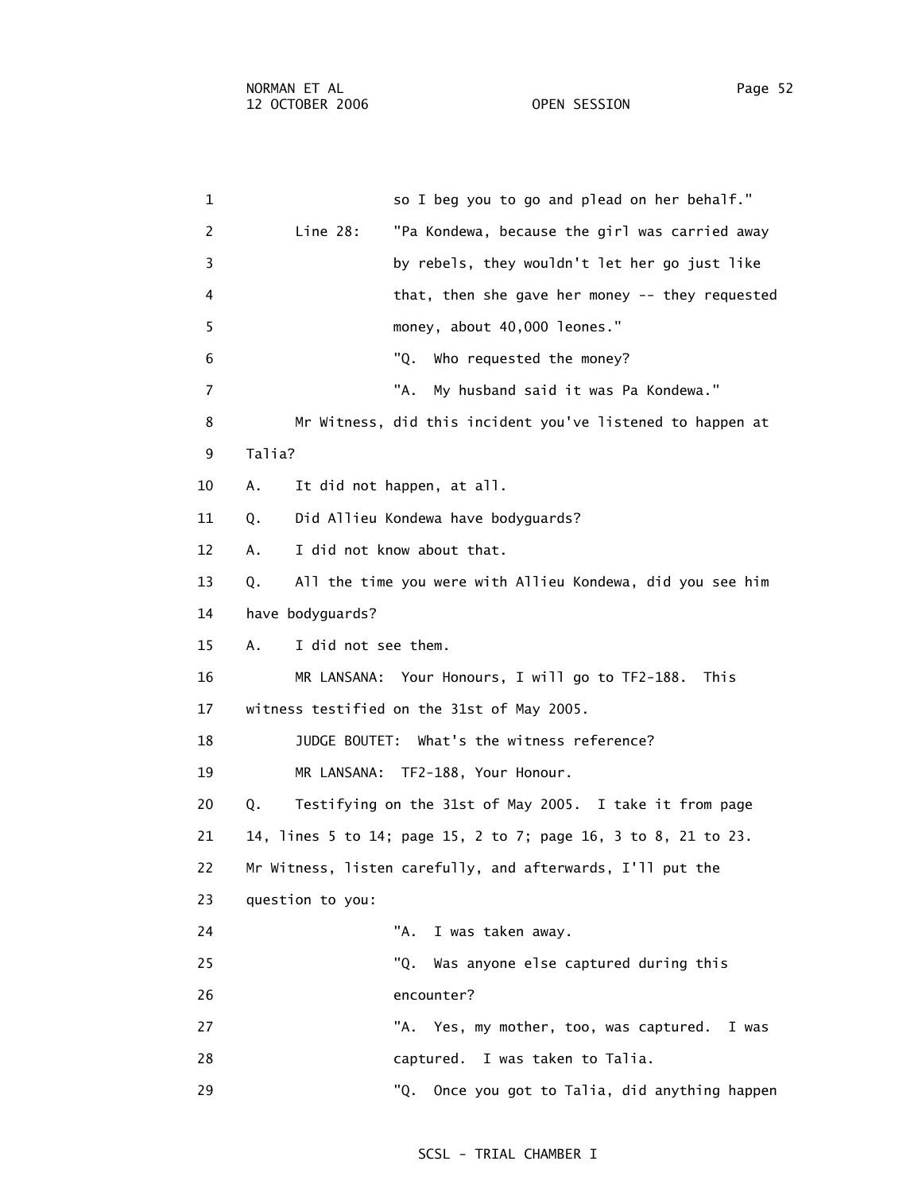so I beg you to go and plead on her behalf."

Line 28: "Pa Kondewa, because the girl was carried away by rebels, they wouldn't let her go just like that, then she gave her money -- they requested money, about 40,000 leones."

"Q. Who requested the money?

"A. My husband said it was Pa Kondewa."

Mr Witness, did this incident you've listened to happen at Talia?

A. It did not happen, at all.

Q. Did Allieu Kondewa have bodyguards?

A. I did not know about that.

Q. All the time you were with Allieu Kondewa, did you see him have bodyguards?

A. I did not see them.

MR LANSANA: Your Honours, I will go to TF2-188. This witness testified on the 31st of May 2005.

JUDGE BOUTET: What's the witness reference?

MR LANSANA: TF2-188, Your Honour.

Q. Testifying on the 31st of May 2005. I take it from page 14, lines 5 to 14; page 15, 2 to 7; page 16, 3 to 8, 21 to 23. Mr Witness, listen carefully, and afterwards, I'll put the question to you:

"A. I was taken away.

"Q. Was anyone else captured during this encounter?

"A. Yes, my mother, too, was captured. I was captured. I was taken to Talia.

"Q. Once you got to Talia, did anything happen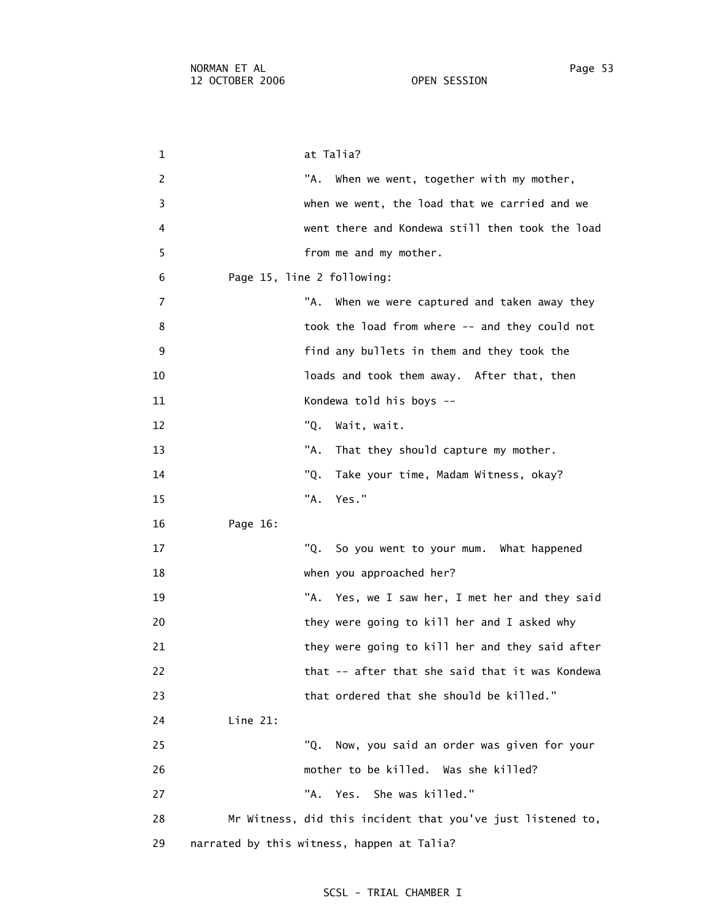at Talia?

"A. When we went, together with my mother, when we went, the load that we carried and we went there and Kondewa still then took the load from me and my mother.

Page 15, line 2 following:

"A. When we were captured and taken away they took the load from where -- and they could not find any bullets in them and they took the loads and took them away. After that, then Kondewa told his boys --

"Q. Wait, wait.

"A. That they should capture my mother.

"Q. Take your time, Madam Witness, okay?

"A. Yes."

Page 16:

"Q. So you went to your mum. What happened when you approached her?

"A. Yes, we I saw her, I met her and they said they were going to kill her and I asked why they were going to kill her and they said after that -- after that she said that it was Kondewa that ordered that she should be killed."

Line 21:

"Q. Now, you said an order was given for your mother to be killed. Was she killed?

"A. Yes. She was killed."

Mr Witness, did this incident that you've just listened to, narrated by this witness, happen at Talia?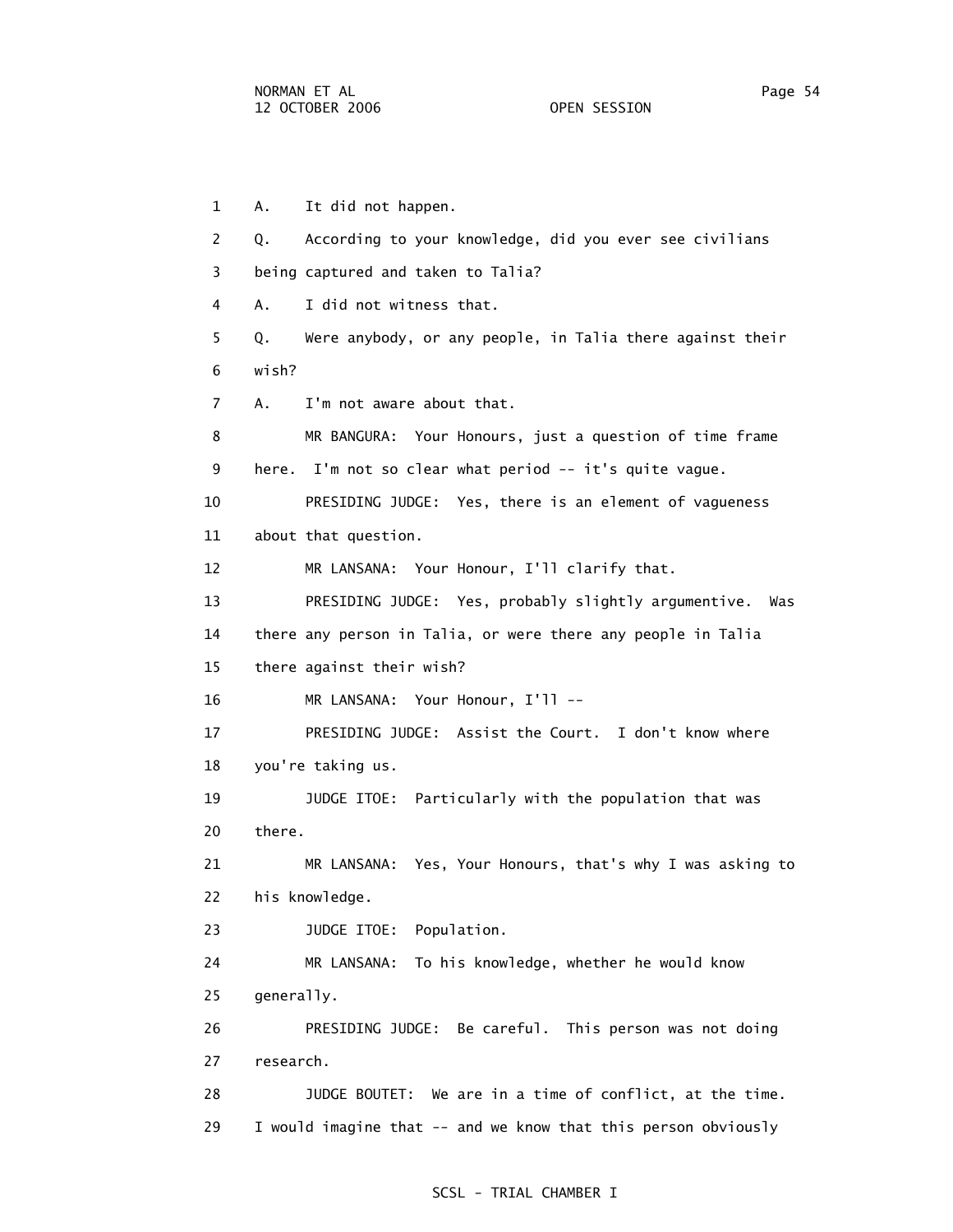1 A. It did not happen.

2 Q. According to your knowledge, did you ever see civilians

3 being captured and taken to Talia?

4 A. I did not witness that.

5 Q. Were anybody, or any people, in Talia there against their

6 wish?

7 A. I'm not aware about that.

8 MR BANGURA: Your Honours, just a question of time frame

9 here. I'm not so clear what period -- it's quite vague.

10 PRESIDING JUDGE: Yes, there is an element of vagueness

11 about that question.

12 MR LANSANA: Your Honour, I'll clarify that.

13 PRESIDING JUDGE: Yes, probably slightly argumentive. Was

14 there any person in Talia, or were there any people in Talia

15 there against their wish?

16 MR LANSANA: Your Honour, I'll --

17 PRESIDING JUDGE: Assist the Court. I don't know where

18 you're taking us.

19 JUDGE ITOE: Particularly with the population that was

20 there.

21 MR LANSANA: Yes, Your Honours, that's why I was asking to

22 his knowledge.

23 JUDGE ITOE: Population.

24 MR LANSANA: To his knowledge, whether he would know

25 generally.

26 PRESIDING JUDGE: Be careful. This person was not doing

27 research.

28 JUDGE BOUTET: We are in a time of conflict, at the time.

29 I would imagine that -- and we know that this person obviously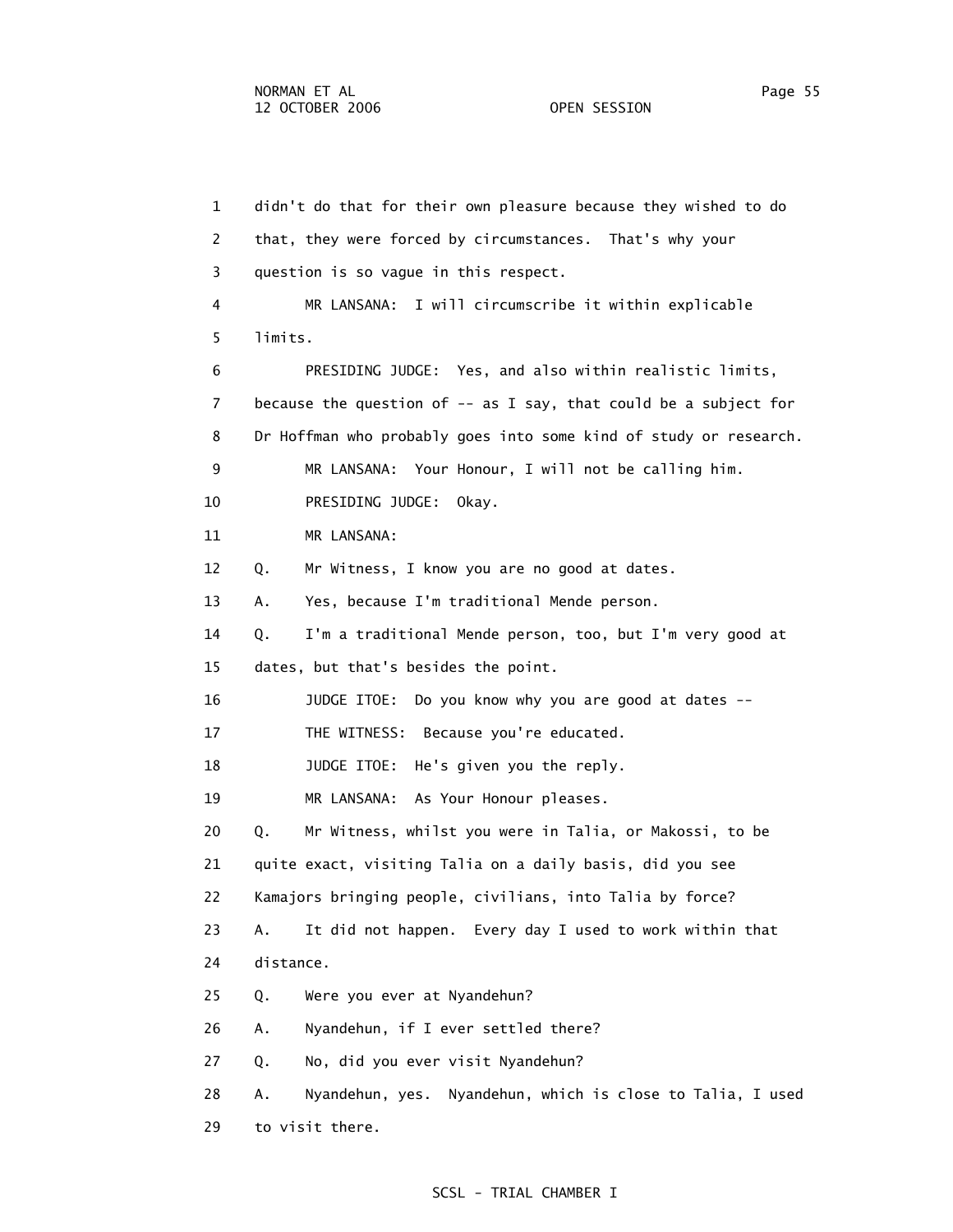1 didn't do that for their own pleasure because they wished to do
2 that, they were forced by circumstances. That's why your
3 question is so vague in this respect.
4 MR LANSANA: I will circumscribe it within explicable
5 limits.
6 PRESIDING JUDGE: Yes, and also within realistic limits,
7 because the question of -- as I say, that could be a subject for
8 Dr Hoffman who probably goes into some kind of study or research.
9 MR LANSANA: Your Honour, I will not be calling him.
10 PRESIDING JUDGE: Okay.
11 MR LANSANA:
12 Q. Mr Witness, I know you are no good at dates.
13 A. Yes, because I'm traditional Mende person.
14 Q. I'm a traditional Mende person, too, but I'm very good at
15 dates, but that's besides the point.
16 JUDGE ITOE: Do you know why you are good at dates --
17 THE WITNESS: Because you're educated.
18 JUDGE ITOE: He's given you the reply.
19 MR LANSANA: As Your Honour pleases.
20 Q. Mr Witness, whilst you were in Talia, or Makossi, to be
21 quite exact, visiting Talia on a daily basis, did you see
22 Kamajors bringing people, civilians, into Talia by force?
23 A. It did not happen. Every day I used to work within that
24 distance.
25 Q. Were you ever at Nyandehun?
26 A. Nyandehun, if I ever settled there?
27 Q. No, did you ever visit Nyandehun?
28 A. Nyandehun, yes. Nyandehun, which is close to Talia, I used
29 to visit there.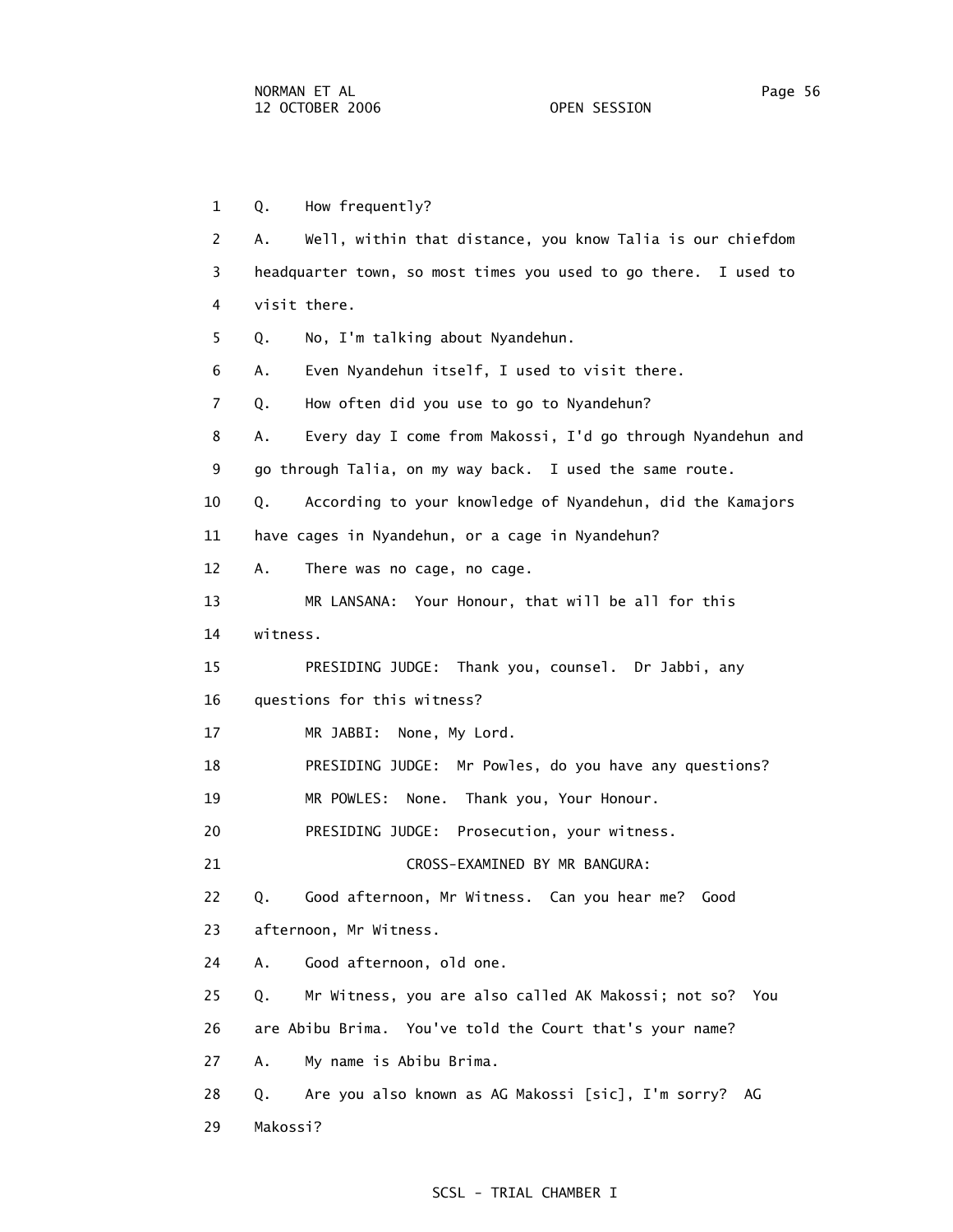1 Q. How frequently?

2 A. Well, within that distance, you know Talia is our chiefdom

3 headquarter town, so most times you used to go there. I used to

4 visit there.

5 Q. No, I'm talking about Nyandehun.

6 A. Even Nyandehun itself, I used to visit there.

7 Q. How often did you use to go to Nyandehun?

8 A. Every day I come from Makossi, I'd go through Nyandehun and

9 go through Talia, on my way back. I used the same route.

10 Q. According to your knowledge of Nyandehun, did the Kamajors

11 have cages in Nyandehun, or a cage in Nyandehun?

12 A. There was no cage, no cage.

13 MR LANSANA: Your Honour, that will be all for this

14 witness.

15 PRESIDING JUDGE: Thank you, counsel. Dr Jabbi, any

16 questions for this witness?

17 MR JABBI: None, My Lord.

18 PRESIDING JUDGE: Mr Powles, do you have any questions?

19 MR POWLES: None. Thank you, Your Honour.

20 PRESIDING JUDGE: Prosecution, your witness.

21 CROSS-EXAMINED BY MR BANGURA:

22 Q. Good afternoon, Mr Witness. Can you hear me? Good

23 afternoon, Mr Witness.

24 A. Good afternoon, old one.

25 Q. Mr Witness, you are also called AK Makossi; not so? You

26 are Abibu Brima. You've told the Court that's your name?

27 A. My name is Abibu Brima.

28 Q. Are you also known as AG Makossi [sic], I'm sorry? AG

29 Makossi?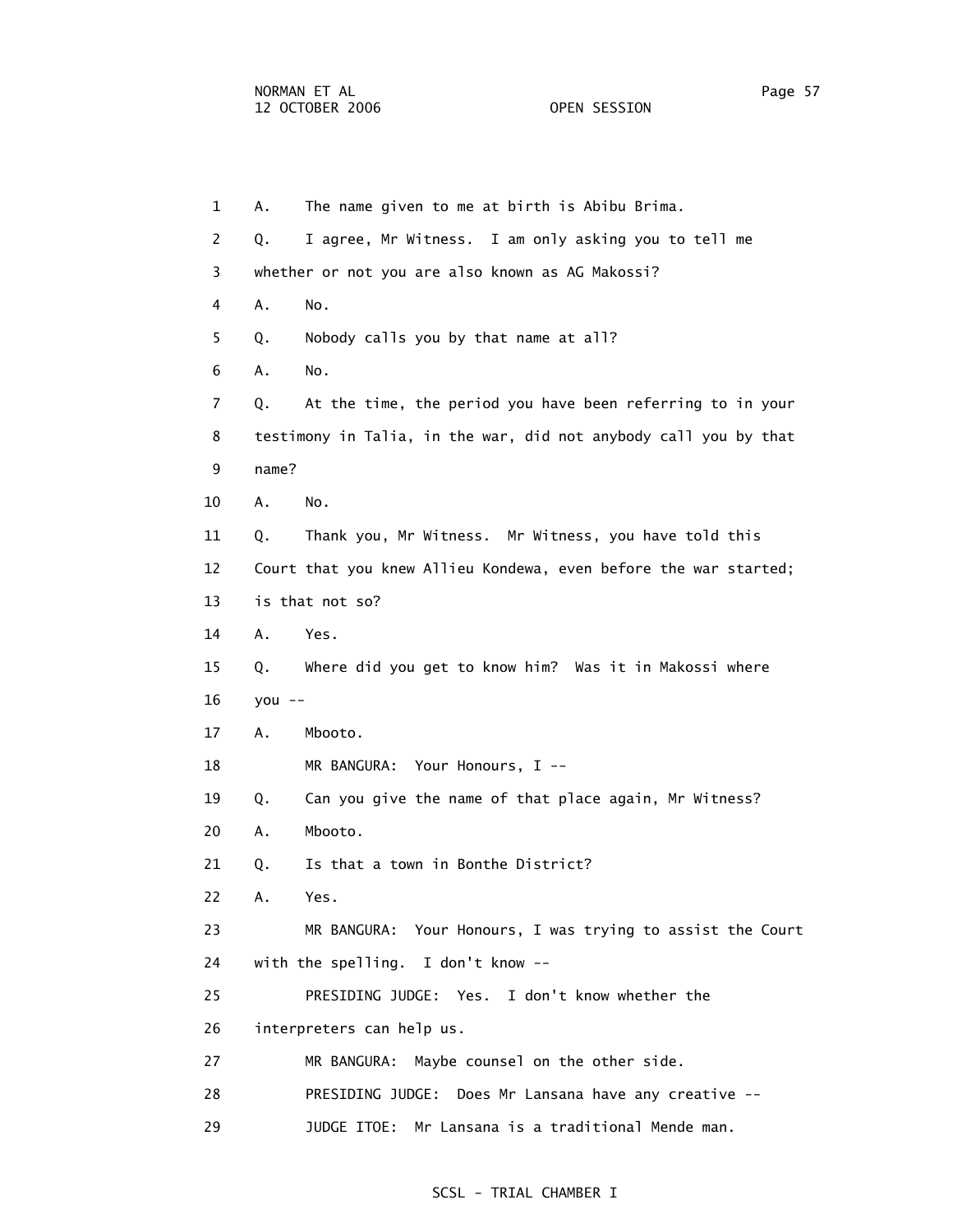1 A. The name given to me at birth is Abibu Brima.

2 Q. I agree, Mr Witness. I am only asking you to tell me

3 whether or not you are also known as AG Makossi?

4 A. No.

5 Q. Nobody calls you by that name at all?

6 A. No.

7 Q. At the time, the period you have been referring to in your

8 testimony in Talia, in the war, did not anybody call you by that

9 name?

10 A. No.

11 Q. Thank you, Mr Witness. Mr Witness, you have told this

12 Court that you knew Allieu Kondewa, even before the war started;

13 is that not so?

14 A. Yes.

15 Q. Where did you get to know him? Was it in Makossi where

16 you --

17 A. Mbooto.

18 MR BANGURA: Your Honours, I --

19 Q. Can you give the name of that place again, Mr Witness?

20 A. Mbooto.

21 Q. Is that a town in Bonthe District?

22 A. Yes.

23 MR BANGURA: Your Honours, I was trying to assist the Court

24 with the spelling. I don't know --

25 PRESIDING JUDGE: Yes. I don't know whether the

26 interpreters can help us.

27 MR BANGURA: Maybe counsel on the other side.

28 PRESIDING JUDGE: Does Mr Lansana have any creative --

29 JUDGE ITOE: Mr Lansana is a traditional Mende man.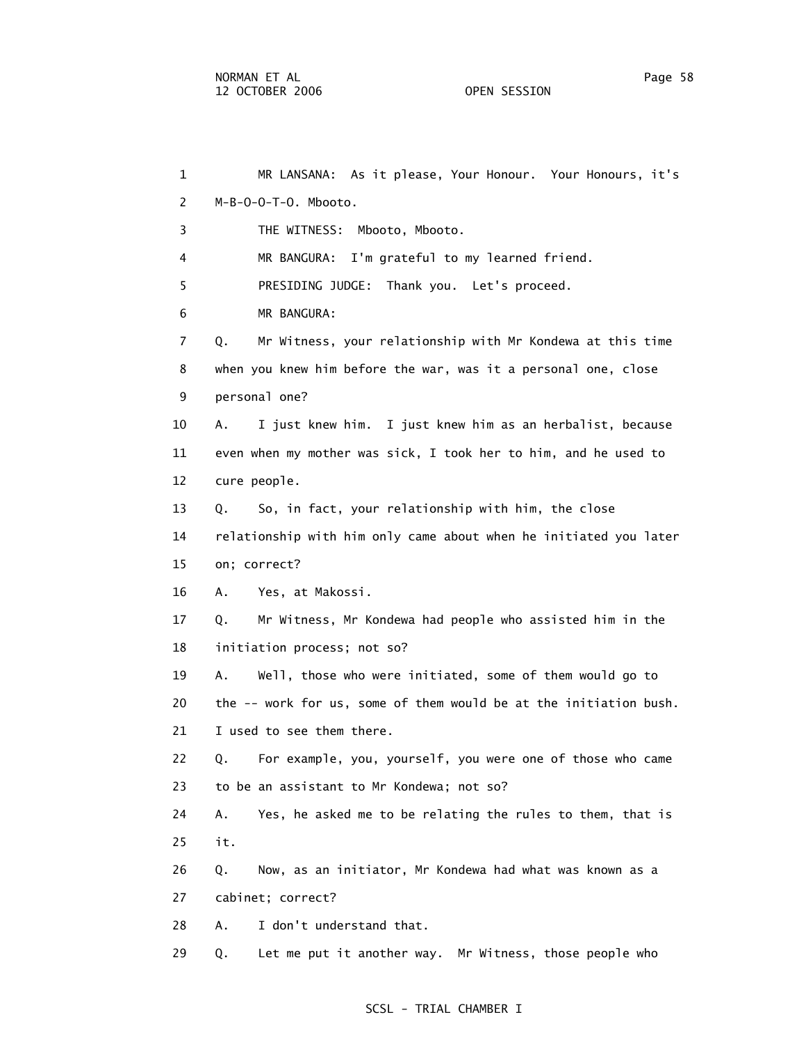1 MR LANSANA: As it please, Your Honour. Your Honours, it's
2 M-B-O-O-T-O. Mbooto.
3 THE WITNESS: Mbooto, Mbooto.
4 MR BANGURA: I'm grateful to my learned friend.
5 PRESIDING JUDGE: Thank you. Let's proceed.
6 MR BANGURA:
7 Q. Mr Witness, your relationship with Mr Kondewa at this time
8 when you knew him before the war, was it a personal one, close
9 personal one?
10 A. I just knew him. I just knew him as an herbalist, because
11 even when my mother was sick, I took her to him, and he used to
12 cure people.
13 Q. So, in fact, your relationship with him, the close
14 relationship with him only came about when he initiated you later
15 on; correct?
16 A. Yes, at Makossi.
17 Q. Mr Witness, Mr Kondewa had people who assisted him in the
18 initiation process; not so?
19 A. Well, those who were initiated, some of them would go to
20 the -- work for us, some of them would be at the initiation bush.
21 I used to see them there.
22 Q. For example, you, yourself, you were one of those who came
23 to be an assistant to Mr Kondewa; not so?
24 A. Yes, he asked me to be relating the rules to them, that is
25 it.
26 Q. Now, as an initiator, Mr Kondewa had what was known as a
27 cabinet; correct?
28 A. I don't understand that.
29 Q. Let me put it another way. Mr Witness, those people who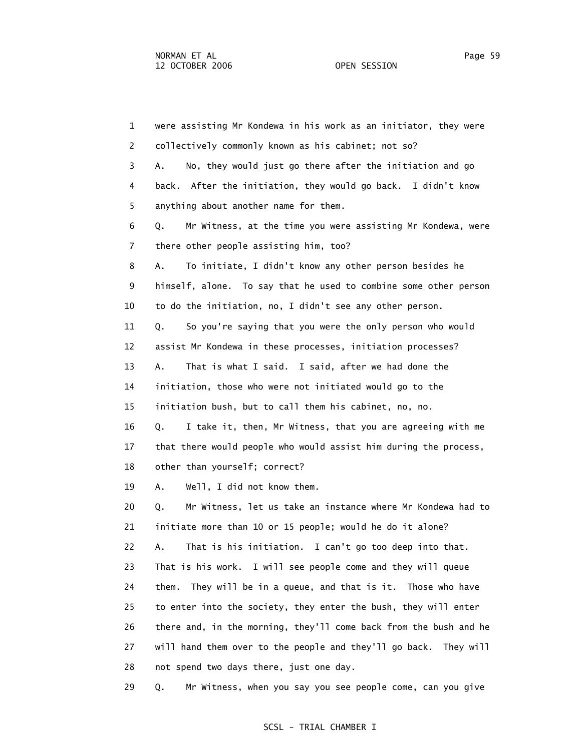1 were assisting Mr Kondewa in his work as an initiator, they were
2 collectively commonly known as his cabinet; not so?
3 A. No, they would just go there after the initiation and go
4 back. After the initiation, they would go back. I didn't know
5 anything about another name for them.
6 Q. Mr Witness, at the time you were assisting Mr Kondewa, were
7 there other people assisting him, too?
8 A. To initiate, I didn't know any other person besides he
9 himself, alone. To say that he used to combine some other person
10 to do the initiation, no, I didn't see any other person.
11 Q. So you're saying that you were the only person who would
12 assist Mr Kondewa in these processes, initiation processes?
13 A. That is what I said. I said, after we had done the
14 initiation, those who were not initiated would go to the
15 initiation bush, but to call them his cabinet, no, no.
16 Q. I take it, then, Mr Witness, that you are agreeing with me
17 that there would people who would assist him during the process,
18 other than yourself; correct?
19 A. Well, I did not know them.
20 Q. Mr Witness, let us take an instance where Mr Kondewa had to
21 initiate more than 10 or 15 people; would he do it alone?
22 A. That is his initiation. I can't go too deep into that.
23 That is his work. I will see people come and they will queue
24 them. They will be in a queue, and that is it. Those who have
25 to enter into the society, they enter the bush, they will enter
26 there and, in the morning, they'll come back from the bush and he
27 will hand them over to the people and they'll go back. They will
28 not spend two days there, just one day.
29 Q. Mr Witness, when you say you see people come, can you give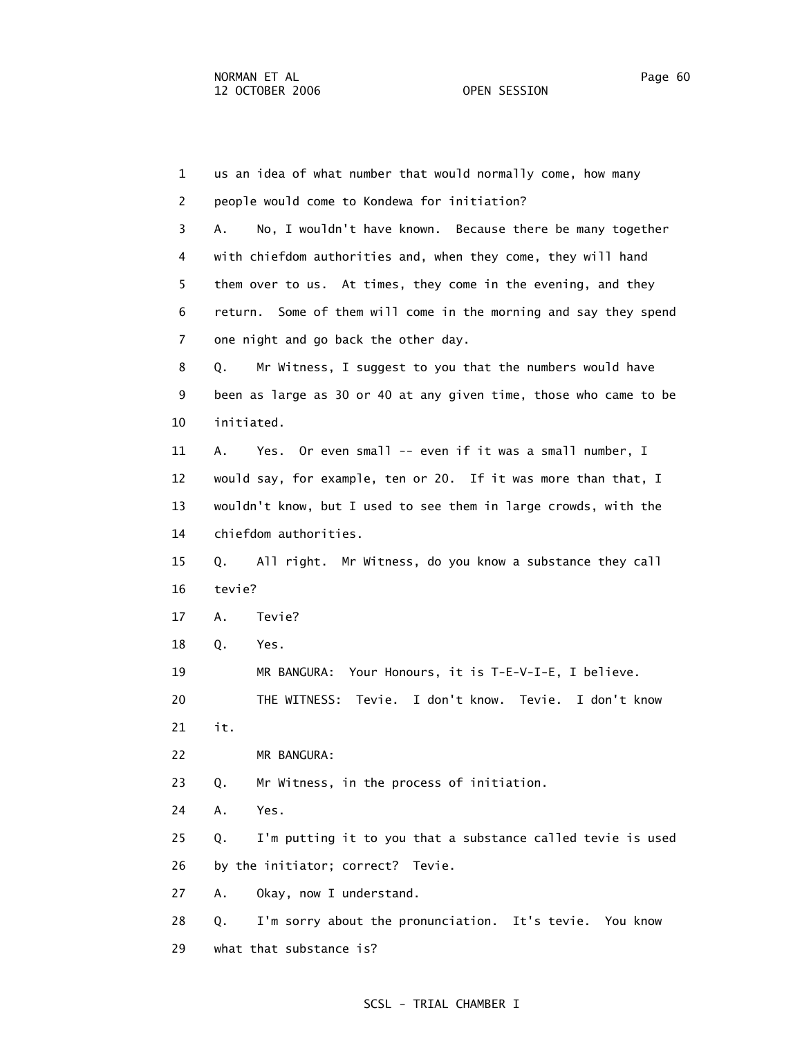us an idea of what number that would normally come, how many people would come to Kondewa for initiation?

A. No, I wouldn't have known. Because there be many together with chiefdom authorities and, when they come, they will hand them over to us. At times, they come in the evening, and they return. Some of them will come in the morning and say they spend one night and go back the other day.

Q. Mr Witness, I suggest to you that the numbers would have been as large as 30 or 40 at any given time, those who came to be initiated.

A. Yes. Or even small -- even if it was a small number, I would say, for example, ten or 20. If it was more than that, I wouldn't know, but I used to see them in large crowds, with the chiefdom authorities.

Q. All right. Mr Witness, do you know a substance they call tevie?

A. Tevie?

Q. Yes.

MR BANGURA: Your Honours, it is T-E-V-I-E, I believe.

THE WITNESS: Tevie. I don't know. Tevie. I don't know it.

MR BANGURA:

Q. Mr Witness, in the process of initiation.

A. Yes.

Q. I'm putting it to you that a substance called tevie is used by the initiator; correct? Tevie.

A. Okay, now I understand.

Q. I'm sorry about the pronunciation. It's tevie. You know what that substance is?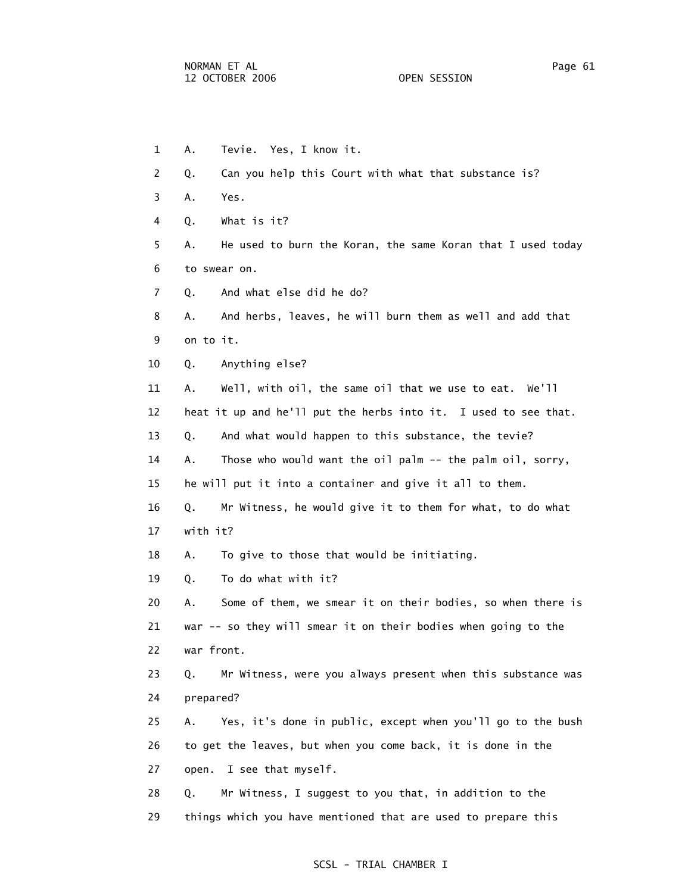1 A. Tevie. Yes, I know it.

2 Q. Can you help this Court with what that substance is?

3 A. Yes.

4 Q. What is it?

5 A. He used to burn the Koran, the same Koran that I used today

6 to swear on.

7 Q. And what else did he do?

8 A. And herbs, leaves, he will burn them as well and add that

9 on to it.

10 Q. Anything else?

11 A. Well, with oil, the same oil that we use to eat. We'll

12 heat it up and he'll put the herbs into it. I used to see that.

13 Q. And what would happen to this substance, the tevie?

14 A. Those who would want the oil palm -- the palm oil, sorry,

15 he will put it into a container and give it all to them.

16 Q. Mr Witness, he would give it to them for what, to do what

17 with it?

18 A. To give to those that would be initiating.

19 Q. To do what with it?

20 A. Some of them, we smear it on their bodies, so when there is

21 war -- so they will smear it on their bodies when going to the

22 war front.

23 Q. Mr Witness, were you always present when this substance was

24 prepared?

25 A. Yes, it's done in public, except when you'll go to the bush

26 to get the leaves, but when you come back, it is done in the

27 open. I see that myself.

28 Q. Mr Witness, I suggest to you that, in addition to the

29 things which you have mentioned that are used to prepare this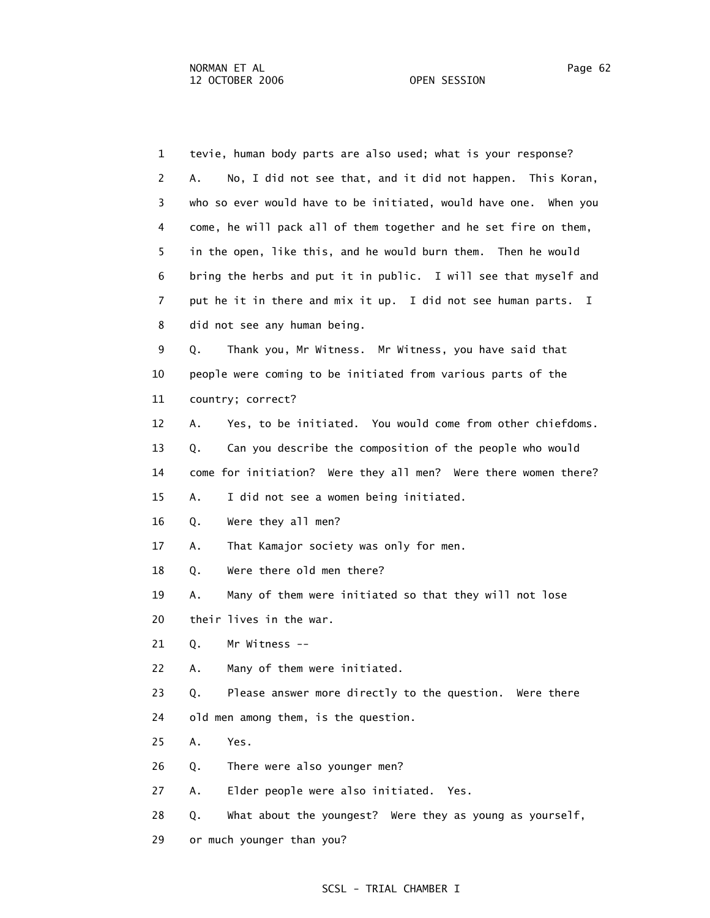1 tevie, human body parts are also used; what is your response?

2 A. No, I did not see that, and it did not happen. This Koran,

3 who so ever would have to be initiated, would have one. When you

4 come, he will pack all of them together and he set fire on them,

5 in the open, like this, and he would burn them. Then he would

6 bring the herbs and put it in public. I will see that myself and

7 put he it in there and mix it up. I did not see human parts. I

8 did not see any human being.

9 Q. Thank you, Mr Witness. Mr Witness, you have said that

10 people were coming to be initiated from various parts of the

11 country; correct?

12 A. Yes, to be initiated. You would come from other chiefdoms.

13 Q. Can you describe the composition of the people who would

14 come for initiation? Were they all men? Were there women there?

15 A. I did not see a women being initiated.

16 Q. Were they all men?

17 A. That Kamajor society was only for men.

18 Q. Were there old men there?

19 A. Many of them were initiated so that they will not lose

20 their lives in the war.

21 Q. Mr Witness --

22 A. Many of them were initiated.

23 Q. Please answer more directly to the question. Were there

24 old men among them, is the question.

25 A. Yes.

26 Q. There were also younger men?

27 A. Elder people were also initiated. Yes.

28 Q. What about the youngest? Were they as young as yourself,

29 or much younger than you?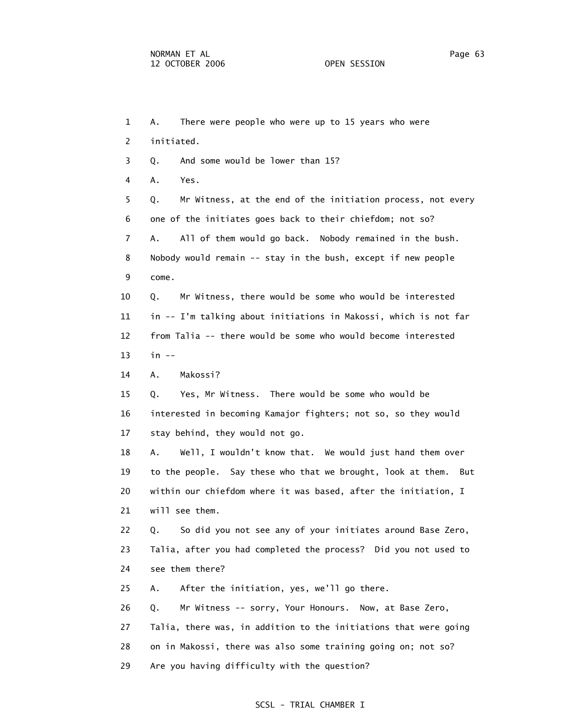1 A. There were people who were up to 15 years who were
2 initiated.
3 Q. And some would be lower than 15?
4 A. Yes.
5 Q. Mr Witness, at the end of the initiation process, not every
6 one of the initiates goes back to their chiefdom; not so?
7 A. All of them would go back. Nobody remained in the bush.
8 Nobody would remain -- stay in the bush, except if new people
9 come.
10 Q. Mr Witness, there would be some who would be interested
11 in -- I'm talking about initiations in Makossi, which is not far
12 from Talia -- there would be some who would become interested
13 in --
14 A. Makossi?
15 Q. Yes, Mr Witness. There would be some who would be
16 interested in becoming Kamajor fighters; not so, so they would
17 stay behind, they would not go.
18 A. Well, I wouldn't know that. We would just hand them over
19 to the people. Say these who that we brought, look at them. But
20 within our chiefdom where it was based, after the initiation, I
21 will see them.
22 Q. So did you not see any of your initiates around Base Zero,
23 Talia, after you had completed the process? Did you not used to
24 see them there?
25 A. After the initiation, yes, we'll go there.
26 Q. Mr Witness -- sorry, Your Honours. Now, at Base Zero,
27 Talia, there was, in addition to the initiations that were going
28 on in Makossi, there was also some training going on; not so?
29 Are you having difficulty with the question?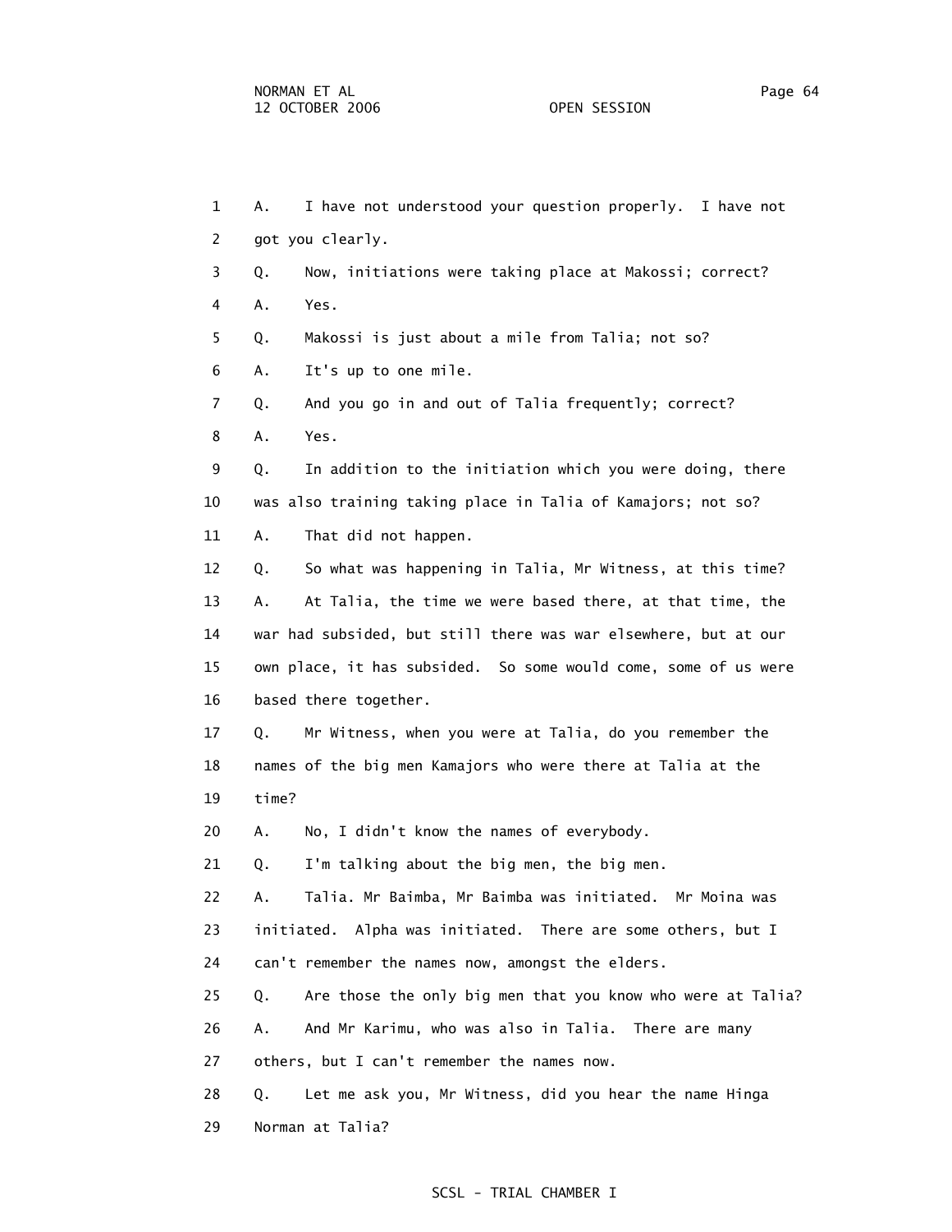A. I have not understood your question properly. I have not got you clearly.

Q. Now, initiations were taking place at Makossi; correct?

A. Yes.

Q. Makossi is just about a mile from Talia; not so?

A. It's up to one mile.

Q. And you go in and out of Talia frequently; correct?

A. Yes.

Q. In addition to the initiation which you were doing, there was also training taking place in Talia of Kamajors; not so?

A. That did not happen.

Q. So what was happening in Talia, Mr Witness, at this time?

A. At Talia, the time we were based there, at that time, the war had subsided, but still there was war elsewhere, but at our own place, it has subsided. So some would come, some of us were based there together.

Q. Mr Witness, when you were at Talia, do you remember the names of the big men Kamajors who were there at Talia at the time?

A. No, I didn't know the names of everybody.

Q. I'm talking about the big men, the big men.

A. Talia. Mr Baimba, Mr Baimba was initiated. Mr Moina was initiated. Alpha was initiated. There are some others, but I can't remember the names now, amongst the elders.

Q. Are those the only big men that you know who were at Talia?

A. And Mr Karimu, who was also in Talia. There are many others, but I can't remember the names now.

Q. Let me ask you, Mr Witness, did you hear the name Hinga Norman at Talia?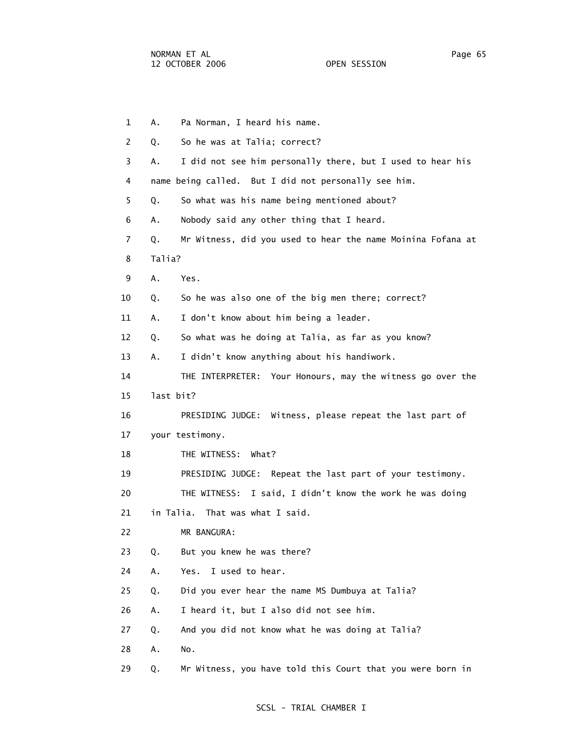1 A. Pa Norman, I heard his name.

2 Q. So he was at Talia; correct?

3 A. I did not see him personally there, but I used to hear his

4 name being called. But I did not personally see him.

5 Q. So what was his name being mentioned about?

6 A. Nobody said any other thing that I heard.

7 Q. Mr Witness, did you used to hear the name Moinina Fofana at

8 Talia?

9 A. Yes.

10 Q. So he was also one of the big men there; correct?

11 A. I don't know about him being a leader.

12 Q. So what was he doing at Talia, as far as you know?

13 A. I didn't know anything about his handiwork.

14 THE INTERPRETER: Your Honours, may the witness go over the

15 last bit?

16 PRESIDING JUDGE: Witness, please repeat the last part of

17 your testimony.

18 THE WITNESS: What?

19 PRESIDING JUDGE: Repeat the last part of your testimony.

20 THE WITNESS: I said, I didn't know the work he was doing

21 in Talia. That was what I said.

22 MR BANGURA:

23 Q. But you knew he was there?

24 A. Yes. I used to hear.

25 Q. Did you ever hear the name MS Dumbuya at Talia?

26 A. I heard it, but I also did not see him.

27 Q. And you did not know what he was doing at Talia?

28 A. No.

29 Q. Mr Witness, you have told this Court that you were born in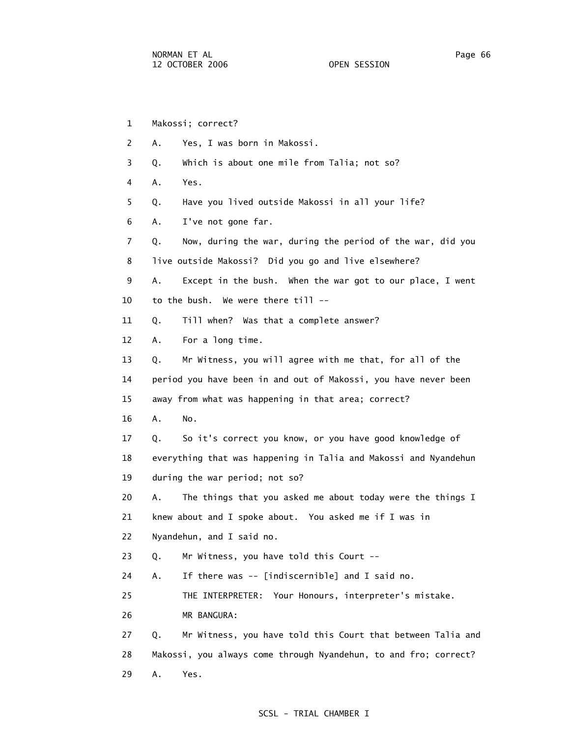1 Makossi; correct?

2 A. Yes, I was born in Makossi.

3 Q. Which is about one mile from Talia; not so?

4 A. Yes.

5 Q. Have you lived outside Makossi in all your life?

6 A. I've not gone far.

7 Q. Now, during the war, during the period of the war, did you

8 live outside Makossi? Did you go and live elsewhere?

9 A. Except in the bush. When the war got to our place, I went

10 to the bush. We were there till --

11 Q. Till when? Was that a complete answer?

12 A. For a long time.

13 Q. Mr Witness, you will agree with me that, for all of the

14 period you have been in and out of Makossi, you have never been

15 away from what was happening in that area; correct?

16 A. No.

17 Q. So it's correct you know, or you have good knowledge of

18 everything that was happening in Talia and Makossi and Nyandehun

19 during the war period; not so?

20 A. The things that you asked me about today were the things I

21 knew about and I spoke about. You asked me if I was in

22 Nyandehun, and I said no.

23 Q. Mr Witness, you have told this Court --

24 A. If there was -- [indiscernible] and I said no.

25 THE INTERPRETER: Your Honours, interpreter's mistake.

26 MR BANGURA:

27 Q. Mr Witness, you have told this Court that between Talia and

28 Makossi, you always come through Nyandehun, to and fro; correct?

29 A. Yes.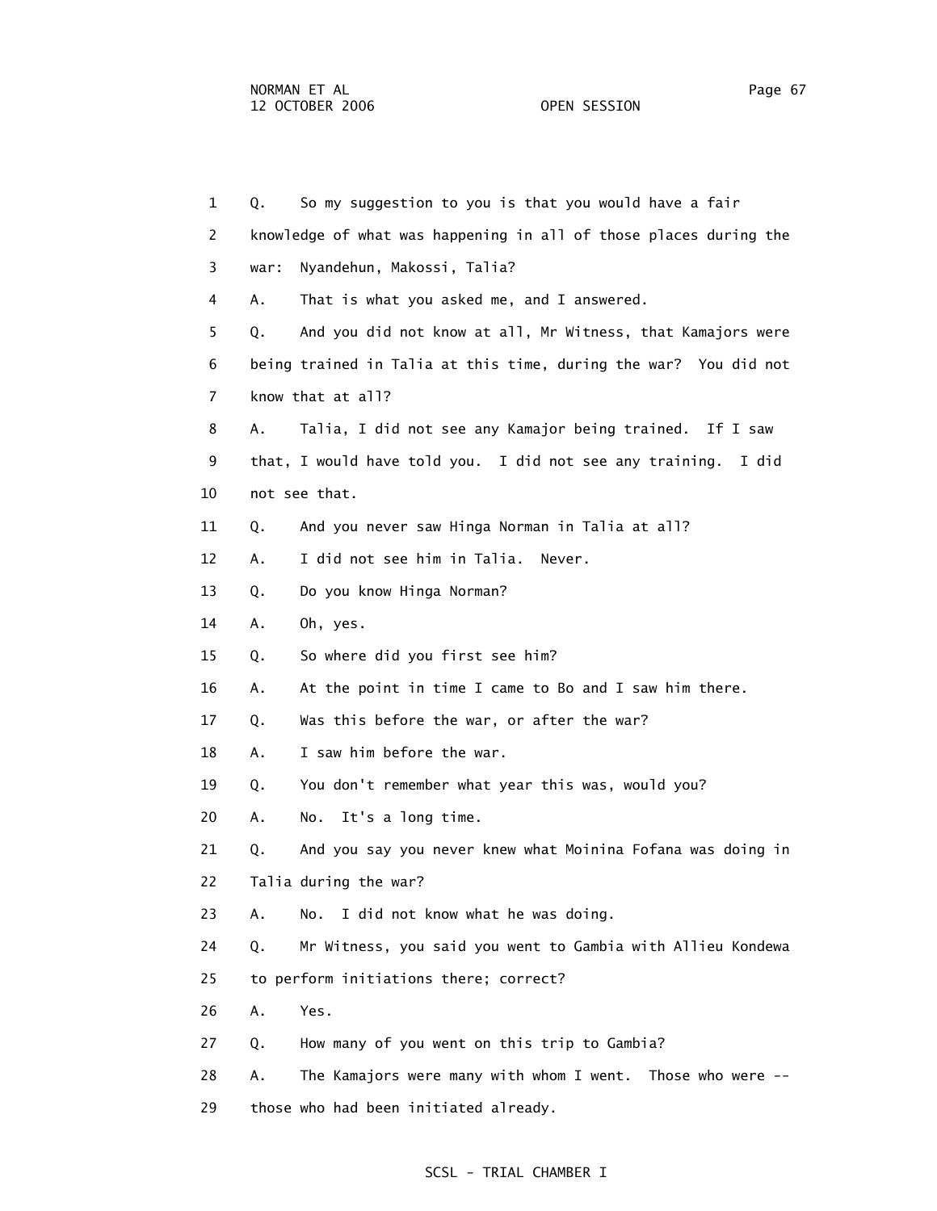1 Q. So my suggestion to you is that you would have a fair
2 knowledge of what was happening in all of those places during the
3 war: Nyandehun, Makossi, Talia?
4 A. That is what you asked me, and I answered.
5 Q. And you did not know at all, Mr Witness, that Kamajors were
6 being trained in Talia at this time, during the war? You did not
7 know that at all?
8 A. Talia, I did not see any Kamajor being trained. If I saw
9 that, I would have told you. I did not see any training. I did
10 not see that.
11 Q. And you never saw Hinga Norman in Talia at all?
12 A. I did not see him in Talia. Never.
13 Q. Do you know Hinga Norman?
14 A. Oh, yes.
15 Q. So where did you first see him?
16 A. At the point in time I came to Bo and I saw him there.
17 Q. Was this before the war, or after the war?
18 A. I saw him before the war.
19 Q. You don't remember what year this was, would you?
20 A. No. It's a long time.
21 Q. And you say you never knew what Moinina Fofana was doing in
22 Talia during the war?
23 A. No. I did not know what he was doing.
24 Q. Mr Witness, you said you went to Gambia with Allieu Kondewa
25 to perform initiations there; correct?
26 A. Yes.
27 Q. How many of you went on this trip to Gambia?
28 A. The Kamajors were many with whom I went. Those who were --
29 those who had been initiated already.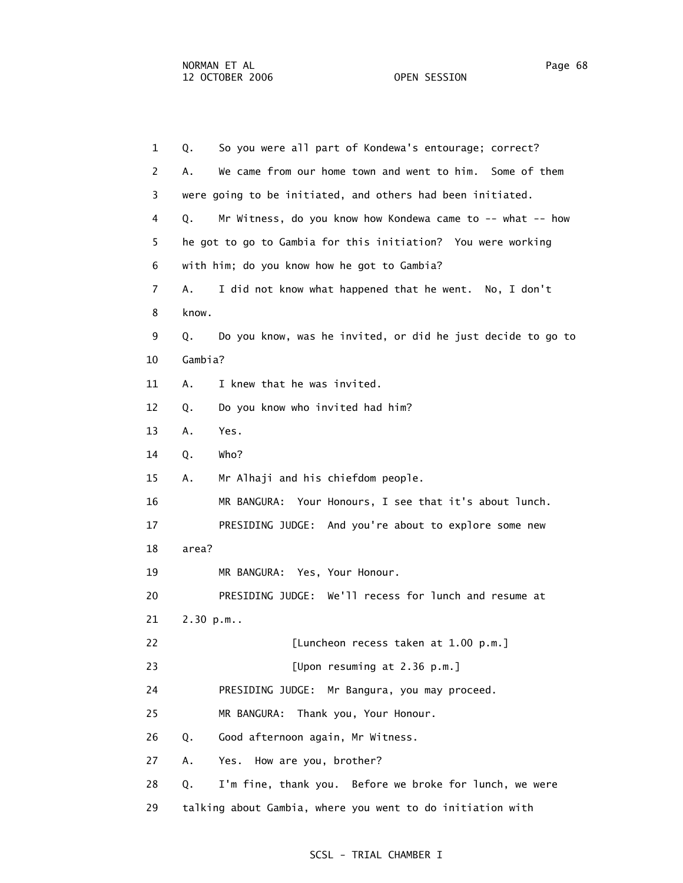1 Q. So you were all part of Kondewa's entourage; correct?

2 A. We came from our home town and went to him. Some of them

3 were going to be initiated, and others had been initiated.

4 Q. Mr Witness, do you know how Kondewa came to -- what -- how

5 he got to go to Gambia for this initiation? You were working

6 with him; do you know how he got to Gambia?

7 A. I did not know what happened that he went. No, I don't

8 know.

9 Q. Do you know, was he invited, or did he just decide to go to

10 Gambia?

11 A. I knew that he was invited.

12 Q. Do you know who invited had him?

13 A. Yes.

14 Q. Who?

15 A. Mr Alhaji and his chiefdom people.

16 MR BANGURA: Your Honours, I see that it's about lunch.

17 PRESIDING JUDGE: And you're about to explore some new

18 area?

19 MR BANGURA: Yes, Your Honour.

20 PRESIDING JUDGE: We'll recess for lunch and resume at

21 2.30 p.m..

22 [Luncheon recess taken at 1.00 p.m.]

23 [Upon resuming at 2.36 p.m.]

24 PRESIDING JUDGE: Mr Bangura, you may proceed.

25 MR BANGURA: Thank you, Your Honour.

26 Q. Good afternoon again, Mr Witness.

27 A. Yes. How are you, brother?

28 Q. I'm fine, thank you. Before we broke for lunch, we were

29 talking about Gambia, where you went to do initiation with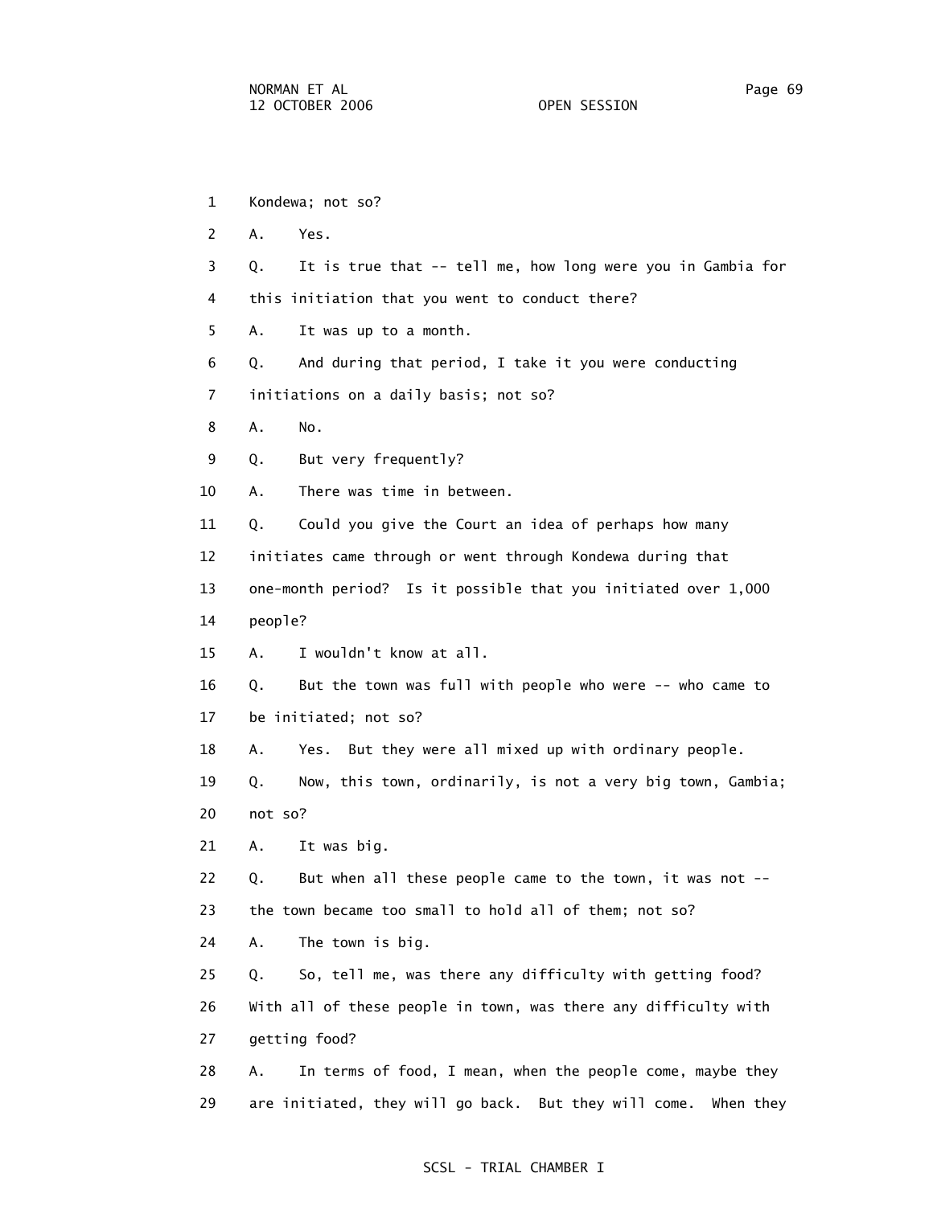1 Kondewa; not so?

2 A. Yes.

3 Q. It is true that -- tell me, how long were you in Gambia for

4 this initiation that you went to conduct there?

5 A. It was up to a month.

6 Q. And during that period, I take it you were conducting

7 initiations on a daily basis; not so?

8 A. No.

9 Q. But very frequently?

10 A. There was time in between.

11 Q. Could you give the Court an idea of perhaps how many

12 initiates came through or went through Kondewa during that

13 one-month period? Is it possible that you initiated over 1,000

14 people?

15 A. I wouldn't know at all.

16 Q. But the town was full with people who were -- who came to

17 be initiated; not so?

18 A. Yes. But they were all mixed up with ordinary people.

19 Q. Now, this town, ordinarily, is not a very big town, Gambia;

20 not so?

21 A. It was big.

22 Q. But when all these people came to the town, it was not --

23 the town became too small to hold all of them; not so?

24 A. The town is big.

25 Q. So, tell me, was there any difficulty with getting food?

26 With all of these people in town, was there any difficulty with

27 getting food?

28 A. In terms of food, I mean, when the people come, maybe they

29 are initiated, they will go back. But they will come. When they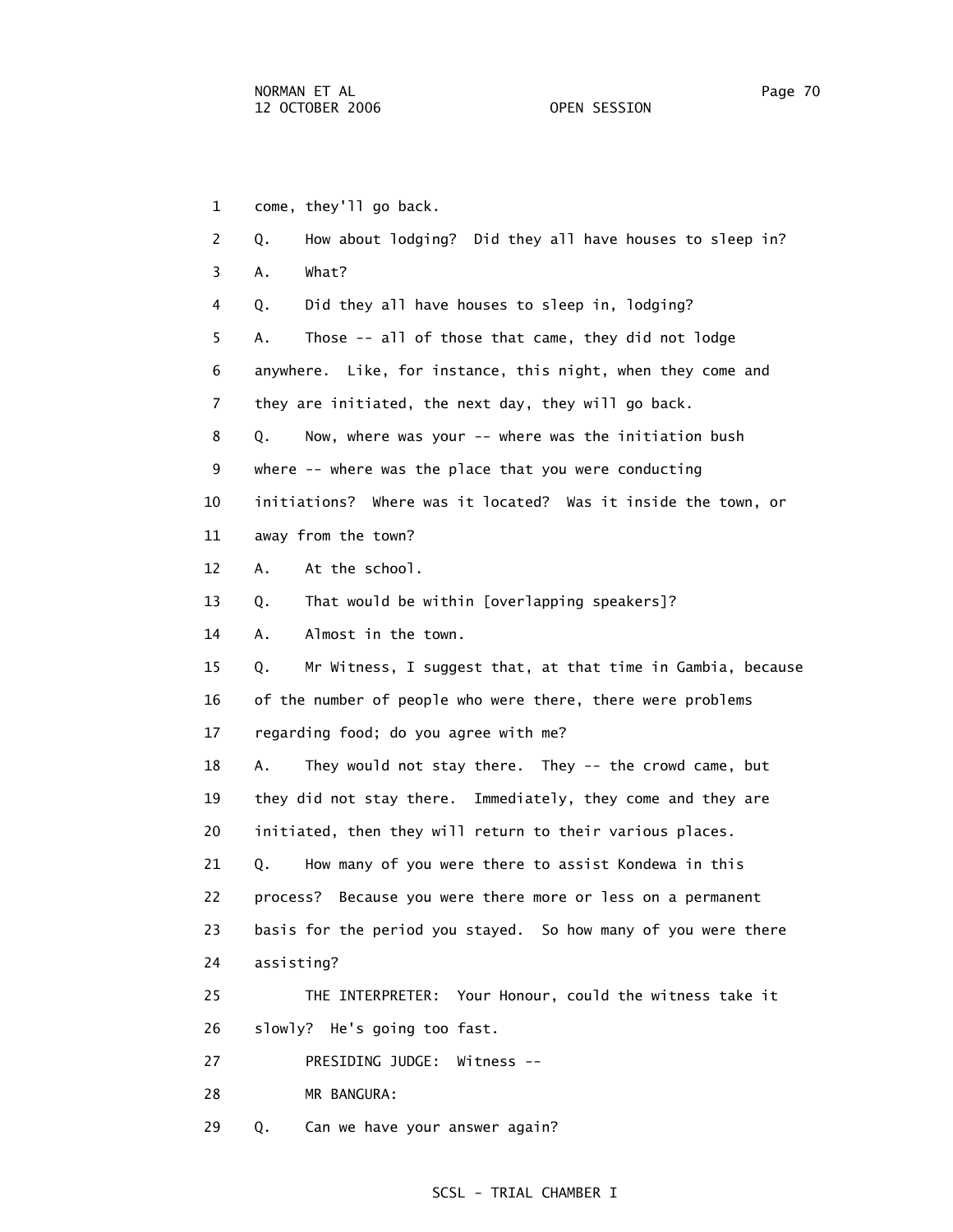1 come, they'll go back.

2 Q. How about lodging? Did they all have houses to sleep in?

3 A. What?

4 Q. Did they all have houses to sleep in, lodging?

5 A. Those -- all of those that came, they did not lodge

6 anywhere. Like, for instance, this night, when they come and

7 they are initiated, the next day, they will go back.

8 Q. Now, where was your -- where was the initiation bush

9 where -- where was the place that you were conducting

10 initiations? Where was it located? Was it inside the town, or

11 away from the town?

12 A. At the school.

13 Q. That would be within [overlapping speakers]?

14 A. Almost in the town.

15 Q. Mr Witness, I suggest that, at that time in Gambia, because

16 of the number of people who were there, there were problems

17 regarding food; do you agree with me?

18 A. They would not stay there. They -- the crowd came, but

19 they did not stay there. Immediately, they come and they are

20 initiated, then they will return to their various places.

21 Q. How many of you were there to assist Kondewa in this

22 process? Because you were there more or less on a permanent

23 basis for the period you stayed. So how many of you were there

24 assisting?

25 THE INTERPRETER: Your Honour, could the witness take it

26 slowly? He's going too fast.

27 PRESIDING JUDGE: Witness --

28 MR BANGURA:

29 Q. Can we have your answer again?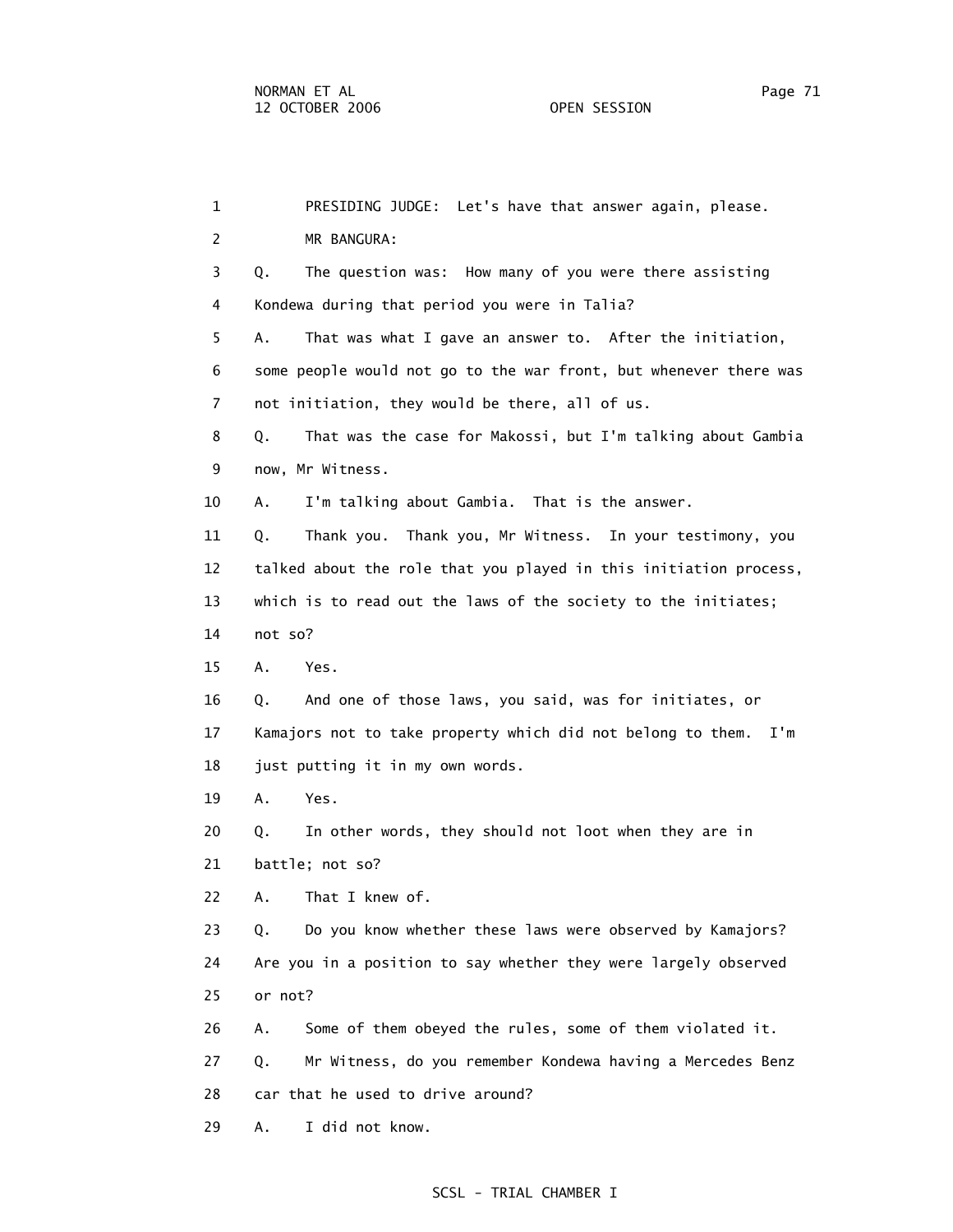1 PRESIDING JUDGE: Let's have that answer again, please.

2 MR BANGURA:

3 Q. The question was: How many of you were there assisting

4 Kondewa during that period you were in Talia?

5 A. That was what I gave an answer to. After the initiation,

6 some people would not go to the war front, but whenever there was

7 not initiation, they would be there, all of us.

8 Q. That was the case for Makossi, but I'm talking about Gambia

9 now, Mr Witness.

10 A. I'm talking about Gambia. That is the answer.

11 Q. Thank you. Thank you, Mr Witness. In your testimony, you

12 talked about the role that you played in this initiation process,

13 which is to read out the laws of the society to the initiates;

14 not so?

15 A. Yes.

16 Q. And one of those laws, you said, was for initiates, or

17 Kamajors not to take property which did not belong to them. I'm

18 just putting it in my own words.

19 A. Yes.

20 Q. In other words, they should not loot when they are in

21 battle; not so?

22 A. That I knew of.

23 Q. Do you know whether these laws were observed by Kamajors?

24 Are you in a position to say whether they were largely observed

25 or not?

26 A. Some of them obeyed the rules, some of them violated it.

27 Q. Mr Witness, do you remember Kondewa having a Mercedes Benz

28 car that he used to drive around?

29 A. I did not know.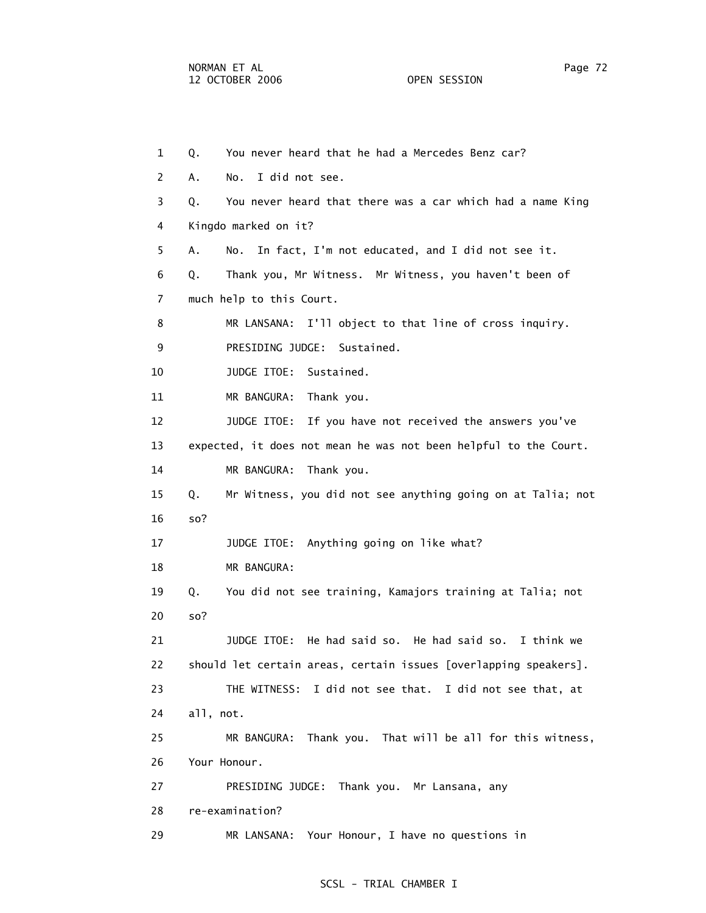1 Q. You never heard that he had a Mercedes Benz car?

2 A. No. I did not see.

3 Q. You never heard that there was a car which had a name King

4 Kingdo marked on it?

5 A. No. In fact, I'm not educated, and I did not see it.

6 Q. Thank you, Mr Witness. Mr Witness, you haven't been of

7 much help to this Court.

8 MR LANSANA: I'll object to that line of cross inquiry.

9 PRESIDING JUDGE: Sustained.

10 JUDGE ITOE: Sustained.

11 MR BANGURA: Thank you.

12 JUDGE ITOE: If you have not received the answers you've

13 expected, it does not mean he was not been helpful to the Court.

14 MR BANGURA: Thank you.

15 Q. Mr Witness, you did not see anything going on at Talia; not

16 so?

17 JUDGE ITOE: Anything going on like what?

18 MR BANGURA:

19 Q. You did not see training, Kamajors training at Talia; not

20 so?

21 JUDGE ITOE: He had said so. He had said so. I think we

22 should let certain areas, certain issues [overlapping speakers].

23 THE WITNESS: I did not see that. I did not see that, at

24 all, not.

25 MR BANGURA: Thank you. That will be all for this witness,

26 Your Honour.

27 PRESIDING JUDGE: Thank you. Mr Lansana, any

28 re-examination?

29 MR LANSANA: Your Honour, I have no questions in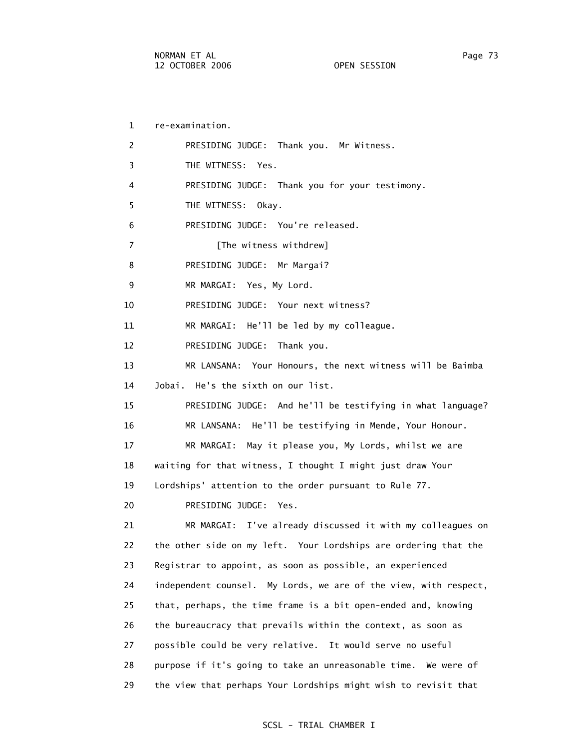1 re-examination.

2 PRESIDING JUDGE: Thank you. Mr Witness.

3 THE WITNESS: Yes.

4 PRESIDING JUDGE: Thank you for your testimony.

5 THE WITNESS: Okay.

6 PRESIDING JUDGE: You're released.

7 [The witness withdrew]

8 PRESIDING JUDGE: Mr Margai?

9 MR MARGAI: Yes, My Lord.

10 PRESIDING JUDGE: Your next witness?

11 MR MARGAI: He'll be led by my colleague.

12 PRESIDING JUDGE: Thank you.

13 MR LANSANA: Your Honours, the next witness will be Baimba

14 Jobai. He's the sixth on our list.

15 PRESIDING JUDGE: And he'll be testifying in what language?

16 MR LANSANA: He'll be testifying in Mende, Your Honour.

17 MR MARGAI: May it please you, My Lords, whilst we are

18 waiting for that witness, I thought I might just draw Your

19 Lordships' attention to the order pursuant to Rule 77.

20 PRESIDING JUDGE: Yes.

21 MR MARGAI: I've already discussed it with my colleagues on

22 the other side on my left. Your Lordships are ordering that the

23 Registrar to appoint, as soon as possible, an experienced

24 independent counsel. My Lords, we are of the view, with respect,

25 that, perhaps, the time frame is a bit open-ended and, knowing

26 the bureaucracy that prevails within the context, as soon as

27 possible could be very relative. It would serve no useful

28 purpose if it's going to take an unreasonable time. We were of

29 the view that perhaps Your Lordships might wish to revisit that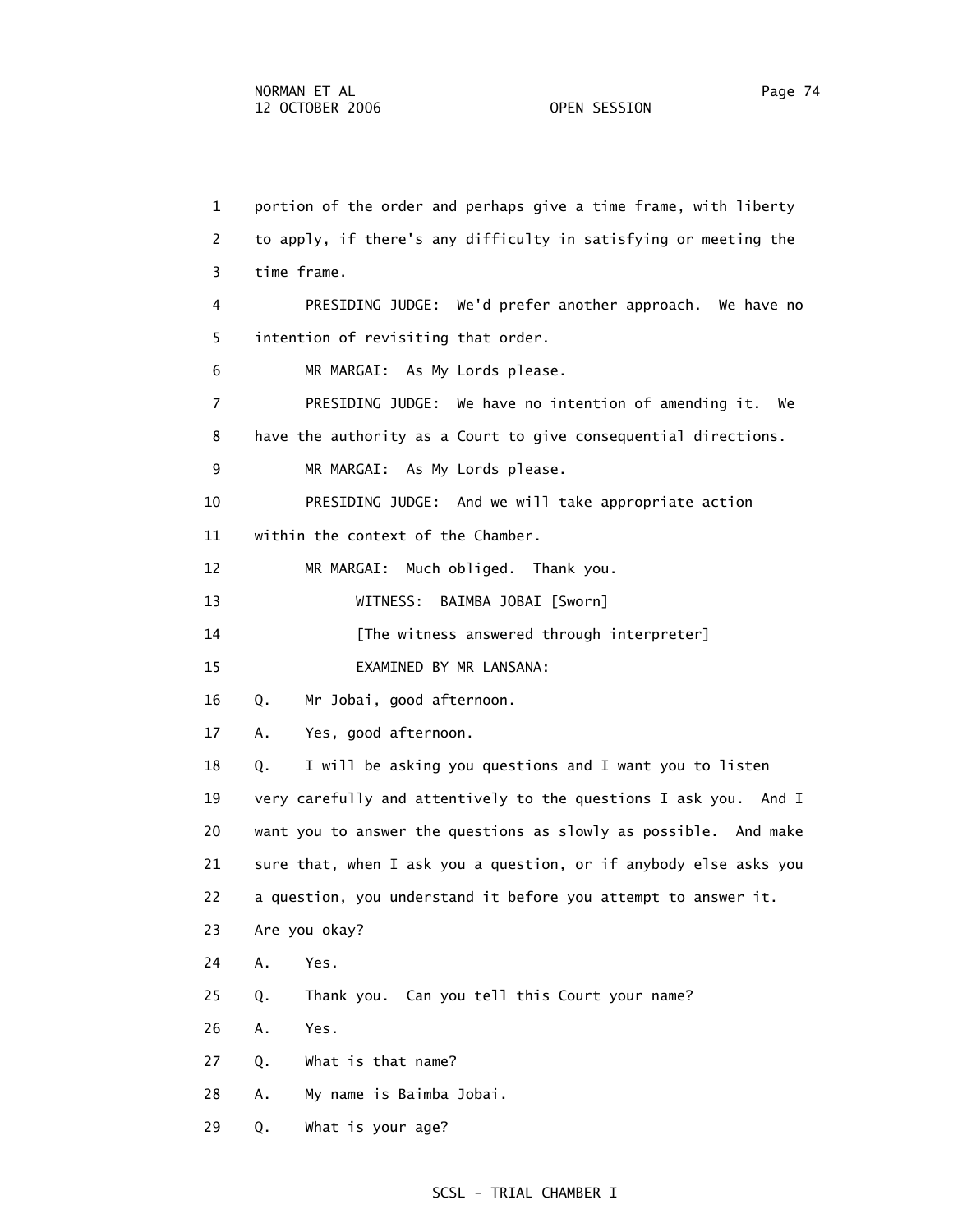1 portion of the order and perhaps give a time frame, with liberty
2 to apply, if there's any difficulty in satisfying or meeting the
3 time frame.

4 PRESIDING JUDGE: We'd prefer another approach. We have no
5 intention of revisiting that order.

6 MR MARGAI: As My Lords please.

7 PRESIDING JUDGE: We have no intention of amending it. We
8 have the authority as a Court to give consequential directions.

9 MR MARGAI: As My Lords please.

10 PRESIDING JUDGE: And we will take appropriate action
11 within the context of the Chamber.

12 MR MARGAI: Much obliged. Thank you.

13 WITNESS: BAIMBA JOBAI [Sworn]

14 [The witness answered through interpreter]

15 EXAMINED BY MR LANSANA:

16 Q. Mr Jobai, good afternoon.

17 A. Yes, good afternoon.

18 Q. I will be asking you questions and I want you to listen
19 very carefully and attentively to the questions I ask you. And I
20 want you to answer the questions as slowly as possible. And make
21 sure that, when I ask you a question, or if anybody else asks you
22 a question, you understand it before you attempt to answer it.
23 Are you okay?

24 A. Yes.

25 Q. Thank you. Can you tell this Court your name?

26 A. Yes.

27 Q. What is that name?

28 A. My name is Baimba Jobai.

29 Q. What is your age?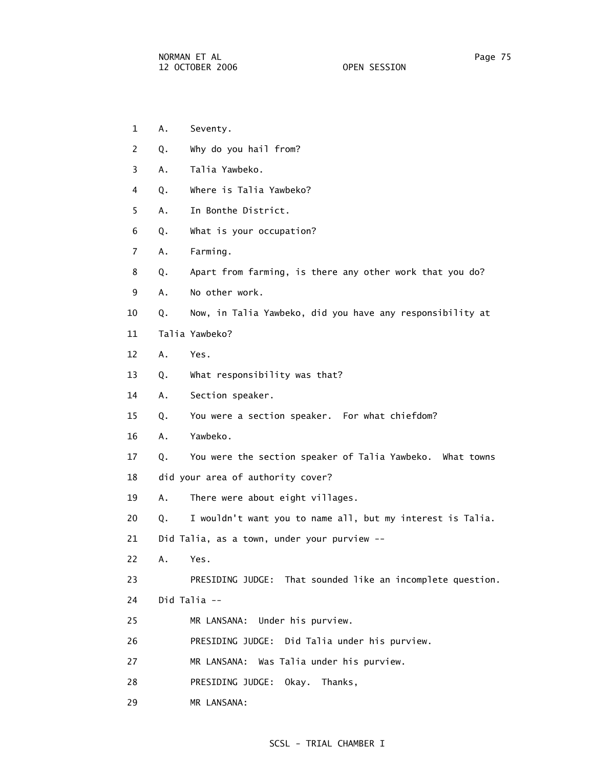1 A. Seventy.

2 Q. Why do you hail from?

3 A. Talia Yawbeko.

4 Q. Where is Talia Yawbeko?

5 A. In Bonthe District.

6 Q. What is your occupation?

7 A. Farming.

8 Q. Apart from farming, is there any other work that you do?

9 A. No other work.

10 Q. Now, in Talia Yawbeko, did you have any responsibility at

11 Talia Yawbeko?

12 A. Yes.

13 Q. What responsibility was that?

14 A. Section speaker.

15 Q. You were a section speaker. For what chiefdom?

16 A. Yawbeko.

17 Q. You were the section speaker of Talia Yawbeko. What towns

18 did your area of authority cover?

19 A. There were about eight villages.

20 Q. I wouldn't want you to name all, but my interest is Talia.

21 Did Talia, as a town, under your purview --

22 A. Yes.

23 PRESIDING JUDGE: That sounded like an incomplete question.

24 Did Talia --

25 MR LANSANA: Under his purview.

26 PRESIDING JUDGE: Did Talia under his purview.

27 MR LANSANA: Was Talia under his purview.

28 PRESIDING JUDGE: Okay. Thanks,

29 MR LANSANA: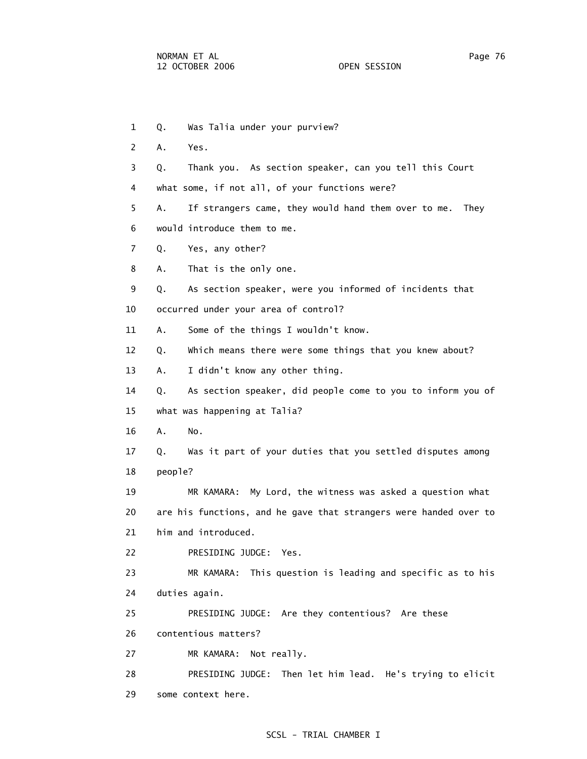1 Q. Was Talia under your purview?

2 A. Yes.

3 Q. Thank you. As section speaker, can you tell this Court

4 what some, if not all, of your functions were?

5 A. If strangers came, they would hand them over to me. They

6 would introduce them to me.

7 Q. Yes, any other?

8 A. That is the only one.

9 Q. As section speaker, were you informed of incidents that

10 occurred under your area of control?

11 A. Some of the things I wouldn't know.

12 Q. Which means there were some things that you knew about?

13 A. I didn't know any other thing.

14 Q. As section speaker, did people come to you to inform you of

15 what was happening at Talia?

16 A. No.

17 Q. Was it part of your duties that you settled disputes among

18 people?

19 MR KAMARA: My Lord, the witness was asked a question what

20 are his functions, and he gave that strangers were handed over to

21 him and introduced.

22 PRESIDING JUDGE: Yes.

23 MR KAMARA: This question is leading and specific as to his

24 duties again.

25 PRESIDING JUDGE: Are they contentious? Are these

26 contentious matters?

27 MR KAMARA: Not really.

28 PRESIDING JUDGE: Then let him lead. He's trying to elicit

29 some context here.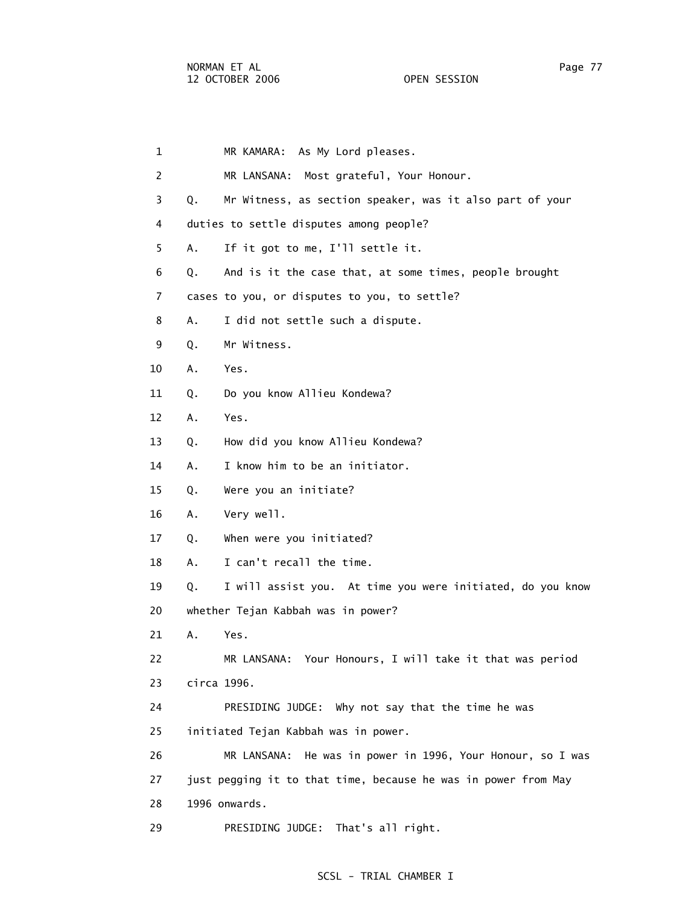1 MR KAMARA: As My Lord pleases.

2 MR LANSANA: Most grateful, Your Honour.

3 Q. Mr Witness, as section speaker, was it also part of your

4 duties to settle disputes among people?

5 A. If it got to me, I'll settle it.

6 Q. And is it the case that, at some times, people brought

7 cases to you, or disputes to you, to settle?

8 A. I did not settle such a dispute.

9 Q. Mr Witness.

10 A. Yes.

11 Q. Do you know Allieu Kondewa?

12 A. Yes.

13 Q. How did you know Allieu Kondewa?

14 A. I know him to be an initiator.

15 Q. Were you an initiate?

16 A. Very well.

17 Q. When were you initiated?

18 A. I can't recall the time.

19 Q. I will assist you. At time you were initiated, do you know

20 whether Tejan Kabbah was in power?

21 A. Yes.

22 MR LANSANA: Your Honours, I will take it that was period

23 circa 1996.

24 PRESIDING JUDGE: Why not say that the time he was

25 initiated Tejan Kabbah was in power.

26 MR LANSANA: He was in power in 1996, Your Honour, so I was

27 just pegging it to that time, because he was in power from May

28 1996 onwards.

29 PRESIDING JUDGE: That's all right.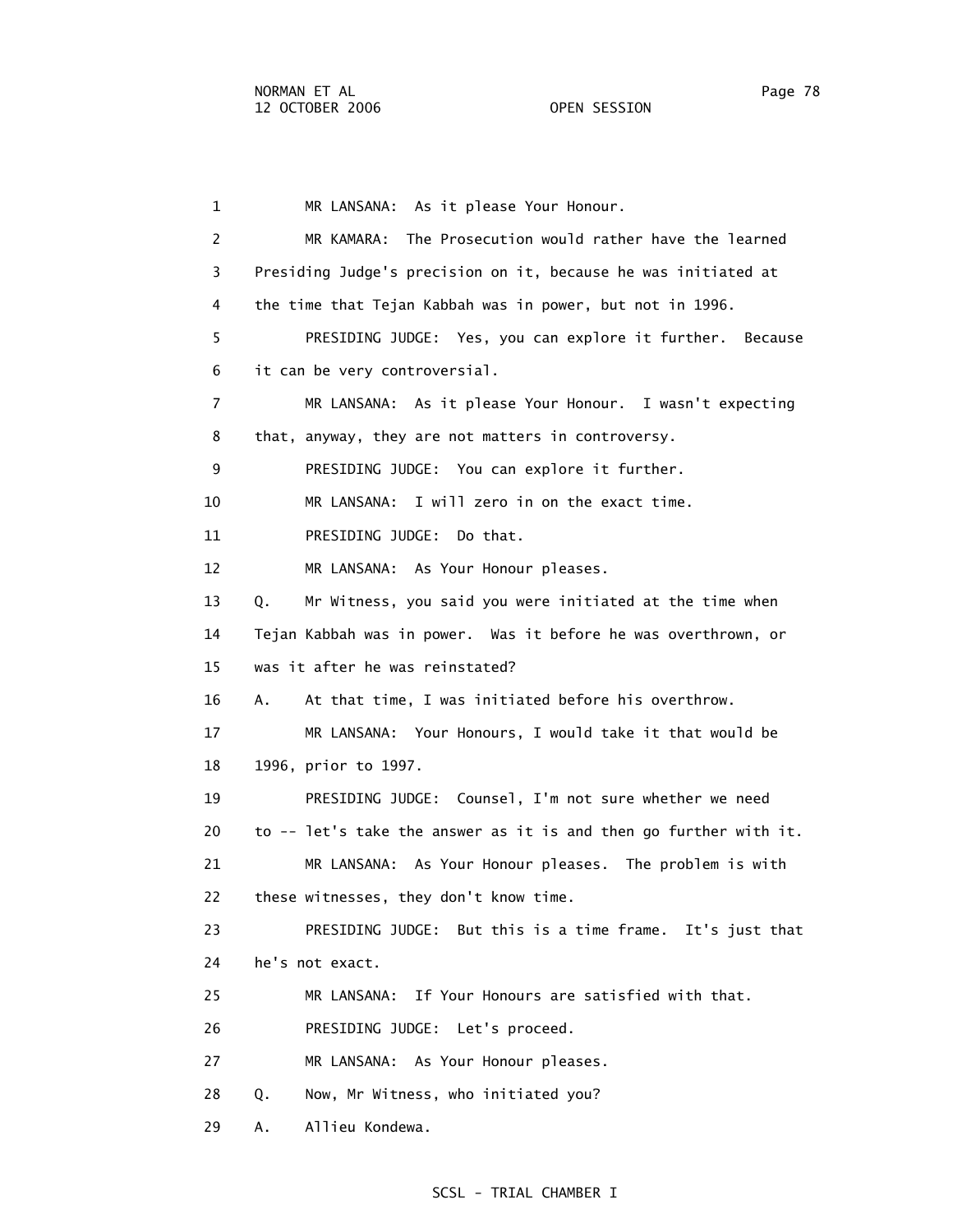1 MR LANSANA: As it please Your Honour.

2 MR KAMARA: The Prosecution would rather have the learned

3 Presiding Judge's precision on it, because he was initiated at

4 the time that Tejan Kabbah was in power, but not in 1996.

5 PRESIDING JUDGE: Yes, you can explore it further. Because

6 it can be very controversial.

7 MR LANSANA: As it please Your Honour. I wasn't expecting

8 that, anyway, they are not matters in controversy.

9 PRESIDING JUDGE: You can explore it further.

10 MR LANSANA: I will zero in on the exact time.

11 PRESIDING JUDGE: Do that.

12 MR LANSANA: As Your Honour pleases.

13 Q. Mr Witness, you said you were initiated at the time when

14 Tejan Kabbah was in power. Was it before he was overthrown, or

15 was it after he was reinstated?

16 A. At that time, I was initiated before his overthrow.

17 MR LANSANA: Your Honours, I would take it that would be

18 1996, prior to 1997.

19 PRESIDING JUDGE: Counsel, I'm not sure whether we need

20 to -- let's take the answer as it is and then go further with it.

21 MR LANSANA: As Your Honour pleases. The problem is with

22 these witnesses, they don't know time.

23 PRESIDING JUDGE: But this is a time frame. It's just that

24 he's not exact.

25 MR LANSANA: If Your Honours are satisfied with that.

26 PRESIDING JUDGE: Let's proceed.

27 MR LANSANA: As Your Honour pleases.

28 Q. Now, Mr Witness, who initiated you?

29 A. Allieu Kondewa.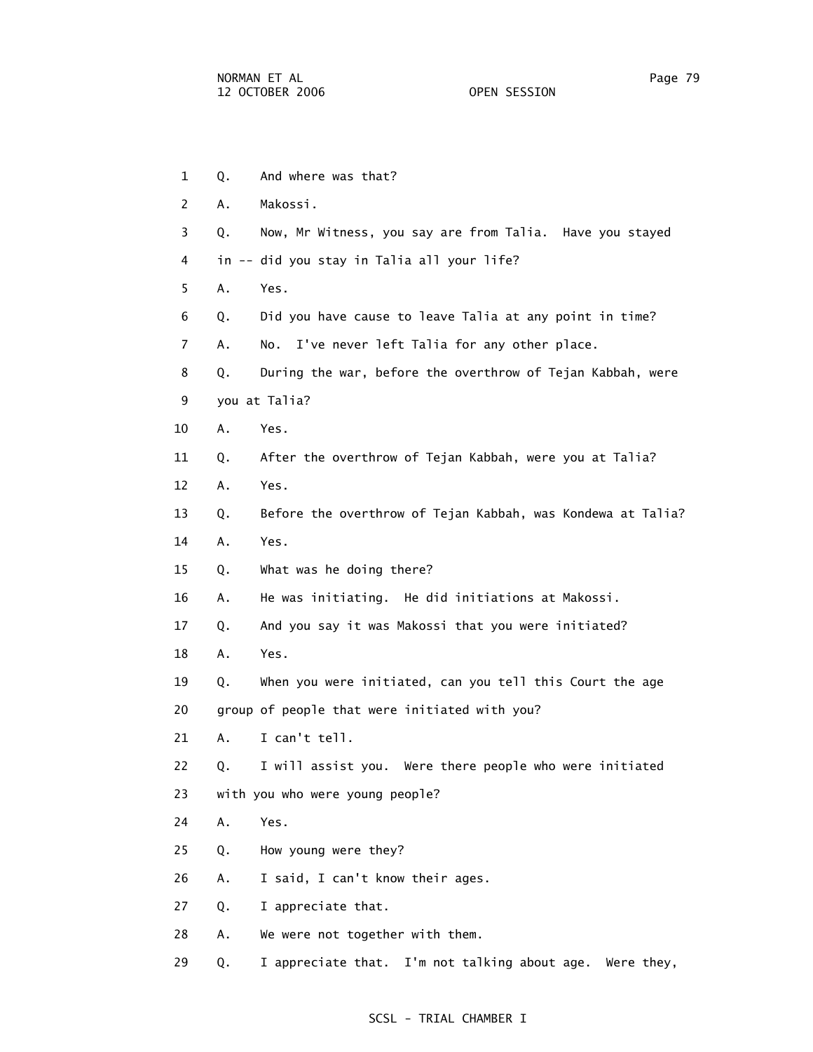1 Q. And where was that?

2 A. Makossi.

3 Q. Now, Mr Witness, you say are from Talia. Have you stayed

4 in -- did you stay in Talia all your life?

5 A. Yes.

6 Q. Did you have cause to leave Talia at any point in time?

7 A. No. I've never left Talia for any other place.

8 Q. During the war, before the overthrow of Tejan Kabbah, were

9 you at Talia?

10 A. Yes.

11 Q. After the overthrow of Tejan Kabbah, were you at Talia?

12 A. Yes.

13 Q. Before the overthrow of Tejan Kabbah, was Kondewa at Talia?

14 A. Yes.

15 Q. What was he doing there?

16 A. He was initiating. He did initiations at Makossi.

17 Q. And you say it was Makossi that you were initiated?

18 A. Yes.

19 Q. When you were initiated, can you tell this Court the age

20 group of people that were initiated with you?

21 A. I can't tell.

22 Q. I will assist you. Were there people who were initiated

23 with you who were young people?

24 A. Yes.

25 Q. How young were they?

26 A. I said, I can't know their ages.

27 Q. I appreciate that.

28 A. We were not together with them.

29 Q. I appreciate that. I'm not talking about age. Were they,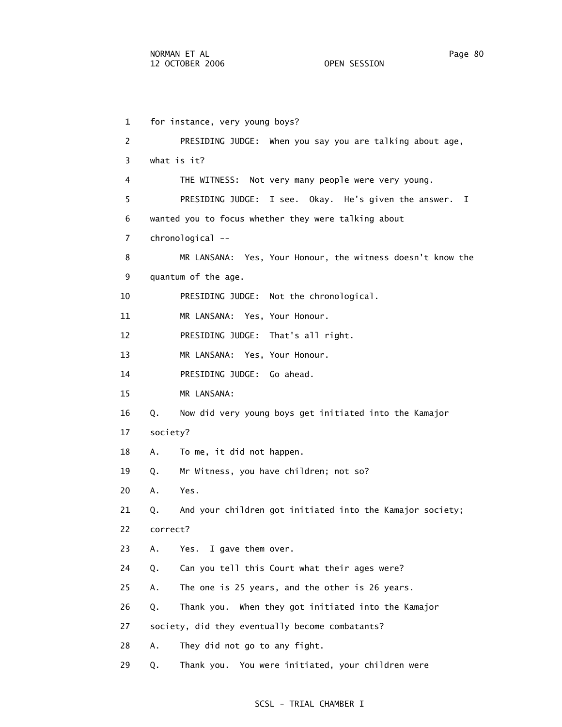for instance, very young boys?

PRESIDING JUDGE: When you say you are talking about age, what is it?

THE WITNESS: Not very many people were very young.

PRESIDING JUDGE: I see. Okay. He's given the answer. I wanted you to focus whether they were talking about chronological --

MR LANSANA: Yes, Your Honour, the witness doesn't know the quantum of the age.

PRESIDING JUDGE: Not the chronological.

MR LANSANA: Yes, Your Honour.

PRESIDING JUDGE: That's all right.

MR LANSANA: Yes, Your Honour.

PRESIDING JUDGE: Go ahead.

MR LANSANA:

Q. Now did very young boys get initiated into the Kamajor society?

A. To me, it did not happen.

Q. Mr Witness, you have children; not so?

A. Yes.

Q. And your children got initiated into the Kamajor society; correct?

A. Yes. I gave them over.

Q. Can you tell this Court what their ages were?

A. The one is 25 years, and the other is 26 years.

Q. Thank you. When they got initiated into the Kamajor society, did they eventually become combatants?

A. They did not go to any fight.

Q. Thank you. You were initiated, your children were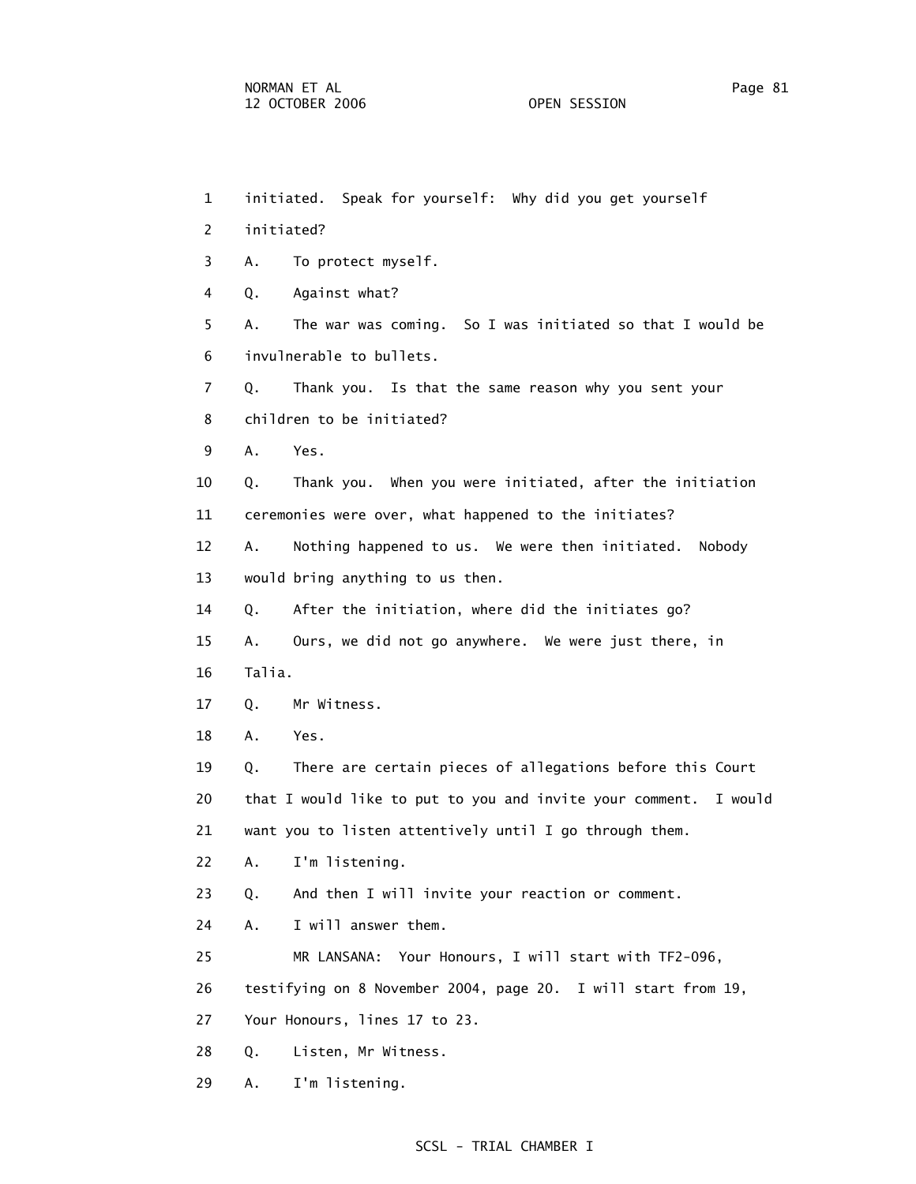1 initiated. Speak for yourself: Why did you get yourself
2 initiated?
3 A. To protect myself.
4 Q. Against what?
5 A. The war was coming. So I was initiated so that I would be
6 invulnerable to bullets.
7 Q. Thank you. Is that the same reason why you sent your
8 children to be initiated?
9 A. Yes.
10 Q. Thank you. When you were initiated, after the initiation
11 ceremonies were over, what happened to the initiates?
12 A. Nothing happened to us. We were then initiated. Nobody
13 would bring anything to us then.
14 Q. After the initiation, where did the initiates go?
15 A. Ours, we did not go anywhere. We were just there, in
16 Talia.
17 Q. Mr Witness.
18 A. Yes.
19 Q. There are certain pieces of allegations before this Court
20 that I would like to put to you and invite your comment. I would
21 want you to listen attentively until I go through them.
22 A. I'm listening.
23 Q. And then I will invite your reaction or comment.
24 A. I will answer them.
25 MR LANSANA: Your Honours, I will start with TF2-096,
26 testifying on 8 November 2004, page 20. I will start from 19,
27 Your Honours, lines 17 to 23.
28 Q. Listen, Mr Witness.
29 A. I'm listening.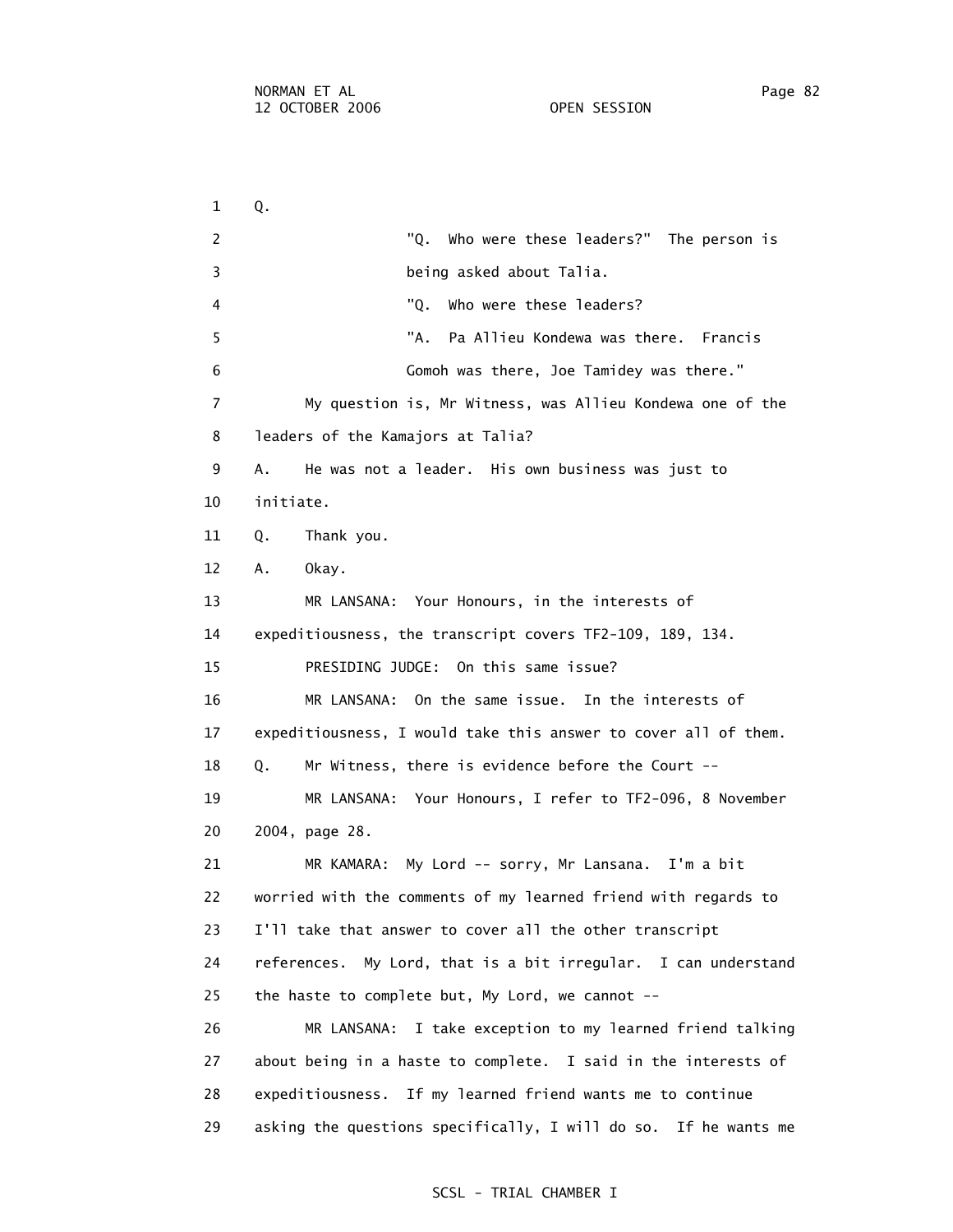Q.

"Q. Who were these leaders?" The person is being asked about Talia.

"Q. Who were these leaders?

"A. Pa Allieu Kondewa was there. Francis Gomoh was there, Joe Tamidey was there."

My question is, Mr Witness, was Allieu Kondewa one of the leaders of the Kamajors at Talia?

A. He was not a leader. His own business was just to initiate.

Q. Thank you.

A. Okay.

MR LANSANA: Your Honours, in the interests of expeditiousness, the transcript covers TF2-109, 189, 134.

PRESIDING JUDGE: On this same issue?

MR LANSANA: On the same issue. In the interests of expeditiousness, I would take this answer to cover all of them.

Q. Mr Witness, there is evidence before the Court --

MR LANSANA: Your Honours, I refer to TF2-096, 8 November 2004, page 28.

MR KAMARA: My Lord -- sorry, Mr Lansana. I'm a bit worried with the comments of my learned friend with regards to I'll take that answer to cover all the other transcript references. My Lord, that is a bit irregular. I can understand the haste to complete but, My Lord, we cannot --

MR LANSANA: I take exception to my learned friend talking about being in a haste to complete. I said in the interests of expeditiousness. If my learned friend wants me to continue asking the questions specifically, I will do so. If he wants me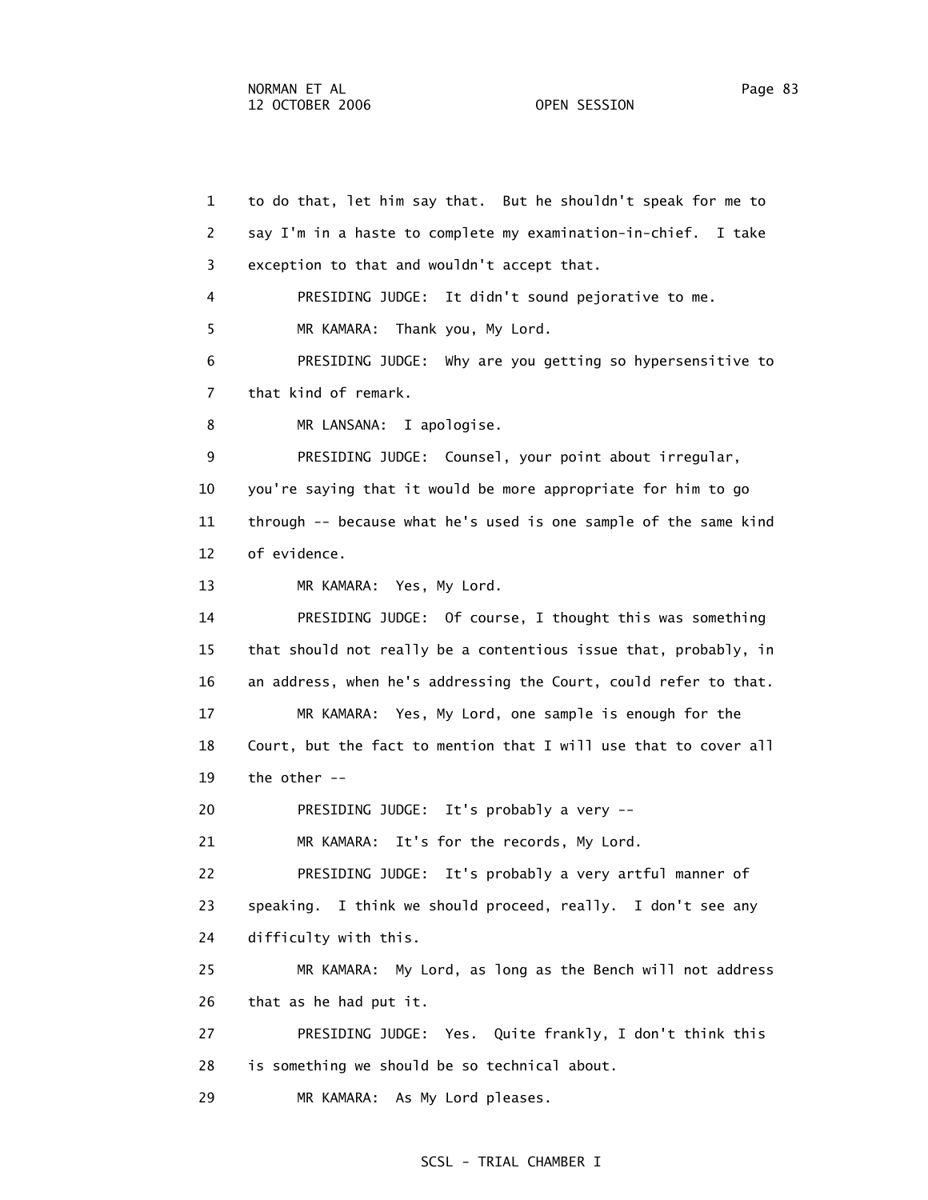1 to do that, let him say that. But he shouldn't speak for me to
2 say I'm in a haste to complete my examination-in-chief. I take
3 exception to that and wouldn't accept that.
4 PRESIDING JUDGE: It didn't sound pejorative to me.
5 MR KAMARA: Thank you, My Lord.
6 PRESIDING JUDGE: Why are you getting so hypersensitive to
7 that kind of remark.
8 MR LANSANA: I apologise.
9 PRESIDING JUDGE: Counsel, your point about irregular,
10 you're saying that it would be more appropriate for him to go
11 through -- because what he's used is one sample of the same kind
12 of evidence.
13 MR KAMARA: Yes, My Lord.
14 PRESIDING JUDGE: Of course, I thought this was something
15 that should not really be a contentious issue that, probably, in
16 an address, when he's addressing the Court, could refer to that.
17 MR KAMARA: Yes, My Lord, one sample is enough for the
18 Court, but the fact to mention that I will use that to cover all
19 the other --
20 PRESIDING JUDGE: It's probably a very --
21 MR KAMARA: It's for the records, My Lord.
22 PRESIDING JUDGE: It's probably a very artful manner of
23 speaking. I think we should proceed, really. I don't see any
24 difficulty with this.
25 MR KAMARA: My Lord, as long as the Bench will not address
26 that as he had put it.
27 PRESIDING JUDGE: Yes. Quite frankly, I don't think this
28 is something we should be so technical about.
29 MR KAMARA: As My Lord pleases.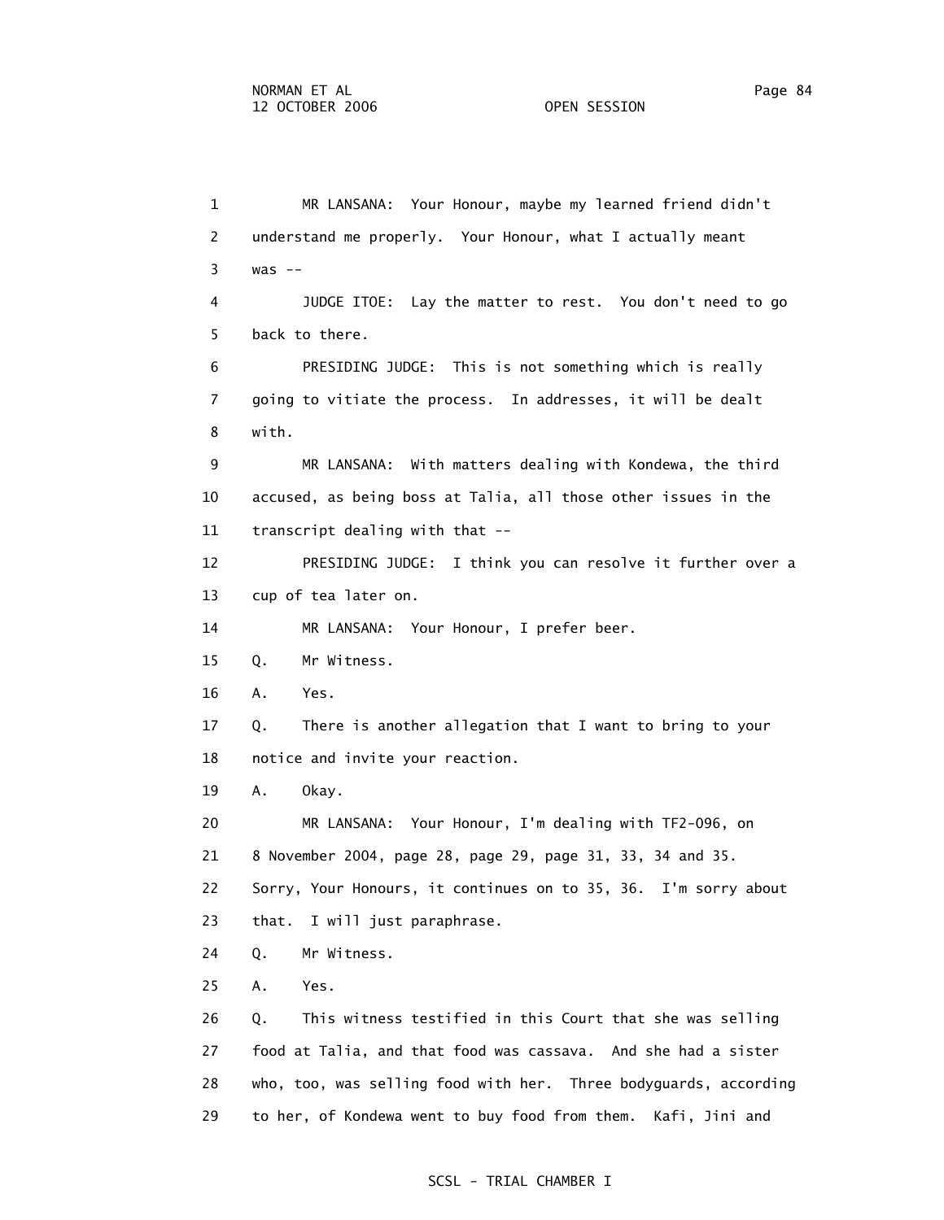1 MR LANSANA: Your Honour, maybe my learned friend didn't
2 understand me properly. Your Honour, what I actually meant
3 was --
4 JUDGE ITOE: Lay the matter to rest. You don't need to go
5 back to there.
6 PRESIDING JUDGE: This is not something which is really
7 going to vitiate the process. In addresses, it will be dealt
8 with.
9 MR LANSANA: With matters dealing with Kondewa, the third
10 accused, as being boss at Talia, all those other issues in the
11 transcript dealing with that --
12 PRESIDING JUDGE: I think you can resolve it further over a
13 cup of tea later on.
14 MR LANSANA: Your Honour, I prefer beer.
15 Q. Mr Witness.
16 A. Yes.
17 Q. There is another allegation that I want to bring to your
18 notice and invite your reaction.
19 A. Okay.
20 MR LANSANA: Your Honour, I'm dealing with TF2-096, on
21 8 November 2004, page 28, page 29, page 31, 33, 34 and 35.
22 Sorry, Your Honours, it continues on to 35, 36. I'm sorry about
23 that. I will just paraphrase.
24 Q. Mr Witness.
25 A. Yes.
26 Q. This witness testified in this Court that she was selling
27 food at Talia, and that food was cassava. And she had a sister
28 who, too, was selling food with her. Three bodyguards, according
29 to her, of Kondewa went to buy food from them. Kafi, Jini and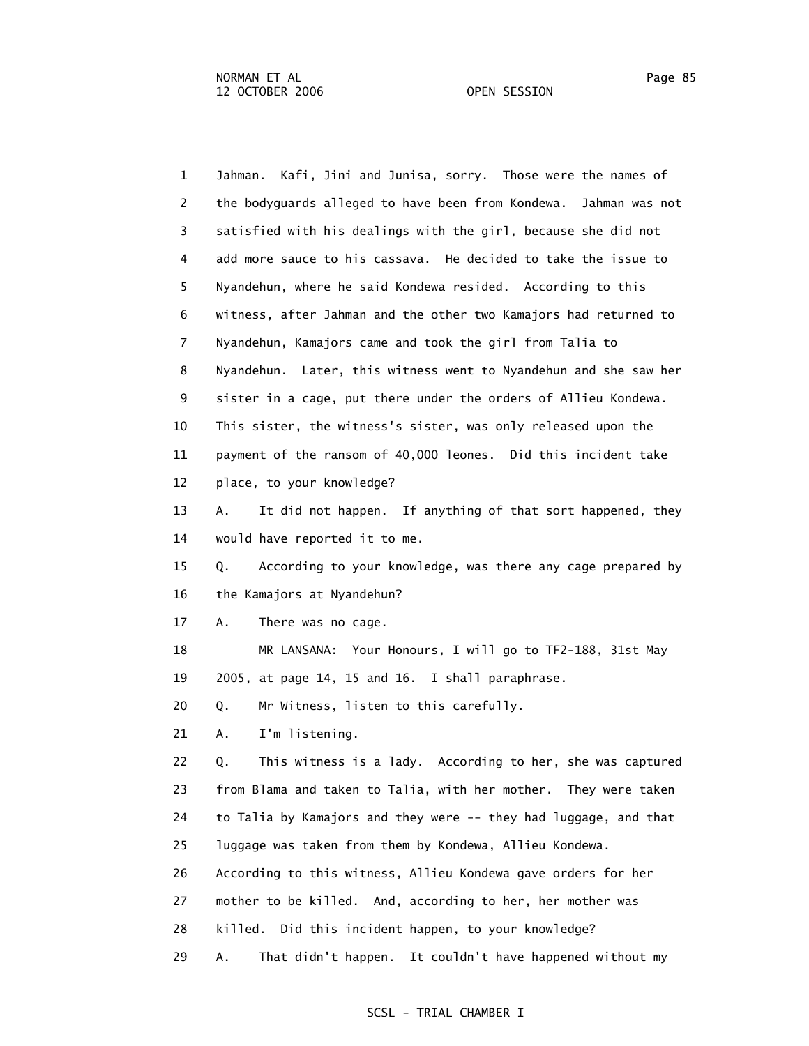1 Jahman. Kafi, Jini and Junisa, sorry. Those were the names of
2 the bodyguards alleged to have been from Kondewa. Jahman was not
3 satisfied with his dealings with the girl, because she did not
4 add more sauce to his cassava. He decided to take the issue to
5 Nyandehun, where he said Kondewa resided. According to this
6 witness, after Jahman and the other two Kamajors had returned to
7 Nyandehun, Kamajors came and took the girl from Talia to
8 Nyandehun. Later, this witness went to Nyandehun and she saw her
9 sister in a cage, put there under the orders of Allieu Kondewa.
10 This sister, the witness's sister, was only released upon the
11 payment of the ransom of 40,000 leones. Did this incident take
12 place, to your knowledge?
13 A. It did not happen. If anything of that sort happened, they
14 would have reported it to me.
15 Q. According to your knowledge, was there any cage prepared by
16 the Kamajors at Nyandehun?
17 A. There was no cage.
18 MR LANSANA: Your Honours, I will go to TF2-188, 31st May
19 2005, at page 14, 15 and 16. I shall paraphrase.
20 Q. Mr Witness, listen to this carefully.
21 A. I'm listening.
22 Q. This witness is a lady. According to her, she was captured
23 from Blama and taken to Talia, with her mother. They were taken
24 to Talia by Kamajors and they were -- they had luggage, and that
25 luggage was taken from them by Kondewa, Allieu Kondewa.
26 According to this witness, Allieu Kondewa gave orders for her
27 mother to be killed. And, according to her, her mother was
28 killed. Did this incident happen, to your knowledge?
29 A. That didn't happen. It couldn't have happened without my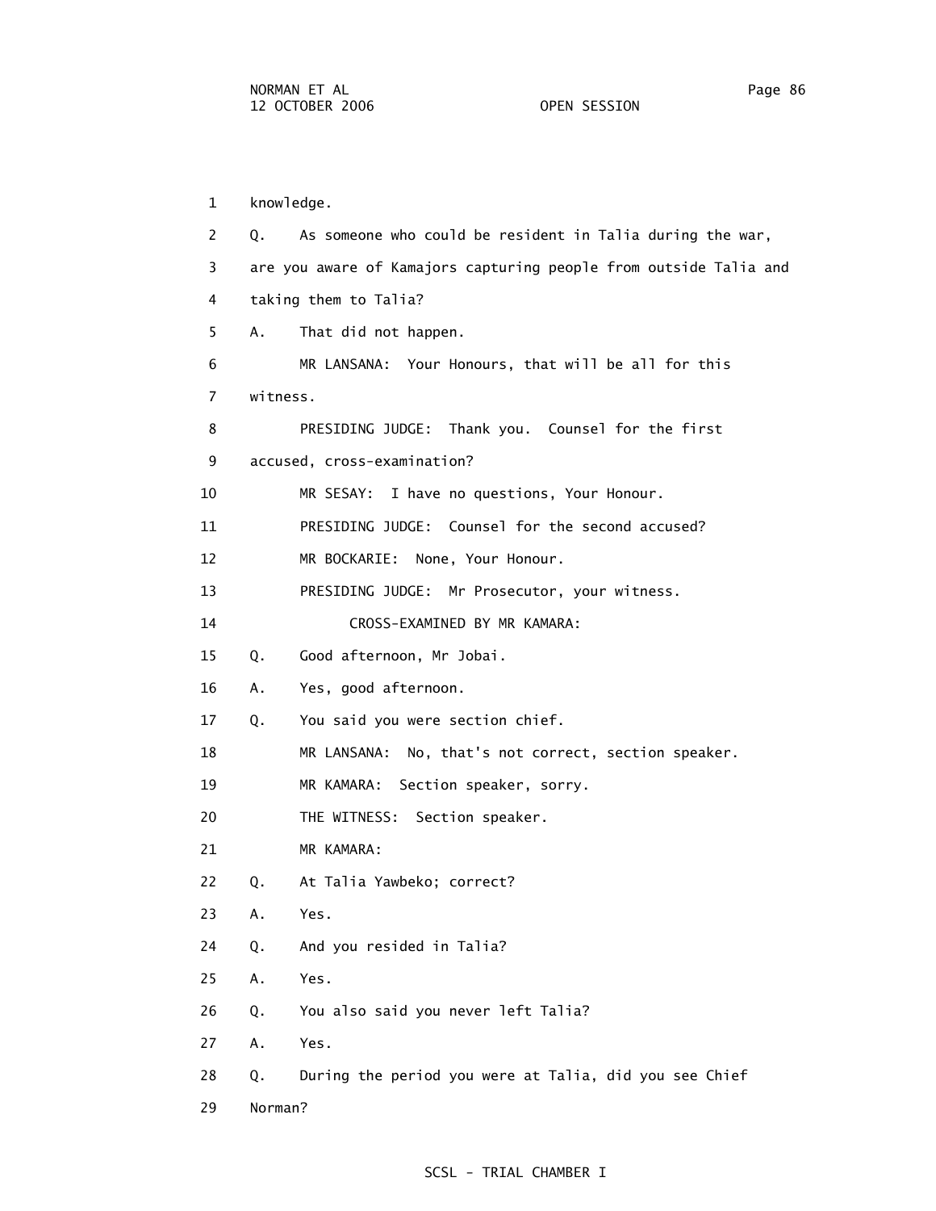1 knowledge.

2 Q. As someone who could be resident in Talia during the war,

3 are you aware of Kamajors capturing people from outside Talia and

4 taking them to Talia?

5 A. That did not happen.

6 MR LANSANA: Your Honours, that will be all for this

7 witness.

8 PRESIDING JUDGE: Thank you. Counsel for the first

9 accused, cross-examination?

10 MR SESAY: I have no questions, Your Honour.

11 PRESIDING JUDGE: Counsel for the second accused?

12 MR BOCKARIE: None, Your Honour.

13 PRESIDING JUDGE: Mr Prosecutor, your witness.

14 CROSS-EXAMINED BY MR KAMARA:

15 Q. Good afternoon, Mr Jobai.

16 A. Yes, good afternoon.

17 Q. You said you were section chief.

18 MR LANSANA: No, that's not correct, section speaker.

19 MR KAMARA: Section speaker, sorry.

20 THE WITNESS: Section speaker.

21 MR KAMARA:

22 Q. At Talia Yawbeko; correct?

23 A. Yes.

24 Q. And you resided in Talia?

25 A. Yes.

26 Q. You also said you never left Talia?

27 A. Yes.

28 Q. During the period you were at Talia, did you see Chief

29 Norman?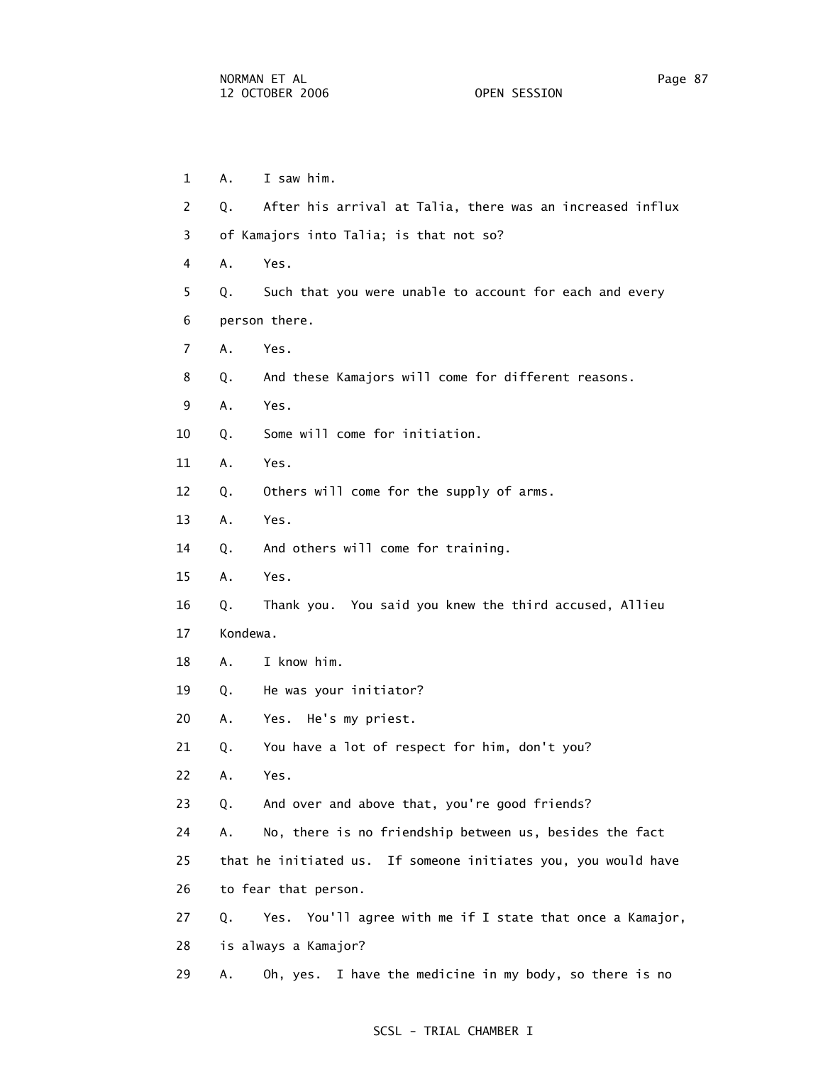1 A. I saw him.

2 Q. After his arrival at Talia, there was an increased influx

3 of Kamajors into Talia; is that not so?

4 A. Yes.

5 Q. Such that you were unable to account for each and every

6 person there.

7 A. Yes.

8 Q. And these Kamajors will come for different reasons.

9 A. Yes.

10 Q. Some will come for initiation.

11 A. Yes.

12 Q. Others will come for the supply of arms.

13 A. Yes.

14 Q. And others will come for training.

15 A. Yes.

16 Q. Thank you. You said you knew the third accused, Allieu

17 Kondewa.

18 A. I know him.

19 Q. He was your initiator?

20 A. Yes. He's my priest.

21 Q. You have a lot of respect for him, don't you?

22 A. Yes.

23 Q. And over and above that, you're good friends?

24 A. No, there is no friendship between us, besides the fact

25 that he initiated us. If someone initiates you, you would have

26 to fear that person.

27 Q. Yes. You'll agree with me if I state that once a Kamajor,

28 is always a Kamajor?

29 A. Oh, yes. I have the medicine in my body, so there is no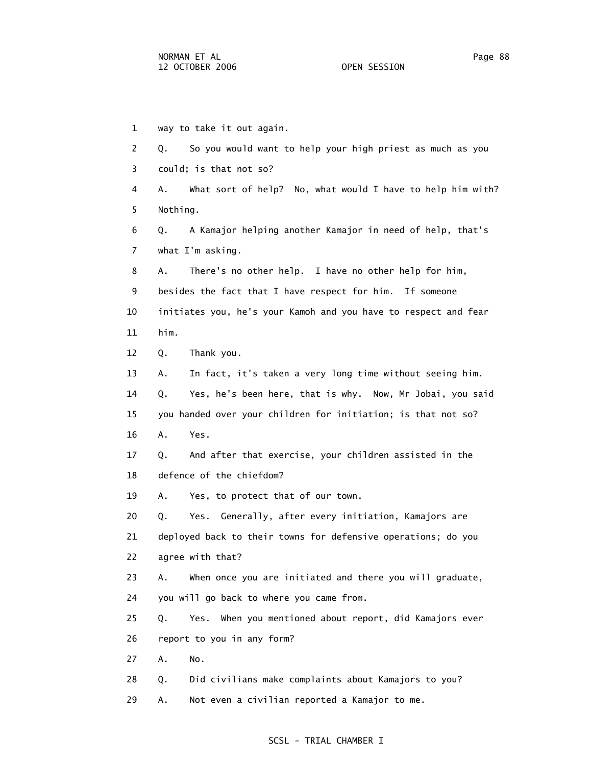1 way to take it out again.

2 Q. So you would want to help your high priest as much as you

3 could; is that not so?

4 A. What sort of help? No, what would I have to help him with?

5 Nothing.

6 Q. A Kamajor helping another Kamajor in need of help, that's

7 what I'm asking.

8 A. There's no other help. I have no other help for him,

9 besides the fact that I have respect for him. If someone

10 initiates you, he's your Kamoh and you have to respect and fear

11 him.

12 Q. Thank you.

13 A. In fact, it's taken a very long time without seeing him.

14 Q. Yes, he's been here, that is why. Now, Mr Jobai, you said

15 you handed over your children for initiation; is that not so?

16 A. Yes.

17 Q. And after that exercise, your children assisted in the

18 defence of the chiefdom?

19 A. Yes, to protect that of our town.

20 Q. Yes. Generally, after every initiation, Kamajors are

21 deployed back to their towns for defensive operations; do you

22 agree with that?

23 A. When once you are initiated and there you will graduate,

24 you will go back to where you came from.

25 Q. Yes. When you mentioned about report, did Kamajors ever

26 report to you in any form?

27 A. No.

28 Q. Did civilians make complaints about Kamajors to you?

29 A. Not even a civilian reported a Kamajor to me.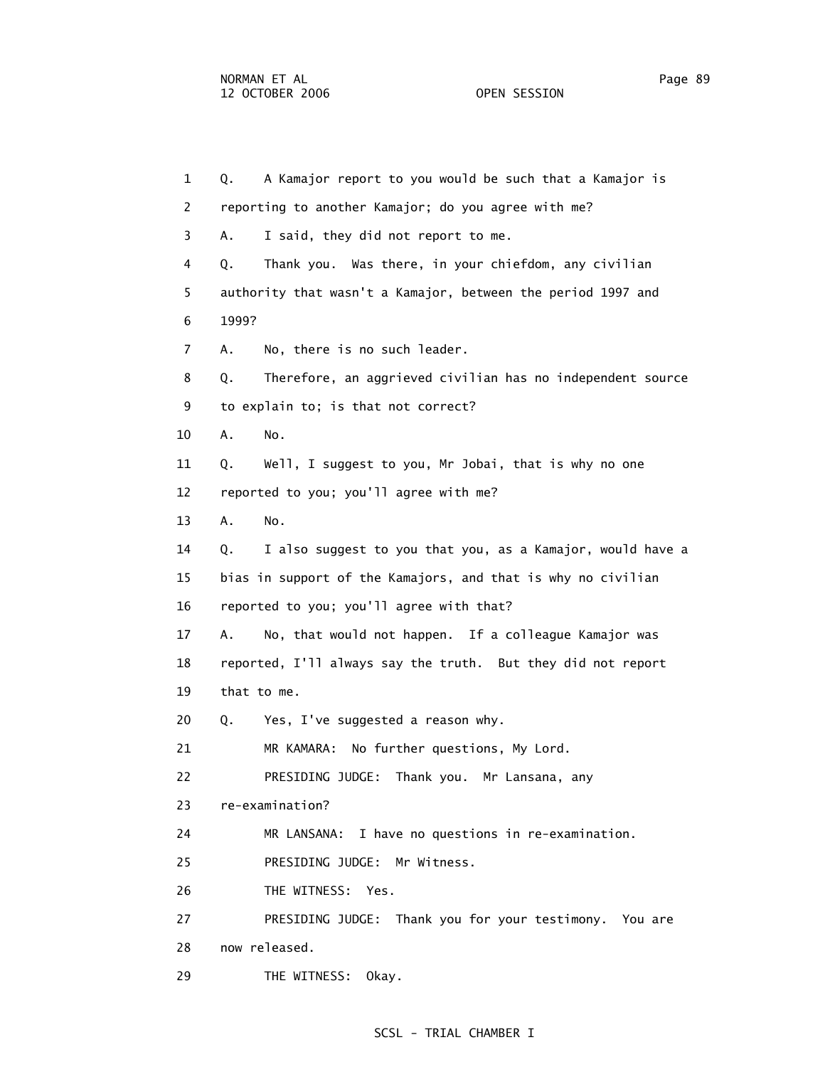1 Q. A Kamajor report to you would be such that a Kamajor is
2 reporting to another Kamajor; do you agree with me?
3 A. I said, they did not report to me.
4 Q. Thank you. Was there, in your chiefdom, any civilian
5 authority that wasn't a Kamajor, between the period 1997 and
6 1999?
7 A. No, there is no such leader.
8 Q. Therefore, an aggrieved civilian has no independent source
9 to explain to; is that not correct?
10 A. No.
11 Q. Well, I suggest to you, Mr Jobai, that is why no one
12 reported to you; you'll agree with me?
13 A. No.
14 Q. I also suggest to you that you, as a Kamajor, would have a
15 bias in support of the Kamajors, and that is why no civilian
16 reported to you; you'll agree with that?
17 A. No, that would not happen. If a colleague Kamajor was
18 reported, I'll always say the truth. But they did not report
19 that to me.
20 Q. Yes, I've suggested a reason why.
21 MR KAMARA: No further questions, My Lord.
22 PRESIDING JUDGE: Thank you. Mr Lansana, any
23 re-examination?
24 MR LANSANA: I have no questions in re-examination.
25 PRESIDING JUDGE: Mr Witness.
26 THE WITNESS: Yes.
27 PRESIDING JUDGE: Thank you for your testimony. You are
28 now released.
29 THE WITNESS: Okay.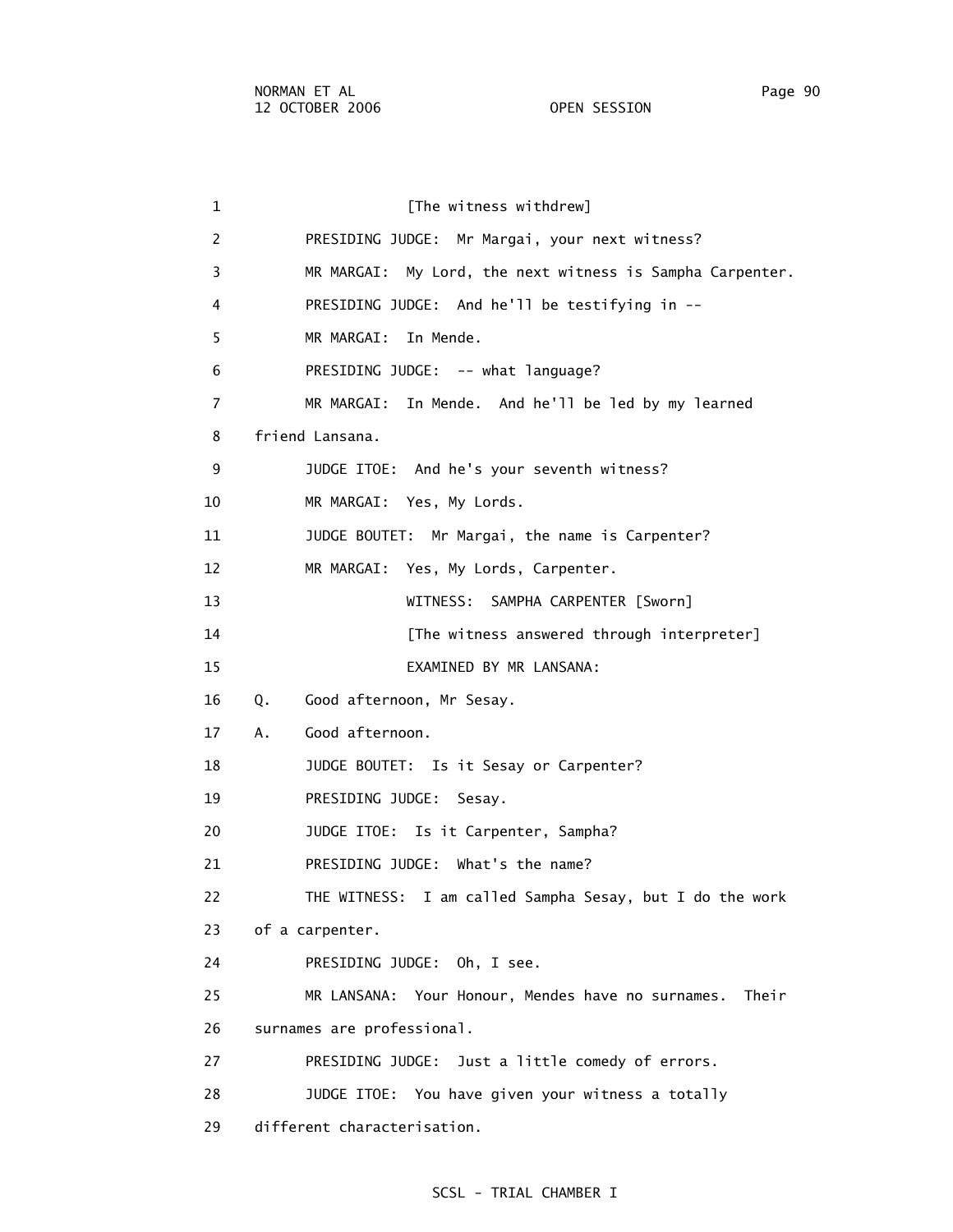1 [The witness withdrew]

2 PRESIDING JUDGE: Mr Margai, your next witness?

3 MR MARGAI: My Lord, the next witness is Sampha Carpenter.

4 PRESIDING JUDGE: And he'll be testifying in --

5 MR MARGAI: In Mende.

6 PRESIDING JUDGE: -- what language?

7 MR MARGAI: In Mende. And he'll be led by my learned

8 friend Lansana.

9 JUDGE ITOE: And he's your seventh witness?

10 MR MARGAI: Yes, My Lords.

11 JUDGE BOUTET: Mr Margai, the name is Carpenter?

12 MR MARGAI: Yes, My Lords, Carpenter.

13 WITNESS: SAMPHA CARPENTER [Sworn]

14 [The witness answered through interpreter]

15 EXAMINED BY MR LANSANA:

16 Q. Good afternoon, Mr Sesay.

17 A. Good afternoon.

18 JUDGE BOUTET: Is it Sesay or Carpenter?

19 PRESIDING JUDGE: Sesay.

20 JUDGE ITOE: Is it Carpenter, Sampha?

21 PRESIDING JUDGE: What's the name?

22 THE WITNESS: I am called Sampha Sesay, but I do the work

23 of a carpenter.

24 PRESIDING JUDGE: Oh, I see.

25 MR LANSANA: Your Honour, Mendes have no surnames. Their

26 surnames are professional.

27 PRESIDING JUDGE: Just a little comedy of errors.

28 JUDGE ITOE: You have given your witness a totally

29 different characterisation.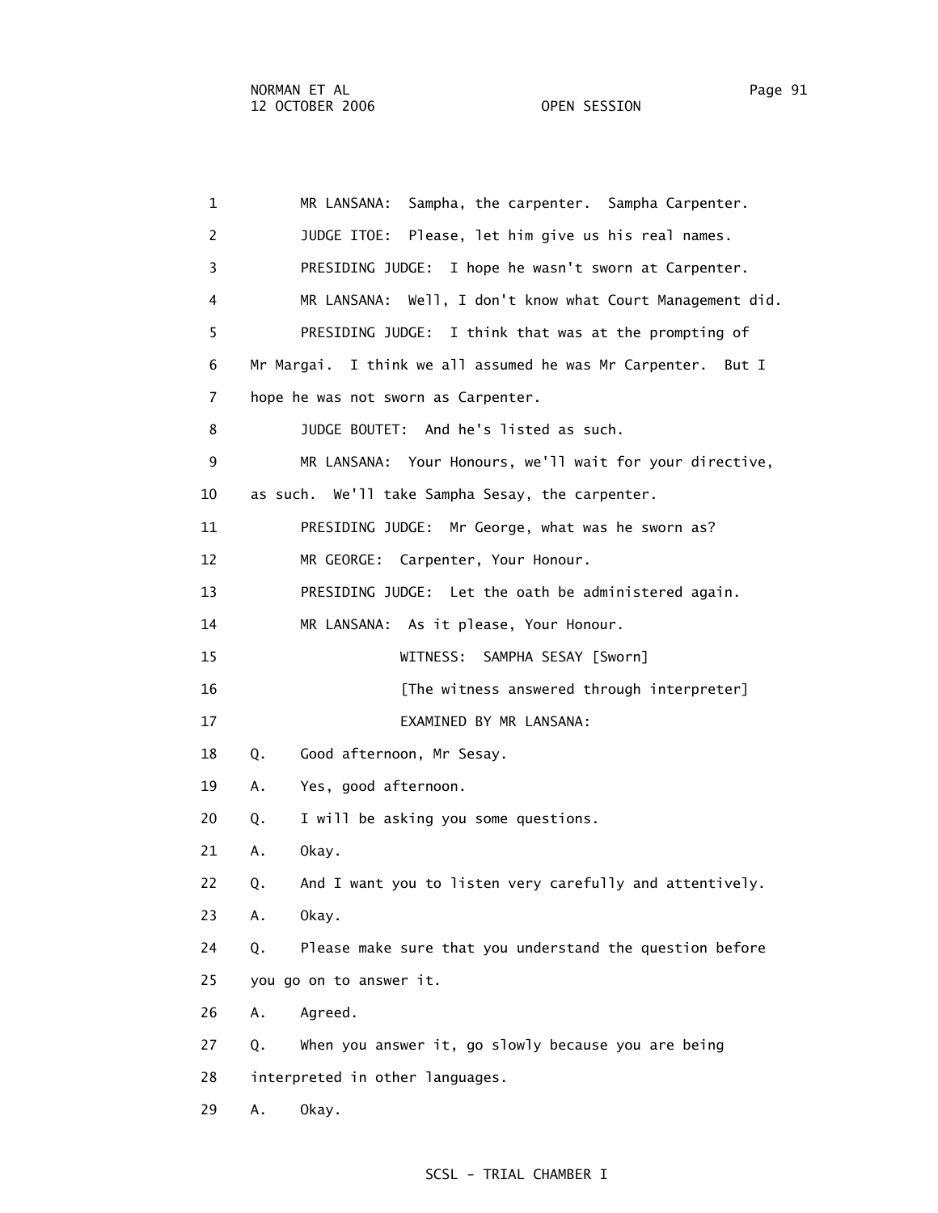1 MR LANSANA: Sampha, the carpenter. Sampha Carpenter.

2 JUDGE ITOE: Please, let him give us his real names.

3 PRESIDING JUDGE: I hope he wasn't sworn at Carpenter.

4 MR LANSANA: Well, I don't know what Court Management did.

5 PRESIDING JUDGE: I think that was at the prompting of

6 Mr Margai. I think we all assumed he was Mr Carpenter. But I

7 hope he was not sworn as Carpenter.

8 JUDGE BOUTET: And he's listed as such.

9 MR LANSANA: Your Honours, we'll wait for your directive,

10 as such. We'll take Sampha Sesay, the carpenter.

11 PRESIDING JUDGE: Mr George, what was he sworn as?

12 MR GEORGE: Carpenter, Your Honour.

13 PRESIDING JUDGE: Let the oath be administered again.

14 MR LANSANA: As it please, Your Honour.

15 WITNESS: SAMPHA SESAY [Sworn]

16 [The witness answered through interpreter]

17 EXAMINED BY MR LANSANA:

18 Q. Good afternoon, Mr Sesay.

19 A. Yes, good afternoon.

20 Q. I will be asking you some questions.

21 A. Okay.

22 Q. And I want you to listen very carefully and attentively.

23 A. Okay.

24 Q. Please make sure that you understand the question before

25 you go on to answer it.

26 A. Agreed.

27 Q. When you answer it, go slowly because you are being

28 interpreted in other languages.

29 A. Okay.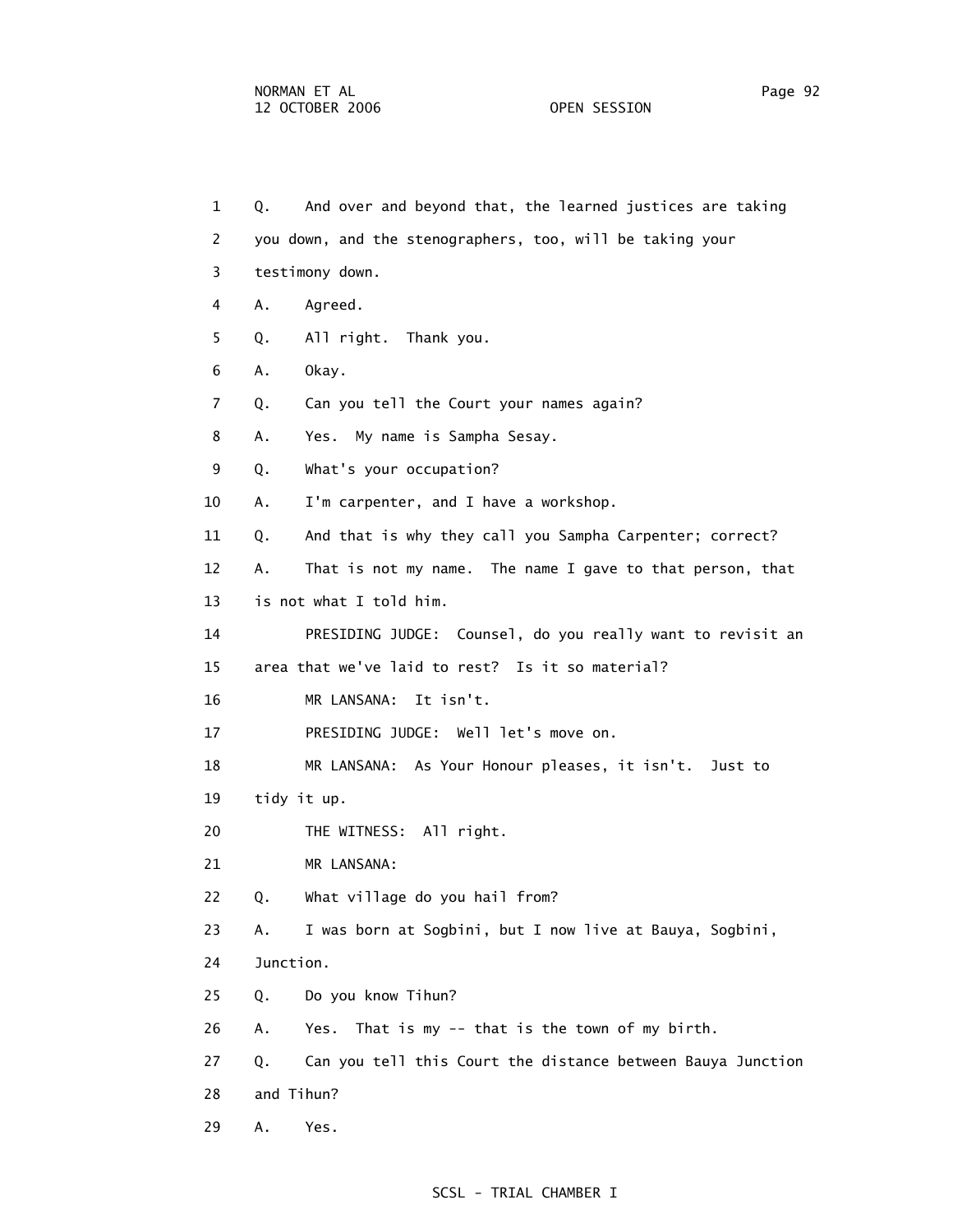1 Q. And over and beyond that, the learned justices are taking

2 you down, and the stenographers, too, will be taking your

3 testimony down.

4 A. Agreed.

5 Q. All right. Thank you.

6 A. Okay.

7 Q. Can you tell the Court your names again?

8 A. Yes. My name is Sampha Sesay.

9 Q. What's your occupation?

10 A. I'm carpenter, and I have a workshop.

11 Q. And that is why they call you Sampha Carpenter; correct?

12 A. That is not my name. The name I gave to that person, that

13 is not what I told him.

14 PRESIDING JUDGE: Counsel, do you really want to revisit an

15 area that we've laid to rest? Is it so material?

16 MR LANSANA: It isn't.

17 PRESIDING JUDGE: Well let's move on.

18 MR LANSANA: As Your Honour pleases, it isn't. Just to

19 tidy it up.

20 THE WITNESS: All right.

21 MR LANSANA:

22 Q. What village do you hail from?

23 A. I was born at Sogbini, but I now live at Bauya, Sogbini,

24 Junction.

25 Q. Do you know Tihun?

26 A. Yes. That is my -- that is the town of my birth.

27 Q. Can you tell this Court the distance between Bauya Junction

28 and Tihun?

29 A. Yes.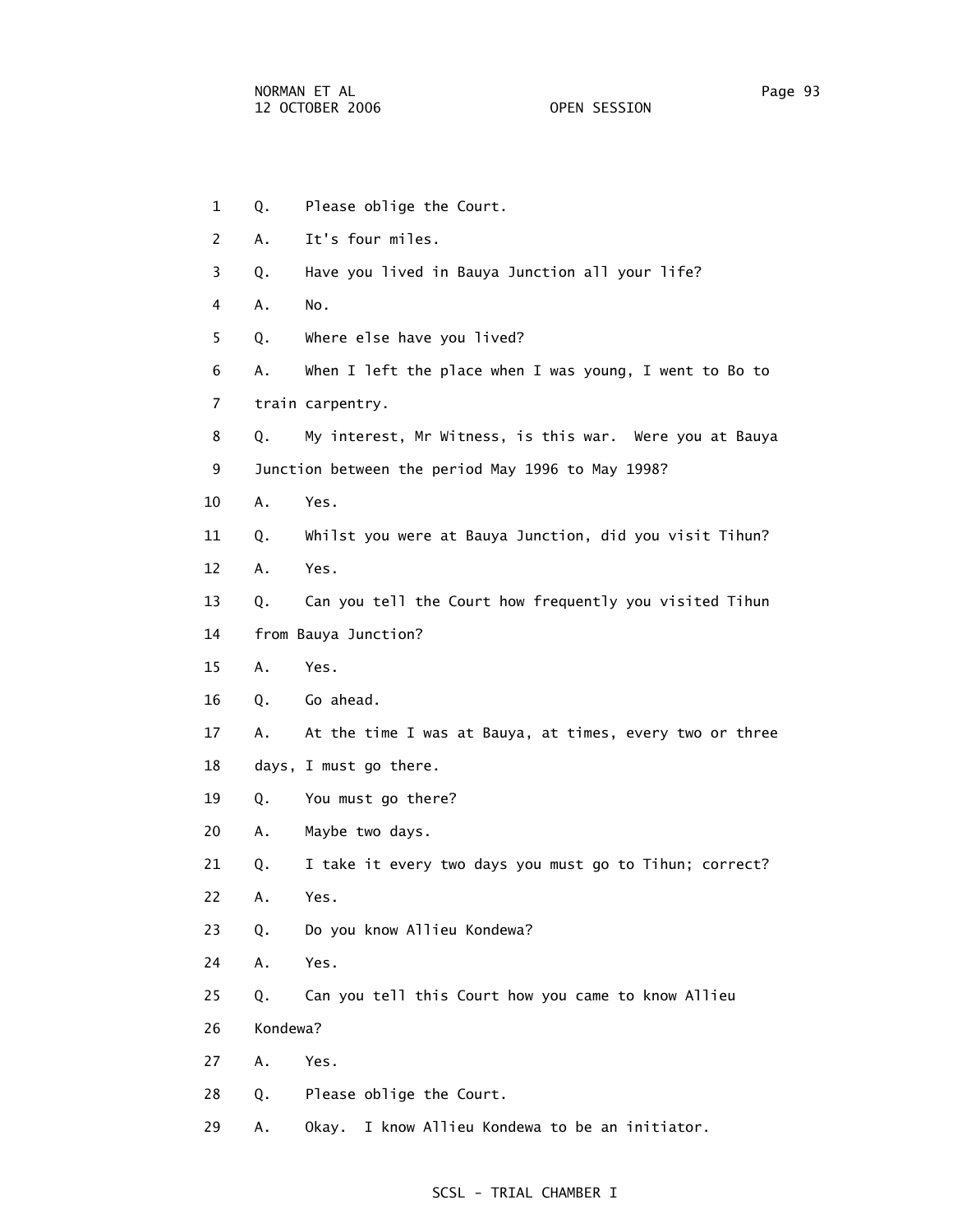1 Q. Please oblige the Court.

2 A. It's four miles.

3 Q. Have you lived in Bauya Junction all your life?

4 A. No.

5 Q. Where else have you lived?

6 A. When I left the place when I was young, I went to Bo to

7 train carpentry.

8 Q. My interest, Mr Witness, is this war. Were you at Bauya

9 Junction between the period May 1996 to May 1998?

10 A. Yes.

11 Q. Whilst you were at Bauya Junction, did you visit Tihun?

12 A. Yes.

13 Q. Can you tell the Court how frequently you visited Tihun

14 from Bauya Junction?

15 A. Yes.

16 Q. Go ahead.

17 A. At the time I was at Bauya, at times, every two or three

18 days, I must go there.

19 Q. You must go there?

20 A. Maybe two days.

21 Q. I take it every two days you must go to Tihun; correct?

22 A. Yes.

23 Q. Do you know Allieu Kondewa?

24 A. Yes.

25 Q. Can you tell this Court how you came to know Allieu

26 Kondewa?

27 A. Yes.

28 Q. Please oblige the Court.

29 A. Okay. I know Allieu Kondewa to be an initiator.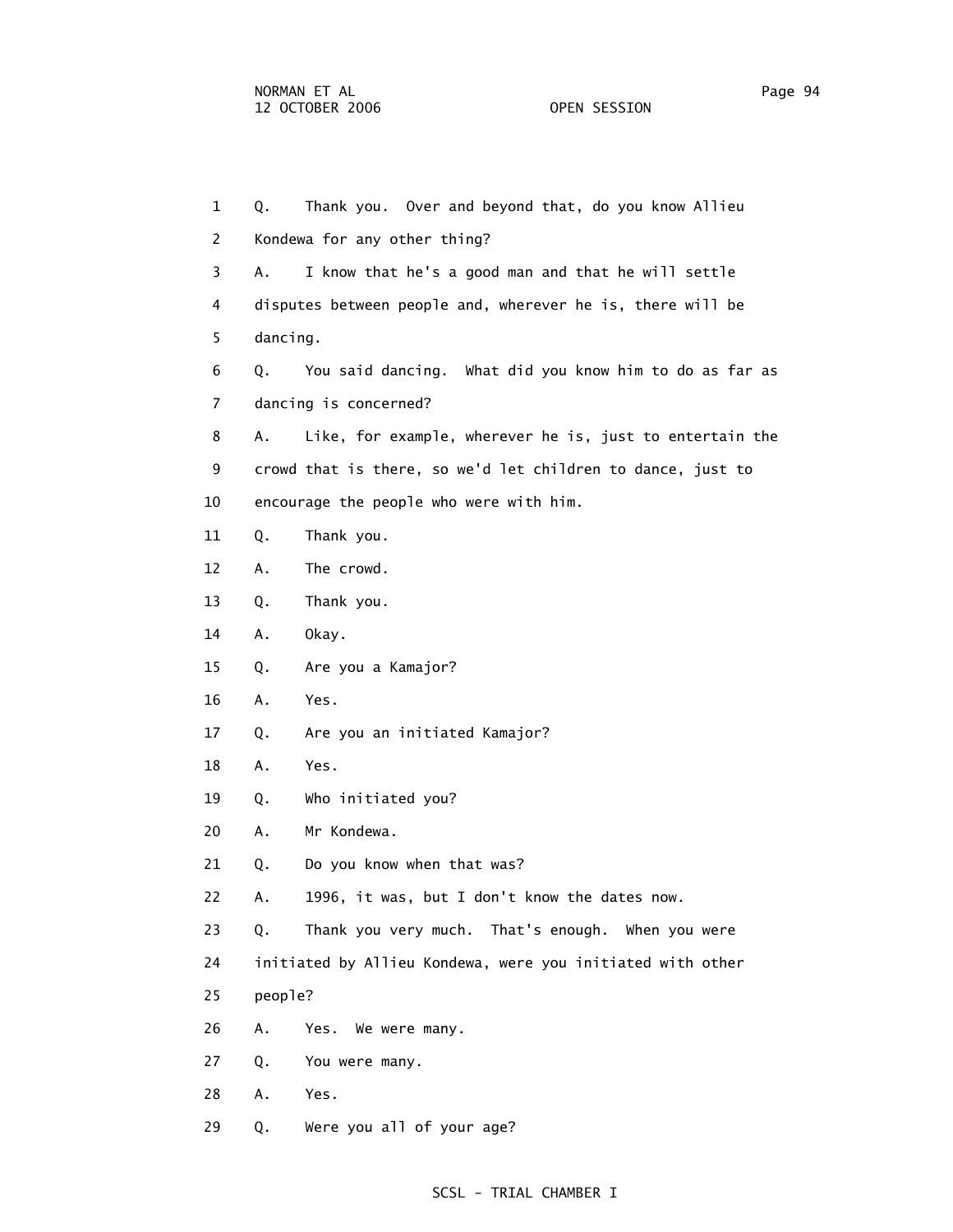1 Q. Thank you. Over and beyond that, do you know Allieu
2 Kondewa for any other thing?
3 A. I know that he's a good man and that he will settle
4 disputes between people and, wherever he is, there will be
5 dancing.
6 Q. You said dancing. What did you know him to do as far as
7 dancing is concerned?
8 A. Like, for example, wherever he is, just to entertain the
9 crowd that is there, so we'd let children to dance, just to
10 encourage the people who were with him.
11 Q. Thank you.
12 A. The crowd.
13 Q. Thank you.
14 A. Okay.
15 Q. Are you a Kamajor?
16 A. Yes.
17 Q. Are you an initiated Kamajor?
18 A. Yes.
19 Q. Who initiated you?
20 A. Mr Kondewa.
21 Q. Do you know when that was?
22 A. 1996, it was, but I don't know the dates now.
23 Q. Thank you very much. That's enough. When you were
24 initiated by Allieu Kondewa, were you initiated with other
25 people?
26 A. Yes. We were many.
27 Q. You were many.
28 A. Yes.
29 Q. Were you all of your age?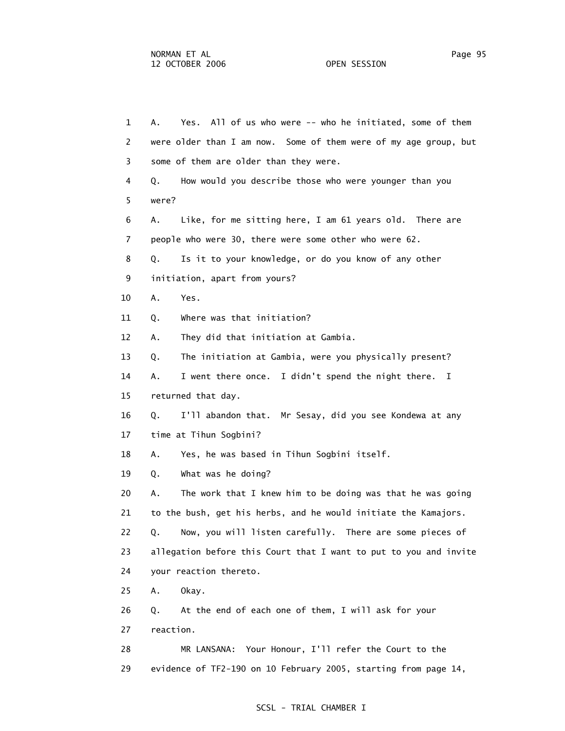1 A. Yes. All of us who were -- who he initiated, some of them
2 were older than I am now. Some of them were of my age group, but
3 some of them are older than they were.
4 Q. How would you describe those who were younger than you
5 were?
6 A. Like, for me sitting here, I am 61 years old. There are
7 people who were 30, there were some other who were 62.
8 Q. Is it to your knowledge, or do you know of any other
9 initiation, apart from yours?
10 A. Yes.
11 Q. Where was that initiation?
12 A. They did that initiation at Gambia.
13 Q. The initiation at Gambia, were you physically present?
14 A. I went there once. I didn't spend the night there. I
15 returned that day.
16 Q. I'll abandon that. Mr Sesay, did you see Kondewa at any
17 time at Tihun Sogbini?
18 A. Yes, he was based in Tihun Sogbini itself.
19 Q. What was he doing?
20 A. The work that I knew him to be doing was that he was going
21 to the bush, get his herbs, and he would initiate the Kamajors.
22 Q. Now, you will listen carefully. There are some pieces of
23 allegation before this Court that I want to put to you and invite
24 your reaction thereto.
25 A. Okay.
26 Q. At the end of each one of them, I will ask for your
27 reaction.
28 MR LANSANA: Your Honour, I'll refer the Court to the
29 evidence of TF2-190 on 10 February 2005, starting from page 14,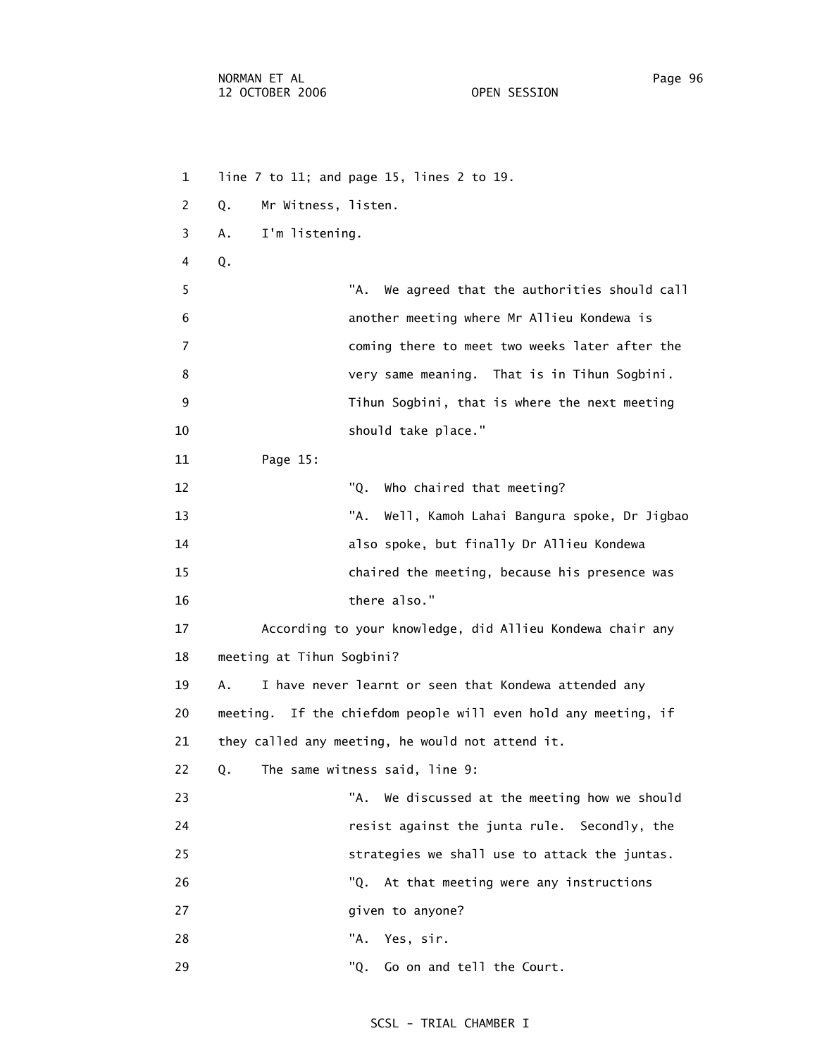line 7 to 11; and page 15, lines 2 to 19.

Q. Mr Witness, listen.

A. I'm listening.

Q.

> "A. We agreed that the authorities should call another meeting where Mr Allieu Kondewa is coming there to meet two weeks later after the very same meaning. That is in Tihun Sogbini. Tihun Sogbini, that is where the next meeting should take place."

Page 15:

> "Q. Who chaired that meeting?
>
> "A. Well, Kamoh Lahai Bangura spoke, Dr Jigbao also spoke, but finally Dr Allieu Kondewa chaired the meeting, because his presence was there also."

According to your knowledge, did Allieu Kondewa chair any meeting at Tihun Sogbini?

A. I have never learnt or seen that Kondewa attended any meeting. If the chiefdom people will even hold any meeting, if they called any meeting, he would not attend it.

Q. The same witness said, line 9:

> "A. We discussed at the meeting how we should resist against the junta rule. Secondly, the strategies we shall use to attack the juntas.
>
> "Q. At that meeting were any instructions given to anyone?
>
> "A. Yes, sir.
>
> "Q. Go on and tell the Court.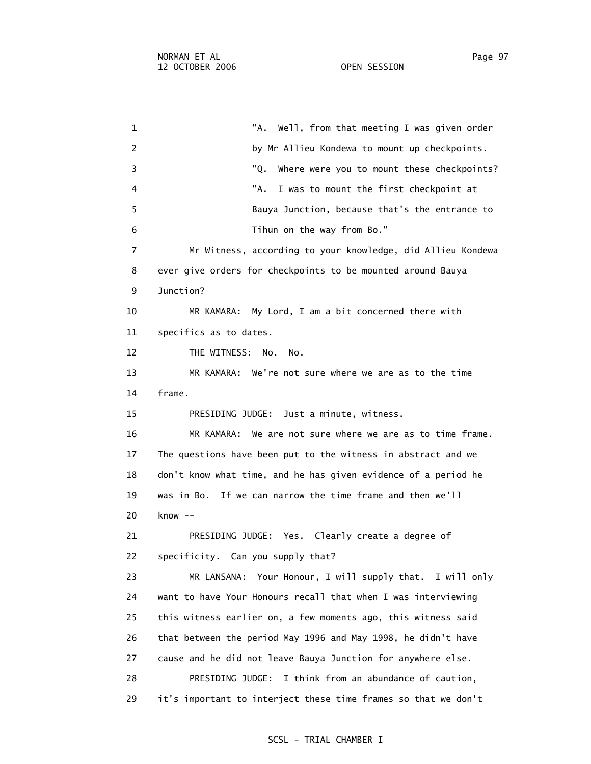"A. Well, from that meeting I was given order by Mr Allieu Kondewa to mount up checkpoints.

"Q. Where were you to mount these checkpoints?

"A. I was to mount the first checkpoint at Bauya Junction, because that's the entrance to Tihun on the way from Bo."

Mr Witness, according to your knowledge, did Allieu Kondewa ever give orders for checkpoints to be mounted around Bauya Junction?

MR KAMARA: My Lord, I am a bit concerned there with specifics as to dates.

THE WITNESS: No. No.

MR KAMARA: We're not sure where we are as to the time frame.

PRESIDING JUDGE: Just a minute, witness.

MR KAMARA: We are not sure where we are as to time frame. The questions have been put to the witness in abstract and we don't know what time, and he has given evidence of a period he was in Bo. If we can narrow the time frame and then we'll know --

PRESIDING JUDGE: Yes. Clearly create a degree of specificity. Can you supply that?

MR LANSANA: Your Honour, I will supply that. I will only want to have Your Honours recall that when I was interviewing this witness earlier on, a few moments ago, this witness said that between the period May 1996 and May 1998, he didn't have cause and he did not leave Bauya Junction for anywhere else.

PRESIDING JUDGE: I think from an abundance of caution, it's important to interject these time frames so that we don't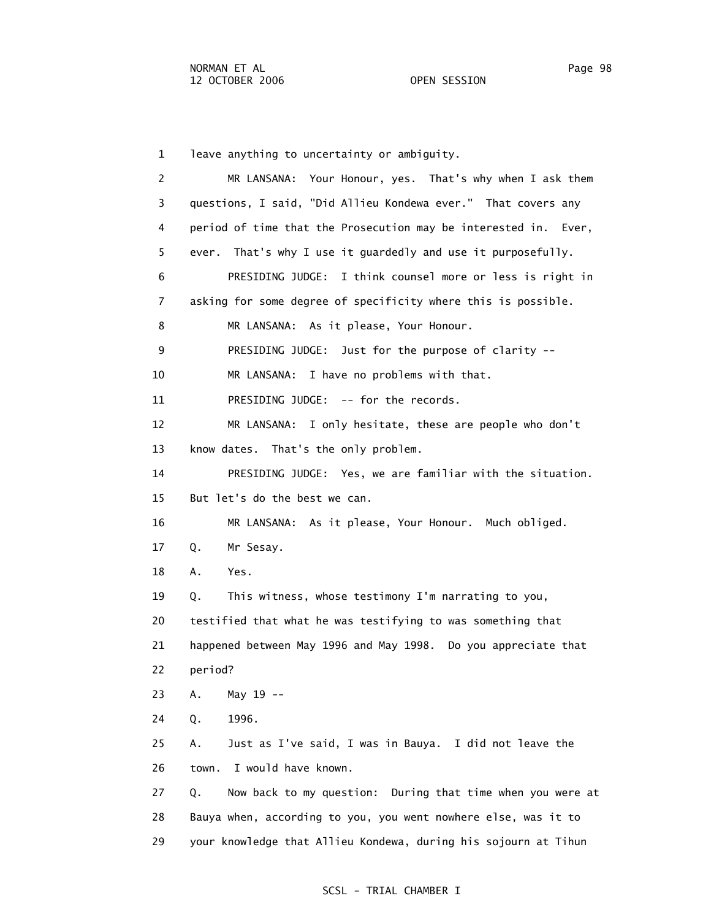1 leave anything to uncertainty or ambiguity.

2 MR LANSANA: Your Honour, yes. That's why when I ask them

3 questions, I said, "Did Allieu Kondewa ever." That covers any

4 period of time that the Prosecution may be interested in. Ever,

5 ever. That's why I use it guardedly and use it purposefully.

6 PRESIDING JUDGE: I think counsel more or less is right in

7 asking for some degree of specificity where this is possible.

8 MR LANSANA: As it please, Your Honour.

9 PRESIDING JUDGE: Just for the purpose of clarity --

10 MR LANSANA: I have no problems with that.

11 PRESIDING JUDGE: -- for the records.

12 MR LANSANA: I only hesitate, these are people who don't

13 know dates. That's the only problem.

14 PRESIDING JUDGE: Yes, we are familiar with the situation.

15 But let's do the best we can.

16 MR LANSANA: As it please, Your Honour. Much obliged.

17 Q. Mr Sesay.

18 A. Yes.

19 Q. This witness, whose testimony I'm narrating to you,

20 testified that what he was testifying to was something that

21 happened between May 1996 and May 1998. Do you appreciate that

22 period?

23 A. May 19 --

24 Q. 1996.

25 A. Just as I've said, I was in Bauya. I did not leave the

26 town. I would have known.

27 Q. Now back to my question: During that time when you were at

28 Bauya when, according to you, you went nowhere else, was it to

29 your knowledge that Allieu Kondewa, during his sojourn at Tihun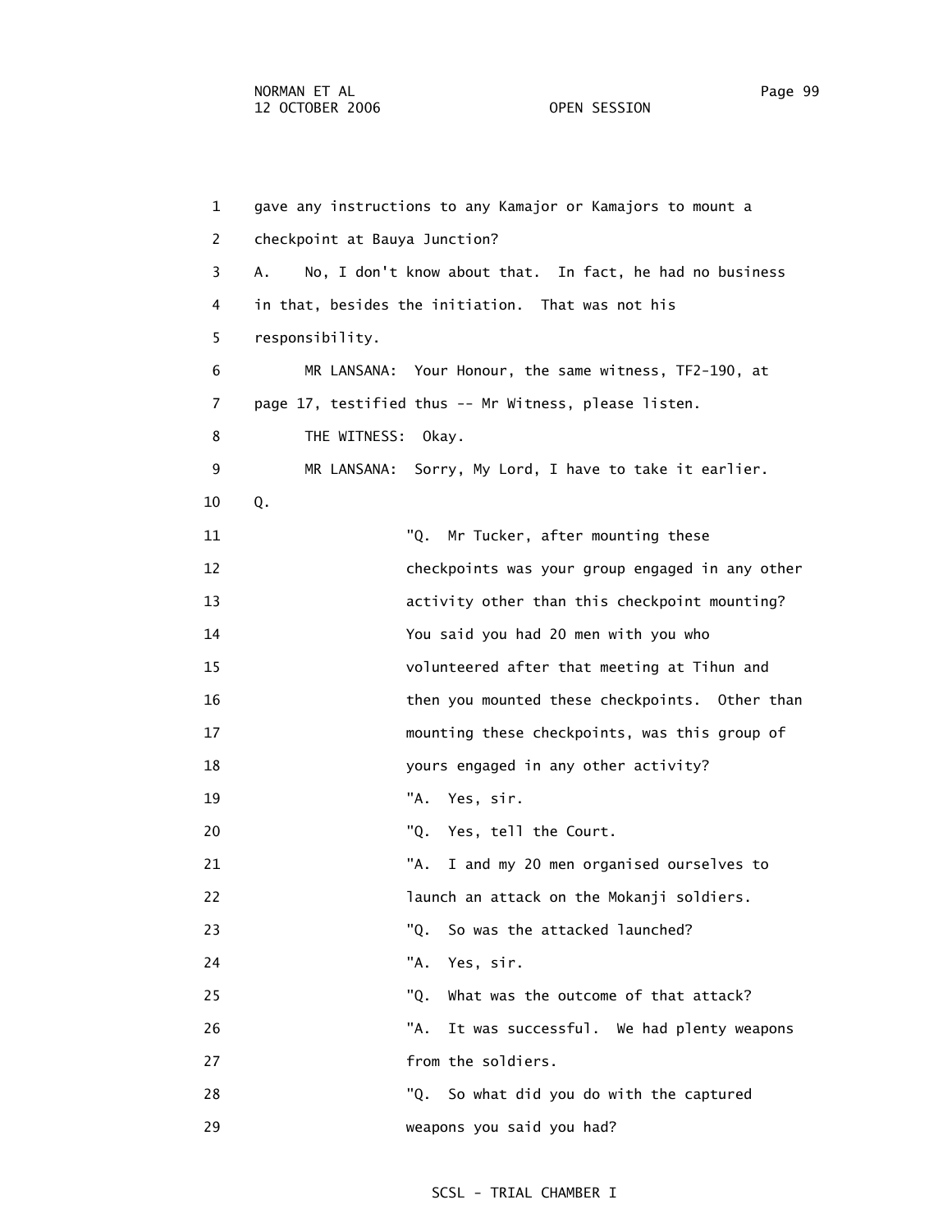gave any instructions to any Kamajor or Kamajors to mount a checkpoint at Bauya Junction?

A. No, I don't know about that. In fact, he had no business in that, besides the initiation. That was not his responsibility.

MR LANSANA: Your Honour, the same witness, TF2-190, at page 17, testified thus -- Mr Witness, please listen.

THE WITNESS: Okay.

MR LANSANA: Sorry, My Lord, I have to take it earlier.

Q.

> "Q. Mr Tucker, after mounting these checkpoints was your group engaged in any other activity other than this checkpoint mounting? You said you had 20 men with you who volunteered after that meeting at Tihun and then you mounted these checkpoints. Other than mounting these checkpoints, was this group of yours engaged in any other activity?
>
> "A. Yes, sir.
>
> "Q. Yes, tell the Court.
>
> "A. I and my 20 men organised ourselves to launch an attack on the Mokanji soldiers.
>
> "Q. So was the attacked launched?
>
> "A. Yes, sir.
>
> "Q. What was the outcome of that attack?
>
> "A. It was successful. We had plenty weapons from the soldiers.
>
> "Q. So what did you do with the captured weapons you said you had?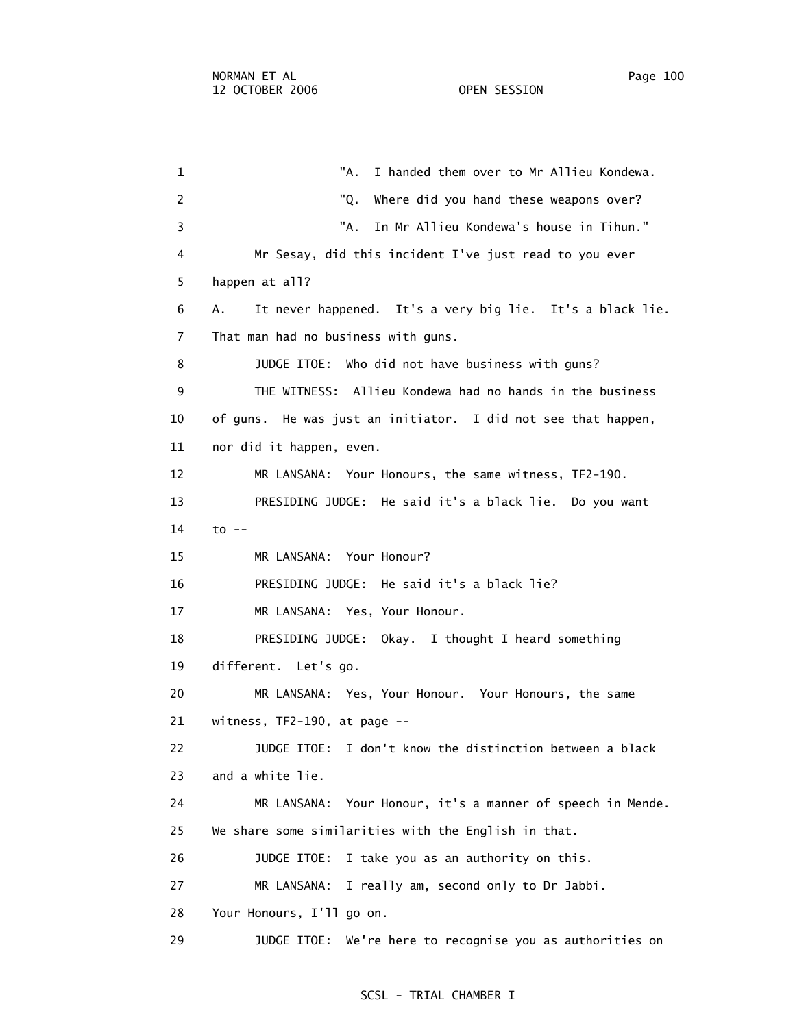1 "A. I handed them over to Mr Allieu Kondewa.

2 "Q. Where did you hand these weapons over?

3 "A. In Mr Allieu Kondewa's house in Tihun."

4 Mr Sesay, did this incident I've just read to you ever

5 happen at all?

6 A. It never happened. It's a very big lie. It's a black lie.

7 That man had no business with guns.

8 JUDGE ITOE: Who did not have business with guns?

9 THE WITNESS: Allieu Kondewa had no hands in the business

10 of guns. He was just an initiator. I did not see that happen,

11 nor did it happen, even.

12 MR LANSANA: Your Honours, the same witness, TF2-190.

13 PRESIDING JUDGE: He said it's a black lie. Do you want

14 to --

15 MR LANSANA: Your Honour?

16 PRESIDING JUDGE: He said it's a black lie?

17 MR LANSANA: Yes, Your Honour.

18 PRESIDING JUDGE: Okay. I thought I heard something

19 different. Let's go.

20 MR LANSANA: Yes, Your Honour. Your Honours, the same

21 witness, TF2-190, at page --

22 JUDGE ITOE: I don't know the distinction between a black

23 and a white lie.

24 MR LANSANA: Your Honour, it's a manner of speech in Mende.

25 We share some similarities with the English in that.

26 JUDGE ITOE: I take you as an authority on this.

27 MR LANSANA: I really am, second only to Dr Jabbi.

28 Your Honours, I'll go on.

29 JUDGE ITOE: We're here to recognise you as authorities on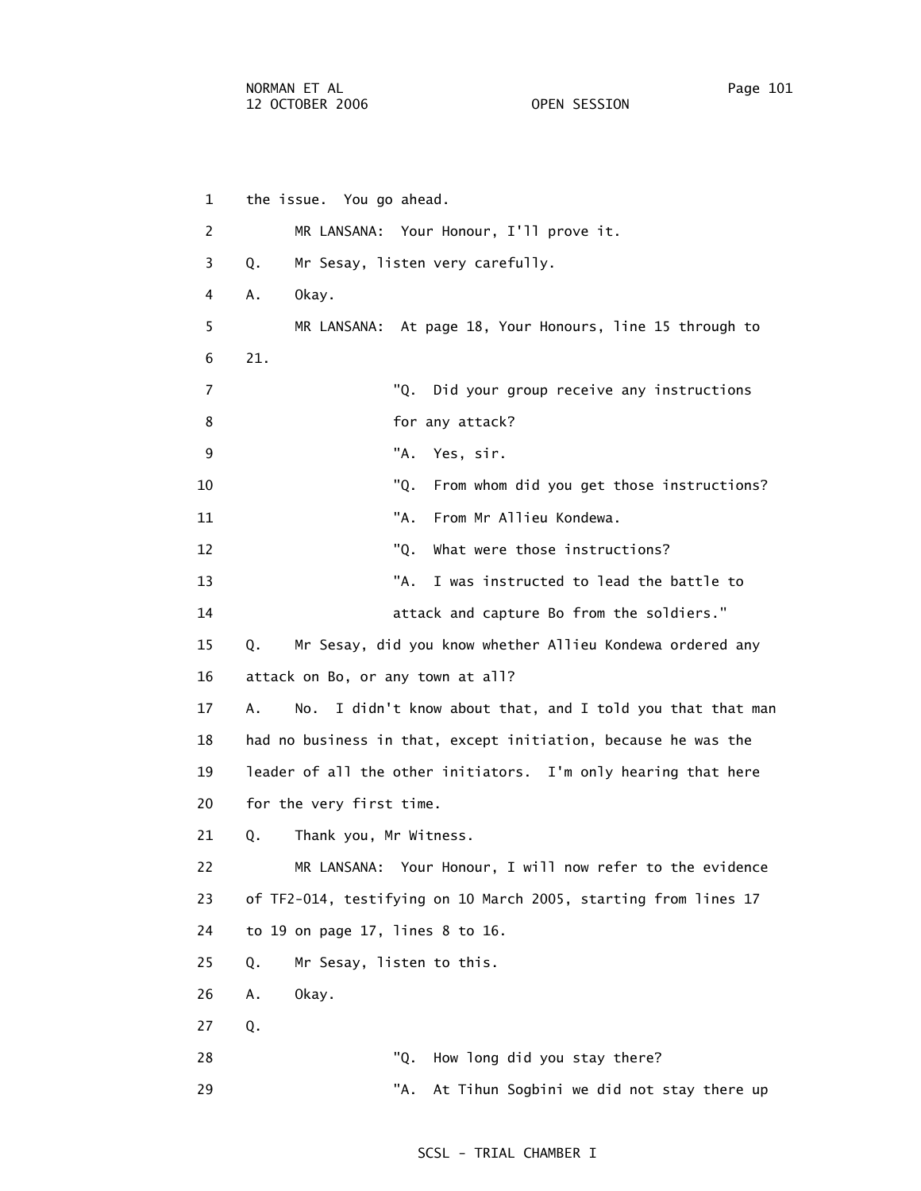1 the issue. You go ahead.

2 MR LANSANA: Your Honour, I'll prove it.

3 Q. Mr Sesay, listen very carefully.

4 A. Okay.

5 MR LANSANA: At page 18, Your Honours, line 15 through to

6 21.

7 "Q. Did your group receive any instructions

8 for any attack?

9 "A. Yes, sir.

10 "Q. From whom did you get those instructions?

11 "A. From Mr Allieu Kondewa.

12 "Q. What were those instructions?

13 "A. I was instructed to lead the battle to

14 attack and capture Bo from the soldiers."

15 Q. Mr Sesay, did you know whether Allieu Kondewa ordered any

16 attack on Bo, or any town at all?

17 A. No. I didn't know about that, and I told you that that man

18 had no business in that, except initiation, because he was the

19 leader of all the other initiators. I'm only hearing that here

20 for the very first time.

21 Q. Thank you, Mr Witness.

22 MR LANSANA: Your Honour, I will now refer to the evidence

23 of TF2-014, testifying on 10 March 2005, starting from lines 17

24 to 19 on page 17, lines 8 to 16.

25 Q. Mr Sesay, listen to this.

26 A. Okay.

27 Q.

28 "Q. How long did you stay there?

29 "A. At Tihun Sogbini we did not stay there up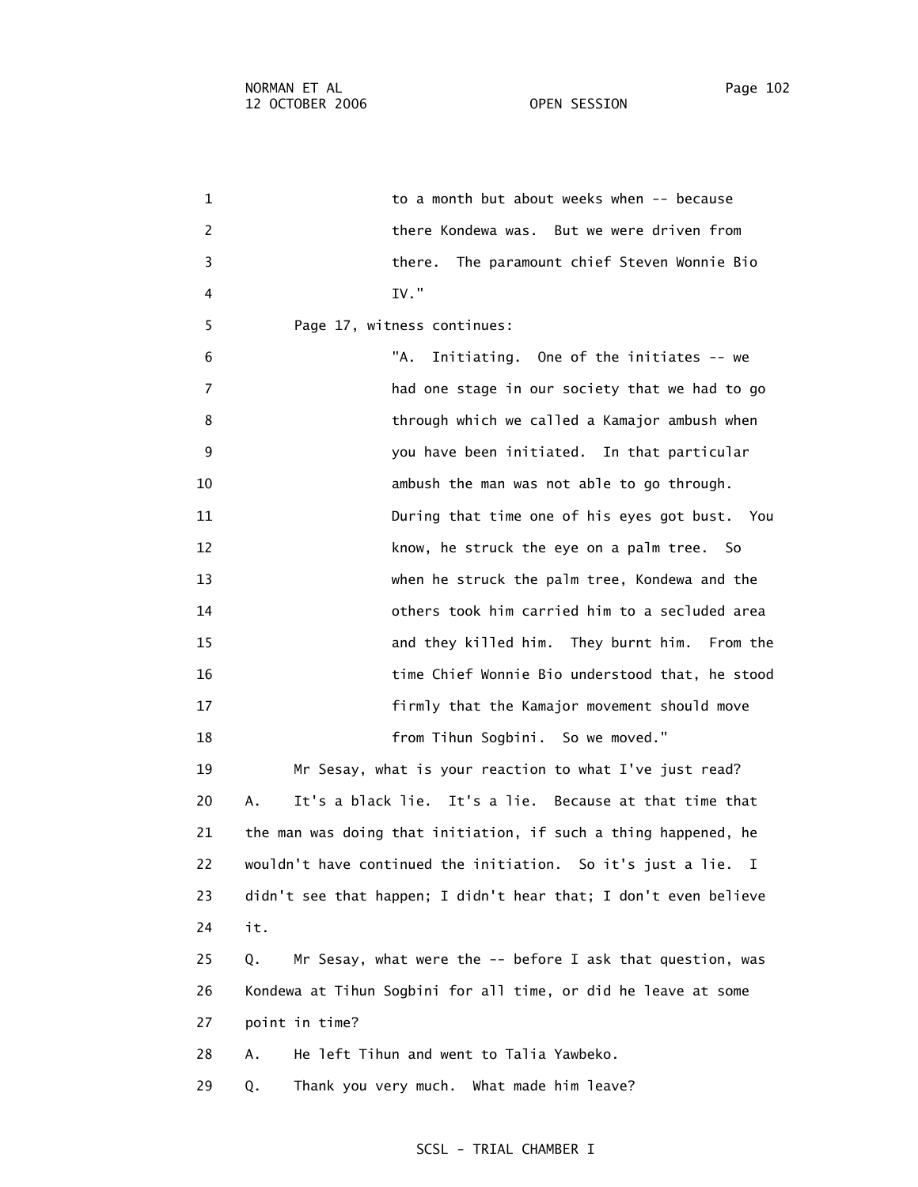to a month but about weeks when -- because there Kondewa was. But we were driven from there. The paramount chief Steven Wonnie Bio IV."

Page 17, witness continues:

"A. Initiating. One of the initiates -- we had one stage in our society that we had to go through which we called a Kamajor ambush when you have been initiated. In that particular ambush the man was not able to go through. During that time one of his eyes got bust. You know, he struck the eye on a palm tree. So when he struck the palm tree, Kondewa and the others took him carried him to a secluded area and they killed him. They burnt him. From the time Chief Wonnie Bio understood that, he stood firmly that the Kamajor movement should move from Tihun Sogbini. So we moved."

Mr Sesay, what is your reaction to what I've just read?

A. It's a black lie. It's a lie. Because at that time that the man was doing that initiation, if such a thing happened, he wouldn't have continued the initiation. So it's just a lie. I didn't see that happen; I didn't hear that; I don't even believe it.

Q. Mr Sesay, what were the -- before I ask that question, was Kondewa at Tihun Sogbini for all time, or did he leave at some point in time?

A. He left Tihun and went to Talia Yawbeko.

Q. Thank you very much. What made him leave?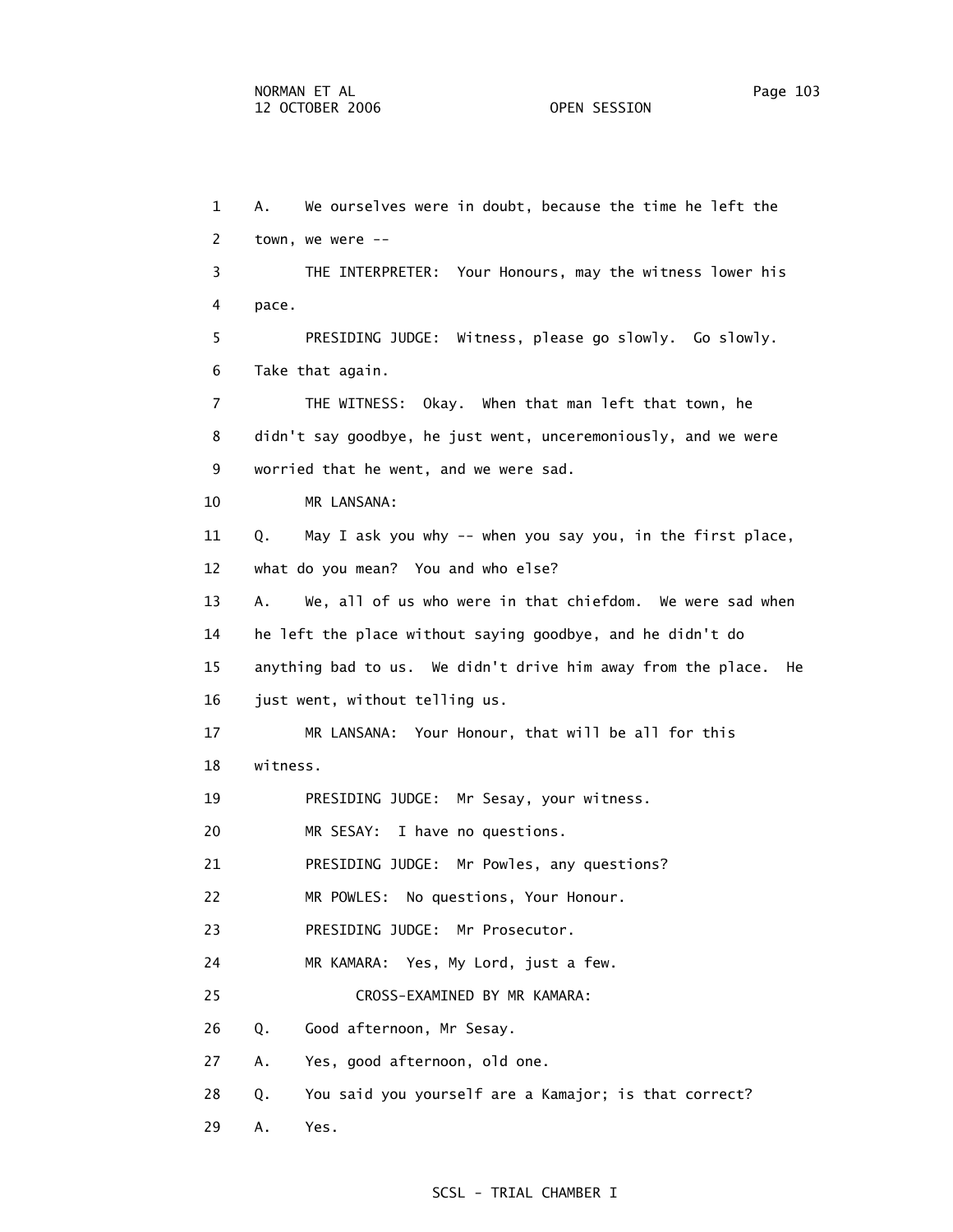A. We ourselves were in doubt, because the time he left the town, we were --

THE INTERPRETER: Your Honours, may the witness lower his pace.

PRESIDING JUDGE: Witness, please go slowly. Go slowly. Take that again.

THE WITNESS: Okay. When that man left that town, he didn't say goodbye, he just went, unceremoniously, and we were worried that he went, and we were sad.

MR LANSANA:

Q. May I ask you why -- when you say you, in the first place, what do you mean? You and who else?

A. We, all of us who were in that chiefdom. We were sad when he left the place without saying goodbye, and he didn't do anything bad to us. We didn't drive him away from the place. He just went, without telling us.

MR LANSANA: Your Honour, that will be all for this witness.

PRESIDING JUDGE: Mr Sesay, your witness.

MR SESAY: I have no questions.

PRESIDING JUDGE: Mr Powles, any questions?

MR POWLES: No questions, Your Honour.

PRESIDING JUDGE: Mr Prosecutor.

MR KAMARA: Yes, My Lord, just a few.

CROSS-EXAMINED BY MR KAMARA:

Q. Good afternoon, Mr Sesay.

A. Yes, good afternoon, old one.

Q. You said you yourself are a Kamajor; is that correct?

A. Yes.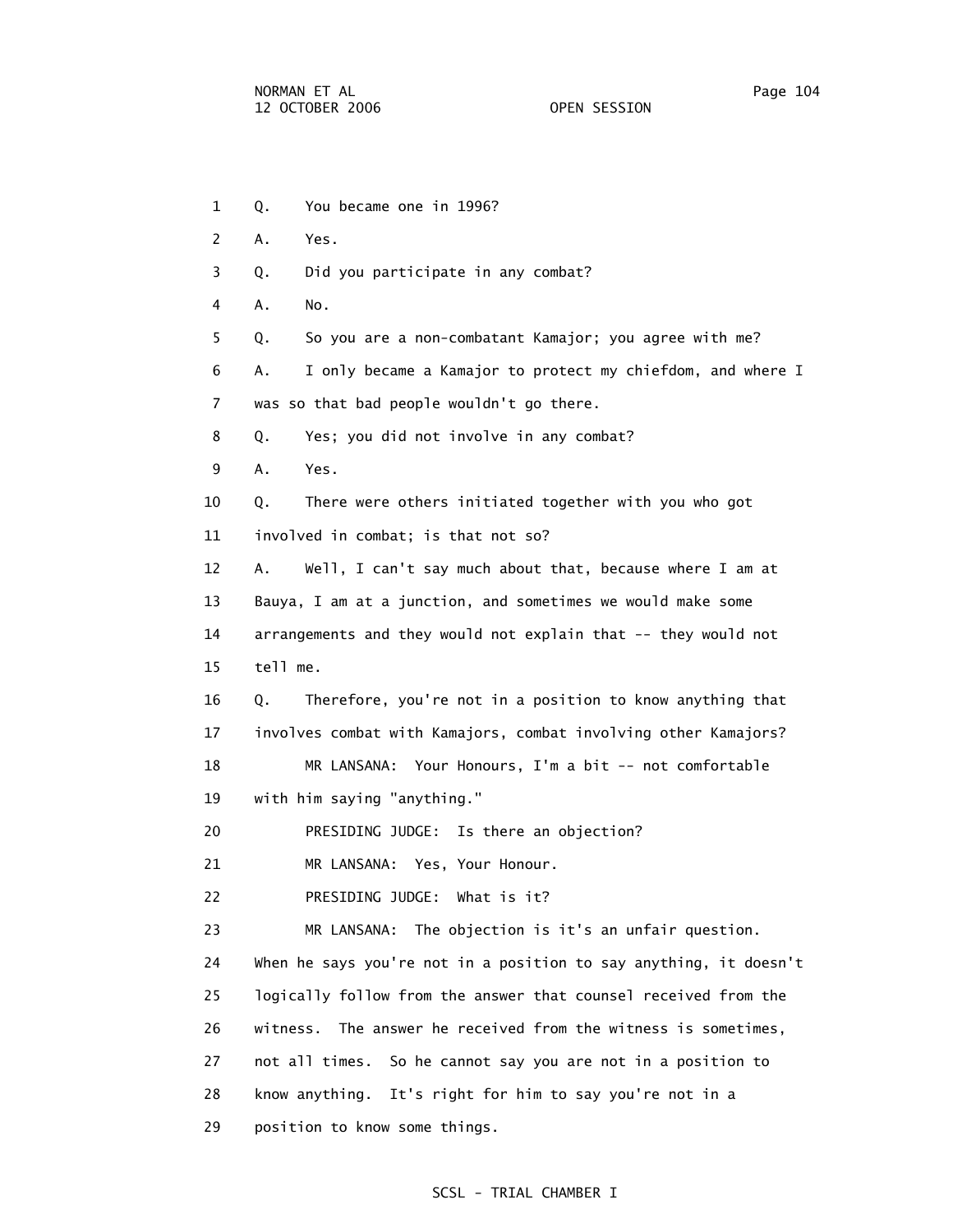Q. You became one in 1996?

A. Yes.

Q. Did you participate in any combat?

A. No.

Q. So you are a non-combatant Kamajor; you agree with me?

A. I only became a Kamajor to protect my chiefdom, and where I was so that bad people wouldn't go there.

Q. Yes; you did not involve in any combat?

A. Yes.

Q. There were others initiated together with you who got involved in combat; is that not so?

A. Well, I can't say much about that, because where I am at Bauya, I am at a junction, and sometimes we would make some arrangements and they would not explain that -- they would not tell me.

Q. Therefore, you're not in a position to know anything that involves combat with Kamajors, combat involving other Kamajors?

MR LANSANA: Your Honours, I'm a bit -- not comfortable with him saying "anything."

PRESIDING JUDGE: Is there an objection?

MR LANSANA: Yes, Your Honour.

PRESIDING JUDGE: What is it?

MR LANSANA: The objection is it's an unfair question. When he says you're not in a position to say anything, it doesn't logically follow from the answer that counsel received from the witness. The answer he received from the witness is sometimes, not all times. So he cannot say you are not in a position to know anything. It's right for him to say you're not in a position to know some things.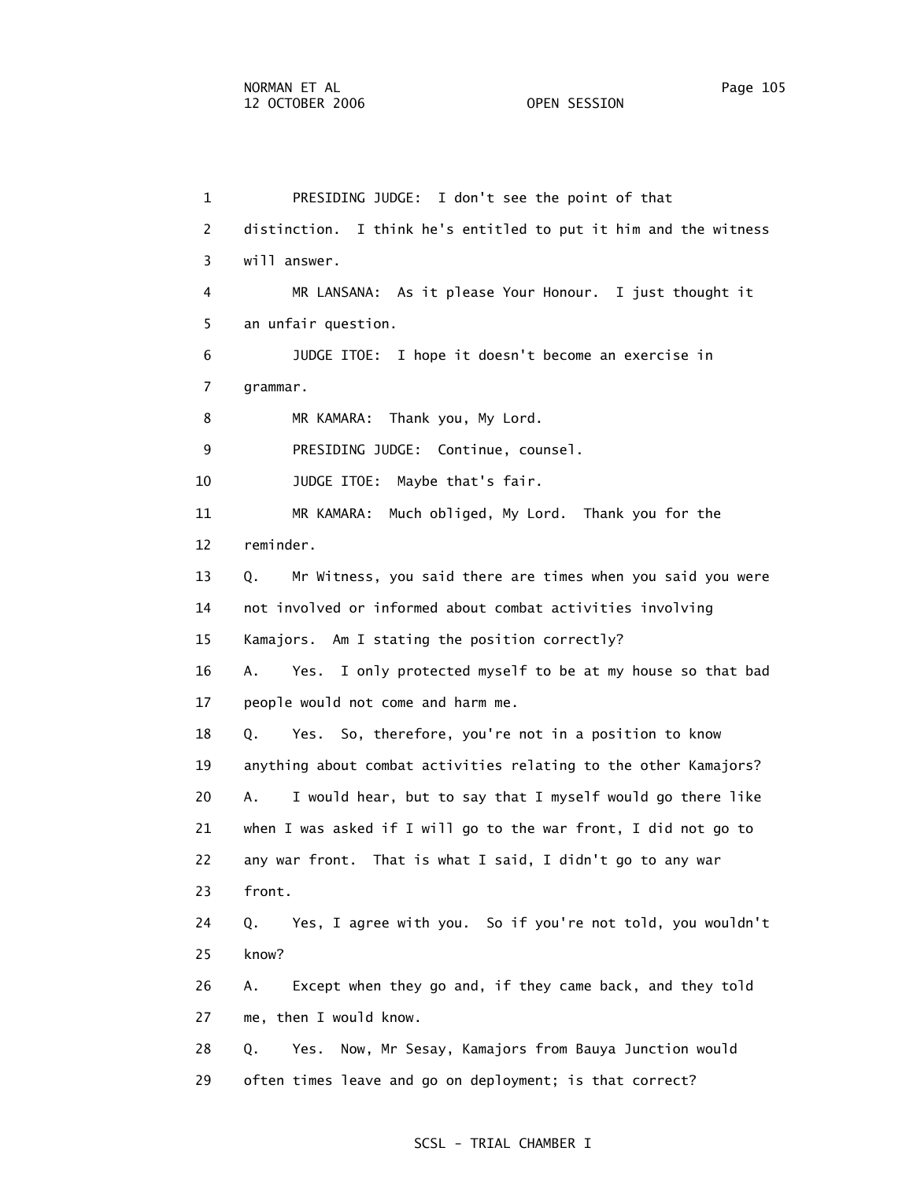PRESIDING JUDGE: I don't see the point of that distinction. I think he's entitled to put it him and the witness will answer.

MR LANSANA: As it please Your Honour. I just thought it an unfair question.

JUDGE ITOE: I hope it doesn't become an exercise in grammar.

MR KAMARA: Thank you, My Lord.

PRESIDING JUDGE: Continue, counsel.

JUDGE ITOE: Maybe that's fair.

MR KAMARA: Much obliged, My Lord. Thank you for the reminder.

Q. Mr Witness, you said there are times when you said you were not involved or informed about combat activities involving Kamajors. Am I stating the position correctly?

A. Yes. I only protected myself to be at my house so that bad people would not come and harm me.

Q. Yes. So, therefore, you're not in a position to know anything about combat activities relating to the other Kamajors?

A. I would hear, but to say that I myself would go there like when I was asked if I will go to the war front, I did not go to any war front. That is what I said, I didn't go to any war front.

Q. Yes, I agree with you. So if you're not told, you wouldn't know?

A. Except when they go and, if they came back, and they told me, then I would know.

Q. Yes. Now, Mr Sesay, Kamajors from Bauya Junction would often times leave and go on deployment; is that correct?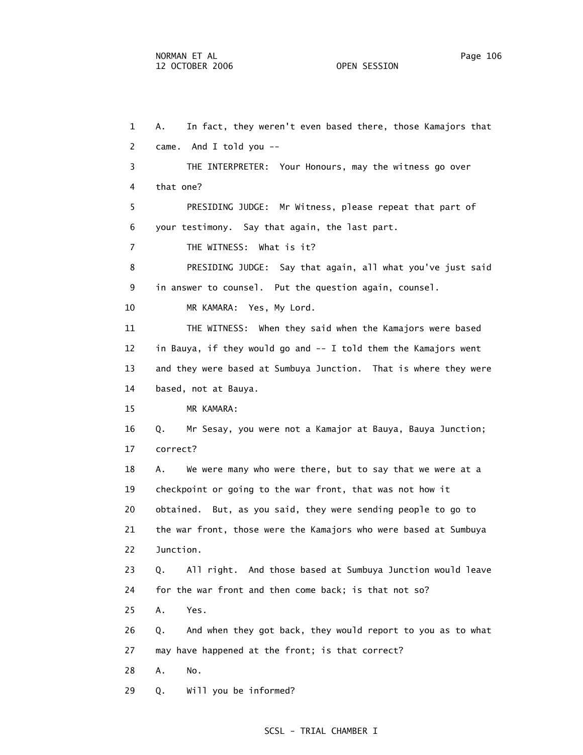1 A. In fact, they weren't even based there, those Kamajors that
2 came. And I told you --
3 THE INTERPRETER: Your Honours, may the witness go over
4 that one?
5 PRESIDING JUDGE: Mr Witness, please repeat that part of
6 your testimony. Say that again, the last part.
7 THE WITNESS: What is it?
8 PRESIDING JUDGE: Say that again, all what you've just said
9 in answer to counsel. Put the question again, counsel.
10 MR KAMARA: Yes, My Lord.
11 THE WITNESS: When they said when the Kamajors were based
12 in Bauya, if they would go and -- I told them the Kamajors went
13 and they were based at Sumbuya Junction. That is where they were
14 based, not at Bauya.
15 MR KAMARA:
16 Q. Mr Sesay, you were not a Kamajor at Bauya, Bauya Junction;
17 correct?
18 A. We were many who were there, but to say that we were at a
19 checkpoint or going to the war front, that was not how it
20 obtained. But, as you said, they were sending people to go to
21 the war front, those were the Kamajors who were based at Sumbuya
22 Junction.
23 Q. All right. And those based at Sumbuya Junction would leave
24 for the war front and then come back; is that not so?
25 A. Yes.
26 Q. And when they got back, they would report to you as to what
27 may have happened at the front; is that correct?
28 A. No.
29 Q. Will you be informed?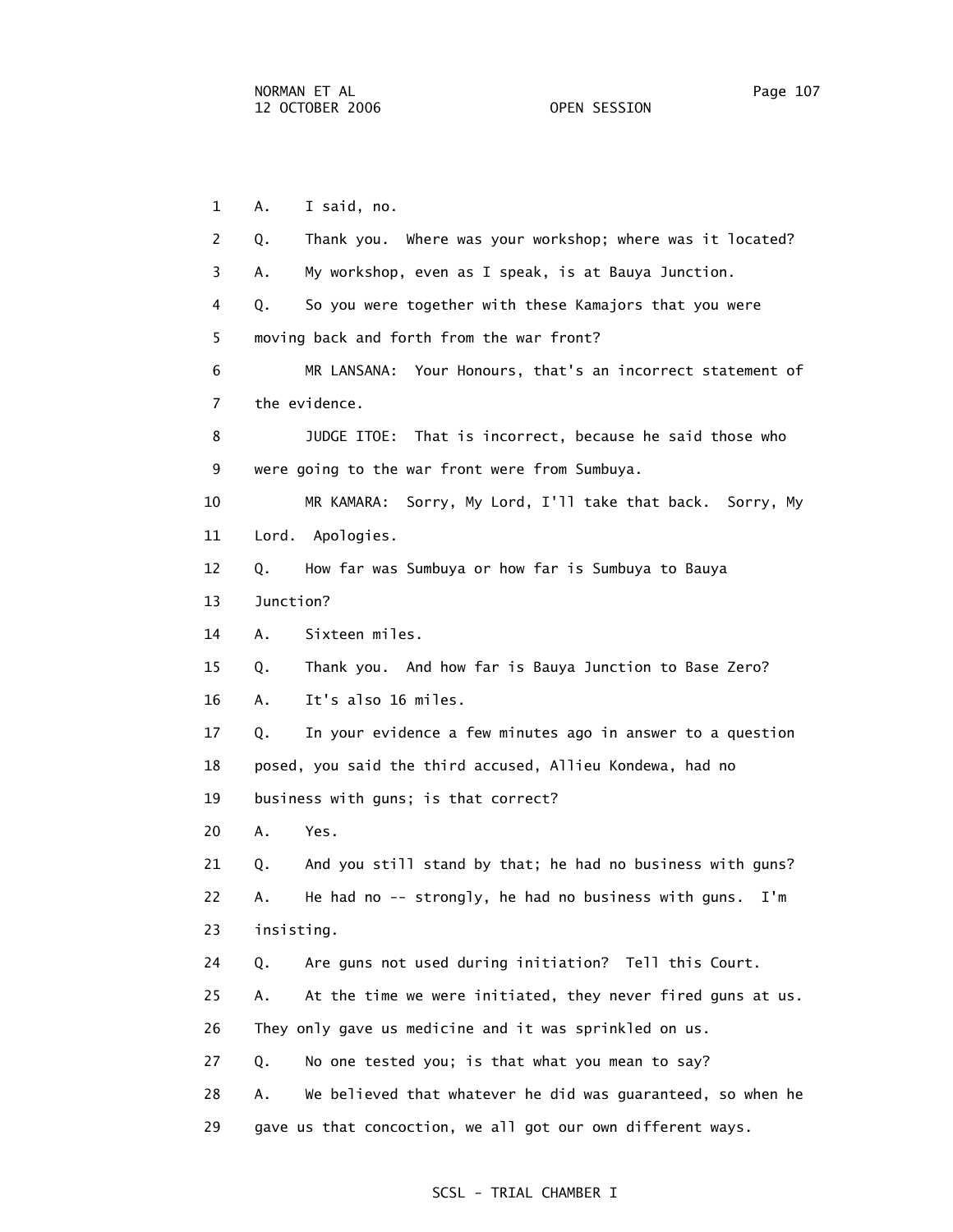1 A. I said, no.

2 Q. Thank you. Where was your workshop; where was it located?

3 A. My workshop, even as I speak, is at Bauya Junction.

4 Q. So you were together with these Kamajors that you were

5 moving back and forth from the war front?

6 MR LANSANA: Your Honours, that's an incorrect statement of

7 the evidence.

8 JUDGE ITOE: That is incorrect, because he said those who

9 were going to the war front were from Sumbuya.

10 MR KAMARA: Sorry, My Lord, I'll take that back. Sorry, My

11 Lord. Apologies.

12 Q. How far was Sumbuya or how far is Sumbuya to Bauya

13 Junction?

14 A. Sixteen miles.

15 Q. Thank you. And how far is Bauya Junction to Base Zero?

16 A. It's also 16 miles.

17 Q. In your evidence a few minutes ago in answer to a question

18 posed, you said the third accused, Allieu Kondewa, had no

19 business with guns; is that correct?

20 A. Yes.

21 Q. And you still stand by that; he had no business with guns?

22 A. He had no -- strongly, he had no business with guns. I'm

23 insisting.

24 Q. Are guns not used during initiation? Tell this Court.

25 A. At the time we were initiated, they never fired guns at us.

26 They only gave us medicine and it was sprinkled on us.

27 Q. No one tested you; is that what you mean to say?

28 A. We believed that whatever he did was guaranteed, so when he

29 gave us that concoction, we all got our own different ways.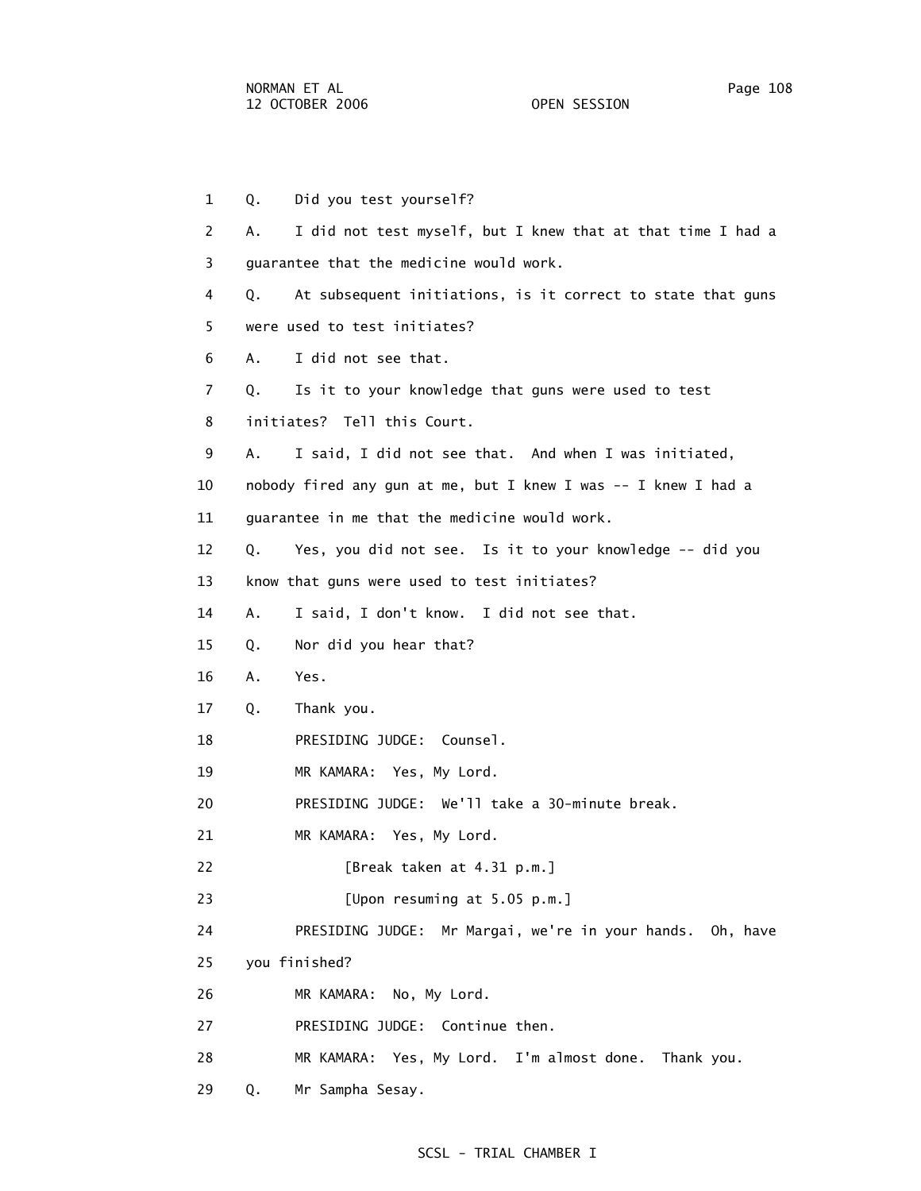1 Q. Did you test yourself?

2 A. I did not test myself, but I knew that at that time I had a

3 guarantee that the medicine would work.

4 Q. At subsequent initiations, is it correct to state that guns

5 were used to test initiates?

6 A. I did not see that.

7 Q. Is it to your knowledge that guns were used to test

8 initiates? Tell this Court.

9 A. I said, I did not see that. And when I was initiated,

10 nobody fired any gun at me, but I knew I was -- I knew I had a

11 guarantee in me that the medicine would work.

12 Q. Yes, you did not see. Is it to your knowledge -- did you

13 know that guns were used to test initiates?

14 A. I said, I don't know. I did not see that.

15 Q. Nor did you hear that?

16 A. Yes.

17 Q. Thank you.

18 PRESIDING JUDGE: Counsel.

19 MR KAMARA: Yes, My Lord.

20 PRESIDING JUDGE: We'll take a 30-minute break.

21 MR KAMARA: Yes, My Lord.

22 [Break taken at 4.31 p.m.]

23 [Upon resuming at 5.05 p.m.]

24 PRESIDING JUDGE: Mr Margai, we're in your hands. Oh, have

25 you finished?

26 MR KAMARA: No, My Lord.

27 PRESIDING JUDGE: Continue then.

28 MR KAMARA: Yes, My Lord. I'm almost done. Thank you.

29 Q. Mr Sampha Sesay.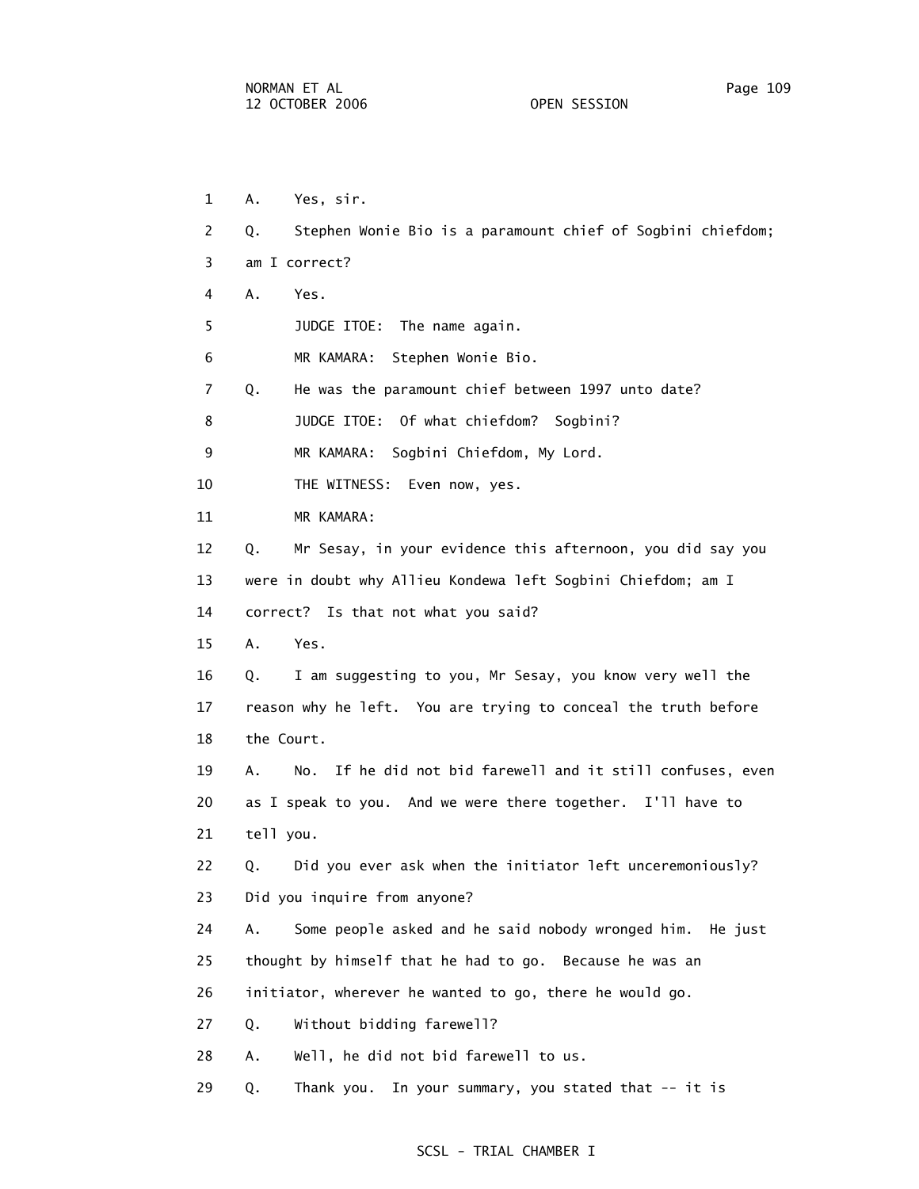1 A. Yes, sir.

2 Q. Stephen Wonie Bio is a paramount chief of Sogbini chiefdom;

3 am I correct?

4 A. Yes.

5 JUDGE ITOE: The name again.

6 MR KAMARA: Stephen Wonie Bio.

7 Q. He was the paramount chief between 1997 unto date?

8 JUDGE ITOE: Of what chiefdom? Sogbini?

9 MR KAMARA: Sogbini Chiefdom, My Lord.

10 THE WITNESS: Even now, yes.

11 MR KAMARA:

12 Q. Mr Sesay, in your evidence this afternoon, you did say you

13 were in doubt why Allieu Kondewa left Sogbini Chiefdom; am I

14 correct? Is that not what you said?

15 A. Yes.

16 Q. I am suggesting to you, Mr Sesay, you know very well the

17 reason why he left. You are trying to conceal the truth before

18 the Court.

19 A. No. If he did not bid farewell and it still confuses, even

20 as I speak to you. And we were there together. I'll have to

21 tell you.

22 Q. Did you ever ask when the initiator left unceremoniously?

23 Did you inquire from anyone?

24 A. Some people asked and he said nobody wronged him. He just

25 thought by himself that he had to go. Because he was an

26 initiator, wherever he wanted to go, there he would go.

27 Q. Without bidding farewell?

28 A. Well, he did not bid farewell to us.

29 Q. Thank you. In your summary, you stated that -- it is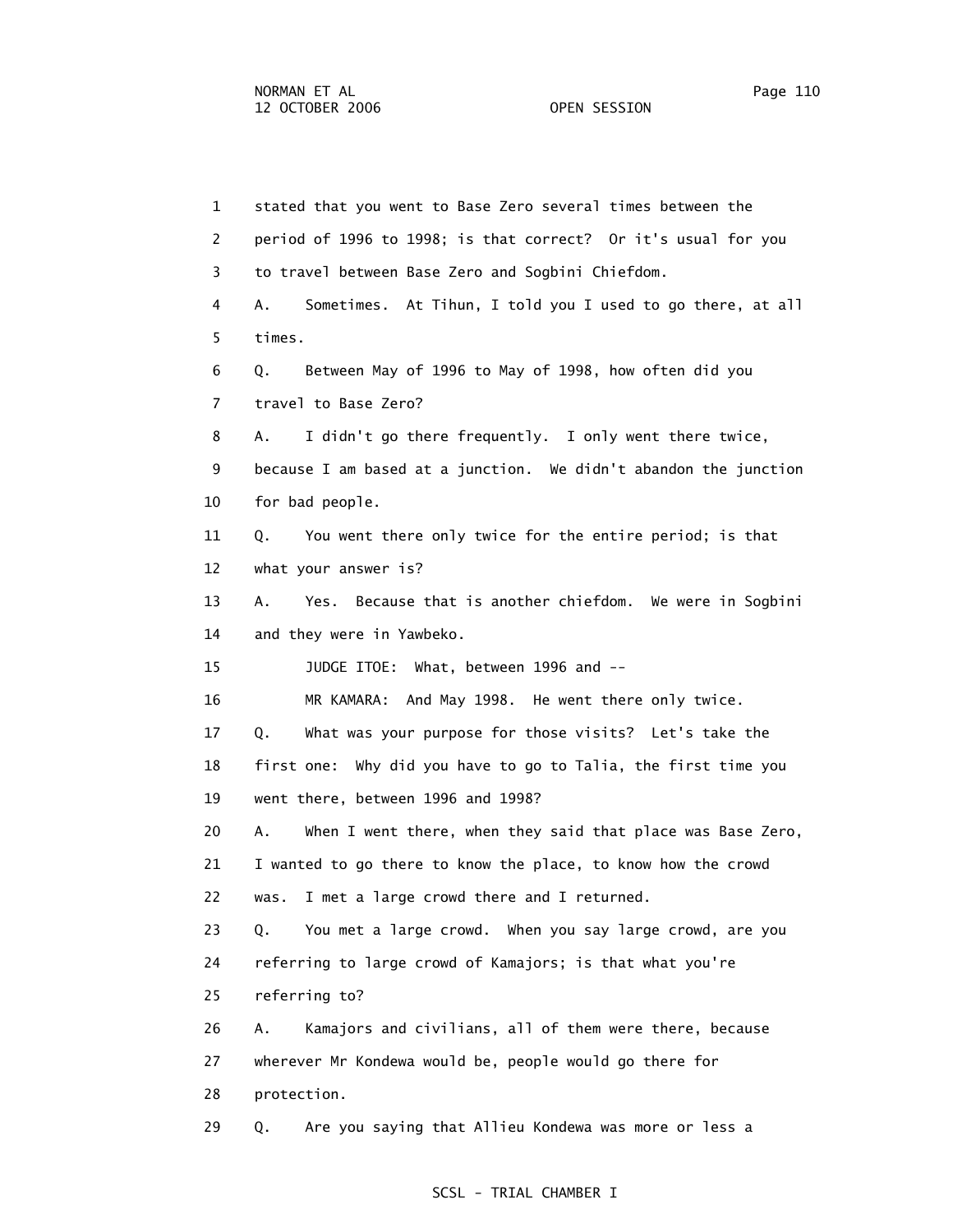1 stated that you went to Base Zero several times between the
2 period of 1996 to 1998; is that correct? Or it's usual for you
3 to travel between Base Zero and Sogbini Chiefdom.
4 A. Sometimes. At Tihun, I told you I used to go there, at all
5 times.
6 Q. Between May of 1996 to May of 1998, how often did you
7 travel to Base Zero?
8 A. I didn't go there frequently. I only went there twice,
9 because I am based at a junction. We didn't abandon the junction
10 for bad people.
11 Q. You went there only twice for the entire period; is that
12 what your answer is?
13 A. Yes. Because that is another chiefdom. We were in Sogbini
14 and they were in Yawbeko.
15 JUDGE ITOE: What, between 1996 and --
16 MR KAMARA: And May 1998. He went there only twice.
17 Q. What was your purpose for those visits? Let's take the
18 first one: Why did you have to go to Talia, the first time you
19 went there, between 1996 and 1998?
20 A. When I went there, when they said that place was Base Zero,
21 I wanted to go there to know the place, to know how the crowd
22 was. I met a large crowd there and I returned.
23 Q. You met a large crowd. When you say large crowd, are you
24 referring to large crowd of Kamajors; is that what you're
25 referring to?
26 A. Kamajors and civilians, all of them were there, because
27 wherever Mr Kondewa would be, people would go there for
28 protection.
29 Q. Are you saying that Allieu Kondewa was more or less a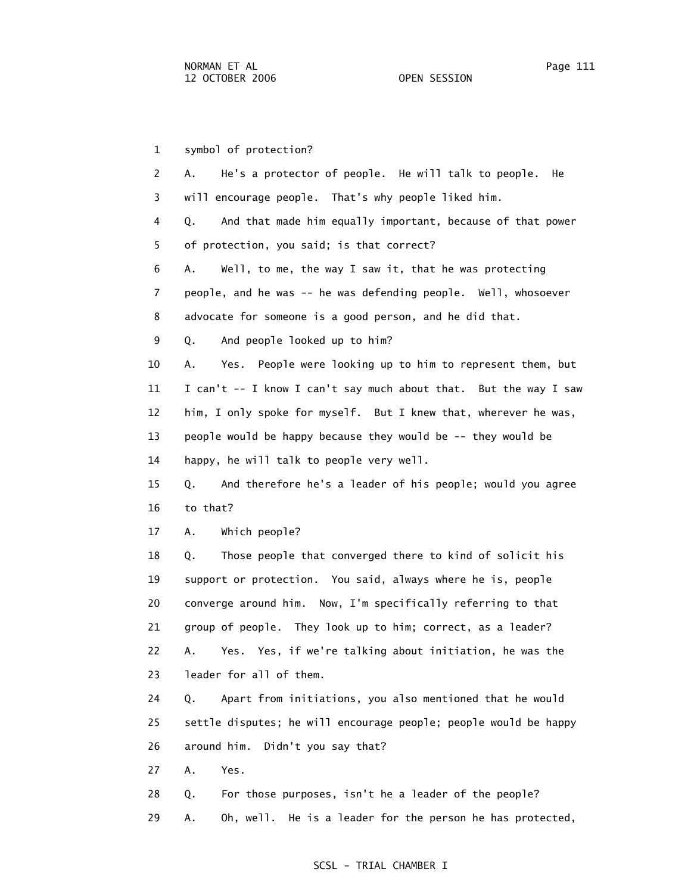1 symbol of protection?

2 A. He's a protector of people. He will talk to people. He

3 will encourage people. That's why people liked him.

4 Q. And that made him equally important, because of that power

5 of protection, you said; is that correct?

6 A. Well, to me, the way I saw it, that he was protecting

7 people, and he was -- he was defending people. Well, whosoever

8 advocate for someone is a good person, and he did that.

9 Q. And people looked up to him?

10 A. Yes. People were looking up to him to represent them, but

11 I can't -- I know I can't say much about that. But the way I saw

12 him, I only spoke for myself. But I knew that, wherever he was,

13 people would be happy because they would be -- they would be

14 happy, he will talk to people very well.

15 Q. And therefore he's a leader of his people; would you agree

16 to that?

17 A. Which people?

18 Q. Those people that converged there to kind of solicit his

19 support or protection. You said, always where he is, people

20 converge around him. Now, I'm specifically referring to that

21 group of people. They look up to him; correct, as a leader?

22 A. Yes. Yes, if we're talking about initiation, he was the

23 leader for all of them.

24 Q. Apart from initiations, you also mentioned that he would

25 settle disputes; he will encourage people; people would be happy

26 around him. Didn't you say that?

27 A. Yes.

28 Q. For those purposes, isn't he a leader of the people?

29 A. Oh, well. He is a leader for the person he has protected,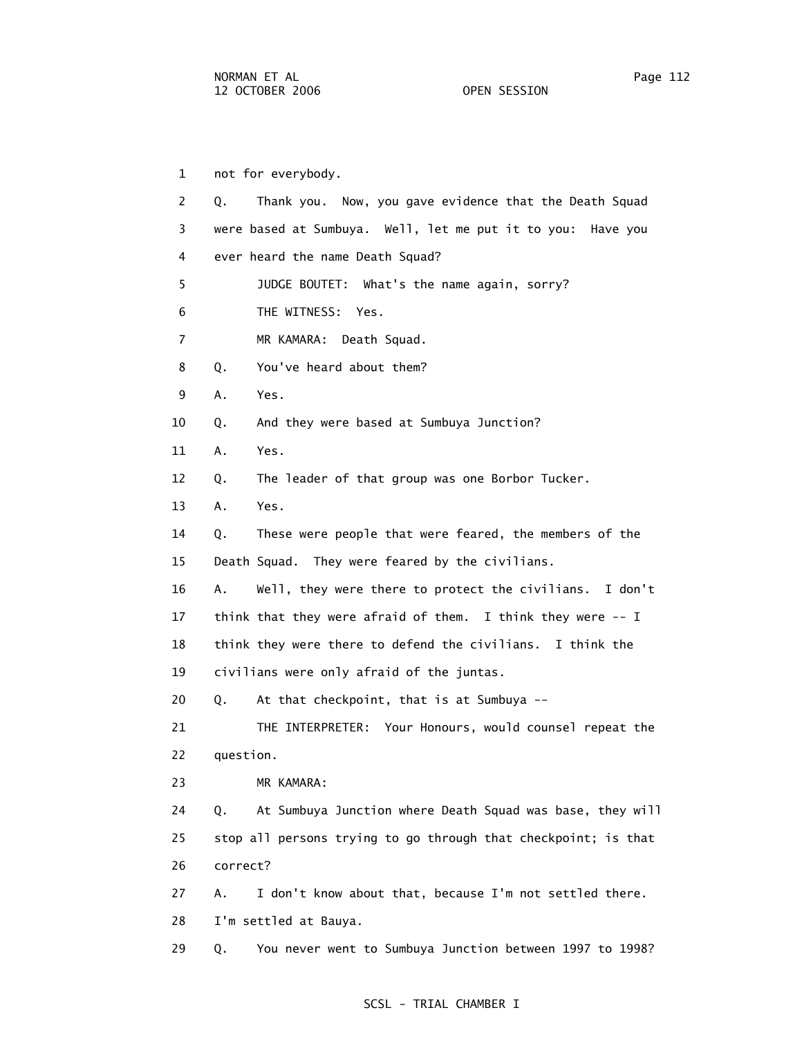1 not for everybody.

2 Q. Thank you. Now, you gave evidence that the Death Squad

3 were based at Sumbuya. Well, let me put it to you: Have you

4 ever heard the name Death Squad?

5 JUDGE BOUTET: What's the name again, sorry?

6 THE WITNESS: Yes.

7 MR KAMARA: Death Squad.

8 Q. You've heard about them?

9 A. Yes.

10 Q. And they were based at Sumbuya Junction?

11 A. Yes.

12 Q. The leader of that group was one Borbor Tucker.

13 A. Yes.

14 Q. These were people that were feared, the members of the

15 Death Squad. They were feared by the civilians.

16 A. Well, they were there to protect the civilians. I don't

17 think that they were afraid of them. I think they were -- I

18 think they were there to defend the civilians. I think the

19 civilians were only afraid of the juntas.

20 Q. At that checkpoint, that is at Sumbuya --

21 THE INTERPRETER: Your Honours, would counsel repeat the

22 question.

23 MR KAMARA:

24 Q. At Sumbuya Junction where Death Squad was base, they will

25 stop all persons trying to go through that checkpoint; is that

26 correct?

27 A. I don't know about that, because I'm not settled there.

28 I'm settled at Bauya.

29 Q. You never went to Sumbuya Junction between 1997 to 1998?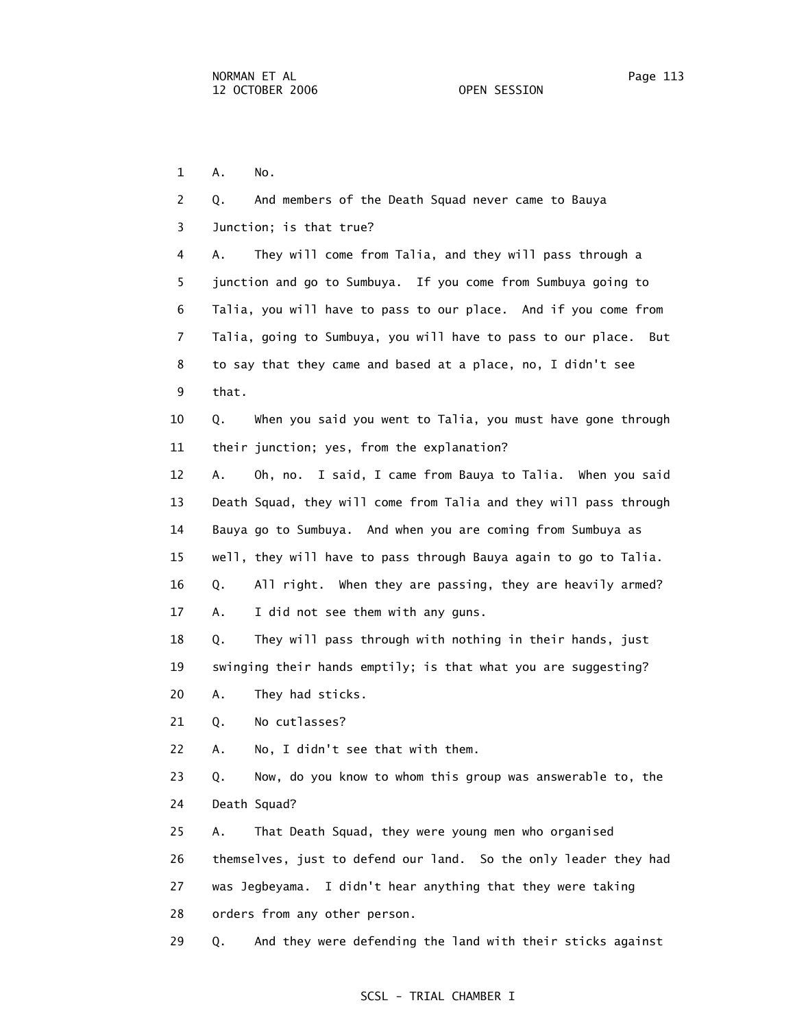1 A. No.

2 Q. And members of the Death Squad never came to Bauya

3 Junction; is that true?

4 A. They will come from Talia, and they will pass through a

5 junction and go to Sumbuya. If you come from Sumbuya going to

6 Talia, you will have to pass to our place. And if you come from

7 Talia, going to Sumbuya, you will have to pass to our place. But

8 to say that they came and based at a place, no, I didn't see

9 that.

10 Q. When you said you went to Talia, you must have gone through

11 their junction; yes, from the explanation?

12 A. Oh, no. I said, I came from Bauya to Talia. When you said

13 Death Squad, they will come from Talia and they will pass through

14 Bauya go to Sumbuya. And when you are coming from Sumbuya as

15 well, they will have to pass through Bauya again to go to Talia.

16 Q. All right. When they are passing, they are heavily armed?

17 A. I did not see them with any guns.

18 Q. They will pass through with nothing in their hands, just

19 swinging their hands emptily; is that what you are suggesting?

20 A. They had sticks.

21 Q. No cutlasses?

22 A. No, I didn't see that with them.

23 Q. Now, do you know to whom this group was answerable to, the

24 Death Squad?

25 A. That Death Squad, they were young men who organised

26 themselves, just to defend our land. So the only leader they had

27 was Jegbeyama. I didn't hear anything that they were taking

28 orders from any other person.

29 Q. And they were defending the land with their sticks against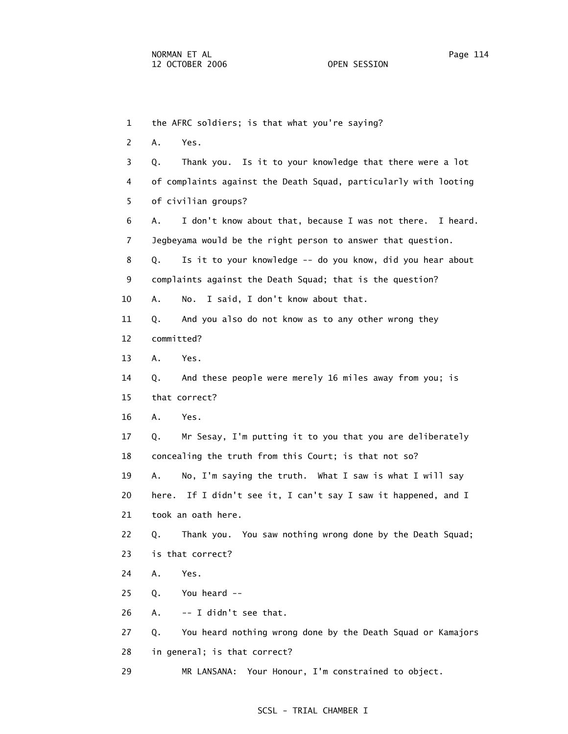1 the AFRC soldiers; is that what you're saying?

2 A. Yes.

3 Q. Thank you. Is it to your knowledge that there were a lot

4 of complaints against the Death Squad, particularly with looting

5 of civilian groups?

6 A. I don't know about that, because I was not there. I heard.

7 Jegbeyama would be the right person to answer that question.

8 Q. Is it to your knowledge -- do you know, did you hear about

9 complaints against the Death Squad; that is the question?

10 A. No. I said, I don't know about that.

11 Q. And you also do not know as to any other wrong they

12 committed?

13 A. Yes.

14 Q. And these people were merely 16 miles away from you; is

15 that correct?

16 A. Yes.

17 Q. Mr Sesay, I'm putting it to you that you are deliberately

18 concealing the truth from this Court; is that not so?

19 A. No, I'm saying the truth. What I saw is what I will say

20 here. If I didn't see it, I can't say I saw it happened, and I

21 took an oath here.

22 Q. Thank you. You saw nothing wrong done by the Death Squad;

23 is that correct?

24 A. Yes.

25 Q. You heard --

26 A. -- I didn't see that.

27 Q. You heard nothing wrong done by the Death Squad or Kamajors

28 in general; is that correct?

29 MR LANSANA: Your Honour, I'm constrained to object.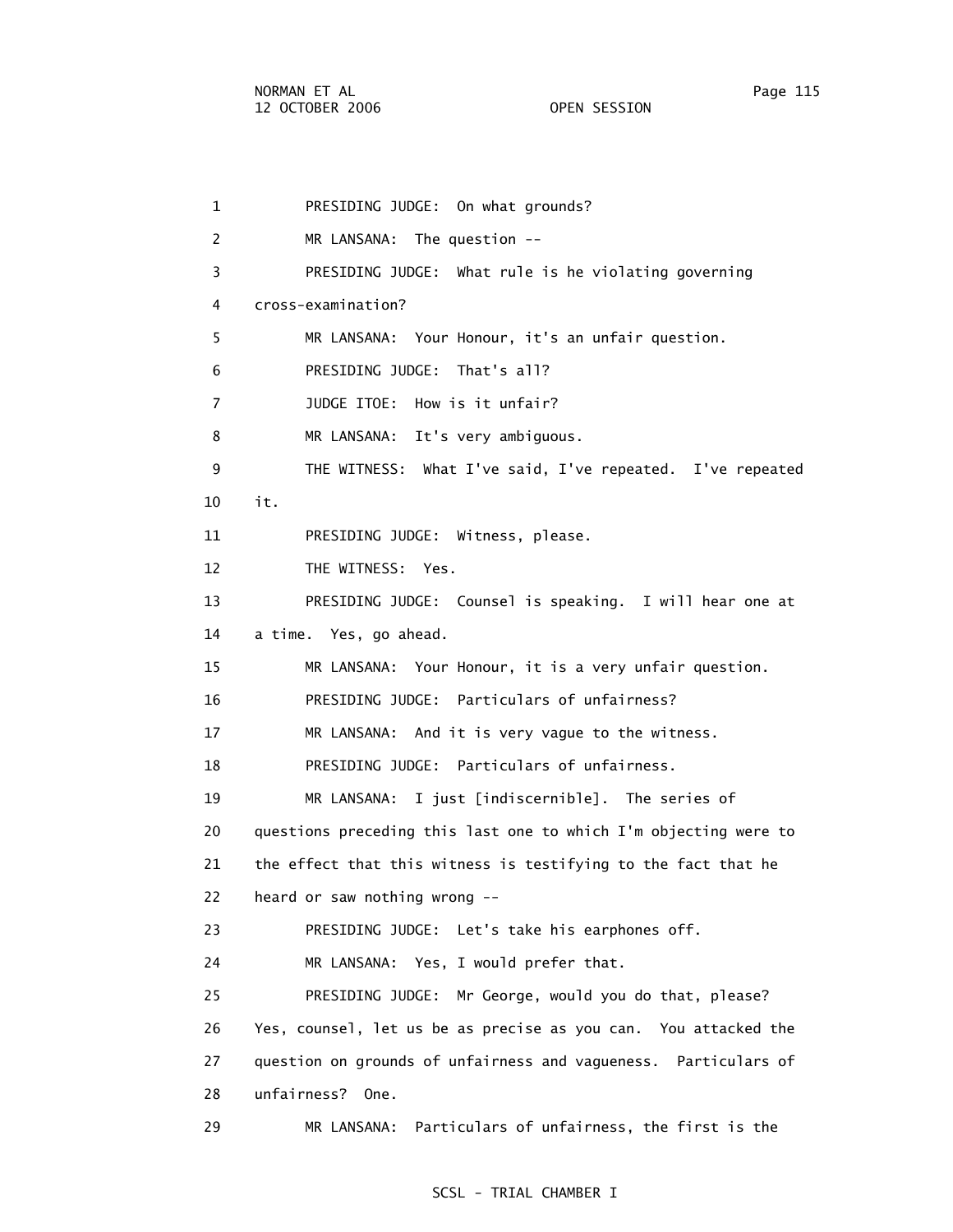1 PRESIDING JUDGE: On what grounds?

2 MR LANSANA: The question --

3 PRESIDING JUDGE: What rule is he violating governing

4 cross-examination?

5 MR LANSANA: Your Honour, it's an unfair question.

6 PRESIDING JUDGE: That's all?

7 JUDGE ITOE: How is it unfair?

8 MR LANSANA: It's very ambiguous.

9 THE WITNESS: What I've said, I've repeated. I've repeated

10 it.

11 PRESIDING JUDGE: Witness, please.

12 THE WITNESS: Yes.

13 PRESIDING JUDGE: Counsel is speaking. I will hear one at

14 a time. Yes, go ahead.

15 MR LANSANA: Your Honour, it is a very unfair question.

16 PRESIDING JUDGE: Particulars of unfairness?

17 MR LANSANA: And it is very vague to the witness.

18 PRESIDING JUDGE: Particulars of unfairness.

19 MR LANSANA: I just [indiscernible]. The series of

20 questions preceding this last one to which I'm objecting were to

21 the effect that this witness is testifying to the fact that he

22 heard or saw nothing wrong --

23 PRESIDING JUDGE: Let's take his earphones off.

24 MR LANSANA: Yes, I would prefer that.

25 PRESIDING JUDGE: Mr George, would you do that, please?

26 Yes, counsel, let us be as precise as you can. You attacked the

27 question on grounds of unfairness and vagueness. Particulars of

28 unfairness? One.

29 MR LANSANA: Particulars of unfairness, the first is the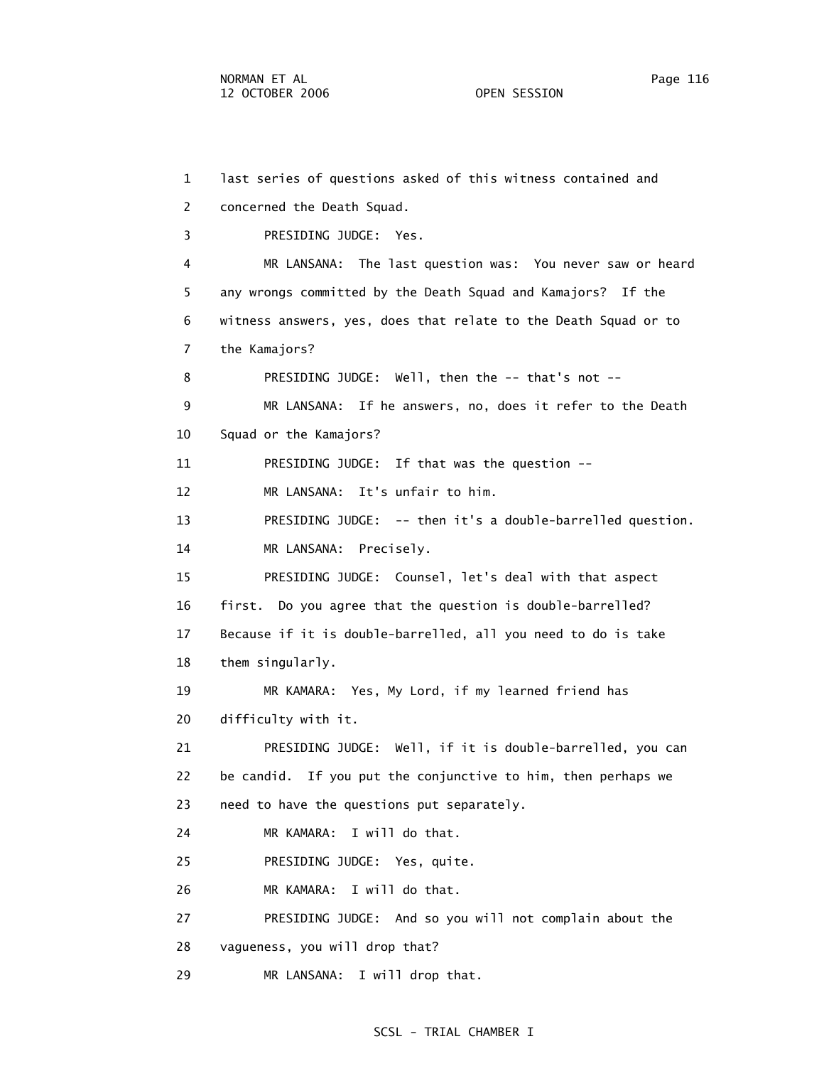last series of questions asked of this witness contained and concerned the Death Squad.

PRESIDING JUDGE: Yes.

MR LANSANA: The last question was: You never saw or heard any wrongs committed by the Death Squad and Kamajors? If the witness answers, yes, does that relate to the Death Squad or to the Kamajors?

PRESIDING JUDGE: Well, then the -- that's not --

MR LANSANA: If he answers, no, does it refer to the Death Squad or the Kamajors?

PRESIDING JUDGE: If that was the question --

MR LANSANA: It's unfair to him.

PRESIDING JUDGE: -- then it's a double-barrelled question.

MR LANSANA: Precisely.

PRESIDING JUDGE: Counsel, let's deal with that aspect first. Do you agree that the question is double-barrelled? Because if it is double-barrelled, all you need to do is take them singularly.

MR KAMARA: Yes, My Lord, if my learned friend has difficulty with it.

PRESIDING JUDGE: Well, if it is double-barrelled, you can be candid. If you put the conjunctive to him, then perhaps we need to have the questions put separately.

MR KAMARA: I will do that.

PRESIDING JUDGE: Yes, quite.

MR KAMARA: I will do that.

PRESIDING JUDGE: And so you will not complain about the vagueness, you will drop that?

MR LANSANA: I will drop that.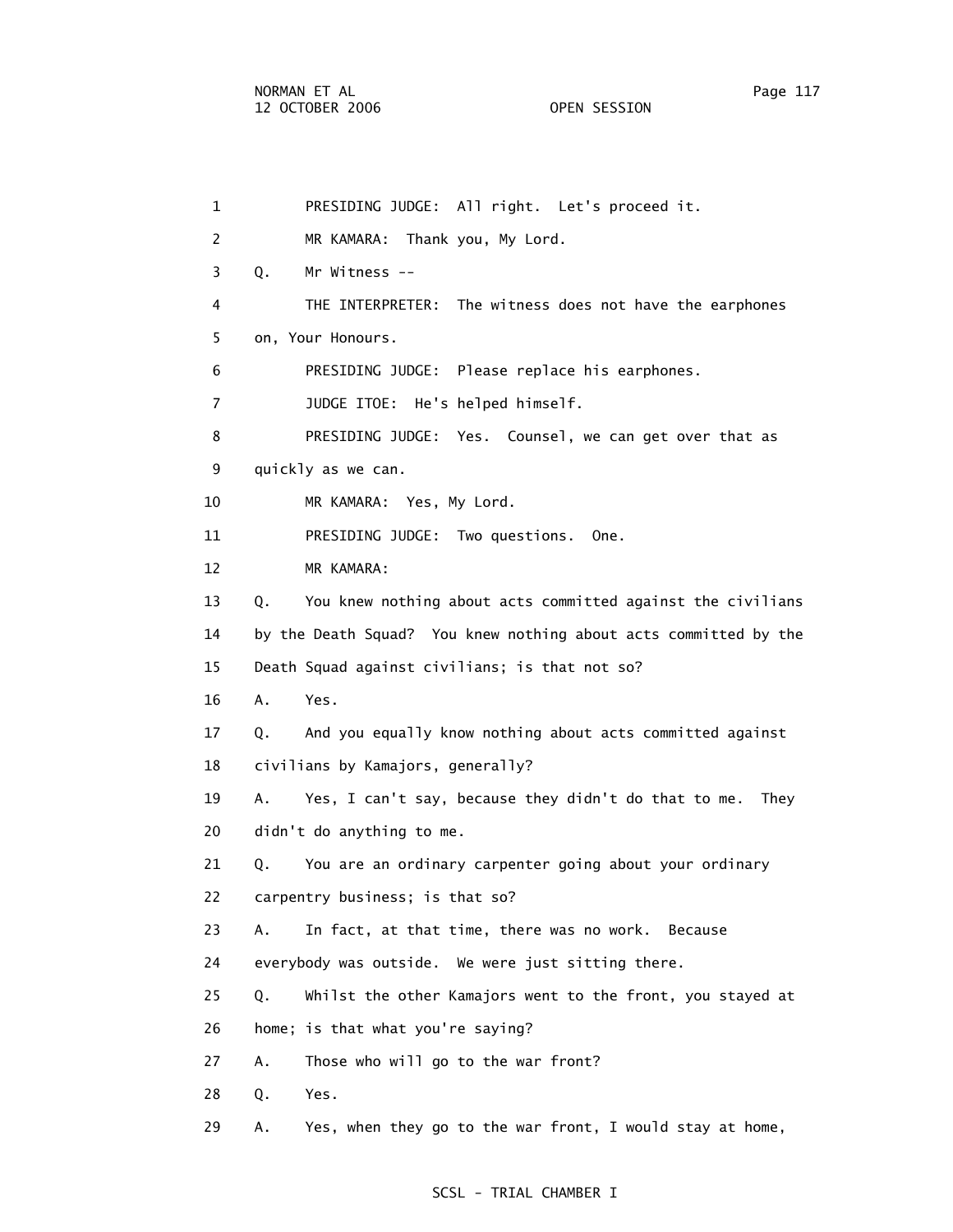1 PRESIDING JUDGE: All right. Let's proceed it.

2 MR KAMARA: Thank you, My Lord.

3 Q. Mr Witness --

4 THE INTERPRETER: The witness does not have the earphones

5 on, Your Honours.

6 PRESIDING JUDGE: Please replace his earphones.

7 JUDGE ITOE: He's helped himself.

8 PRESIDING JUDGE: Yes. Counsel, we can get over that as

9 quickly as we can.

10 MR KAMARA: Yes, My Lord.

11 PRESIDING JUDGE: Two questions. One.

12 MR KAMARA:

13 Q. You knew nothing about acts committed against the civilians

14 by the Death Squad? You knew nothing about acts committed by the

15 Death Squad against civilians; is that not so?

16 A. Yes.

17 Q. And you equally know nothing about acts committed against

18 civilians by Kamajors, generally?

19 A. Yes, I can't say, because they didn't do that to me. They

20 didn't do anything to me.

21 Q. You are an ordinary carpenter going about your ordinary

22 carpentry business; is that so?

23 A. In fact, at that time, there was no work. Because

24 everybody was outside. We were just sitting there.

25 Q. Whilst the other Kamajors went to the front, you stayed at

26 home; is that what you're saying?

27 A. Those who will go to the war front?

28 Q. Yes.

29 A. Yes, when they go to the war front, I would stay at home,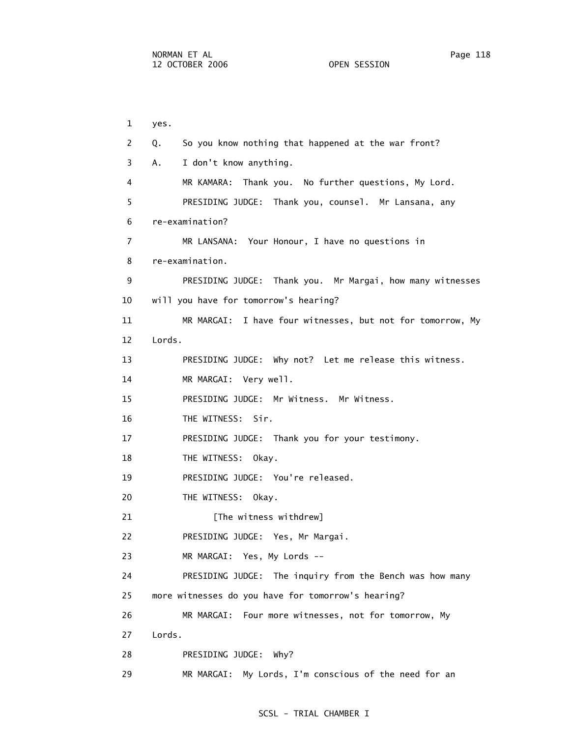1 yes.

2 Q. So you know nothing that happened at the war front?

3 A. I don't know anything.

4 MR KAMARA: Thank you. No further questions, My Lord.

5 PRESIDING JUDGE: Thank you, counsel. Mr Lansana, any

6 re-examination?

7 MR LANSANA: Your Honour, I have no questions in

8 re-examination.

9 PRESIDING JUDGE: Thank you. Mr Margai, how many witnesses

10 will you have for tomorrow's hearing?

11 MR MARGAI: I have four witnesses, but not for tomorrow, My

12 Lords.

13 PRESIDING JUDGE: Why not? Let me release this witness.

14 MR MARGAI: Very well.

15 PRESIDING JUDGE: Mr Witness. Mr Witness.

16 THE WITNESS: Sir.

17 PRESIDING JUDGE: Thank you for your testimony.

18 THE WITNESS: Okay.

19 PRESIDING JUDGE: You're released.

20 THE WITNESS: Okay.

21 [The witness withdrew]

22 PRESIDING JUDGE: Yes, Mr Margai.

23 MR MARGAI: Yes, My Lords --

24 PRESIDING JUDGE: The inquiry from the Bench was how many

25 more witnesses do you have for tomorrow's hearing?

26 MR MARGAI: Four more witnesses, not for tomorrow, My

27 Lords.

28 PRESIDING JUDGE: Why?

29 MR MARGAI: My Lords, I'm conscious of the need for an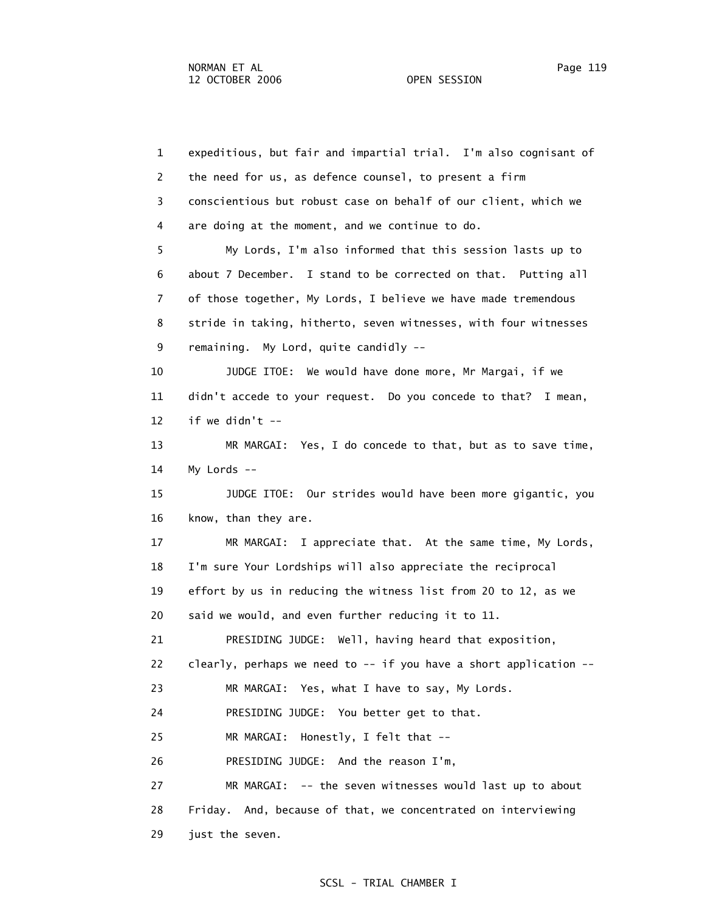1 expeditious, but fair and impartial trial. I'm also cognisant of
2 the need for us, as defence counsel, to present a firm
3 conscientious but robust case on behalf of our client, which we
4 are doing at the moment, and we continue to do.

5 My Lords, I'm also informed that this session lasts up to
6 about 7 December. I stand to be corrected on that. Putting all
7 of those together, My Lords, I believe we have made tremendous
8 stride in taking, hitherto, seven witnesses, with four witnesses
9 remaining. My Lord, quite candidly --

10 JUDGE ITOE: We would have done more, Mr Margai, if we
11 didn't accede to your request. Do you concede to that? I mean,
12 if we didn't --

13 MR MARGAI: Yes, I do concede to that, but as to save time,
14 My Lords --

15 JUDGE ITOE: Our strides would have been more gigantic, you
16 know, than they are.

17 MR MARGAI: I appreciate that. At the same time, My Lords,
18 I'm sure Your Lordships will also appreciate the reciprocal
19 effort by us in reducing the witness list from 20 to 12, as we
20 said we would, and even further reducing it to 11.

21 PRESIDING JUDGE: Well, having heard that exposition,
22 clearly, perhaps we need to -- if you have a short application --

23 MR MARGAI: Yes, what I have to say, My Lords.

24 PRESIDING JUDGE: You better get to that.

25 MR MARGAI: Honestly, I felt that --

26 PRESIDING JUDGE: And the reason I'm,

27 MR MARGAI: -- the seven witnesses would last up to about
28 Friday. And, because of that, we concentrated on interviewing
29 just the seven.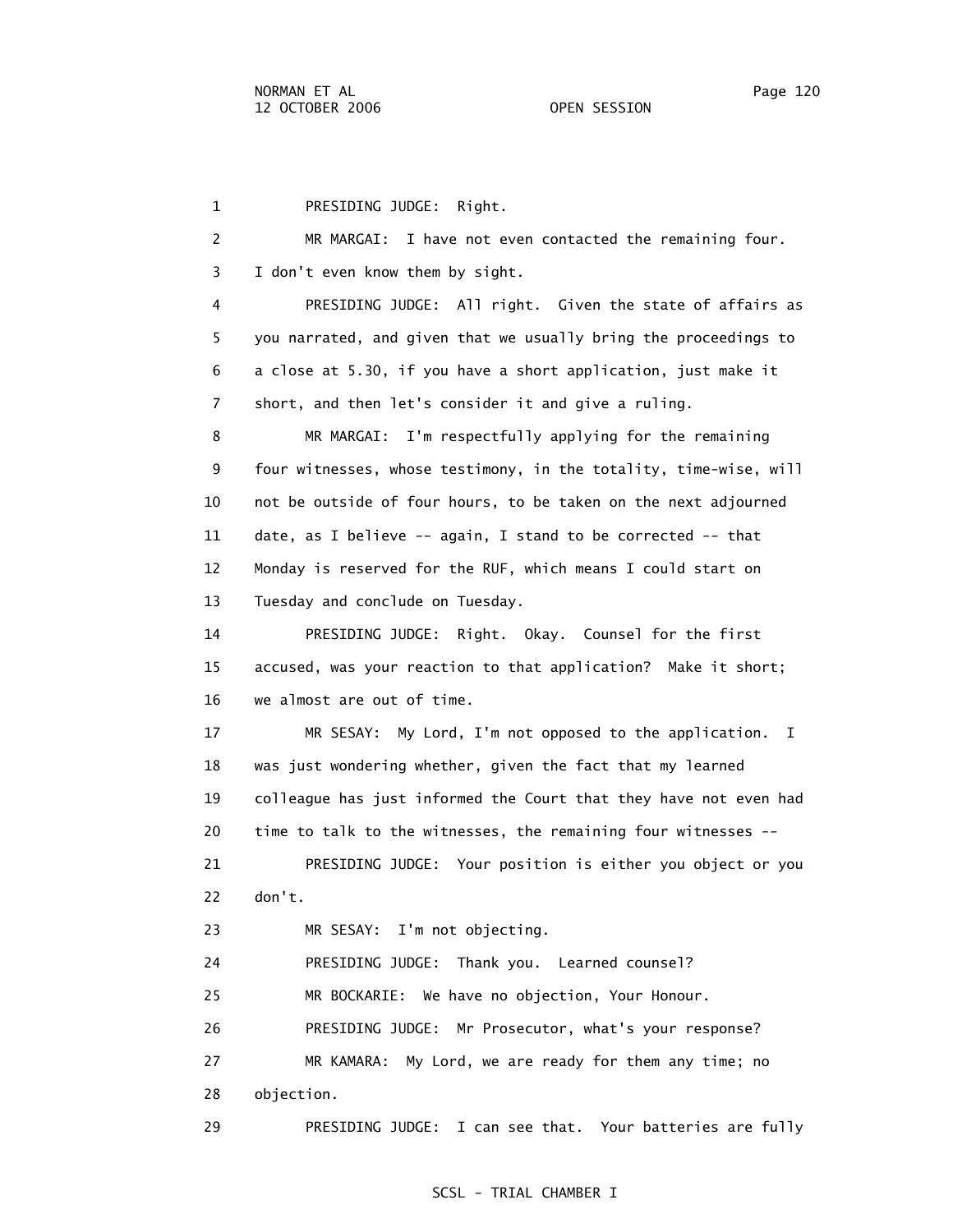1 PRESIDING JUDGE: Right.

2 MR MARGAI: I have not even contacted the remaining four.

3 I don't even know them by sight.

4 PRESIDING JUDGE: All right. Given the state of affairs as

5 you narrated, and given that we usually bring the proceedings to

6 a close at 5.30, if you have a short application, just make it

7 short, and then let's consider it and give a ruling.

8 MR MARGAI: I'm respectfully applying for the remaining

9 four witnesses, whose testimony, in the totality, time-wise, will

10 not be outside of four hours, to be taken on the next adjourned

11 date, as I believe -- again, I stand to be corrected -- that

12 Monday is reserved for the RUF, which means I could start on

13 Tuesday and conclude on Tuesday.

14 PRESIDING JUDGE: Right. Okay. Counsel for the first

15 accused, was your reaction to that application? Make it short;

16 we almost are out of time.

17 MR SESAY: My Lord, I'm not opposed to the application. I

18 was just wondering whether, given the fact that my learned

19 colleague has just informed the Court that they have not even had

20 time to talk to the witnesses, the remaining four witnesses --

21 PRESIDING JUDGE: Your position is either you object or you

22 don't.

23 MR SESAY: I'm not objecting.

24 PRESIDING JUDGE: Thank you. Learned counsel?

25 MR BOCKARIE: We have no objection, Your Honour.

26 PRESIDING JUDGE: Mr Prosecutor, what's your response?

27 MR KAMARA: My Lord, we are ready for them any time; no

28 objection.

29 PRESIDING JUDGE: I can see that. Your batteries are fully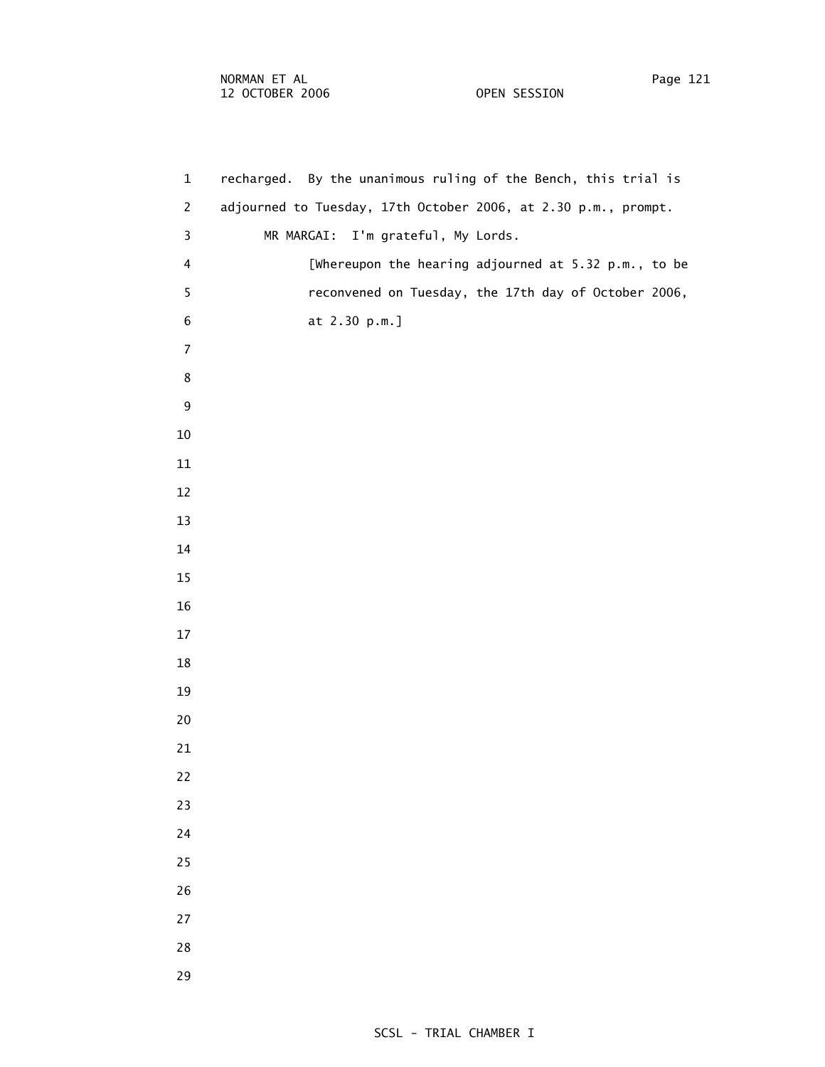recharged. By the unanimous ruling of the Bench, this trial is adjourned to Tuesday, 17th October 2006, at 2.30 p.m., prompt.

MR MARGAI: I'm grateful, My Lords.

[Whereupon the hearing adjourned at 5.32 p.m., to be reconvened on Tuesday, the 17th day of October 2006, at 2.30 p.m.]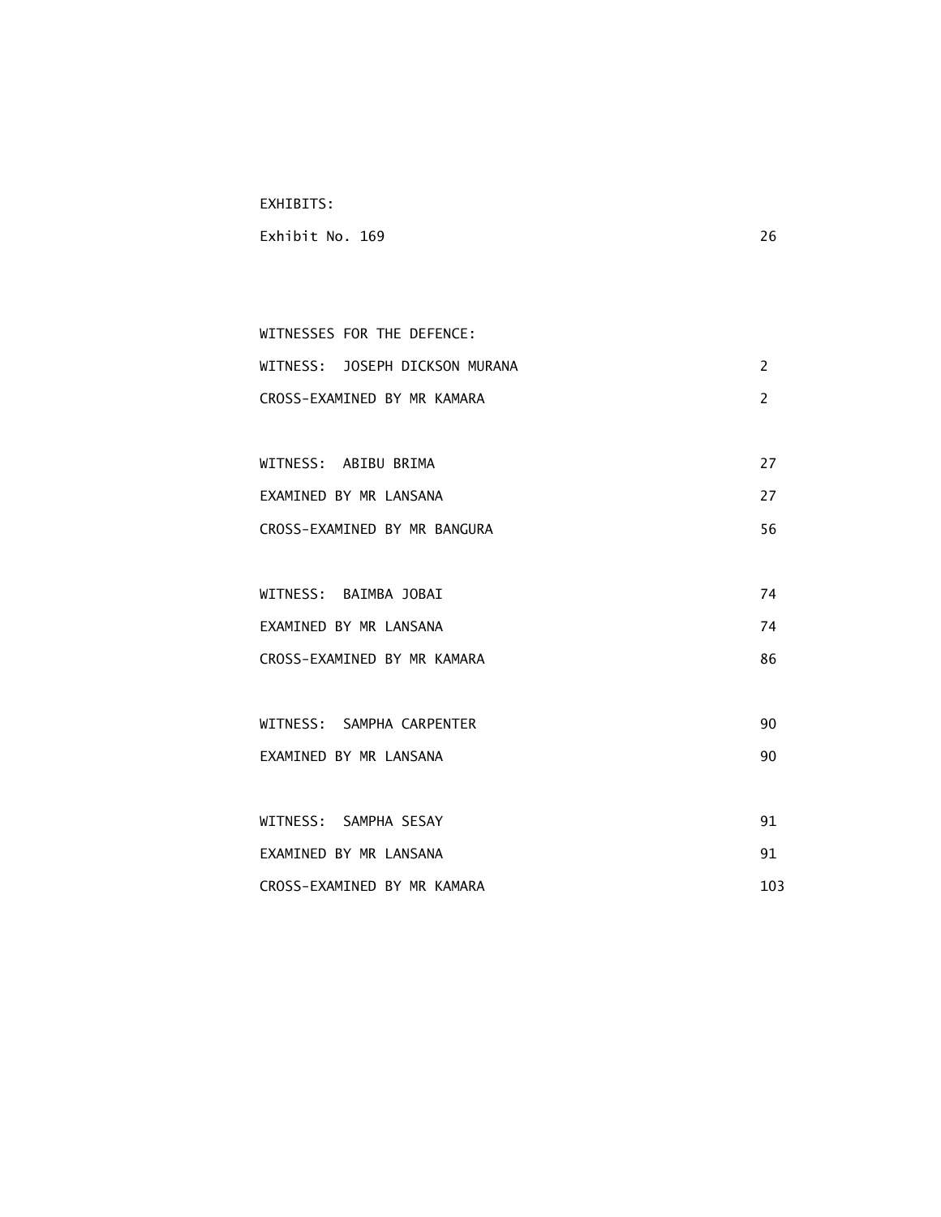EXHIBITS:

| | |
|---|---|
| Exhibit No. 169 | 26 |

WITNESSES FOR THE DEFENCE:

| | |
|---|---|
| WITNESS: JOSEPH DICKSON MURANA | 2 |
| CROSS-EXAMINED BY MR KAMARA | 2 |
| | |
| WITNESS: ABIBU BRIMA | 27 |
| EXAMINED BY MR LANSANA | 27 |
| CROSS-EXAMINED BY MR BANGURA | 56 |
| | |
| WITNESS: BAIMBA JOBAI | 74 |
| EXAMINED BY MR LANSANA | 74 |
| CROSS-EXAMINED BY MR KAMARA | 86 |
| | |
| WITNESS: SAMPHA CARPENTER | 90 |
| EXAMINED BY MR LANSANA | 90 |
| | |
| WITNESS: SAMPHA SESAY | 91 |
| EXAMINED BY MR LANSANA | 91 |
| CROSS-EXAMINED BY MR KAMARA | 103 |